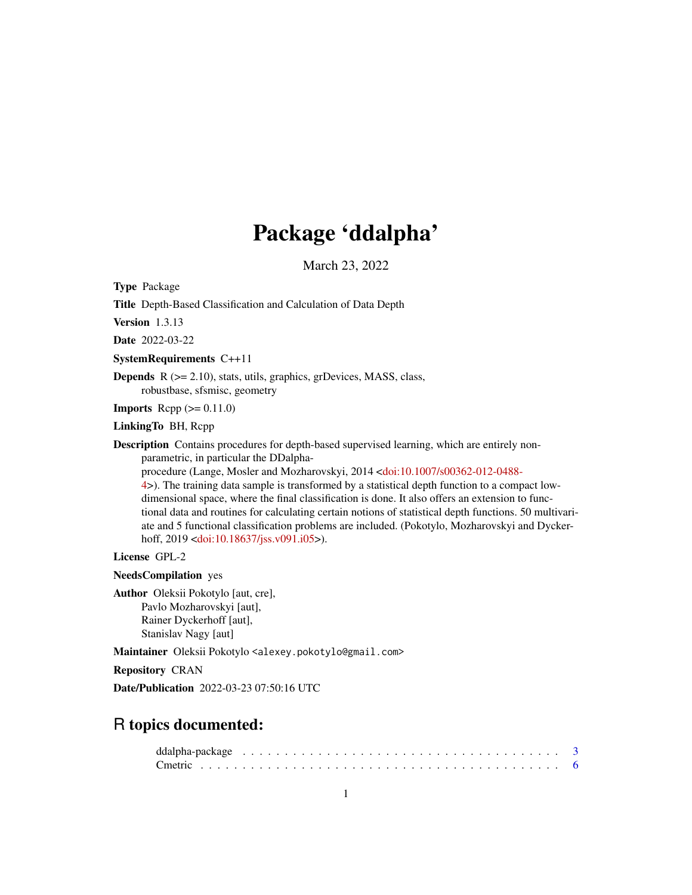# Package 'ddalpha'

March 23, 2022

**Type** Package

**Title** Depth-Based Classification and Calculation of Data Depth

**Version** 1.3.13

**Date** 2022-03-22

**SystemRequirements** C++11

**Depends** R (>= 2.10), stats, utils, graphics, grDevices, MASS, class, robustbase, sfsmisc, geometry

**Imports** Rcpp (>= 0.11.0)

**LinkingTo** BH, Rcpp

**Description** Contains procedures for depth-based supervised learning, which are entirely non-parametric, in particular the DDalpha-procedure (Lange, Mosler and Mozharovskyi, 2014 <doi:10.1007/s00362-012-0488-4>). The training data sample is transformed by a statistical depth function to a compact low-dimensional space, where the final classification is done. It also offers an extension to functional data and routines for calculating certain notions of statistical depth functions. 50 multivariate and 5 functional classification problems are included. (Pokotylo, Mozharovskyi and Dyckerhoff, 2019 <doi:10.18637/jss.v091.i05>).

**License** GPL-2

**NeedsCompilation** yes

**Author** Oleksii Pokotylo [aut, cre],
Pavlo Mozharovskyi [aut],
Rainer Dyckerhoff [aut],
Stanislav Nagy [aut]

**Maintainer** Oleksii Pokotylo <alexey.pokotylo@gmail.com>

**Repository** CRAN

**Date/Publication** 2022-03-23 07:50:16 UTC

## R topics documented:

ddalpha-package . . . . . . . . . . . . . . . . . . . . . . . . . . . . . . . . . . . 3
Cmetric . . . . . . . . . . . . . . . . . . . . . . . . . . . . . . . . . . . . . . . . 6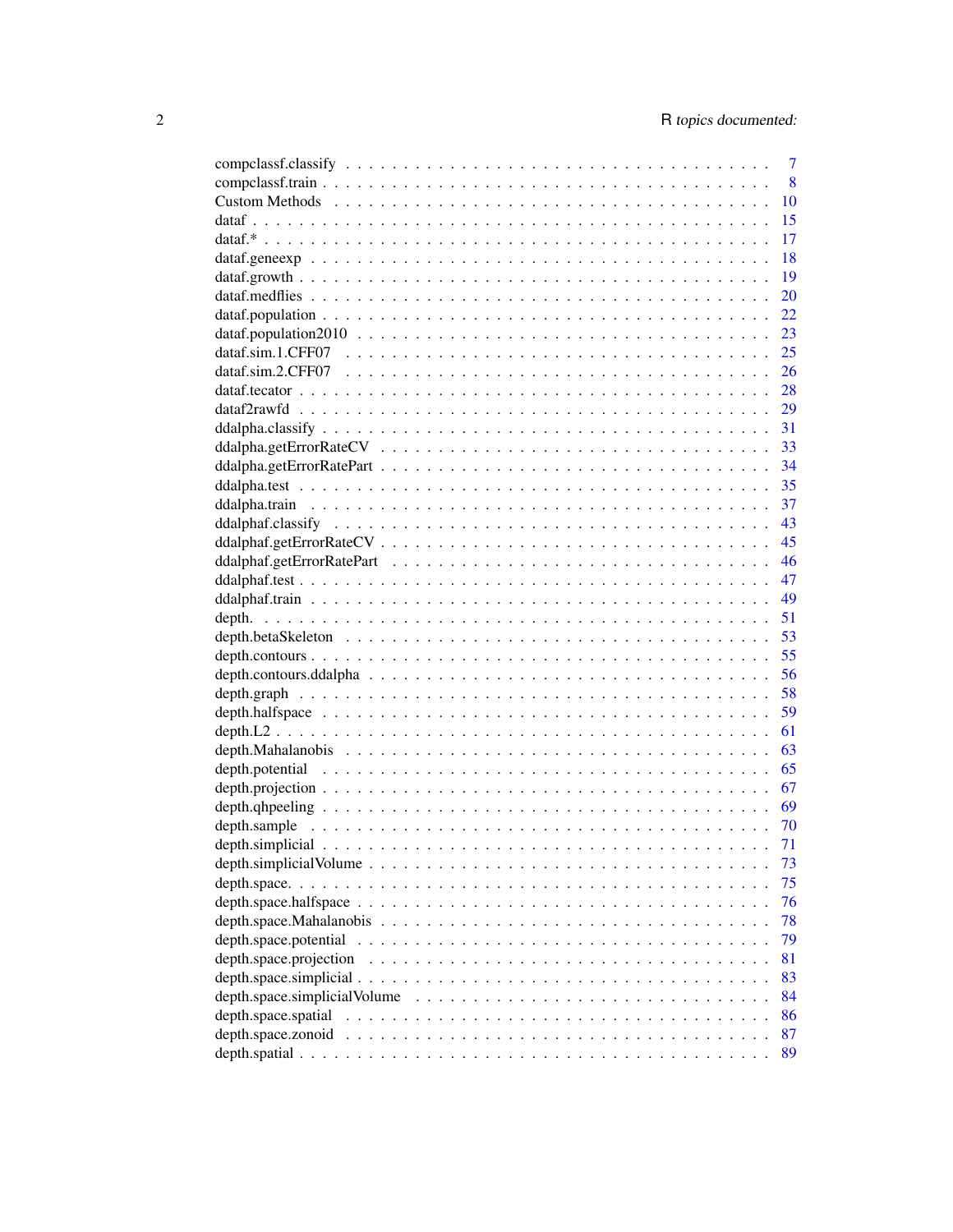| | |
|---|---|
| compclassf.classify | 7 |
| compclassf.train | 8 |
| Custom Methods | 10 |
| dataf | 15 |
| dataf.* | 17 |
| dataf.geneexp | 18 |
| dataf.growth | 19 |
| dataf.medflies | 20 |
| dataf.population | 22 |
| dataf.population2010 | 23 |
| dataf.sim.1.CFF07 | 25 |
| dataf.sim.2.CFF07 | 26 |
| dataf.tecator | 28 |
| dataf2rawfd | 29 |
| ddalpha.classify | 31 |
| ddalpha.getErrorRateCV | 33 |
| ddalpha.getErrorRatePart | 34 |
| ddalpha.test | 35 |
| ddalpha.train | 37 |
| ddalphaf.classify | 43 |
| ddalphaf.getErrorRateCV | 45 |
| ddalphaf.getErrorRatePart | 46 |
| ddalphaf.test | 47 |
| ddalphaf.train | 49 |
| depth. | 51 |
| depth.betaSkeleton | 53 |
| depth.contours | 55 |
| depth.contours.ddalpha | 56 |
| depth.graph | 58 |
| depth.halfspace | 59 |
| depth.L2 | 61 |
| depth.Mahalanobis | 63 |
| depth.potential | 65 |
| depth.projection | 67 |
| depth.qhpeeling | 69 |
| depth.sample | 70 |
| depth.simplicial | 71 |
| depth.simplicialVolume | 73 |
| depth.space. | 75 |
| depth.space.halfspace | 76 |
| depth.space.Mahalanobis | 78 |
| depth.space.potential | 79 |
| depth.space.projection | 81 |
| depth.space.simplicial | 83 |
| depth.space.simplicialVolume | 84 |
| depth.space.spatial | 86 |
| depth.space.zonoid | 87 |
| depth.spatial | 89 |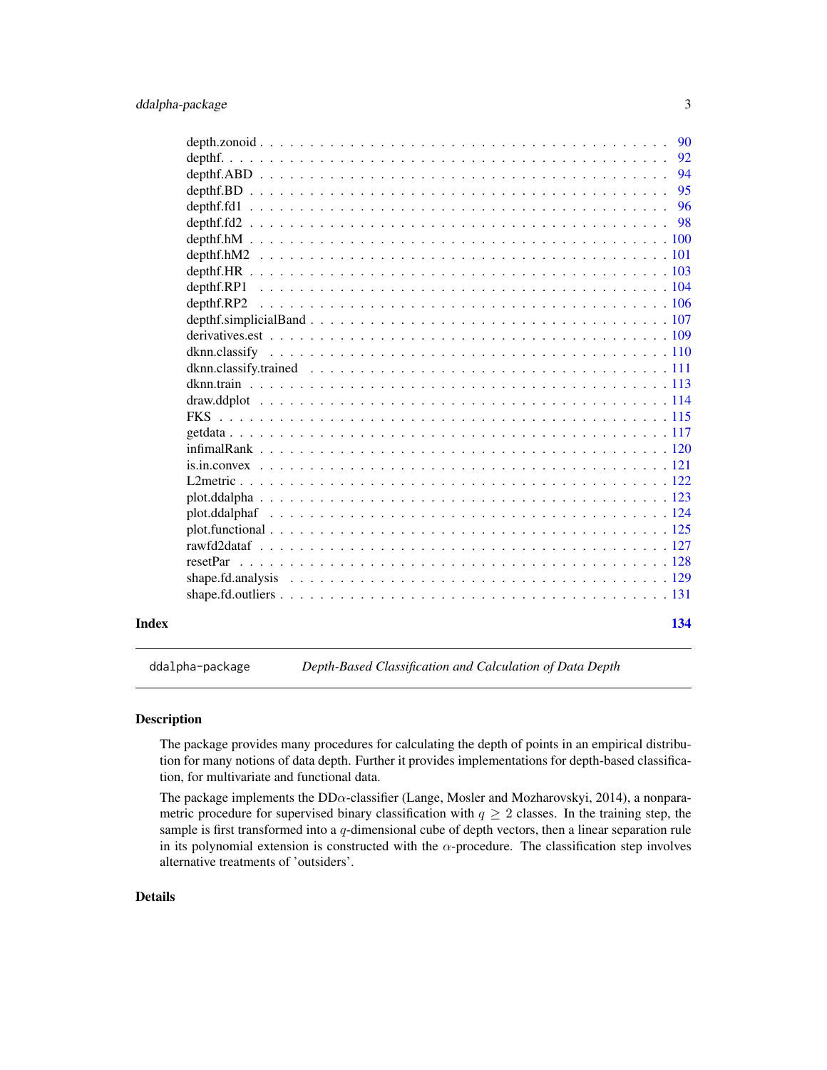| | |
|---|---|
| depth.zonoid | 90 |
| depthf. | 92 |
| depthf.ABD | 94 |
| depthf.BD | 95 |
| depthf.fd1 | 96 |
| depthf.fd2 | 98 |
| depthf.hM | 100 |
| depthf.hM2 | 101 |
| depthf.HR | 103 |
| depthf.RP1 | 104 |
| depthf.RP2 | 106 |
| depthf.simplicialBand | 107 |
| derivatives.est | 109 |
| dknn.classify | 110 |
| dknn.classify.trained | 111 |
| dknn.train | 113 |
| draw.ddplot | 114 |
| FKS | 115 |
| getdata | 117 |
| infimalRank | 120 |
| is.in.convex | 121 |
| L2metric | 122 |
| plot.ddalpha | 123 |
| plot.ddalphaf | 124 |
| plot.functional | 125 |
| rawfd2dataf | 127 |
| resetPar | 128 |
| shape.fd.analysis | 129 |
| shape.fd.outliers | 131 |

**Index** **134**

---

`ddalpha-package` *Depth-Based Classification and Calculation of Data Depth*

---

## Description

The package provides many procedures for calculating the depth of points in an empirical distribution for many notions of data depth. Further it provides implementations for depth-based classification, for multivariate and functional data.

The package implements the DD$\alpha$-classifier (Lange, Mosler and Mozharovskyi, 2014), a nonparametric procedure for supervised binary classification with $q \geq 2$ classes. In the training step, the sample is first transformed into a $q$-dimensional cube of depth vectors, then a linear separation rule in its polynomial extension is constructed with the $\alpha$-procedure. The classification step involves alternative treatments of 'outsiders'.

## Details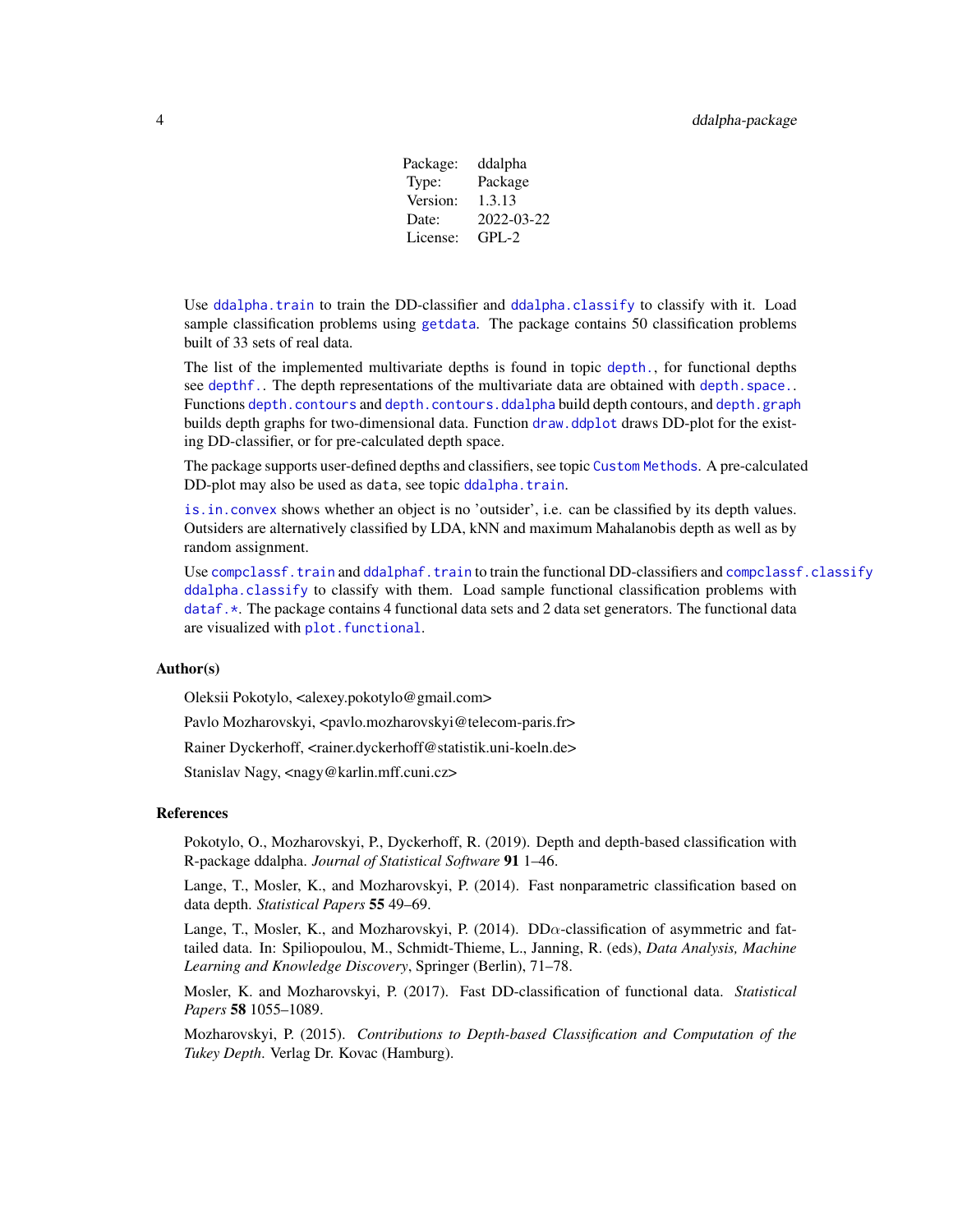| Package: | ddalpha |
|---|---|
| Type: | Package |
| Version: | 1.3.13 |
| Date: | 2022-03-22 |
| License: | GPL-2 |

Use `ddalpha.train` to train the DD-classifier and `ddalpha.classify` to classify with it. Load sample classification problems using `getdata`. The package contains 50 classification problems built of 33 sets of real data.

The list of the implemented multivariate depths is found in topic `depth.`, for functional depths see `depthf.`. The depth representations of the multivariate data are obtained with `depth.space.`. Functions `depth.contours` and `depth.contours.ddalpha` build depth contours, and `depth.graph` builds depth graphs for two-dimensional data. Function `draw.ddplot` draws DD-plot for the existing DD-classifier, or for pre-calculated depth space.

The package supports user-defined depths and classifiers, see topic `Custom Methods`. A pre-calculated DD-plot may also be used as `data`, see topic `ddalpha.train`.

`is.in.convex` shows whether an object is no 'outsider', i.e. can be classified by its depth values. Outsiders are alternatively classified by LDA, kNN and maximum Mahalanobis depth as well as by random assignment.

Use `compclassf.train` and `ddalphaf.train` to train the functional DD-classifiers and `compclassf.classify` `ddalpha.classify` to classify with them. Load sample functional classification problems with `dataf.*`. The package contains 4 functional data sets and 2 data set generators. The functional data are visualized with `plot.functional`.

## Author(s)

Oleksii Pokotylo, <alexey.pokotylo@gmail.com>

Pavlo Mozharovskyi, <pavlo.mozharovskyi@telecom-paris.fr>

Rainer Dyckerhoff, <rainer.dyckerhoff@statistik.uni-koeln.de>

Stanislav Nagy, <nagy@karlin.mff.cuni.cz>

## References

Pokotylo, O., Mozharovskyi, P., Dyckerhoff, R. (2019). Depth and depth-based classification with R-package ddalpha. *Journal of Statistical Software* **91** 1–46.

Lange, T., Mosler, K., and Mozharovskyi, P. (2014). Fast nonparametric classification based on data depth. *Statistical Papers* **55** 49–69.

Lange, T., Mosler, K., and Mozharovskyi, P. (2014). DD$\alpha$-classification of asymmetric and fat-tailed data. In: Spiliopoulou, M., Schmidt-Thieme, L., Janning, R. (eds), *Data Analysis, Machine Learning and Knowledge Discovery*, Springer (Berlin), 71–78.

Mosler, K. and Mozharovskyi, P. (2017). Fast DD-classification of functional data. *Statistical Papers* **58** 1055–1089.

Mozharovskyi, P. (2015). *Contributions to Depth-based Classification and Computation of the Tukey Depth*. Verlag Dr. Kovac (Hamburg).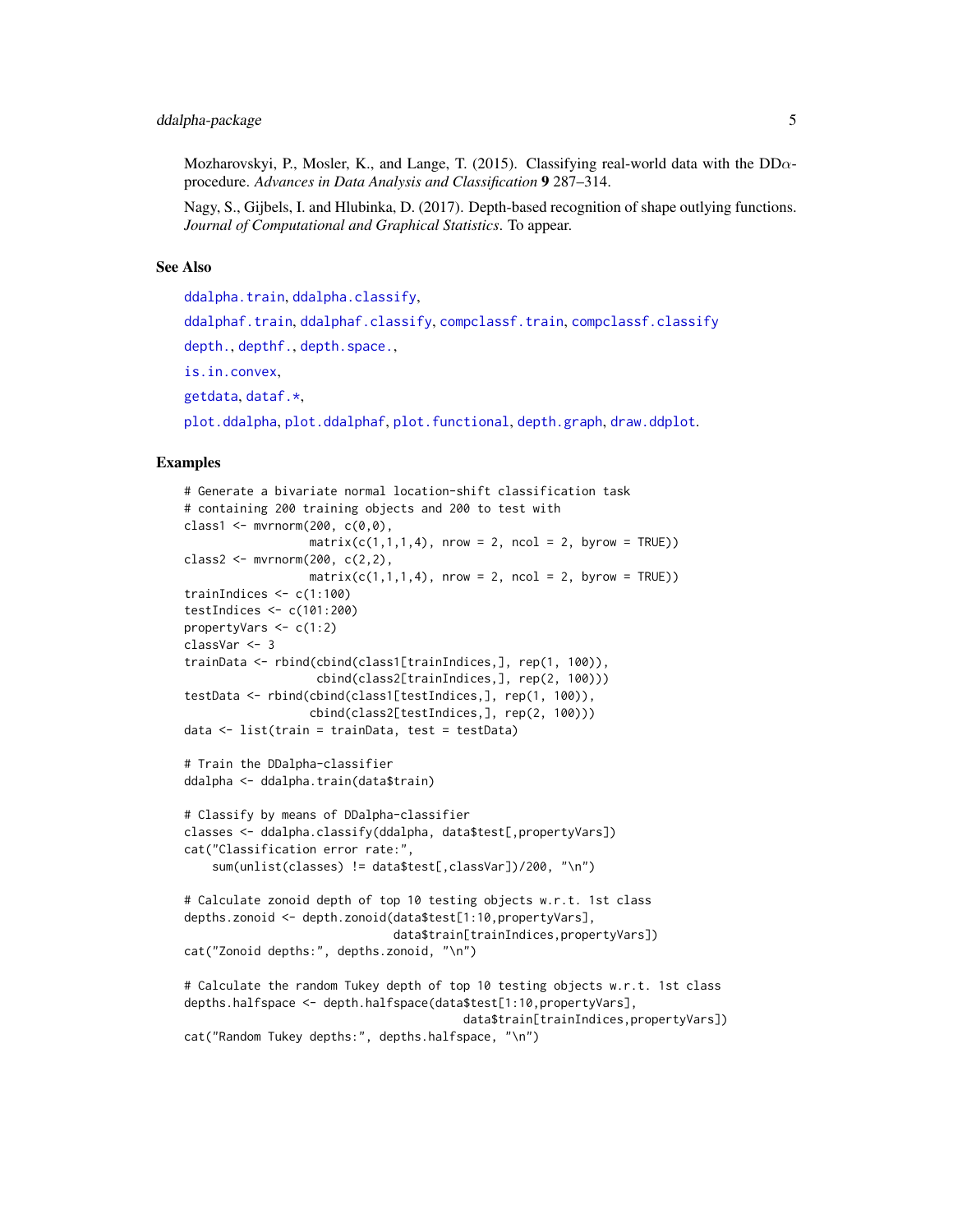Mozharovskyi, P., Mosler, K., and Lange, T. (2015). Classifying real-world data with the DD$\alpha$-procedure. *Advances in Data Analysis and Classification* **9** 287–314.

Nagy, S., Gijbels, I. and Hlubinka, D. (2017). Depth-based recognition of shape outlying functions. *Journal of Computational and Graphical Statistics*. To appear.

## See Also

ddalpha.train, ddalpha.classify,

ddalphaf.train, ddalphaf.classify, compclassf.train, compclassf.classify

depth., depthf., depth.space.,

is.in.convex,

getdata, dataf.*,

plot.ddalpha, plot.ddalphaf, plot.functional, depth.graph, draw.ddplot.

## Examples

```
# Generate a bivariate normal location-shift classification task
# containing 200 training objects and 200 to test with
class1 <- mvrnorm(200, c(0,0),
                  matrix(c(1,1,1,4), nrow = 2, ncol = 2, byrow = TRUE))
class2 <- mvrnorm(200, c(2,2),
                  matrix(c(1,1,1,4), nrow = 2, ncol = 2, byrow = TRUE))
trainIndices <- c(1:100)
testIndices <- c(101:200)
propertyVars <- c(1:2)
classVar <- 3
trainData <- rbind(cbind(class1[trainIndices,], rep(1, 100)),
                   cbind(class2[trainIndices,], rep(2, 100)))
testData <- rbind(cbind(class1[testIndices,], rep(1, 100)),
                  cbind(class2[testIndices,], rep(2, 100)))
data <- list(train = trainData, test = testData)

# Train the DDalpha-classifier
ddalpha <- ddalpha.train(data$train)

# Classify by means of DDalpha-classifier
classes <- ddalpha.classify(ddalpha, data$test[,propertyVars])
cat("Classification error rate:",
    sum(unlist(classes) != data$test[,classVar])/200, "\n")

# Calculate zonoid depth of top 10 testing objects w.r.t. 1st class
depths.zonoid <- depth.zonoid(data$test[1:10,propertyVars],
                              data$train[trainIndices,propertyVars])
cat("Zonoid depths:", depths.zonoid, "\n")

# Calculate the random Tukey depth of top 10 testing objects w.r.t. 1st class
depths.halfspace <- depth.halfspace(data$test[1:10,propertyVars],
                                    data$train[trainIndices,propertyVars])
cat("Random Tukey depths:", depths.halfspace, "\n")
```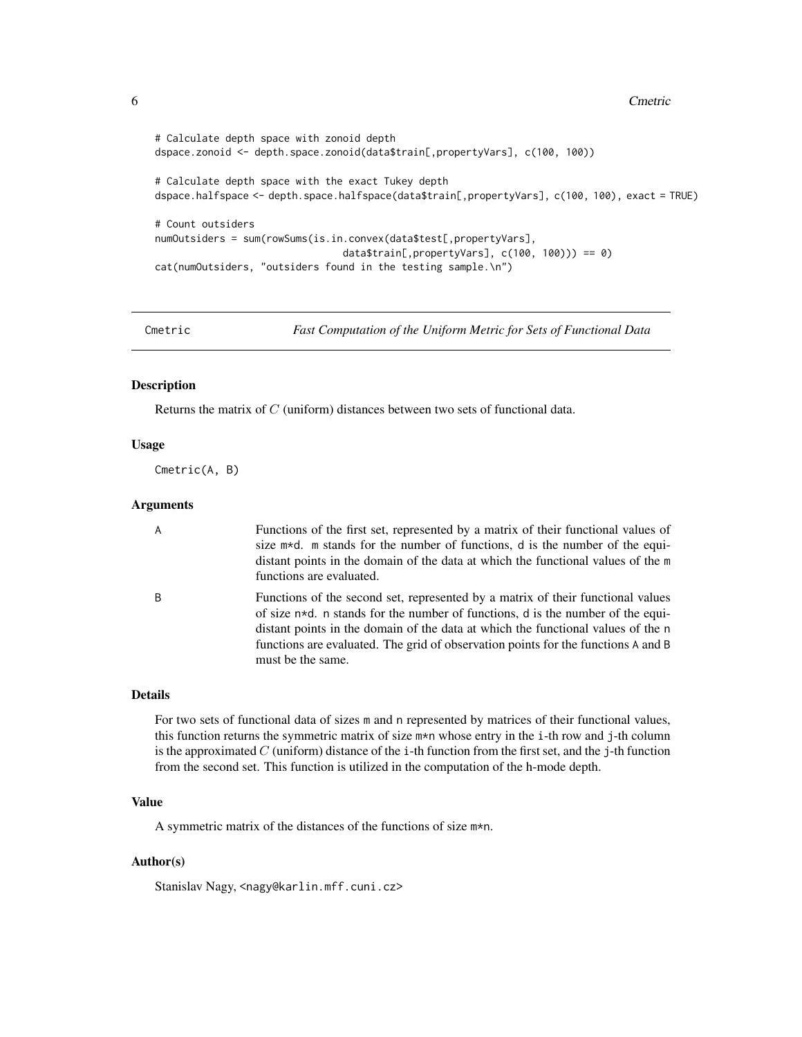```
# Calculate depth space with zonoid depth
dspace.zonoid <- depth.space.zonoid(data$train[,propertyVars], c(100, 100))

# Calculate depth space with the exact Tukey depth
dspace.halfspace <- depth.space.halfspace(data$train[,propertyVars], c(100, 100), exact = TRUE)

# Count outsiders
numOutsiders = sum(rowSums(is.in.convex(data$test[,propertyVars],
                                data$train[,propertyVars], c(100, 100))) == 0)
cat(numOutsiders, "outsiders found in the testing sample.\n")
```

## Cmetric — *Fast Computation of the Uniform Metric for Sets of Functional Data*

### Description

Returns the matrix of $C$ (uniform) distances between two sets of functional data.

### Usage

```
Cmetric(A, B)
```

### Arguments

| | |
|---|---|
| A | Functions of the first set, represented by a matrix of their functional values of size m*d. m stands for the number of functions, d is the number of the equidistant points in the domain of the data at which the functional values of the m functions are evaluated. |
| B | Functions of the second set, represented by a matrix of their functional values of size n*d. n stands for the number of functions, d is the number of the equidistant points in the domain of the data at which the functional values of the n functions are evaluated. The grid of observation points for the functions A and B must be the same. |

### Details

For two sets of functional data of sizes m and n represented by matrices of their functional values, this function returns the symmetric matrix of size m*n whose entry in the i-th row and j-th column is the approximated $C$ (uniform) distance of the i-th function from the first set, and the j-th function from the second set. This function is utilized in the computation of the h-mode depth.

### Value

A symmetric matrix of the distances of the functions of size m*n.

### Author(s)

Stanislav Nagy, <nagy@karlin.mff.cuni.cz>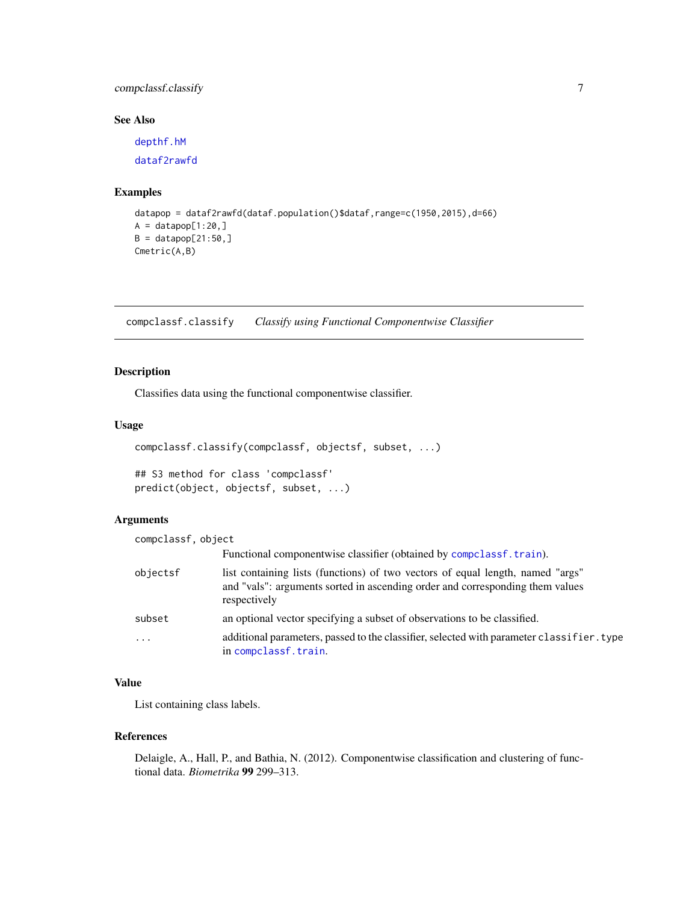## See Also

depthf.hM

dataf2rawfd

## Examples

```
datapop = dataf2rawfd(dataf.population()$dataf,range=c(1950,2015),d=66)
A = datapop[1:20,]
B = datapop[21:50,]
Cmetric(A,B)
```

---

# compclassf.classify *Classify using Functional Componentwise Classifier*

## Description

Classifies data using the functional componentwise classifier.

## Usage

```
compclassf.classify(compclassf, objectsf, subset, ...)

## S3 method for class 'compclassf'
predict(object, objectsf, subset, ...)
```

## Arguments

| | |
|---|---|
| compclassf, object | Functional componentwise classifier (obtained by compclassf.train). |
| objectsf | list containing lists (functions) of two vectors of equal length, named "args" and "vals": arguments sorted in ascending order and corresponding them values respectively |
| subset | an optional vector specifying a subset of observations to be classified. |
| ... | additional parameters, passed to the classifier, selected with parameter classifier.type in compclassf.train. |

## Value

List containing class labels.

## References

Delaigle, A., Hall, P., and Bathia, N. (2012). Componentwise classification and clustering of functional data. *Biometrika* **99** 299–313.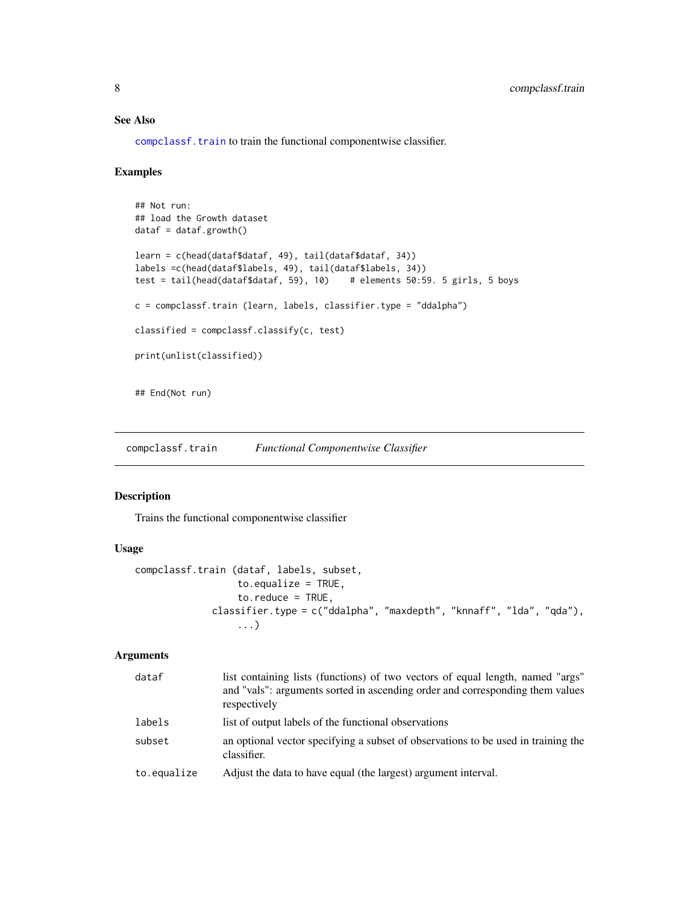### See Also

compclassf.train to train the functional componentwise classifier.

### Examples

```
## Not run:
## load the Growth dataset
dataf = dataf.growth()

learn = c(head(dataf$dataf, 49), tail(dataf$dataf, 34))
labels =c(head(dataf$labels, 49), tail(dataf$labels, 34))
test = tail(head(dataf$dataf, 59), 10)    # elements 50:59. 5 girls, 5 boys

c = compclassf.train (learn, labels, classifier.type = "ddalpha")

classified = compclassf.classify(c, test)

print(unlist(classified))


## End(Not run)
```

---

## compclassf.train — *Functional Componentwise Classifier*

### Description

Trains the functional componentwise classifier

### Usage

```
compclassf.train (dataf, labels, subset,
                    to.equalize = TRUE,
                    to.reduce = TRUE,
               classifier.type = c("ddalpha", "maxdepth", "knnaff", "lda", "qda"),
                    ...)
```

### Arguments

| | |
|---|---|
| dataf | list containing lists (functions) of two vectors of equal length, named "args" and "vals": arguments sorted in ascending order and corresponding them values respectively |
| labels | list of output labels of the functional observations |
| subset | an optional vector specifying a subset of observations to be used in training the classifier. |
| to.equalize | Adjust the data to have equal (the largest) argument interval. |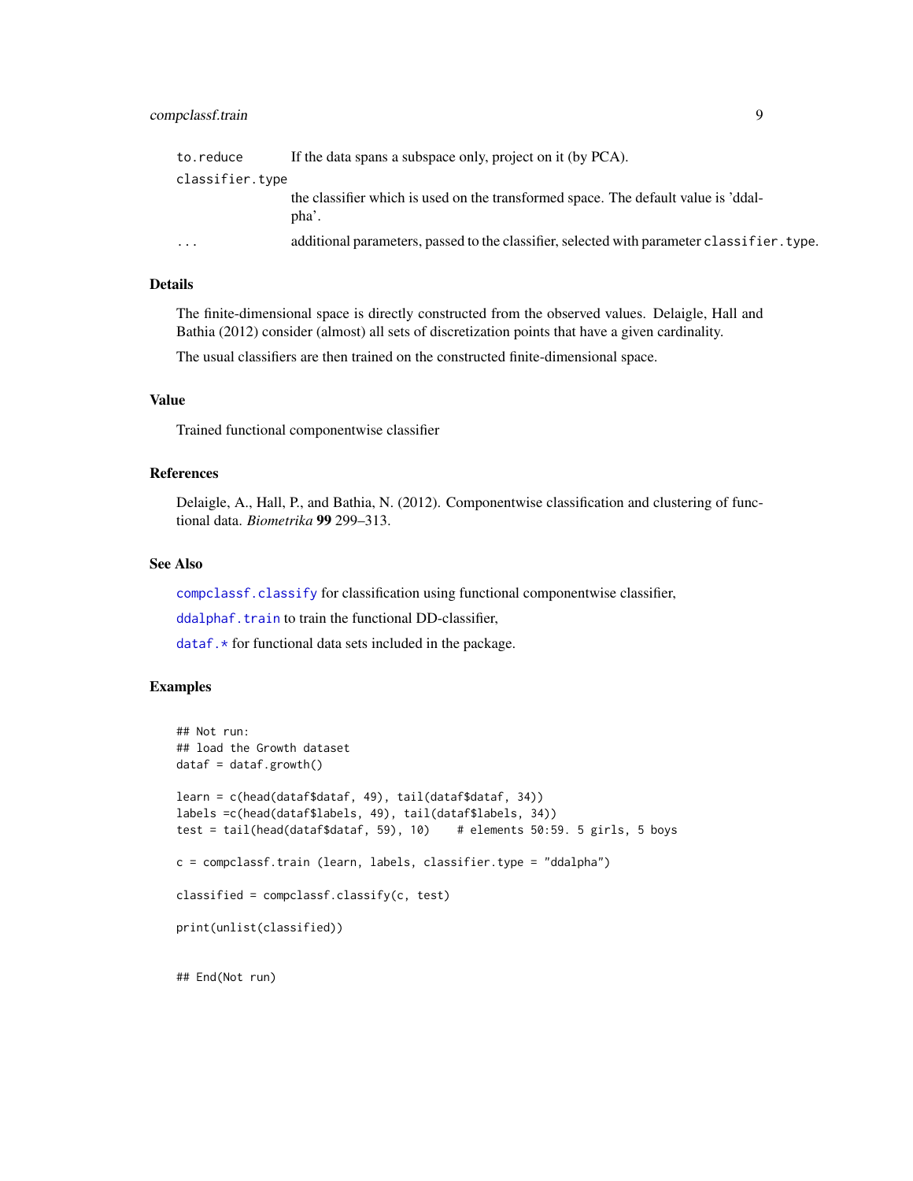| | |
|---|---|
| `to.reduce` | If the data spans a subspace only, project on it (by PCA). |
| `classifier.type` | the classifier which is used on the transformed space. The default value is 'ddalpha'. |
| `...` | additional parameters, passed to the classifier, selected with parameter `classifier.type`. |

### Details

The finite-dimensional space is directly constructed from the observed values. Delaigle, Hall and Bathia (2012) consider (almost) all sets of discretization points that have a given cardinality.

The usual classifiers are then trained on the constructed finite-dimensional space.

### Value

Trained functional componentwise classifier

### References

Delaigle, A., Hall, P., and Bathia, N. (2012). Componentwise classification and clustering of functional data. *Biometrika* **99** 299–313.

### See Also

`compclassf.classify` for classification using functional componentwise classifier,

`ddalphaf.train` to train the functional DD-classifier,

`dataf.*` for functional data sets included in the package.

### Examples

```
## Not run:
## load the Growth dataset
dataf = dataf.growth()

learn = c(head(dataf$dataf, 49), tail(dataf$dataf, 34))
labels =c(head(dataf$labels, 49), tail(dataf$labels, 34))
test = tail(head(dataf$dataf, 59), 10)    # elements 50:59. 5 girls, 5 boys

c = compclassf.train (learn, labels, classifier.type = "ddalpha")

classified = compclassf.classify(c, test)

print(unlist(classified))


## End(Not run)
```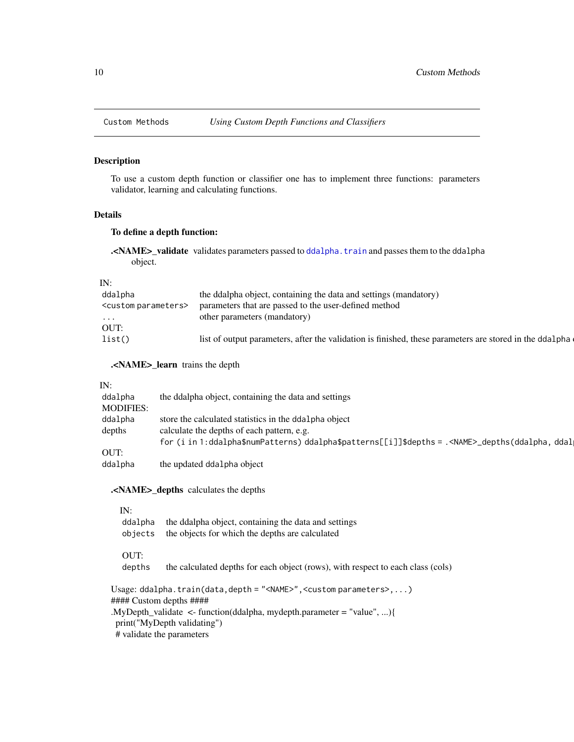Custom Methods *Using Custom Depth Functions and Classifiers*

### Description

To use a custom depth function or classifier one has to implement three functions: parameters validator, learning and calculating functions.

### Details

**To define a depth function:**

**.<NAME>_validate** validates parameters passed to `ddalpha.train` and passes them to the `ddalpha` object.

| IN: | |
|---|---|
| `ddalpha` | the ddalpha object, containing the data and settings (mandatory) |
| `<custom parameters>` | parameters that are passed to the user-defined method |
| `...` | other parameters (mandatory) |
| OUT: | |
| `list()` | list of output parameters, after the validation is finished, these parameters are stored in the `ddalpha` o |

**.<NAME>_learn** trains the depth

| IN: | |
|---|---|
| `ddalpha` | the ddalpha object, containing the data and settings |
| MODIFIES: | |
| `ddalpha` | store the calculated statistics in the `ddalpha` object |
| depths | calculate the depths of each pattern, e.g. `for (i in 1:ddalpha$numPatterns) ddalpha$patterns[[i]]$depths = .<NAME>_depths(ddalpha, ddal` |
| OUT: | |
| `ddalpha` | the updated `ddalpha` object |

**.<NAME>_depths** calculates the depths

| IN: | |
|---|---|
| `ddalpha` | the ddalpha object, containing the data and settings |
| `objects` | the objects for which the depths are calculated |
| OUT: | |
| `depths` | the calculated depths for each object (rows), with respect to each class (cols) |

Usage: `ddalpha.train(data,depth = "<NAME>",<custom parameters>,...)`

```
#### Custom depths ####
.MyDepth_validate <- function(ddalpha, mydepth.parameter = "value", ...){
  print("MyDepth validating")
  # validate the parameters
```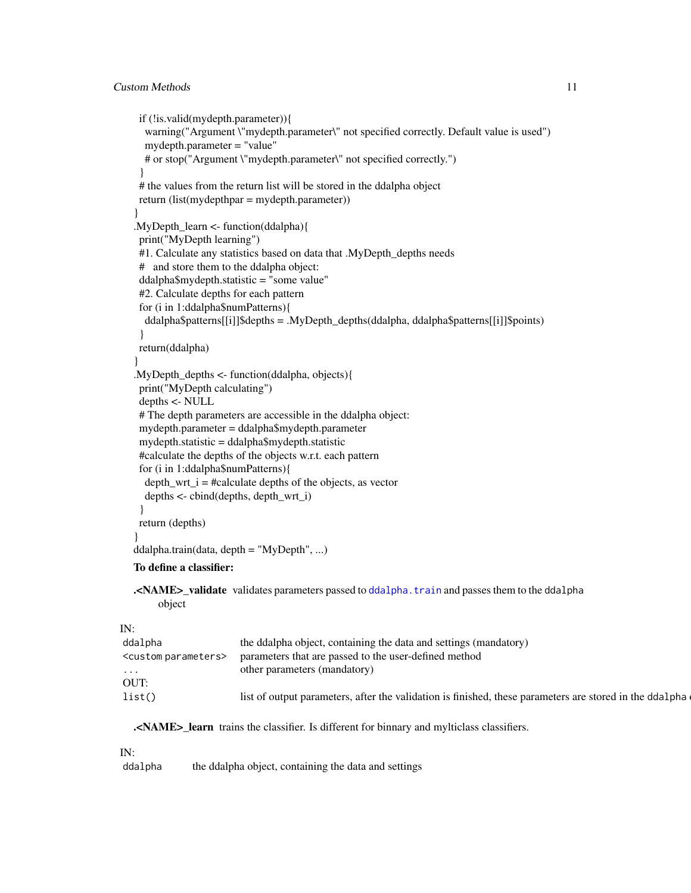```
  if (!is.valid(mydepth.parameter)){
    warning("Argument \"mydepth.parameter\" not specified correctly. Default value is used")
    mydepth.parameter = "value"
    # or stop("Argument \"mydepth.parameter\" not specified correctly.")
  }
  # the values from the return list will be stored in the ddalpha object
  return (list(mydepthpar = mydepth.parameter))
}
.MyDepth_learn <- function(ddalpha){
  print("MyDepth learning")
  #1. Calculate any statistics based on data that .MyDepth_depths needs
  #   and store them to the ddalpha object:
  ddalpha$mydepth.statistic = "some value"
  #2. Calculate depths for each pattern
  for (i in 1:ddalpha$numPatterns){
    ddalpha$patterns[[i]]$depths = .MyDepth_depths(ddalpha, ddalpha$patterns[[i]]$points)
  }
  return(ddalpha)
}
.MyDepth_depths <- function(ddalpha, objects){
  print("MyDepth calculating")
  depths <- NULL
  # The depth parameters are accessible in the ddalpha object:
  mydepth.parameter = ddalpha$mydepth.parameter
  mydepth.statistic = ddalpha$mydepth.statistic
  #calculate the depths of the objects w.r.t. each pattern
  for (i in 1:ddalpha$numPatterns){
    depth_wrt_i = #calculate depths of the objects, as vector
    depths <- cbind(depths, depth_wrt_i)
  }
  return (depths)
}
ddalpha.train(data, depth = "MyDepth", ...)
```

**To define a classifier:**

**.<NAME>_validate** validates parameters passed to `ddalpha.train` and passes them to the `ddalpha` object

IN:

| | |
|---|---|
| `ddalpha` | the ddalpha object, containing the data and settings (mandatory) |
| `<custom parameters>` | parameters that are passed to the user-defined method |
| `...` | other parameters (mandatory) |

OUT:

| | |
|---|---|
| `list()` | list of output parameters, after the validation is finished, these parameters are stored in the `ddalpha` o |

**.<NAME>_learn** trains the classifier. Is different for binnary and mylticlass classifiers.

IN:

| | |
|---|---|
| `ddalpha` | the ddalpha object, containing the data and settings |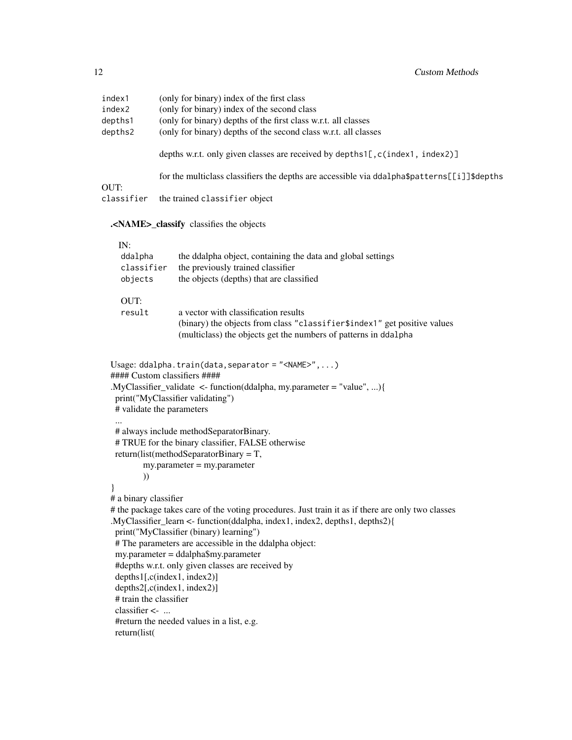| | |
|---|---|
| `index1` | (only for binary) index of the first class |
| `index2` | (only for binary) index of the second class |
| `depths1` | (only for binary) depths of the first class w.r.t. all classes |
| `depths2` | (only for binary) depths of the second class w.r.t. all classes |
| | depths w.r.t. only given classes are received by `depths1[,c(index1, index2)]` |
| | for the multiclass classifiers the depths are accessible via `ddalpha$patterns[[i]]$depths` |

OUT:

| | |
|---|---|
| `classifier` | the trained `classifier` object |

**.<NAME>_classify** classifies the objects

IN:

| | |
|---|---|
| `ddalpha` | the ddalpha object, containing the data and global settings |
| `classifier` | the previously trained classifier |
| `objects` | the objects (depths) that are classified |

OUT:

| | |
|---|---|
| `result` | a vector with classification results<br>(binary) the objects from class `"classifier$index1"` get positive values<br>(multiclass) the objects get the numbers of patterns in `ddalpha` |

Usage: `ddalpha.train(data,separator = "<NAME>",...)`

```
#### Custom classifiers ####
.MyClassifier_validate  <- function(ddalpha, my.parameter = "value", ...){
  print("MyClassifier validating")
  # validate the parameters
  ...
  # always include methodSeparatorBinary.
  # TRUE for the binary classifier, FALSE otherwise
  return(list(methodSeparatorBinary = T,
          my.parameter = my.parameter
          ))
}
# a binary classifier
# the package takes care of the voting procedures. Just train it as if there are only two classes
.MyClassifier_learn <- function(ddalpha, index1, index2, depths1, depths2){
  print("MyClassifier (binary) learning")
  # The parameters are accessible in the ddalpha object:
  my.parameter = ddalpha$my.parameter
  #depths w.r.t. only given classes are received by
  depths1[,c(index1, index2)]
  depths2[,c(index1, index2)]
  # train the classifier
  classifier <-  ...
  #return the needed values in a list, e.g.
  return(list(
```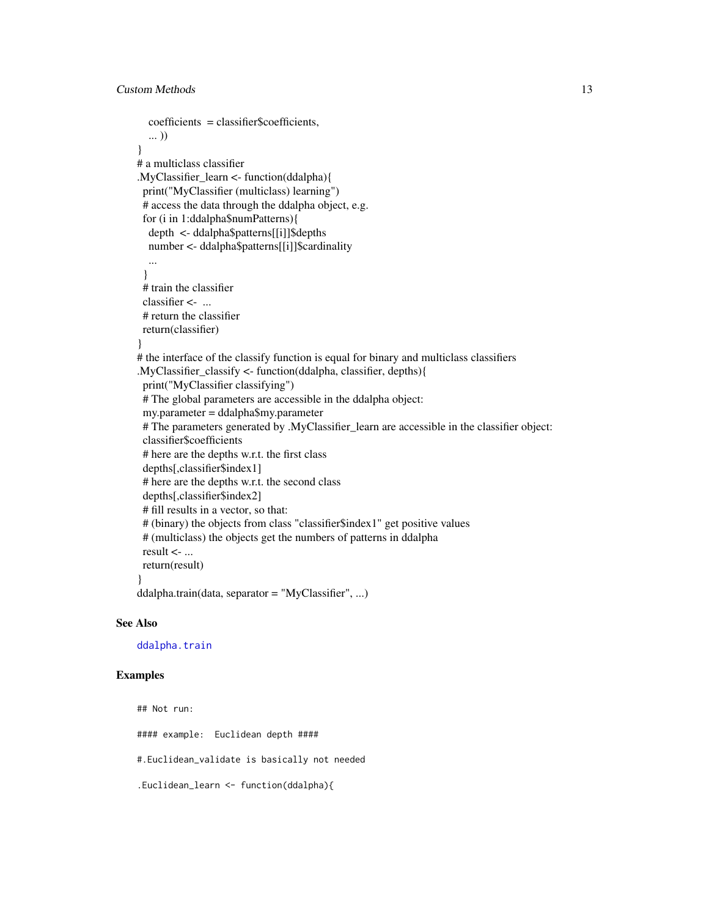```
    coefficients  = classifier$coefficients,
    ... ))
}
# a multiclass classifier
.MyClassifier_learn <- function(ddalpha){
  print("MyClassifier (multiclass) learning")
  # access the data through the ddalpha object, e.g.
  for (i in 1:ddalpha$numPatterns){
    depth  <- ddalpha$patterns[[i]]$depths
    number <- ddalpha$patterns[[i]]$cardinality
    ...
  }
  # train the classifier
  classifier <-  ...
  # return the classifier
  return(classifier)
}
# the interface of the classify function is equal for binary and multiclass classifiers
.MyClassifier_classify <- function(ddalpha, classifier, depths){
  print("MyClassifier classifying")
  # The global parameters are accessible in the ddalpha object:
  my.parameter = ddalpha$my.parameter
  # The parameters generated by .MyClassifier_learn are accessible in the classifier object:
  classifier$coefficients
  # here are the depths w.r.t. the first class
  depths[,classifier$index1]
  # here are the depths w.r.t. the second class
  depths[,classifier$index2]
  # fill results in a vector, so that:
  # (binary) the objects from class "classifier$index1" get positive values
  # (multiclass) the objects get the numbers of patterns in ddalpha
  result <- ...
  return(result)
}
ddalpha.train(data, separator = "MyClassifier", ...)
```

## See Also

ddalpha.train

## Examples

```
## Not run:

#### example:  Euclidean depth ####

#.Euclidean_validate is basically not needed

.Euclidean_learn <- function(ddalpha){
```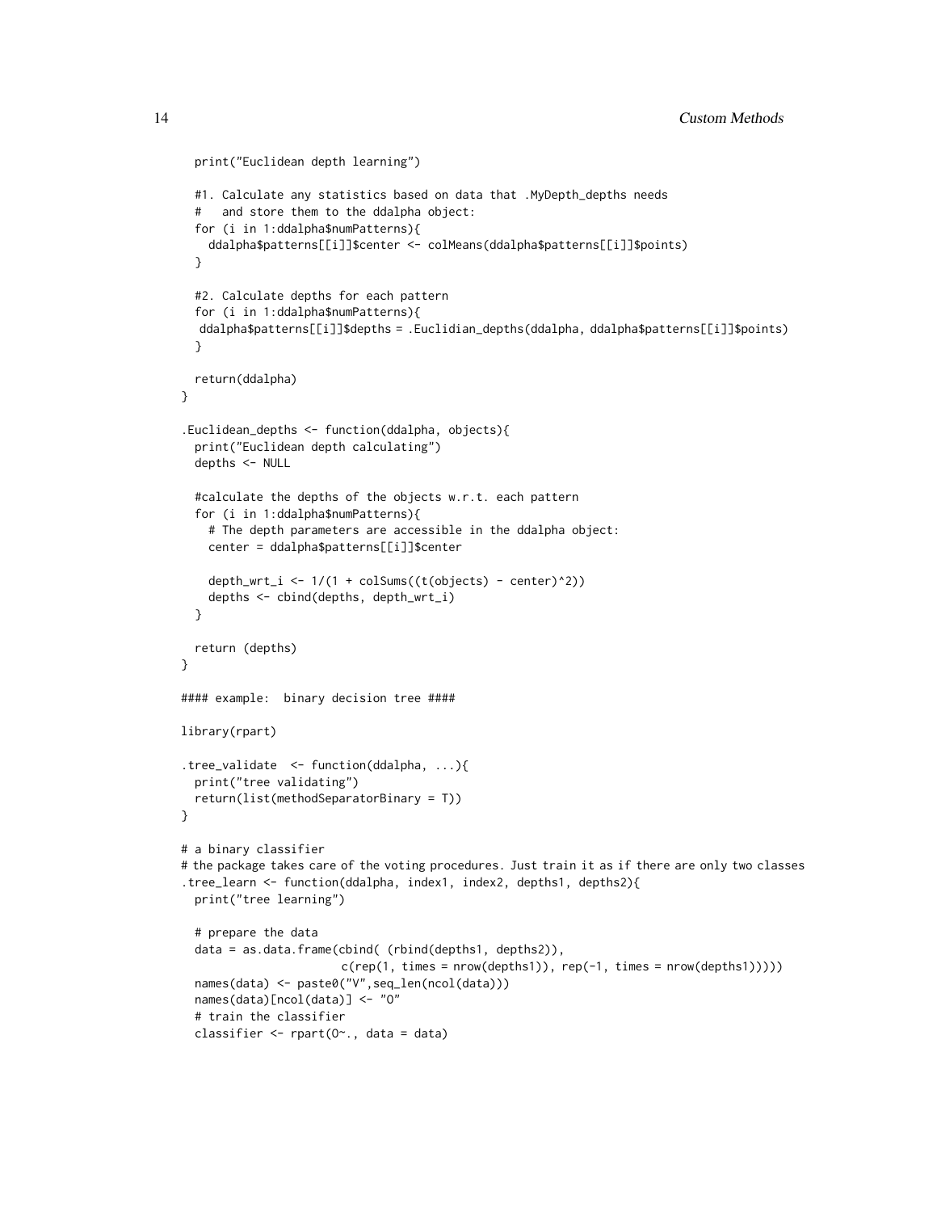```
  print("Euclidean depth learning")

  #1. Calculate any statistics based on data that .MyDepth_depths needs
  #   and store them to the ddalpha object:
  for (i in 1:ddalpha$numPatterns){
    ddalpha$patterns[[i]]$center <- colMeans(ddalpha$patterns[[i]]$points)
  }

  #2. Calculate depths for each pattern
  for (i in 1:ddalpha$numPatterns){
   ddalpha$patterns[[i]]$depths = .Euclidian_depths(ddalpha, ddalpha$patterns[[i]]$points)
  }

  return(ddalpha)
}

.Euclidean_depths <- function(ddalpha, objects){
  print("Euclidean depth calculating")
  depths <- NULL

  #calculate the depths of the objects w.r.t. each pattern
  for (i in 1:ddalpha$numPatterns){
    # The depth parameters are accessible in the ddalpha object:
    center = ddalpha$patterns[[i]]$center

    depth_wrt_i <- 1/(1 + colSums((t(objects) - center)^2))
    depths <- cbind(depths, depth_wrt_i)
  }

  return (depths)
}

#### example:  binary decision tree ####

library(rpart)

.tree_validate  <- function(ddalpha, ...){
  print("tree validating")
  return(list(methodSeparatorBinary = T))
}

# a binary classifier
# the package takes care of the voting procedures. Just train it as if there are only two classes
.tree_learn <- function(ddalpha, index1, index2, depths1, depths2){
  print("tree learning")

  # prepare the data
  data = as.data.frame(cbind( (rbind(depths1, depths2)),
                        c(rep(1, times = nrow(depths1)), rep(-1, times = nrow(depths1)))))
  names(data) <- paste0("V",seq_len(ncol(data)))
  names(data)[ncol(data)] <- "O"
  # train the classifier
  classifier <- rpart(O~., data = data)
```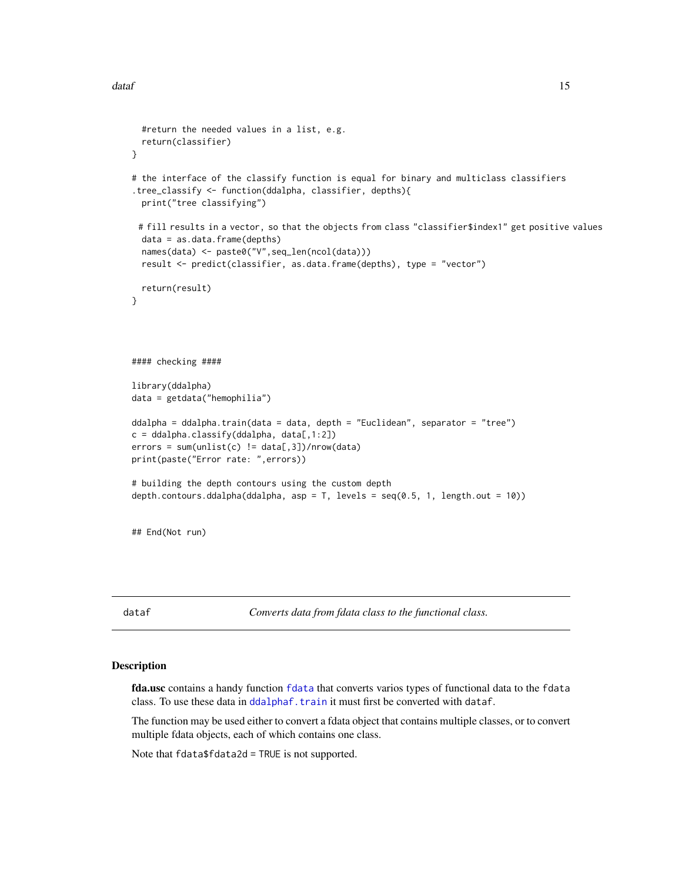```
  #return the needed values in a list, e.g.
  return(classifier)
}

# the interface of the classify function is equal for binary and multiclass classifiers
.tree_classify <- function(ddalpha, classifier, depths){
  print("tree classifying")

 # fill results in a vector, so that the objects from class "classifier$index1" get positive values
  data = as.data.frame(depths)
  names(data) <- paste0("V",seq_len(ncol(data)))
  result <- predict(classifier, as.data.frame(depths), type = "vector")

  return(result)
}



#### checking ####

library(ddalpha)
data = getdata("hemophilia")

ddalpha = ddalpha.train(data = data, depth = "Euclidean", separator = "tree")
c = ddalpha.classify(ddalpha, data[,1:2])
errors = sum(unlist(c) != data[,3])/nrow(data)
print(paste("Error rate: ",errors))

# building the depth contours using the custom depth
depth.contours.ddalpha(ddalpha, asp = T, levels = seq(0.5, 1, length.out = 10))


## End(Not run)
```

---

dataf *Converts data from fdata class to the functional class.*

---

## Description

**fda.usc** contains a handy function fdata that converts varios types of functional data to the fdata class. To use these data in ddalphaf.train it must first be converted with dataf.

The function may be used either to convert a fdata object that contains multiple classes, or to convert multiple fdata objects, each of which contains one class.

Note that fdata$fdata2d = TRUE is not supported.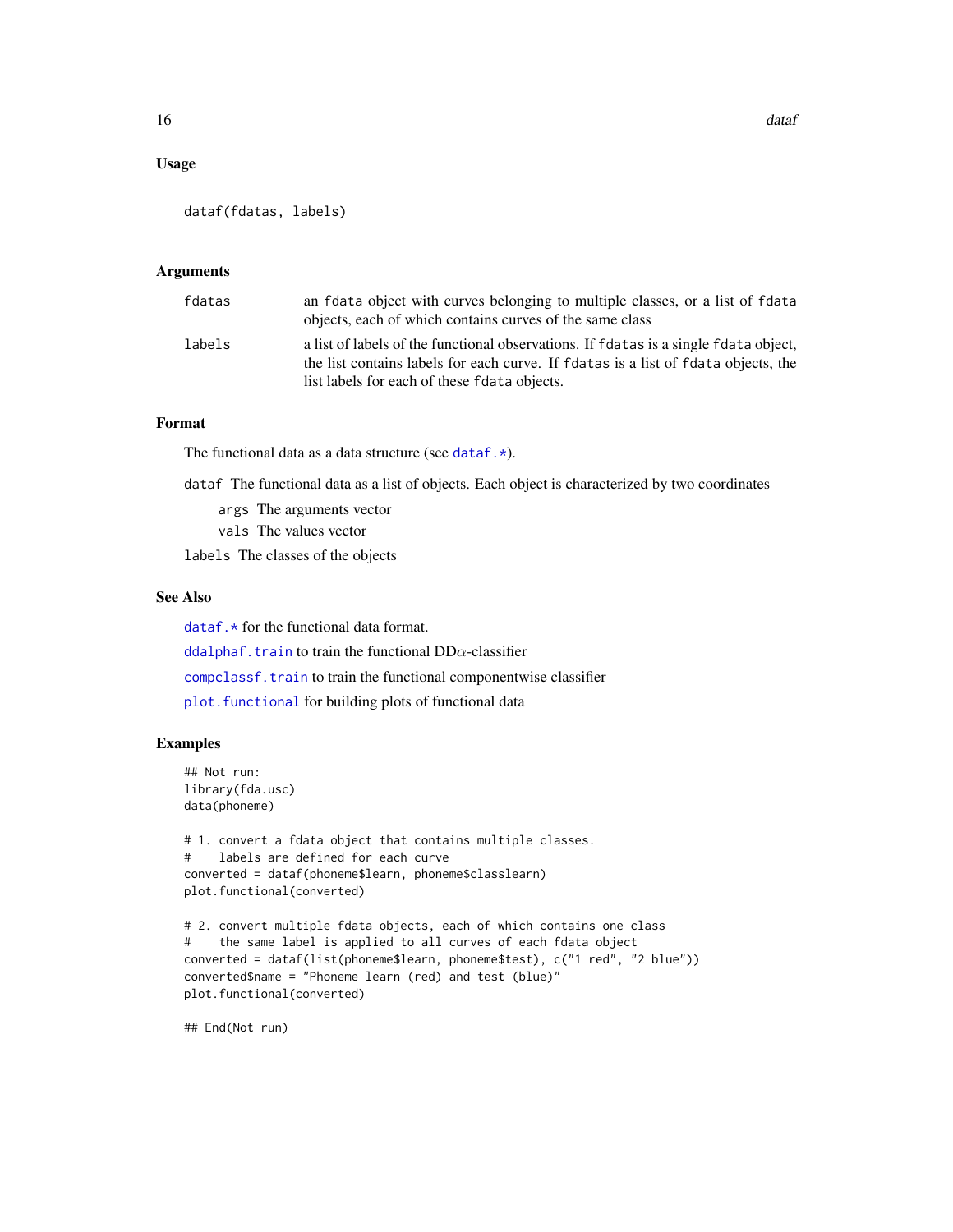## Usage

```
dataf(fdatas, labels)
```

## Arguments

| | |
|---|---|
| `fdatas` | an `fdata` object with curves belonging to multiple classes, or a list of `fdata` objects, each of which contains curves of the same class |
| `labels` | a list of labels of the functional observations. If `fdatas` is a single `fdata` object, the list contains labels for each curve. If `fdatas` is a list of `fdata` objects, the list labels for each of these `fdata` objects. |

## Format

The functional data as a data structure (see `dataf.*`).

`dataf` The functional data as a list of objects. Each object is characterized by two coordinates

- `args` The arguments vector
- `vals` The values vector

`labels` The classes of the objects

## See Also

`dataf.*` for the functional data format.

`ddalphaf.train` to train the functional DD$\alpha$-classifier

`compclassf.train` to train the functional componentwise classifier

`plot.functional` for building plots of functional data

## Examples

```
## Not run:
library(fda.usc)
data(phoneme)

# 1. convert a fdata object that contains multiple classes.
#    labels are defined for each curve
converted = dataf(phoneme$learn, phoneme$classlearn)
plot.functional(converted)

# 2. convert multiple fdata objects, each of which contains one class
#    the same label is applied to all curves of each fdata object
converted = dataf(list(phoneme$learn, phoneme$test), c("1 red", "2 blue"))
converted$name = "Phoneme learn (red) and test (blue)"
plot.functional(converted)

## End(Not run)
```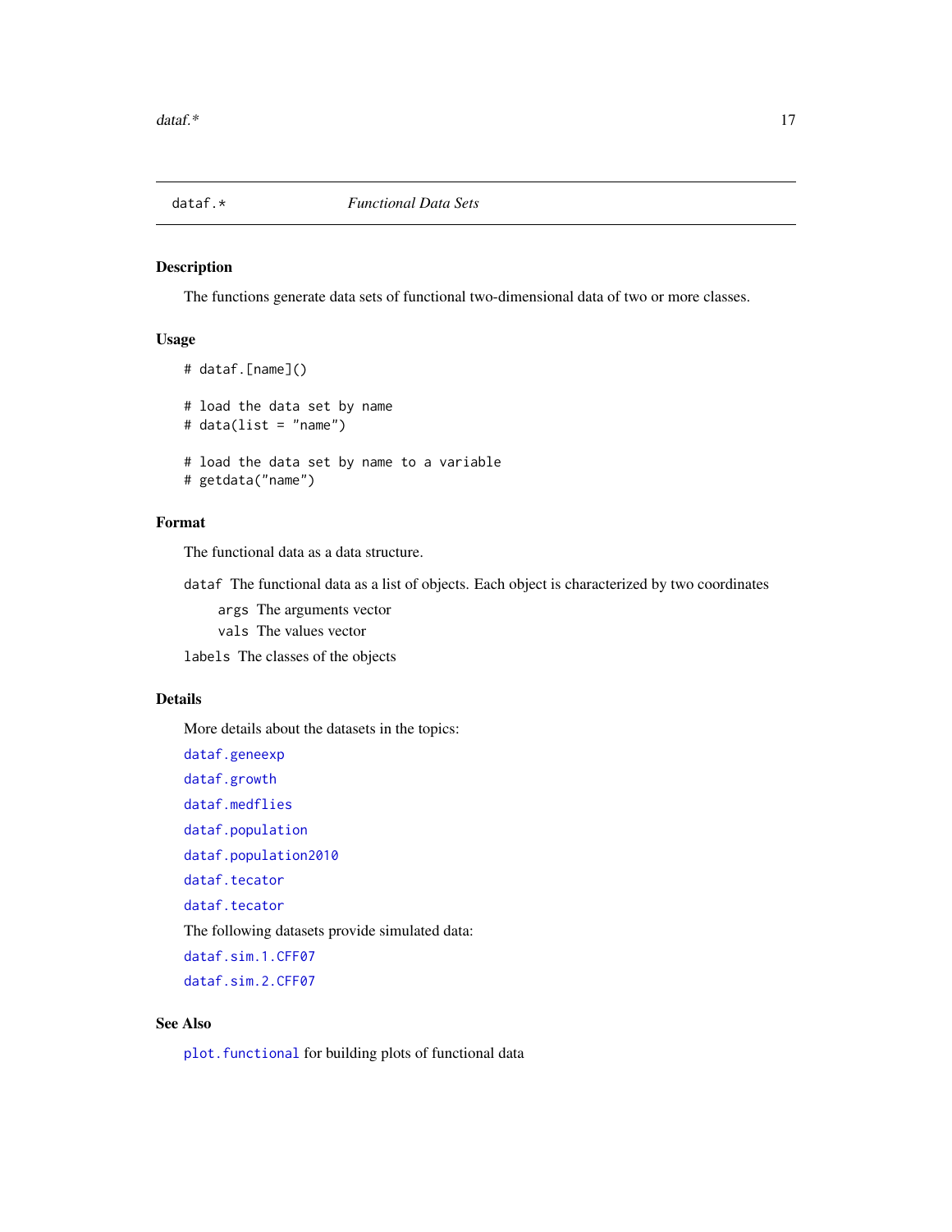# dataf.* — *Functional Data Sets*

## Description

The functions generate data sets of functional two-dimensional data of two or more classes.

## Usage

```
# dataf.[name]()

# load the data set by name
# data(list = "name")

# load the data set by name to a variable
# getdata("name")
```

## Format

The functional data as a data structure.

`dataf` The functional data as a list of objects. Each object is characterized by two coordinates

- `args` The arguments vector
- `vals` The values vector

`labels` The classes of the objects

## Details

More details about the datasets in the topics:

`dataf.geneexp`

`dataf.growth`

`dataf.medflies`

`dataf.population`

`dataf.population2010`

`dataf.tecator`

`dataf.tecator`

The following datasets provide simulated data:

`dataf.sim.1.CFF07`

`dataf.sim.2.CFF07`

## See Also

`plot.functional` for building plots of functional data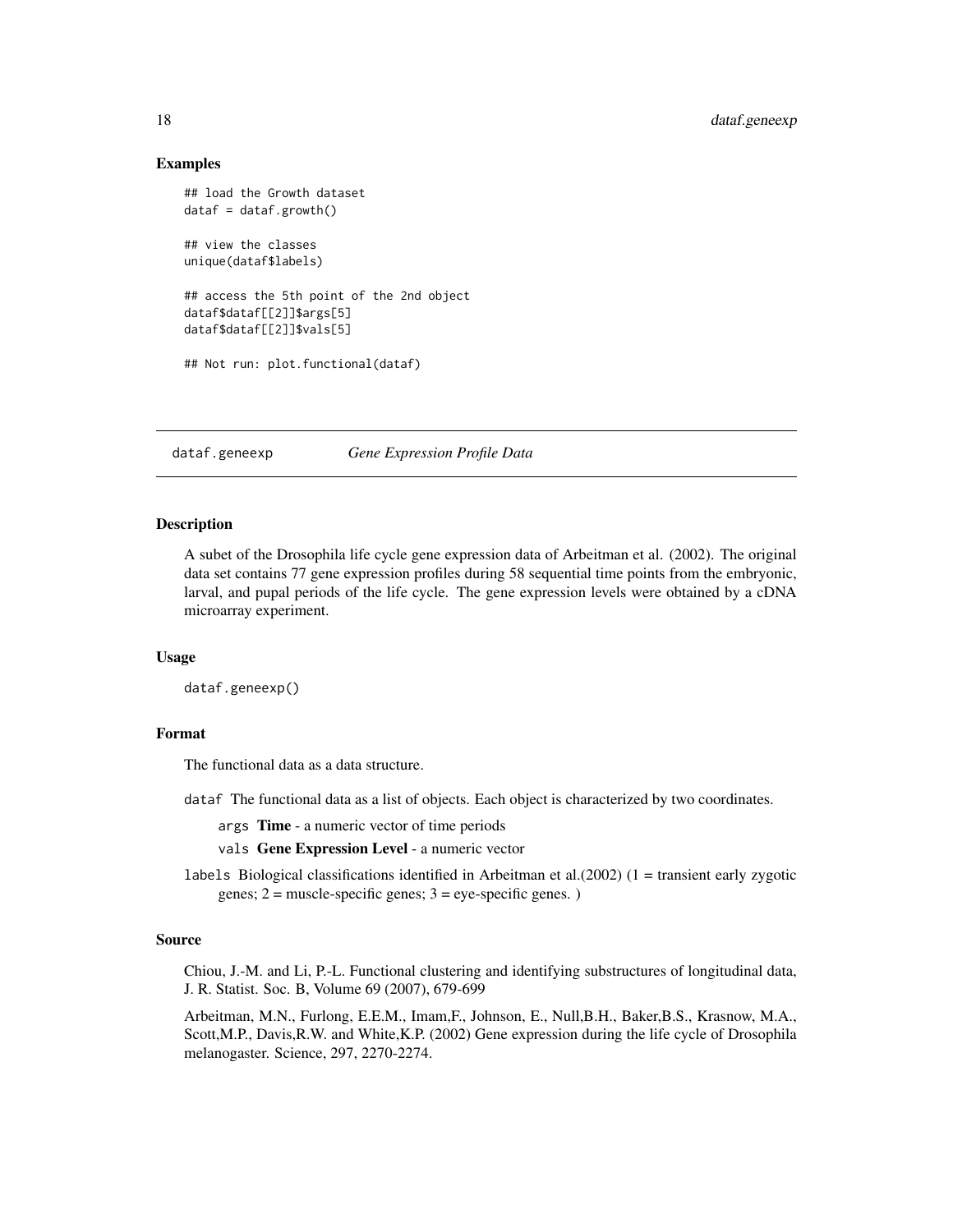### Examples

```
## load the Growth dataset
dataf = dataf.growth()

## view the classes
unique(dataf$labels)

## access the 5th point of the 2nd object
dataf$dataf[[2]]$args[5]
dataf$dataf[[2]]$vals[5]

## Not run: plot.functional(dataf)
```

---

## dataf.geneexp *Gene Expression Profile Data*

---

### Description

A subet of the Drosophila life cycle gene expression data of Arbeitman et al. (2002). The original data set contains 77 gene expression profiles during 58 sequential time points from the embryonic, larval, and pupal periods of the life cycle. The gene expression levels were obtained by a cDNA microarray experiment.

### Usage

```
dataf.geneexp()
```

### Format

The functional data as a data structure.

`dataf` The functional data as a list of objects. Each object is characterized by two coordinates.

- `args` **Time** - a numeric vector of time periods
- `vals` **Gene Expression Level** - a numeric vector

`labels` Biological classifications identified in Arbeitman et al.(2002) (1 = transient early zygotic genes; 2 = muscle-specific genes; 3 = eye-specific genes. )

### Source

Chiou, J.-M. and Li, P.-L. Functional clustering and identifying substructures of longitudinal data, J. R. Statist. Soc. B, Volume 69 (2007), 679-699

Arbeitman, M.N., Furlong, E.E.M., Imam,F., Johnson, E., Null,B.H., Baker,B.S., Krasnow, M.A., Scott,M.P., Davis,R.W. and White,K.P. (2002) Gene expression during the life cycle of Drosophila melanogaster. Science, 297, 2270-2274.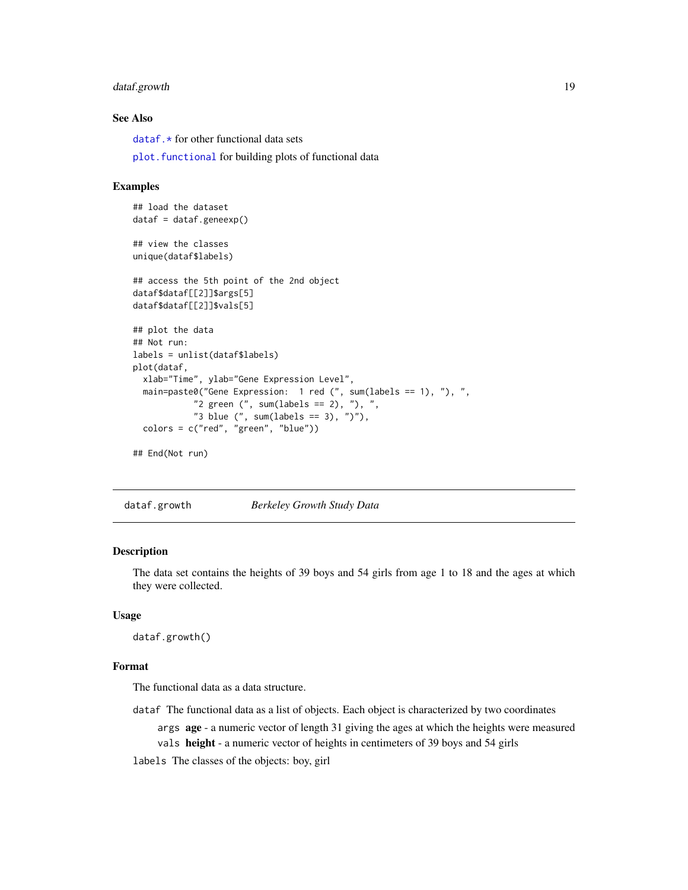### See Also

`dataf.*` for other functional data sets

`plot.functional` for building plots of functional data

### Examples

```
## load the dataset
dataf = dataf.geneexp()

## view the classes
unique(dataf$labels)

## access the 5th point of the 2nd object
dataf$dataf[[2]]$args[5]
dataf$dataf[[2]]$vals[5]

## plot the data
## Not run:
labels = unlist(dataf$labels)
plot(dataf,
  xlab="Time", ylab="Gene Expression Level",
  main=paste0("Gene Expression:  1 red (", sum(labels == 1), "), ",
            "2 green (", sum(labels == 2), "), ",
            "3 blue (", sum(labels == 3), ")"),
  colors = c("red", "green", "blue"))

## End(Not run)
```

---

## dataf.growth *Berkeley Growth Study Data*

---

### Description

The data set contains the heights of 39 boys and 54 girls from age 1 to 18 and the ages at which they were collected.

### Usage

```
dataf.growth()
```

### Format

The functional data as a data structure.

`dataf` The functional data as a list of objects. Each object is characterized by two coordinates

- `args` **age** - a numeric vector of length 31 giving the ages at which the heights were measured
- `vals` **height** - a numeric vector of heights in centimeters of 39 boys and 54 girls

`labels` The classes of the objects: boy, girl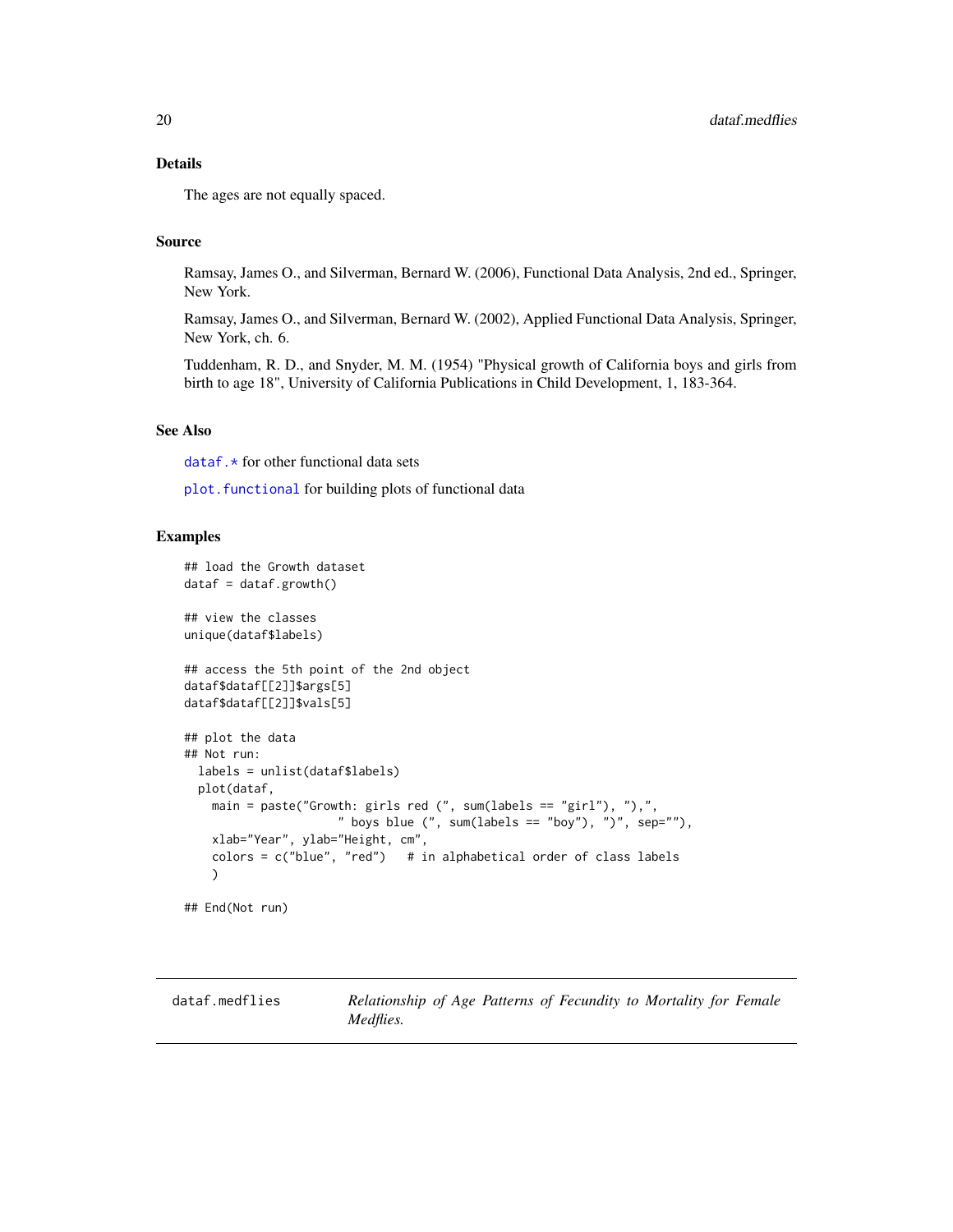### Details

The ages are not equally spaced.

### Source

Ramsay, James O., and Silverman, Bernard W. (2006), Functional Data Analysis, 2nd ed., Springer, New York.

Ramsay, James O., and Silverman, Bernard W. (2002), Applied Functional Data Analysis, Springer, New York, ch. 6.

Tuddenham, R. D., and Snyder, M. M. (1954) "Physical growth of California boys and girls from birth to age 18", University of California Publications in Child Development, 1, 183-364.

### See Also

`dataf.*` for other functional data sets

`plot.functional` for building plots of functional data

### Examples

```
## load the Growth dataset
dataf = dataf.growth()

## view the classes
unique(dataf$labels)

## access the 5th point of the 2nd object
dataf$dataf[[2]]$args[5]
dataf$dataf[[2]]$vals[5]

## plot the data
## Not run:
  labels = unlist(dataf$labels)
  plot(dataf,
    main = paste("Growth: girls red (", sum(labels == "girl"), "),",
                 " boys blue (", sum(labels == "boy"), ")", sep=""),
    xlab="Year", ylab="Height, cm",
    colors = c("blue", "red")   # in alphabetical order of class labels
    )

## End(Not run)
```

---

## dataf.medflies — *Relationship of Age Patterns of Fecundity to Mortality for Female Medflies.*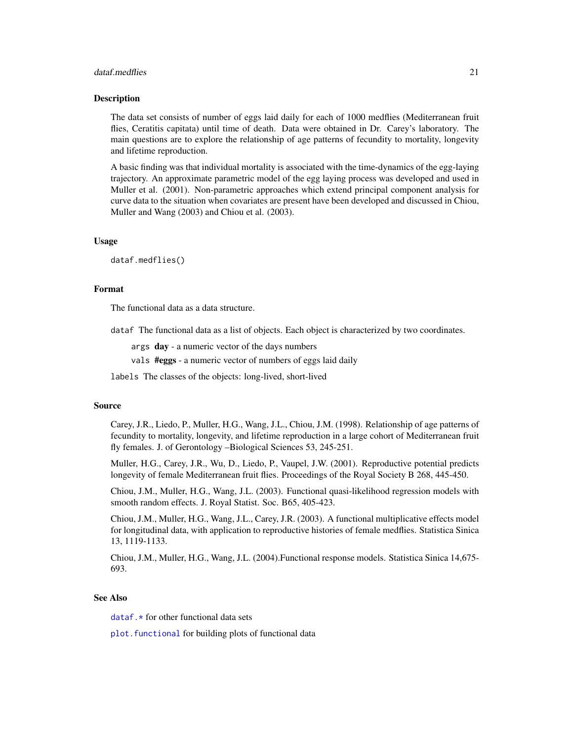## Description

The data set consists of number of eggs laid daily for each of 1000 medflies (Mediterranean fruit flies, Ceratitis capitata) until time of death. Data were obtained in Dr. Carey's laboratory. The main questions are to explore the relationship of age patterns of fecundity to mortality, longevity and lifetime reproduction.

A basic finding was that individual mortality is associated with the time-dynamics of the egg-laying trajectory. An approximate parametric model of the egg laying process was developed and used in Muller et al. (2001). Non-parametric approaches which extend principal component analysis for curve data to the situation when covariates are present have been developed and discussed in Chiou, Muller and Wang (2003) and Chiou et al. (2003).

## Usage

```
dataf.medflies()
```

## Format

The functional data as a data structure.

`dataf` The functional data as a list of objects. Each object is characterized by two coordinates.

- `args` **day** - a numeric vector of the days numbers
- `vals` **#eggs** - a numeric vector of numbers of eggs laid daily

`labels` The classes of the objects: long-lived, short-lived

## Source

Carey, J.R., Liedo, P., Muller, H.G., Wang, J.L., Chiou, J.M. (1998). Relationship of age patterns of fecundity to mortality, longevity, and lifetime reproduction in a large cohort of Mediterranean fruit fly females. J. of Gerontology –Biological Sciences 53, 245-251.

Muller, H.G., Carey, J.R., Wu, D., Liedo, P., Vaupel, J.W. (2001). Reproductive potential predicts longevity of female Mediterranean fruit flies. Proceedings of the Royal Society B 268, 445-450.

Chiou, J.M., Muller, H.G., Wang, J.L. (2003). Functional quasi-likelihood regression models with smooth random effects. J. Royal Statist. Soc. B65, 405-423.

Chiou, J.M., Muller, H.G., Wang, J.L., Carey, J.R. (2003). A functional multiplicative effects model for longitudinal data, with application to reproductive histories of female medflies. Statistica Sinica 13, 1119-1133.

Chiou, J.M., Muller, H.G., Wang, J.L. (2004).Functional response models. Statistica Sinica 14,675-693.

## See Also

`dataf.*` for other functional data sets

`plot.functional` for building plots of functional data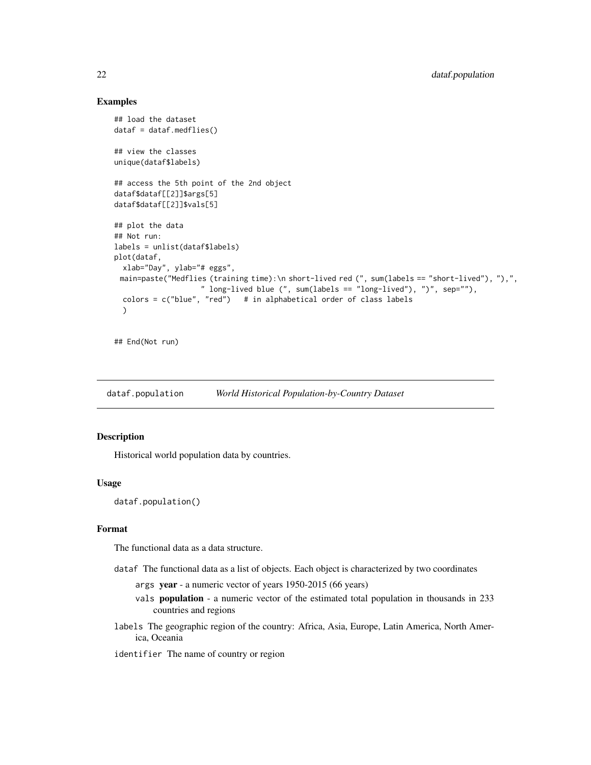### Examples

```
## load the dataset
dataf = dataf.medflies()

## view the classes
unique(dataf$labels)

## access the 5th point of the 2nd object
dataf$dataf[[2]]$args[5]
dataf$dataf[[2]]$vals[5]

## plot the data
## Not run:
labels = unlist(dataf$labels)
plot(dataf,
  xlab="Day", ylab="# eggs",
 main=paste("Medflies (training time):\n short-lived red (", sum(labels == "short-lived"), "),",
                   " long-lived blue (", sum(labels == "long-lived"), ")", sep=""),
  colors = c("blue", "red")   # in alphabetical order of class labels
  )


## End(Not run)
```

---

## dataf.population    *World Historical Population-by-Country Dataset*

### Description

Historical world population data by countries.

### Usage

```
dataf.population()
```

### Format

The functional data as a data structure.

`dataf` The functional data as a list of objects. Each object is characterized by two coordinates

- `args` **year** - a numeric vector of years 1950-2015 (66 years)
- `vals` **population** - a numeric vector of the estimated total population in thousands in 233 countries and regions

`labels` The geographic region of the country: Africa, Asia, Europe, Latin America, North America, Oceania

`identifier` The name of country or region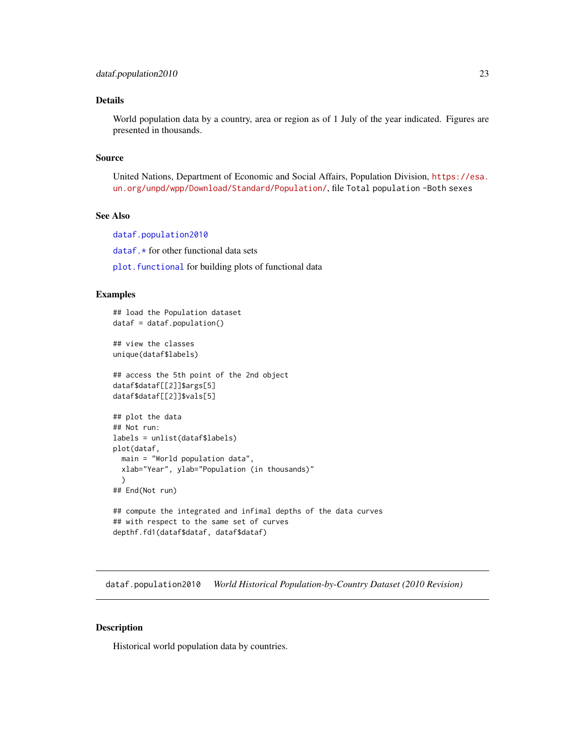### Details

World population data by a country, area or region as of 1 July of the year indicated. Figures are presented in thousands.

### Source

United Nations, Department of Economic and Social Affairs, Population Division, https://esa.un.org/unpd/wpp/Download/Standard/Population/, file `Total population -Both sexes`

### See Also

`dataf.population2010`

`dataf.*` for other functional data sets

`plot.functional` for building plots of functional data

### Examples

```
## load the Population dataset
dataf = dataf.population()

## view the classes
unique(dataf$labels)

## access the 5th point of the 2nd object
dataf$dataf[[2]]$args[5]
dataf$dataf[[2]]$vals[5]

## plot the data
## Not run:
labels = unlist(dataf$labels)
plot(dataf,
  main = "World population data",
  xlab="Year", ylab="Population (in thousands)"
  )
## End(Not run)

## compute the integrated and infimal depths of the data curves
## with respect to the same set of curves
depthf.fd1(dataf$dataf, dataf$dataf)
```

---

## dataf.population2010 — *World Historical Population-by-Country Dataset (2010 Revision)*

### Description

Historical world population data by countries.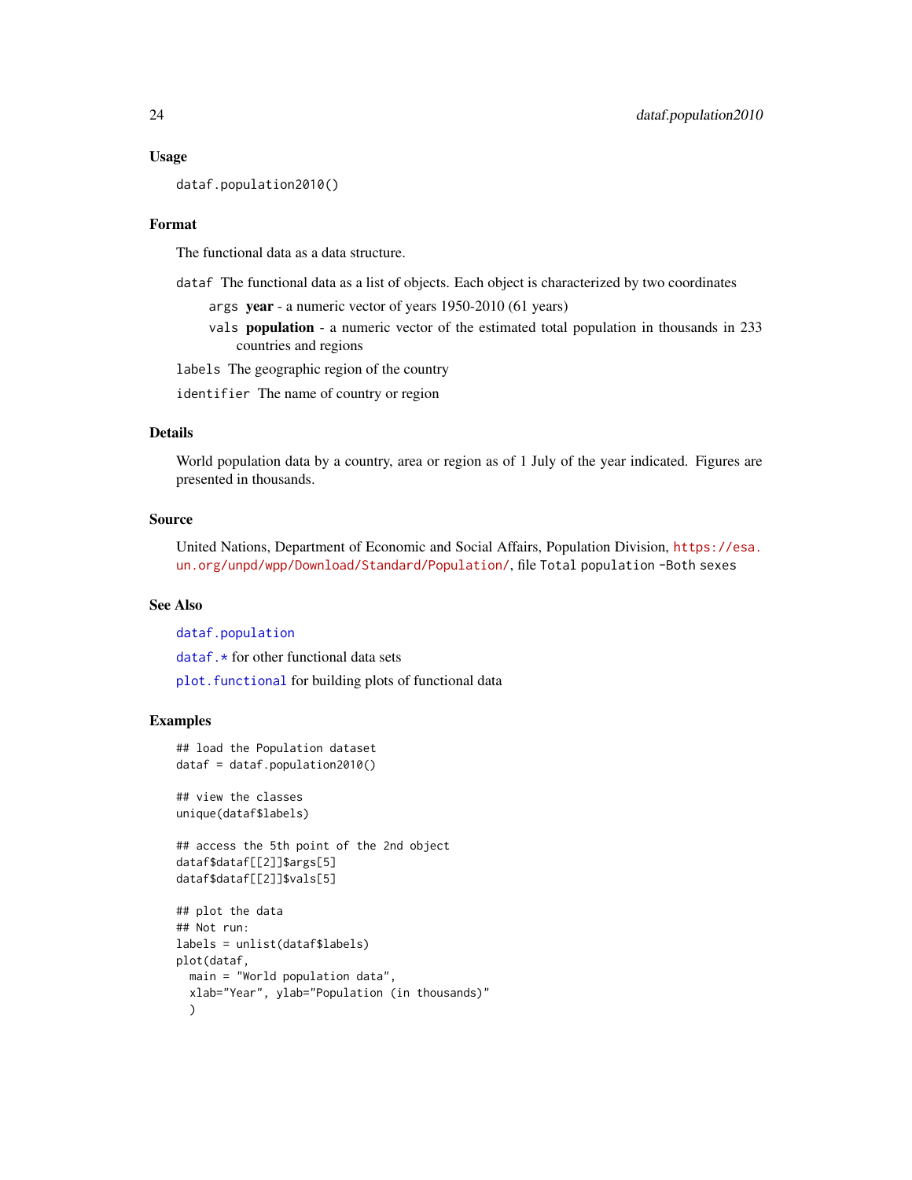## Usage

```
dataf.population2010()
```

## Format

The functional data as a data structure.

`dataf` The functional data as a list of objects. Each object is characterized by two coordinates

- `args` **year** - a numeric vector of years 1950-2010 (61 years)
- `vals` **population** - a numeric vector of the estimated total population in thousands in 233 countries and regions

`labels` The geographic region of the country

`identifier` The name of country or region

## Details

World population data by a country, area or region as of 1 July of the year indicated. Figures are presented in thousands.

## Source

United Nations, Department of Economic and Social Affairs, Population Division, https://esa.un.org/unpd/wpp/Download/Standard/Population/, file `Total population -Both sexes`

## See Also

`dataf.population`

`dataf.*` for other functional data sets

`plot.functional` for building plots of functional data

## Examples

```
## load the Population dataset
dataf = dataf.population2010()

## view the classes
unique(dataf$labels)

## access the 5th point of the 2nd object
dataf$dataf[[2]]$args[5]
dataf$dataf[[2]]$vals[5]

## plot the data
## Not run:
labels = unlist(dataf$labels)
plot(dataf,
  main = "World population data",
  xlab="Year", ylab="Population (in thousands)"
  )
```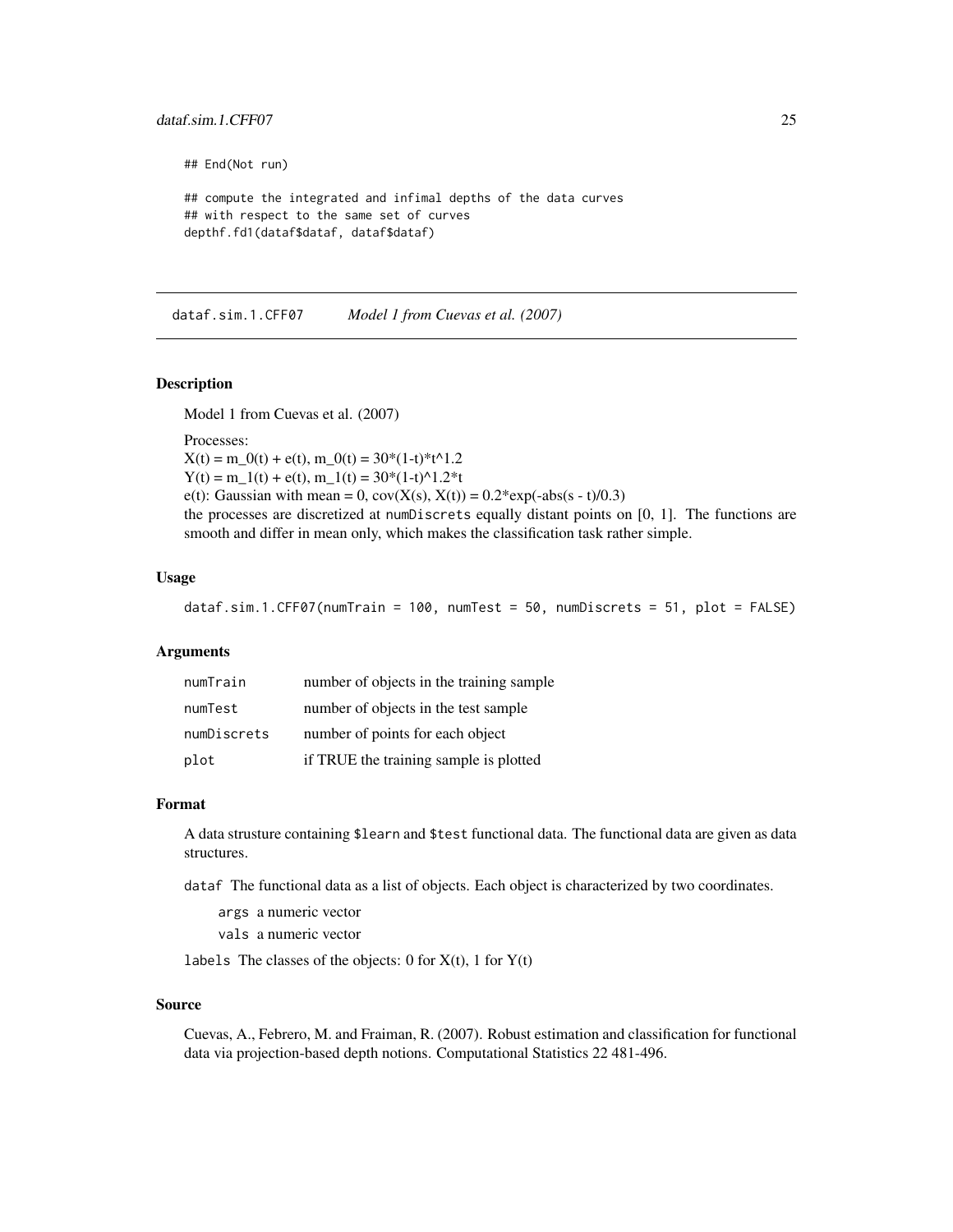```
## End(Not run)

## compute the integrated and infimal depths of the data curves
## with respect to the same set of curves
depthf.fd1(dataf$dataf, dataf$dataf)
```

---

## dataf.sim.1.CFF07 *Model 1 from Cuevas et al. (2007)*

### Description

Model 1 from Cuevas et al. (2007)

Processes:
X(t) = m_0(t) + e(t), m_0(t) = 30*(1-t)*t^1.2
Y(t) = m_1(t) + e(t), m_1(t) = 30*(1-t)^1.2*t
e(t): Gaussian with mean = 0, cov(X(s), X(t)) = 0.2*exp(-abs(s - t)/0.3)
the processes are discretized at `numDiscrets` equally distant points on [0, 1]. The functions are smooth and differ in mean only, which makes the classification task rather simple.

### Usage

```
dataf.sim.1.CFF07(numTrain = 100, numTest = 50, numDiscrets = 51, plot = FALSE)
```

### Arguments

| | |
|---|---|
| `numTrain` | number of objects in the training sample |
| `numTest` | number of objects in the test sample |
| `numDiscrets` | number of points for each object |
| `plot` | if TRUE the training sample is plotted |

### Format

A data strusture containing `$learn` and `$test` functional data. The functional data are given as data structures.

`dataf` The functional data as a list of objects. Each object is characterized by two coordinates.

- `args` a numeric vector
- `vals` a numeric vector

`labels` The classes of the objects: 0 for X(t), 1 for Y(t)

### Source

Cuevas, A., Febrero, M. and Fraiman, R. (2007). Robust estimation and classification for functional data via projection-based depth notions. Computational Statistics 22 481-496.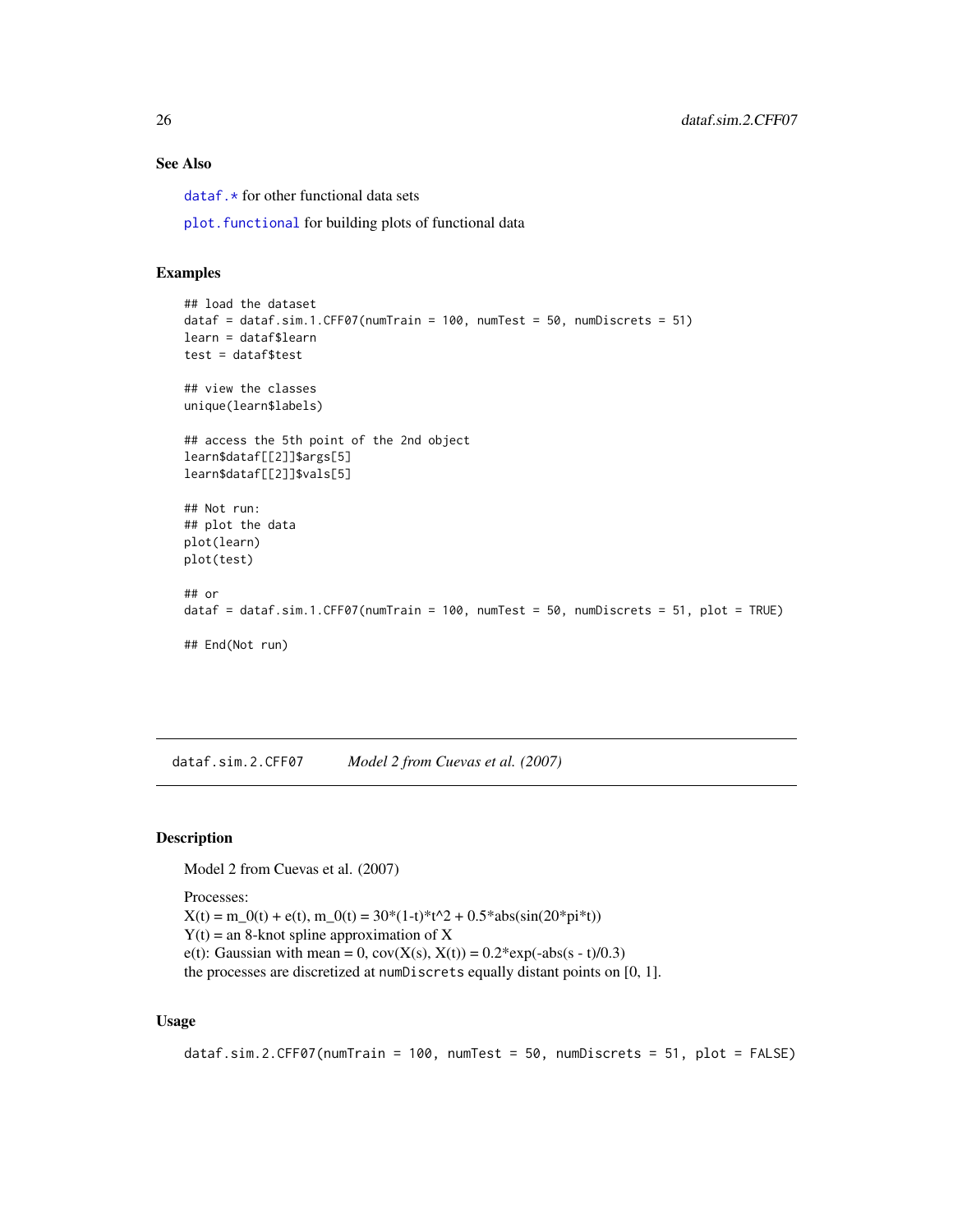### See Also

`dataf.*` for other functional data sets

`plot.functional` for building plots of functional data

### Examples

```
## load the dataset
dataf = dataf.sim.1.CFF07(numTrain = 100, numTest = 50, numDiscrets = 51)
learn = dataf$learn
test = dataf$test

## view the classes
unique(learn$labels)

## access the 5th point of the 2nd object
learn$dataf[[2]]$args[5]
learn$dataf[[2]]$vals[5]

## Not run:
## plot the data
plot(learn)
plot(test)

## or
dataf = dataf.sim.1.CFF07(numTrain = 100, numTest = 50, numDiscrets = 51, plot = TRUE)

## End(Not run)
```

---

## dataf.sim.2.CFF07 *Model 2 from Cuevas et al. (2007)*

---

### Description

Model 2 from Cuevas et al. (2007)

Processes:
X(t) = m_0(t) + e(t), m_0(t) = 30*(1-t)*t^2 + 0.5*abs(sin(20*pi*t))
Y(t) = an 8-knot spline approximation of X
e(t): Gaussian with mean = 0, cov(X(s), X(t)) = 0.2*exp(-abs(s - t)/0.3)
the processes are discretized at `numDiscrets` equally distant points on [0, 1].

### Usage

```
dataf.sim.2.CFF07(numTrain = 100, numTest = 50, numDiscrets = 51, plot = FALSE)
```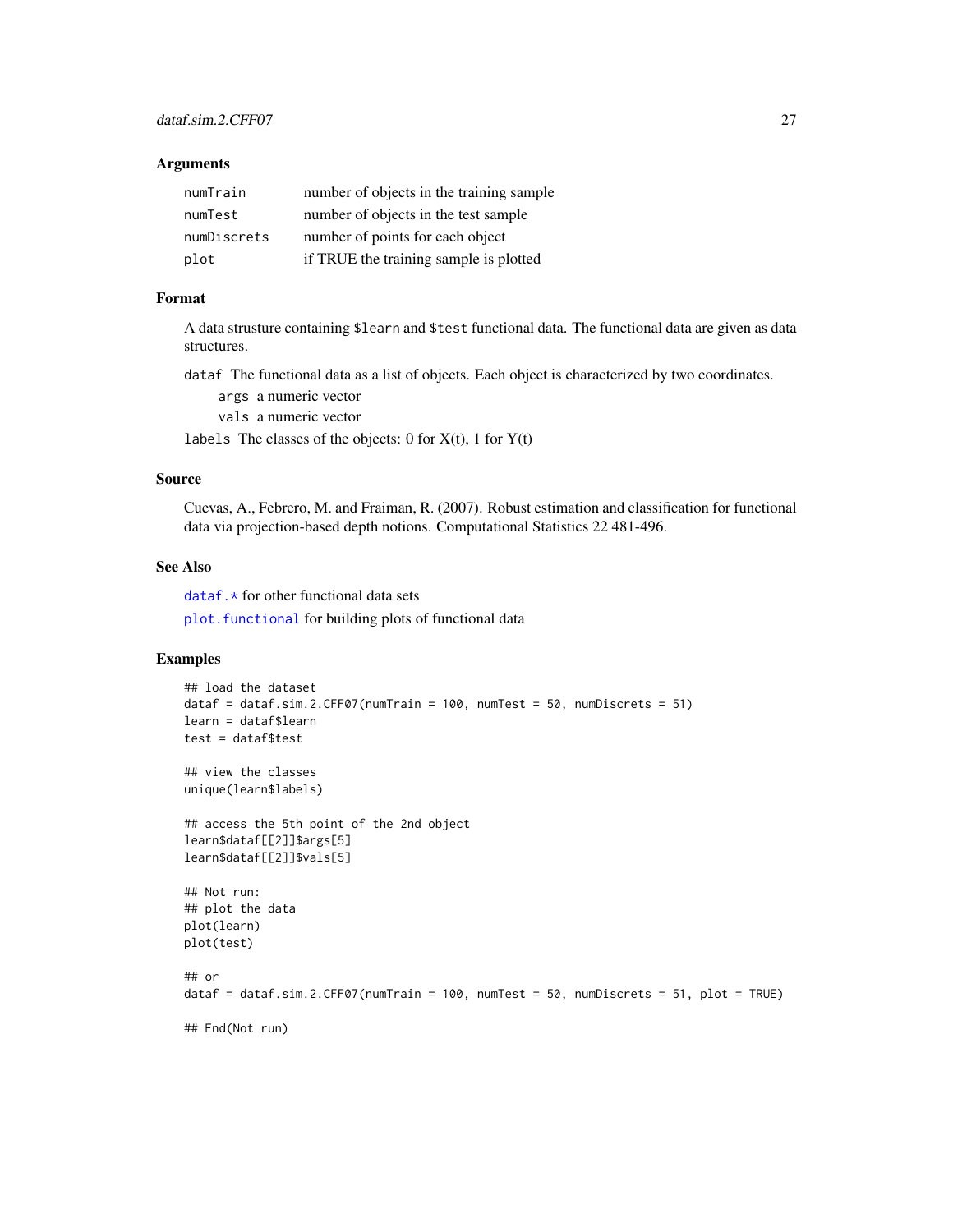### Arguments

| | |
|---|---|
| numTrain | number of objects in the training sample |
| numTest | number of objects in the test sample |
| numDiscrets | number of points for each object |
| plot | if TRUE the training sample is plotted |

### Format

A data strusture containing `$learn` and `$test` functional data. The functional data are given as data structures.

`dataf` The functional data as a list of objects. Each object is characterized by two coordinates.

- `args` a numeric vector
- `vals` a numeric vector

`labels` The classes of the objects: 0 for X(t), 1 for Y(t)

### Source

Cuevas, A., Febrero, M. and Fraiman, R. (2007). Robust estimation and classification for functional data via projection-based depth notions. Computational Statistics 22 481-496.

### See Also

`dataf.*` for other functional data sets

`plot.functional` for building plots of functional data

### Examples

```
## load the dataset
dataf = dataf.sim.2.CFF07(numTrain = 100, numTest = 50, numDiscrets = 51)
learn = dataf$learn
test = dataf$test

## view the classes
unique(learn$labels)

## access the 5th point of the 2nd object
learn$dataf[[2]]$args[5]
learn$dataf[[2]]$vals[5]

## Not run:
## plot the data
plot(learn)
plot(test)

## or
dataf = dataf.sim.2.CFF07(numTrain = 100, numTest = 50, numDiscrets = 51, plot = TRUE)

## End(Not run)
```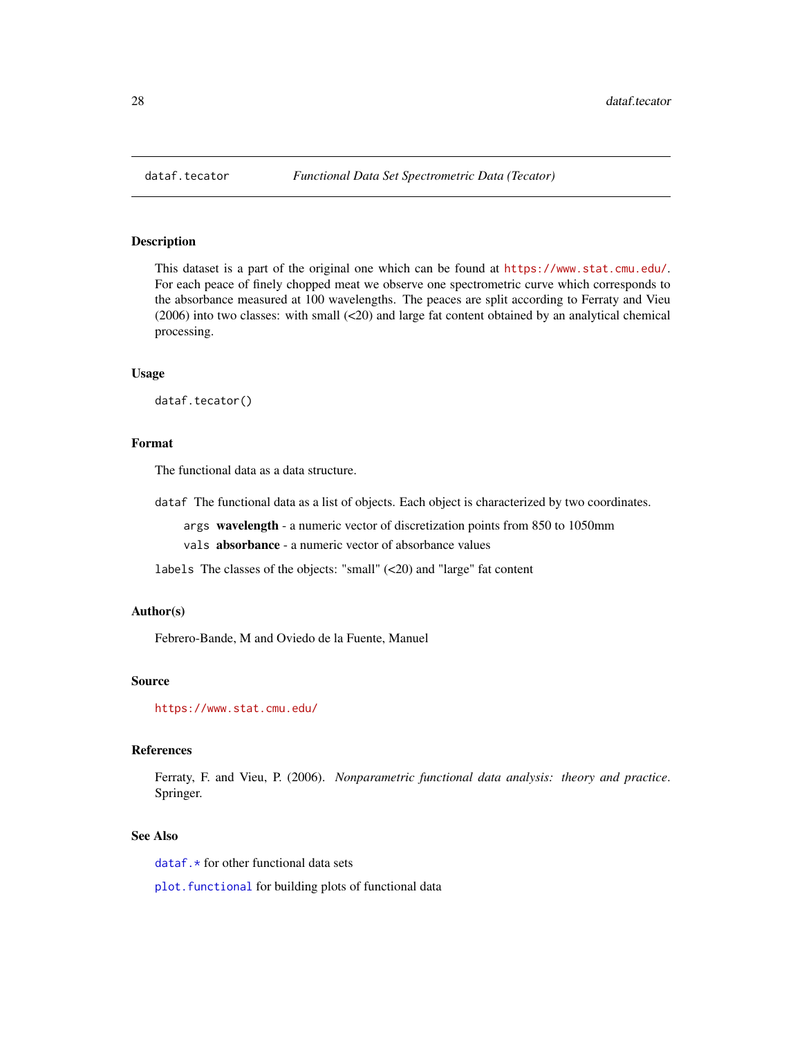# dataf.tecator — *Functional Data Set Spectrometric Data (Tecator)*

## Description

This dataset is a part of the original one which can be found at https://www.stat.cmu.edu/. For each peace of finely chopped meat we observe one spectrometric curve which corresponds to the absorbance measured at 100 wavelengths. The peaces are split according to Ferraty and Vieu (2006) into two classes: with small (<20) and large fat content obtained by an analytical chemical processing.

## Usage

```
dataf.tecator()
```

## Format

The functional data as a data structure.

`dataf` The functional data as a list of objects. Each object is characterized by two coordinates.

- `args` **wavelength** - a numeric vector of discretization points from 850 to 1050mm
- `vals` **absorbance** - a numeric vector of absorbance values

`labels` The classes of the objects: "small" (<20) and "large" fat content

## Author(s)

Febrero-Bande, M and Oviedo de la Fuente, Manuel

## Source

https://www.stat.cmu.edu/

## References

Ferraty, F. and Vieu, P. (2006). *Nonparametric functional data analysis: theory and practice*. Springer.

## See Also

`dataf.*` for other functional data sets

`plot.functional` for building plots of functional data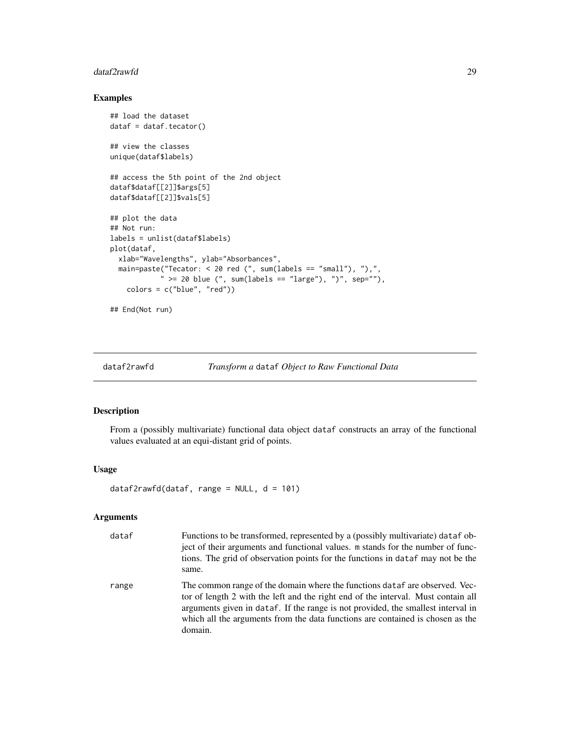### Examples

```
## load the dataset
dataf = dataf.tecator()

## view the classes
unique(dataf$labels)

## access the 5th point of the 2nd object
dataf$dataf[[2]]$args[5]
dataf$dataf[[2]]$vals[5]

## plot the data
## Not run:
labels = unlist(dataf$labels)
plot(dataf,
  xlab="Wavelengths", ylab="Absorbances",
  main=paste("Tecator: < 20 red (", sum(labels == "small"), "),",
            " >= 20 blue (", sum(labels == "large"), ")", sep=""),
    colors = c("blue", "red"))

## End(Not run)
```

---

## dataf2rawfd — *Transform a* `dataf` *Object to Raw Functional Data*

### Description

From a (possibly multivariate) functional data object `dataf` constructs an array of the functional values evaluated at an equi-distant grid of points.

### Usage

```
dataf2rawfd(dataf, range = NULL, d = 101)
```

### Arguments

| | |
|---|---|
| `dataf` | Functions to be transformed, represented by a (possibly multivariate) `dataf` object of their arguments and functional values. `m` stands for the number of functions. The grid of observation points for the functions in `dataf` may not be the same. |
| `range` | The common range of the domain where the functions `dataf` are observed. Vector of length 2 with the left and the right end of the interval. Must contain all arguments given in `dataf`. If the range is not provided, the smallest interval in which all the arguments from the data functions are contained is chosen as the domain. |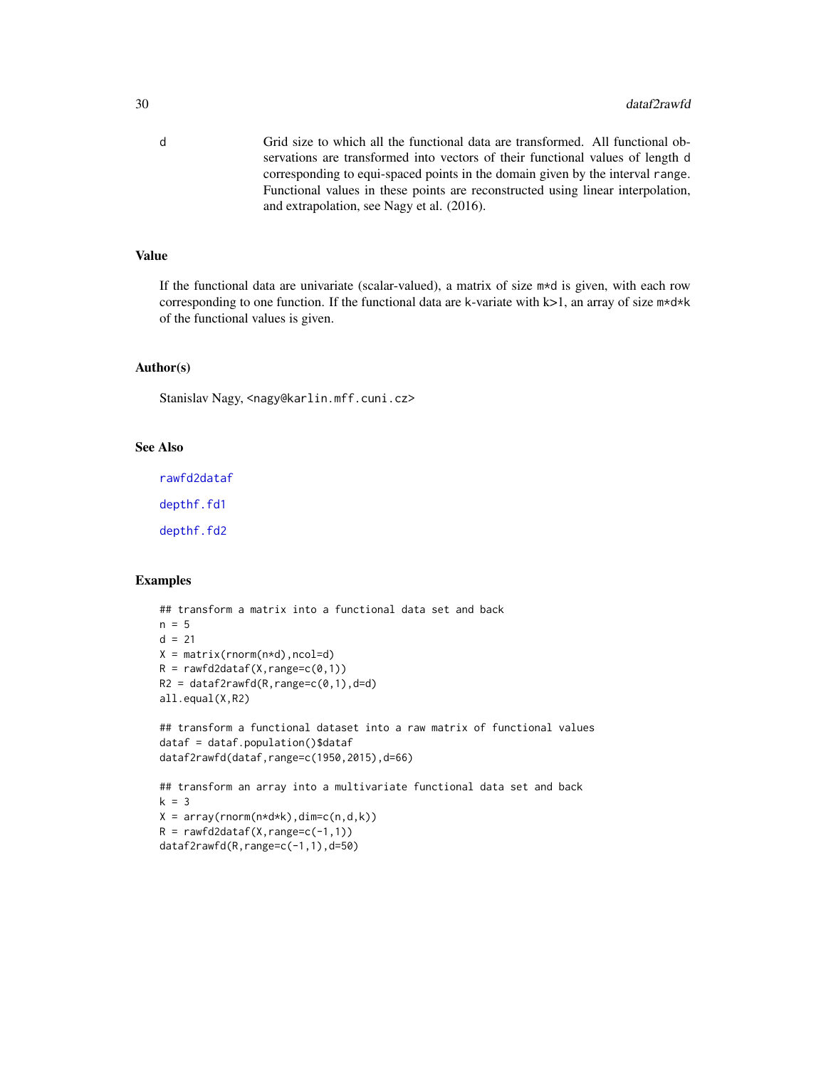d Grid size to which all the functional data are transformed. All functional observations are transformed into vectors of their functional values of length d corresponding to equi-spaced points in the domain given by the interval range. Functional values in these points are reconstructed using linear interpolation, and extrapolation, see Nagy et al. (2016).

## Value

If the functional data are univariate (scalar-valued), a matrix of size m*d is given, with each row corresponding to one function. If the functional data are k-variate with k>1, an array of size m*d*k of the functional values is given.

## Author(s)

Stanislav Nagy, <nagy@karlin.mff.cuni.cz>

## See Also

rawfd2dataf

depthf.fd1

depthf.fd2

## Examples

```
## transform a matrix into a functional data set and back
n = 5
d = 21
X = matrix(rnorm(n*d),ncol=d)
R = rawfd2dataf(X,range=c(0,1))
R2 = dataf2rawfd(R,range=c(0,1),d=d)
all.equal(X,R2)

## transform a functional dataset into a raw matrix of functional values
dataf = dataf.population()$dataf
dataf2rawfd(dataf,range=c(1950,2015),d=66)

## transform an array into a multivariate functional data set and back
k = 3
X = array(rnorm(n*d*k),dim=c(n,d,k))
R = rawfd2dataf(X,range=c(-1,1))
dataf2rawfd(R,range=c(-1,1),d=50)
```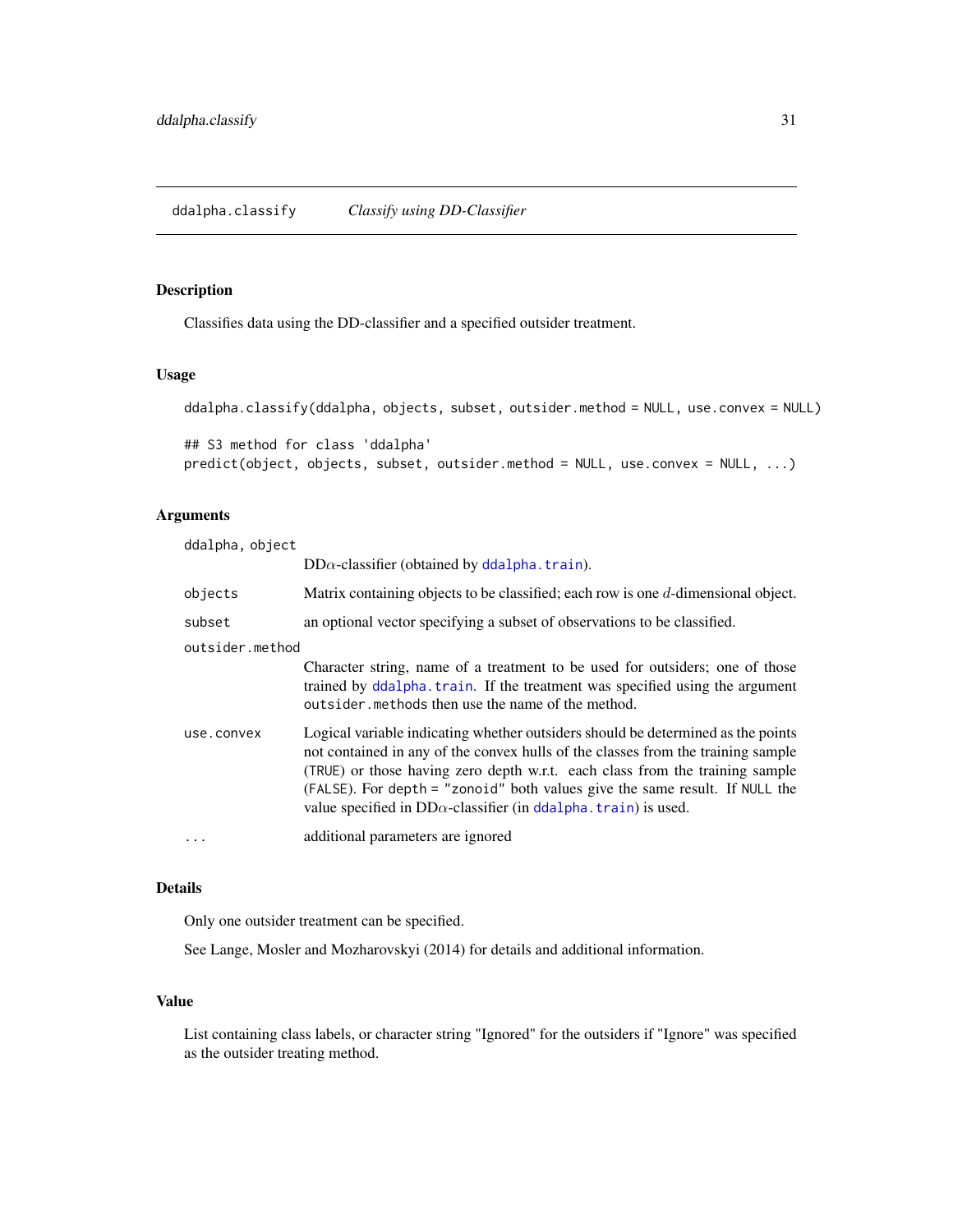# ddalpha.classify — *Classify using DD-Classifier*

## Description

Classifies data using the DD-classifier and a specified outsider treatment.

## Usage

```
ddalpha.classify(ddalpha, objects, subset, outsider.method = NULL, use.convex = NULL)

## S3 method for class 'ddalpha'
predict(object, objects, subset, outsider.method = NULL, use.convex = NULL, ...)
```

## Arguments

- `ddalpha, object`: DD$\alpha$-classifier (obtained by `ddalpha.train`).
- `objects`: Matrix containing objects to be classified; each row is one $d$-dimensional object.
- `subset`: an optional vector specifying a subset of observations to be classified.
- `outsider.method`: Character string, name of a treatment to be used for outsiders; one of those trained by `ddalpha.train`. If the treatment was specified using the argument `outsider.methods` then use the name of the method.
- `use.convex`: Logical variable indicating whether outsiders should be determined as the points not contained in any of the convex hulls of the classes from the training sample (`TRUE`) or those having zero depth w.r.t. each class from the training sample (`FALSE`). For `depth = "zonoid"` both values give the same result. If `NULL` the value specified in DD$\alpha$-classifier (in `ddalpha.train`) is used.
- `...`: additional parameters are ignored

## Details

Only one outsider treatment can be specified.

See Lange, Mosler and Mozharovskyi (2014) for details and additional information.

## Value

List containing class labels, or character string "Ignored" for the outsiders if "Ignore" was specified as the outsider treating method.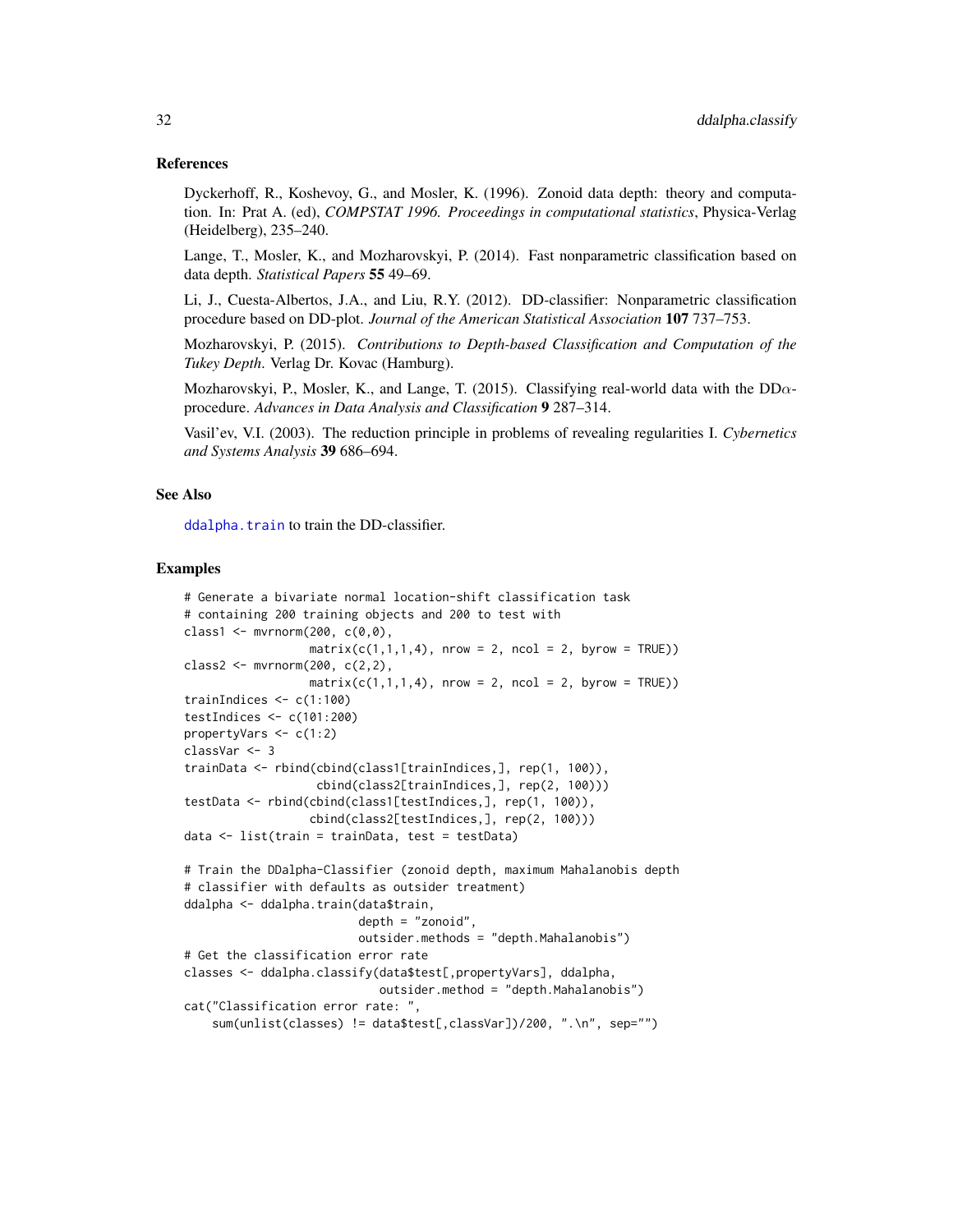### References

Dyckerhoff, R., Koshevoy, G., and Mosler, K. (1996). Zonoid data depth: theory and computation. In: Prat A. (ed), *COMPSTAT 1996. Proceedings in computational statistics*, Physica-Verlag (Heidelberg), 235–240.

Lange, T., Mosler, K., and Mozharovskyi, P. (2014). Fast nonparametric classification based on data depth. *Statistical Papers* **55** 49–69.

Li, J., Cuesta-Albertos, J.A., and Liu, R.Y. (2012). DD-classifier: Nonparametric classification procedure based on DD-plot. *Journal of the American Statistical Association* **107** 737–753.

Mozharovskyi, P. (2015). *Contributions to Depth-based Classification and Computation of the Tukey Depth*. Verlag Dr. Kovac (Hamburg).

Mozharovskyi, P., Mosler, K., and Lange, T. (2015). Classifying real-world data with the DD$\alpha$-procedure. *Advances in Data Analysis and Classification* **9** 287–314.

Vasil'ev, V.I. (2003). The reduction principle in problems of revealing regularities I. *Cybernetics and Systems Analysis* **39** 686–694.

### See Also

`ddalpha.train` to train the DD-classifier.

### Examples

```
# Generate a bivariate normal location-shift classification task
# containing 200 training objects and 200 to test with
class1 <- mvrnorm(200, c(0,0),
                  matrix(c(1,1,1,4), nrow = 2, ncol = 2, byrow = TRUE))
class2 <- mvrnorm(200, c(2,2),
                  matrix(c(1,1,1,4), nrow = 2, ncol = 2, byrow = TRUE))
trainIndices <- c(1:100)
testIndices <- c(101:200)
propertyVars <- c(1:2)
classVar <- 3
trainData <- rbind(cbind(class1[trainIndices,], rep(1, 100)),
                   cbind(class2[trainIndices,], rep(2, 100)))
testData <- rbind(cbind(class1[testIndices,], rep(1, 100)),
                  cbind(class2[testIndices,], rep(2, 100)))
data <- list(train = trainData, test = testData)

# Train the DDalpha-Classifier (zonoid depth, maximum Mahalanobis depth
# classifier with defaults as outsider treatment)
ddalpha <- ddalpha.train(data$train,
                         depth = "zonoid",
                         outsider.methods = "depth.Mahalanobis")
# Get the classification error rate
classes <- ddalpha.classify(data$test[,propertyVars], ddalpha,
                            outsider.method = "depth.Mahalanobis")
cat("Classification error rate: ",
    sum(unlist(classes) != data$test[,classVar])/200, ".\n", sep="")
```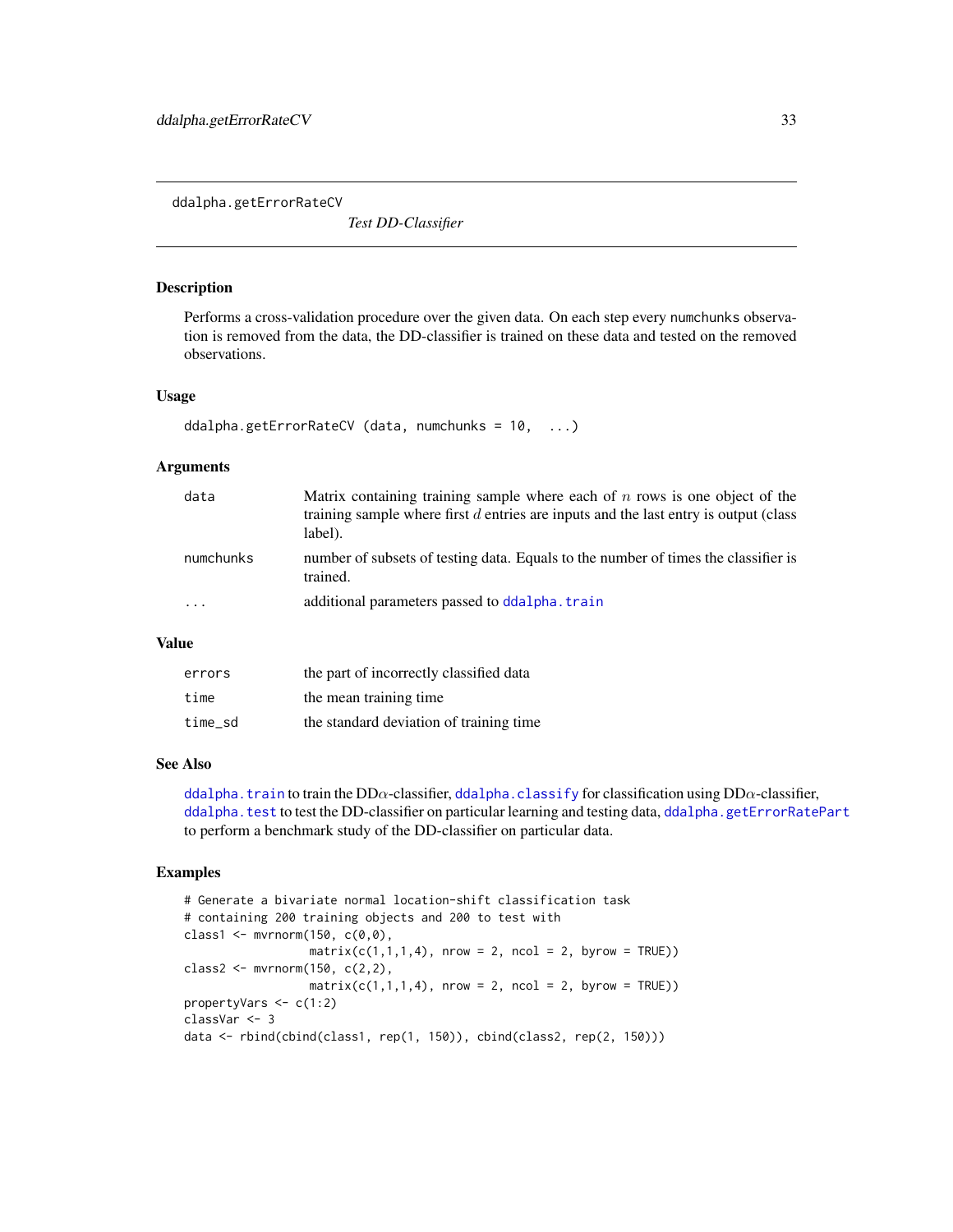ddalpha.getErrorRateCV

*Test DD-Classifier*

## Description

Performs a cross-validation procedure over the given data. On each step every numchunks observation is removed from the data, the DD-classifier is trained on these data and tested on the removed observations.

## Usage

```
ddalpha.getErrorRateCV (data, numchunks = 10,  ...)
```

## Arguments

| | |
|---|---|
| data | Matrix containing training sample where each of $n$ rows is one object of the training sample where first $d$ entries are inputs and the last entry is output (class label). |
| numchunks | number of subsets of testing data. Equals to the number of times the classifier is trained. |
| ... | additional parameters passed to ddalpha.train |

## Value

| | |
|---|---|
| errors | the part of incorrectly classified data |
| time | the mean training time |
| time_sd | the standard deviation of training time |

## See Also

ddalpha.train to train the DD$\alpha$-classifier, ddalpha.classify for classification using DD$\alpha$-classifier, ddalpha.test to test the DD-classifier on particular learning and testing data, ddalpha.getErrorRatePart to perform a benchmark study of the DD-classifier on particular data.

## Examples

```
# Generate a bivariate normal location-shift classification task
# containing 200 training objects and 200 to test with
class1 <- mvrnorm(150, c(0,0),
                  matrix(c(1,1,1,4), nrow = 2, ncol = 2, byrow = TRUE))
class2 <- mvrnorm(150, c(2,2),
                  matrix(c(1,1,1,4), nrow = 2, ncol = 2, byrow = TRUE))
propertyVars <- c(1:2)
classVar <- 3
data <- rbind(cbind(class1, rep(1, 150)), cbind(class2, rep(2, 150)))
```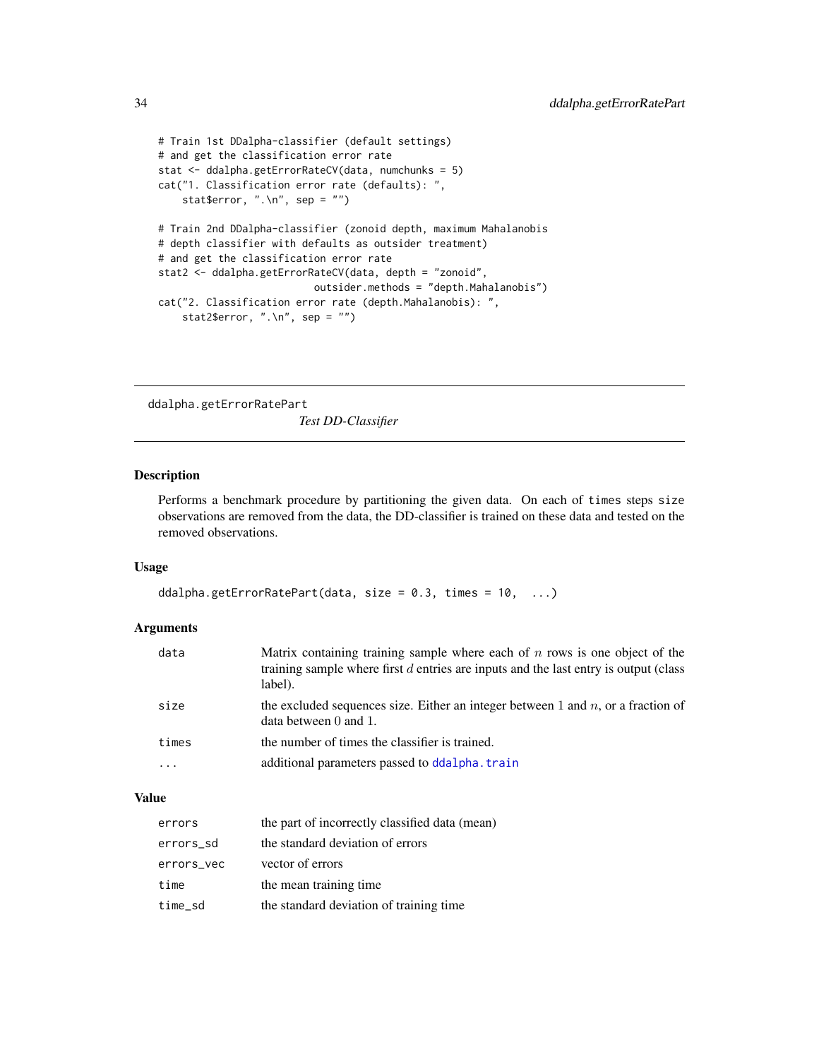```
# Train 1st DDalpha-classifier (default settings)
# and get the classification error rate
stat <- ddalpha.getErrorRateCV(data, numchunks = 5)
cat("1. Classification error rate (defaults): ",
    stat$error, ".\n", sep = "")

# Train 2nd DDalpha-classifier (zonoid depth, maximum Mahalanobis
# depth classifier with defaults as outsider treatment)
# and get the classification error rate
stat2 <- ddalpha.getErrorRateCV(data, depth = "zonoid",
                          outsider.methods = "depth.Mahalanobis")
cat("2. Classification error rate (depth.Mahalanobis): ",
    stat2$error, ".\n", sep = "")
```

---

## ddalpha.getErrorRatePart *Test DD-Classifier*

---

### Description

Performs a benchmark procedure by partitioning the given data. On each of `times` steps `size` observations are removed from the data, the DD-classifier is trained on these data and tested on the removed observations.

### Usage

```
ddalpha.getErrorRatePart(data, size = 0.3, times = 10,  ...)
```

### Arguments

| | |
|---|---|
| `data` | Matrix containing training sample where each of $n$ rows is one object of the training sample where first $d$ entries are inputs and the last entry is output (class label). |
| `size` | the excluded sequences size. Either an integer between 1 and $n$, or a fraction of data between 0 and 1. |
| `times` | the number of times the classifier is trained. |
| `...` | additional parameters passed to `ddalpha.train` |

### Value

| | |
|---|---|
| `errors` | the part of incorrectly classified data (mean) |
| `errors_sd` | the standard deviation of errors |
| `errors_vec` | vector of errors |
| `time` | the mean training time |
| `time_sd` | the standard deviation of training time |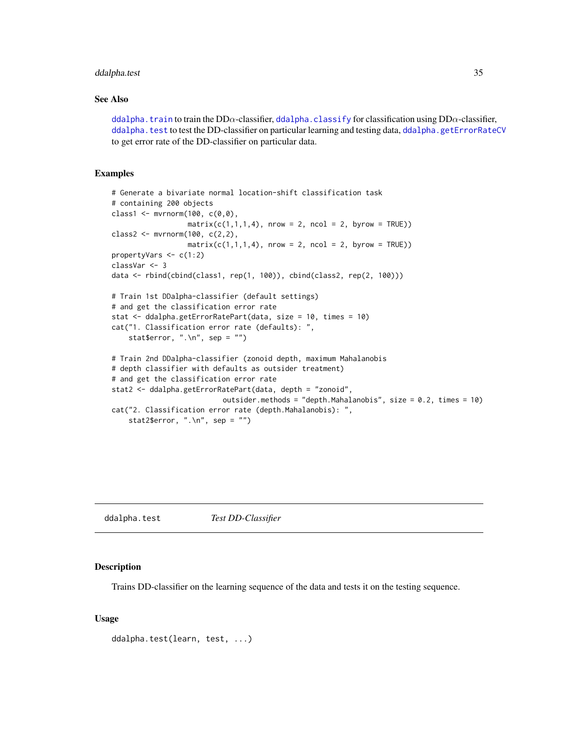### See Also

ddalpha.train to train the DD$\alpha$-classifier, ddalpha.classify for classification using DD$\alpha$-classifier, ddalpha.test to test the DD-classifier on particular learning and testing data, ddalpha.getErrorRateCV to get error rate of the DD-classifier on particular data.

### Examples

```
# Generate a bivariate normal location-shift classification task
# containing 200 objects
class1 <- mvrnorm(100, c(0,0),
                  matrix(c(1,1,1,4), nrow = 2, ncol = 2, byrow = TRUE))
class2 <- mvrnorm(100, c(2,2),
                  matrix(c(1,1,1,4), nrow = 2, ncol = 2, byrow = TRUE))
propertyVars <- c(1:2)
classVar <- 3
data <- rbind(cbind(class1, rep(1, 100)), cbind(class2, rep(2, 100)))

# Train 1st DDalpha-classifier (default settings)
# and get the classification error rate
stat <- ddalpha.getErrorRatePart(data, size = 10, times = 10)
cat("1. Classification error rate (defaults): ",
    stat$error, ".\n", sep = "")

# Train 2nd DDalpha-classifier (zonoid depth, maximum Mahalanobis
# depth classifier with defaults as outsider treatment)
# and get the classification error rate
stat2 <- ddalpha.getErrorRatePart(data, depth = "zonoid",
                         outsider.methods = "depth.Mahalanobis", size = 0.2, times = 10)
cat("2. Classification error rate (depth.Mahalanobis): ",
    stat2$error, ".\n", sep = "")
```

---

## ddalpha.test *Test DD-Classifier*

### Description

Trains DD-classifier on the learning sequence of the data and tests it on the testing sequence.

### Usage

```
ddalpha.test(learn, test, ...)
```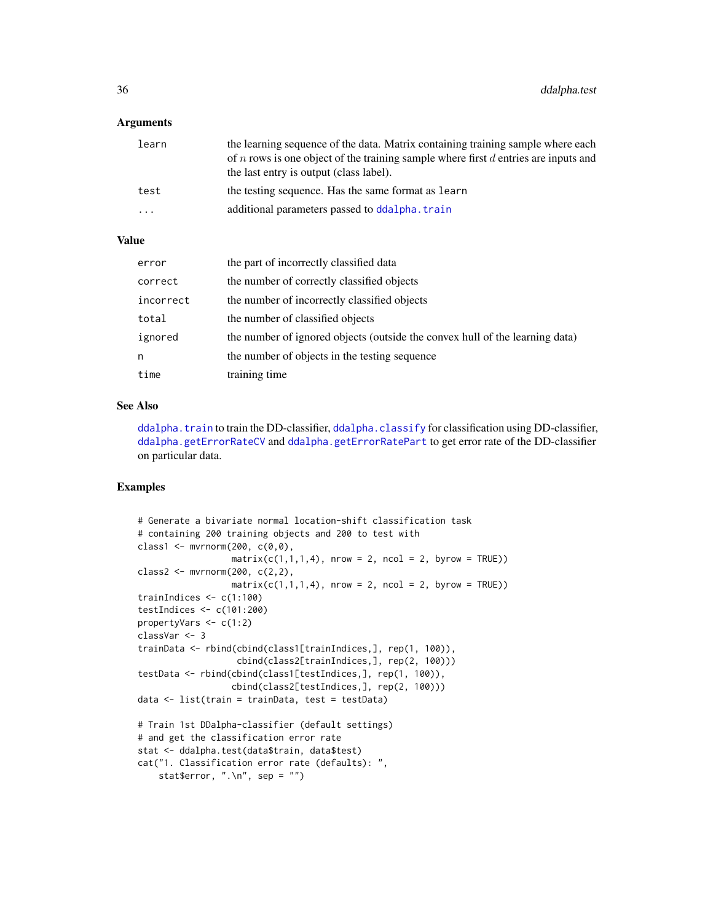### Arguments

| | |
|---|---|
| `learn` | the learning sequence of the data. Matrix containing training sample where each of $n$ rows is one object of the training sample where first $d$ entries are inputs and the last entry is output (class label). |
| `test` | the testing sequence. Has the same format as `learn` |
| `...` | additional parameters passed to `ddalpha.train` |

### Value

| | |
|---|---|
| `error` | the part of incorrectly classified data |
| `correct` | the number of correctly classified objects |
| `incorrect` | the number of incorrectly classified objects |
| `total` | the number of classified objects |
| `ignored` | the number of ignored objects (outside the convex hull of the learning data) |
| `n` | the number of objects in the testing sequence |
| `time` | training time |

### See Also

`ddalpha.train` to train the DD-classifier, `ddalpha.classify` for classification using DD-classifier, `ddalpha.getErrorRateCV` and `ddalpha.getErrorRatePart` to get error rate of the DD-classifier on particular data.

### Examples

```
# Generate a bivariate normal location-shift classification task
# containing 200 training objects and 200 to test with
class1 <- mvrnorm(200, c(0,0),
                  matrix(c(1,1,1,4), nrow = 2, ncol = 2, byrow = TRUE))
class2 <- mvrnorm(200, c(2,2),
                  matrix(c(1,1,1,4), nrow = 2, ncol = 2, byrow = TRUE))
trainIndices <- c(1:100)
testIndices <- c(101:200)
propertyVars <- c(1:2)
classVar <- 3
trainData <- rbind(cbind(class1[trainIndices,], rep(1, 100)),
                   cbind(class2[trainIndices,], rep(2, 100)))
testData <- rbind(cbind(class1[testIndices,], rep(1, 100)),
                  cbind(class2[testIndices,], rep(2, 100)))
data <- list(train = trainData, test = testData)

# Train 1st DDalpha-classifier (default settings)
# and get the classification error rate
stat <- ddalpha.test(data$train, data$test)
cat("1. Classification error rate (defaults): ",
    stat$error, ".\n", sep = "")
```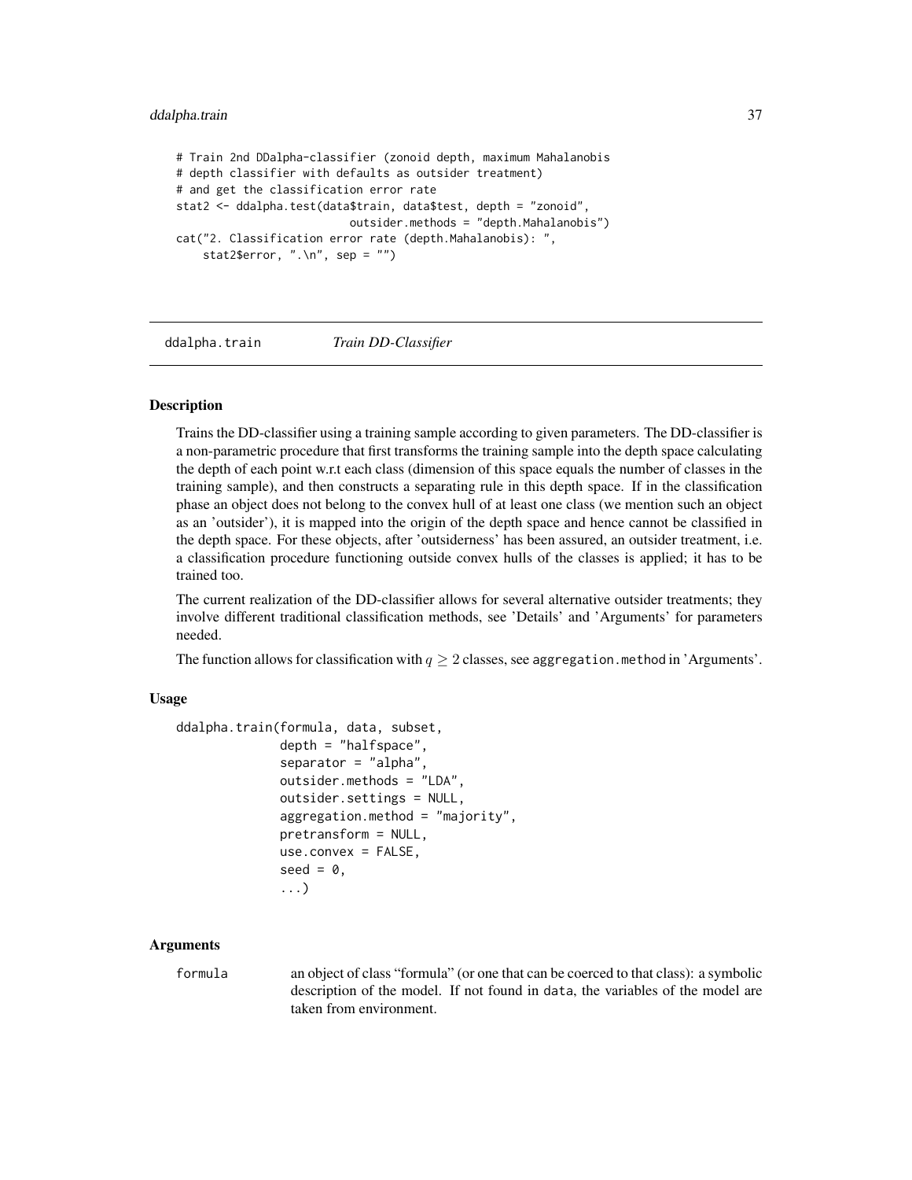```
# Train 2nd DDalpha-classifier (zonoid depth, maximum Mahalanobis
# depth classifier with defaults as outsider treatment)
# and get the classification error rate
stat2 <- ddalpha.test(data$train, data$test, depth = "zonoid",
                      outsider.methods = "depth.Mahalanobis")
cat("2. Classification error rate (depth.Mahalanobis): ",
    stat2$error, ".\n", sep = "")
```

## ddalpha.train &nbsp;&nbsp;&nbsp; *Train DD-Classifier*

### Description

Trains the DD-classifier using a training sample according to given parameters. The DD-classifier is a non-parametric procedure that first transforms the training sample into the depth space calculating the depth of each point w.r.t each class (dimension of this space equals the number of classes in the training sample), and then constructs a separating rule in this depth space. If in the classification phase an object does not belong to the convex hull of at least one class (we mention such an object as an 'outsider'), it is mapped into the origin of the depth space and hence cannot be classified in the depth space. For these objects, after 'outsiderness' has been assured, an outsider treatment, i.e. a classification procedure functioning outside convex hulls of the classes is applied; it has to be trained too.

The current realization of the DD-classifier allows for several alternative outsider treatments; they involve different traditional classification methods, see 'Details' and 'Arguments' for parameters needed.

The function allows for classification with $q \geq 2$ classes, see `aggregation.method` in 'Arguments'.

### Usage

```
ddalpha.train(formula, data, subset,
              depth = "halfspace",
              separator = "alpha",
              outsider.methods = "LDA",
              outsider.settings = NULL,
              aggregation.method = "majority",
              pretransform = NULL,
              use.convex = FALSE,
              seed = 0,
              ...)
```

### Arguments

`formula` &nbsp;&nbsp; an object of class "formula" (or one that can be coerced to that class): a symbolic description of the model. If not found in `data`, the variables of the model are taken from environment.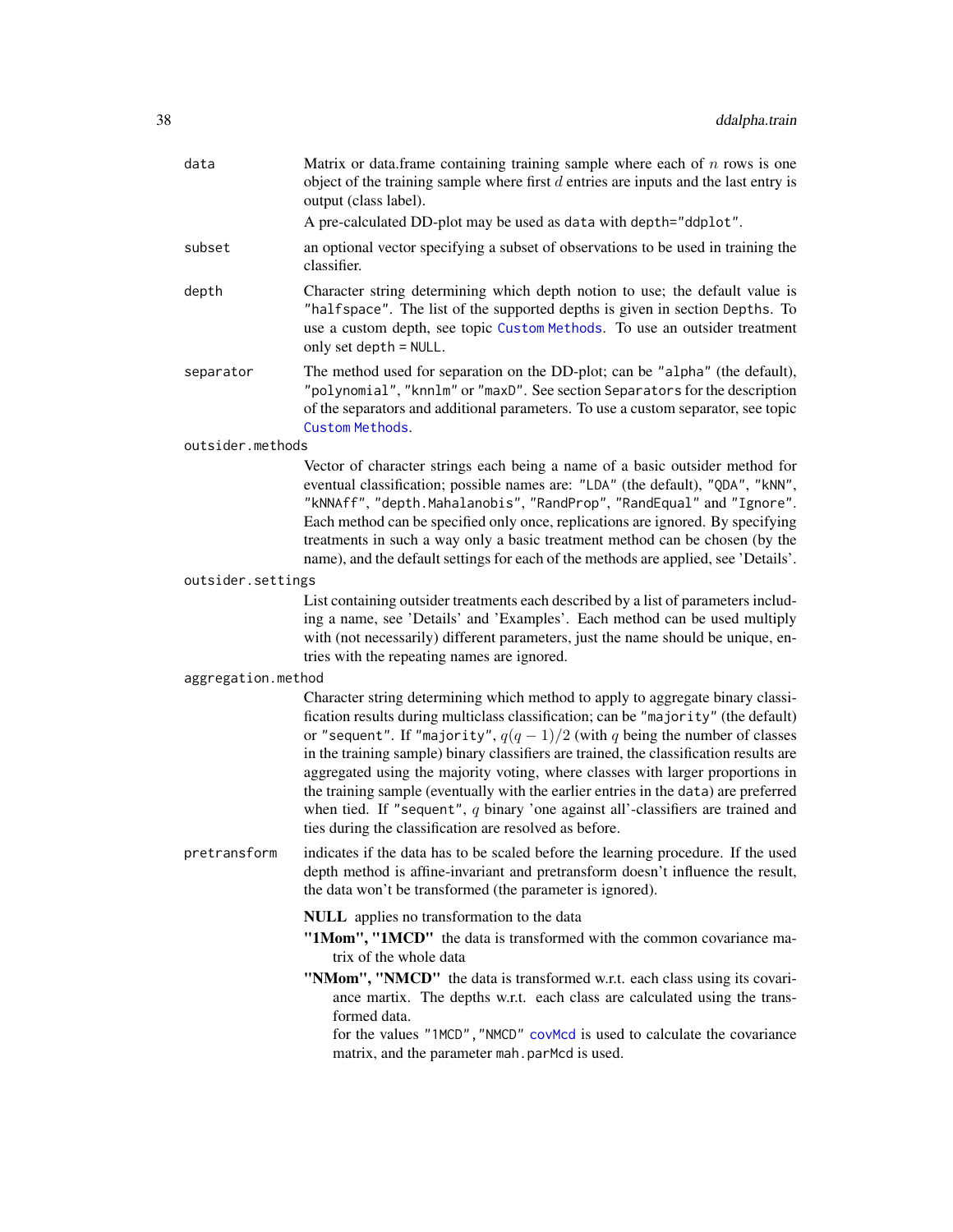data
: Matrix or data.frame containing training sample where each of $n$ rows is one object of the training sample where first $d$ entries are inputs and the last entry is output (class label).

  A pre-calculated DD-plot may be used as `data` with `depth="ddplot"`.

subset
: an optional vector specifying a subset of observations to be used in training the classifier.

depth
: Character string determining which depth notion to use; the default value is `"halfspace"`. The list of the supported depths is given in section `Depths`. To use a custom depth, see topic `Custom Methods`. To use an outsider treatment only set `depth = NULL`.

separator
: The method used for separation on the DD-plot; can be `"alpha"` (the default), `"polynomial"`, `"knnlm"` or `"maxD"`. See section `Separators` for the description of the separators and additional parameters. To use a custom separator, see topic `Custom Methods`.

outsider.methods
: Vector of character strings each being a name of a basic outsider method for eventual classification; possible names are: `"LDA"` (the default), `"QDA"`, `"kNN"`, `"kNNAff"`, `"depth.Mahalanobis"`, `"RandProp"`, `"RandEqual"` and `"Ignore"`. Each method can be specified only once, replications are ignored. By specifying treatments in such a way only a basic treatment method can be chosen (by the name), and the default settings for each of the methods are applied, see 'Details'.

outsider.settings
: List containing outsider treatments each described by a list of parameters including a name, see 'Details' and 'Examples'. Each method can be used multiply with (not necessarily) different parameters, just the name should be unique, entries with the repeating names are ignored.

aggregation.method
: Character string determining which method to apply to aggregate binary classification results during multiclass classification; can be `"majority"` (the default) or `"sequent"`. If `"majority"`, $q(q-1)/2$ (with $q$ being the number of classes in the training sample) binary classifiers are trained, the classification results are aggregated using the majority voting, where classes with larger proportions in the training sample (eventually with the earlier entries in the `data`) are preferred when tied. If `"sequent"`, $q$ binary 'one against all'-classifiers are trained and ties during the classification are resolved as before.

pretransform
: indicates if the data has to be scaled before the learning procedure. If the used depth method is affine-invariant and pretransform doesn't influence the result, the data won't be transformed (the parameter is ignored).

  **NULL** applies no transformation to the data

  **"1Mom", "1MCD"** the data is transformed with the common covariance matrix of the whole data

  **"NMom", "NMCD"** the data is transformed w.r.t. each class using its covariance martix. The depths w.r.t. each class are calculated using the transformed data.

  for the values `"1MCD"`,`"NMCD"` `covMcd` is used to calculate the covariance matrix, and the parameter `mah.parMcd` is used.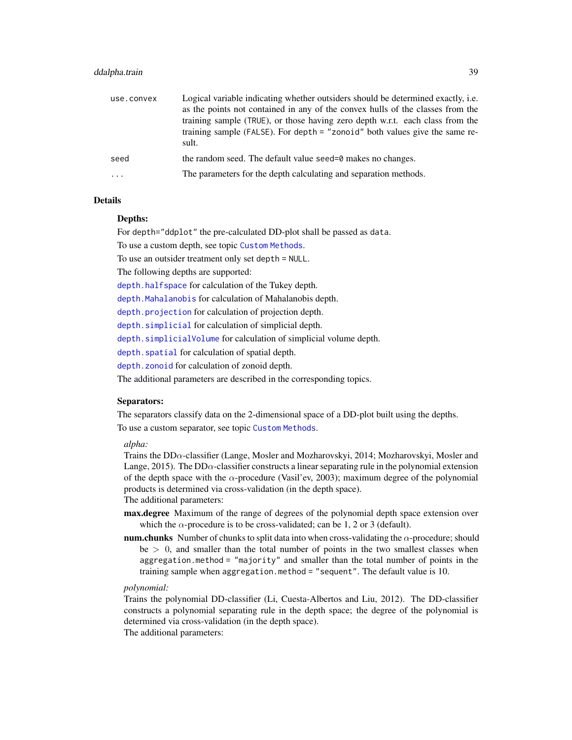| | |
|---|---|
| use.convex | Logical variable indicating whether outsiders should be determined exactly, i.e. as the points not contained in any of the convex hulls of the classes from the training sample (TRUE), or those having zero depth w.r.t. each class from the training sample (FALSE). For depth = "zonoid" both values give the same result. |
| seed | the random seed. The default value seed=0 makes no changes. |
| ... | The parameters for the depth calculating and separation methods. |

## Details

**Depths:**

For depth="ddplot" the pre-calculated DD-plot shall be passed as data.

To use a custom depth, see topic Custom Methods.

To use an outsider treatment only set depth = NULL.

The following depths are supported:

depth.halfspace for calculation of the Tukey depth.

depth.Mahalanobis for calculation of Mahalanobis depth.

depth.projection for calculation of projection depth.

depth.simplicial for calculation of simplicial depth.

depth.simplicialVolume for calculation of simplicial volume depth.

depth.spatial for calculation of spatial depth.

depth.zonoid for calculation of zonoid depth.

The additional parameters are described in the corresponding topics.

**Separators:**

The separators classify data on the 2-dimensional space of a DD-plot built using the depths.

To use a custom separator, see topic Custom Methods.

*alpha:*

Trains the DD$\alpha$-classifier (Lange, Mosler and Mozharovskyi, 2014; Mozharovskyi, Mosler and Lange, 2015). The DD$\alpha$-classifier constructs a linear separating rule in the polynomial extension of the depth space with the $\alpha$-procedure (Vasil'ev, 2003); maximum degree of the polynomial products is determined via cross-validation (in the depth space).

The additional parameters:

**max.degree** Maximum of the range of degrees of the polynomial depth space extension over which the $\alpha$-procedure is to be cross-validated; can be 1, 2 or 3 (default).

**num.chunks** Number of chunks to split data into when cross-validating the $\alpha$-procedure; should be $> 0$, and smaller than the total number of points in the two smallest classes when aggregation.method = "majority" and smaller than the total number of points in the training sample when aggregation.method = "sequent". The default value is 10.

*polynomial:*

Trains the polynomial DD-classifier (Li, Cuesta-Albertos and Liu, 2012). The DD-classifier constructs a polynomial separating rule in the depth space; the degree of the polynomial is determined via cross-validation (in the depth space).

The additional parameters: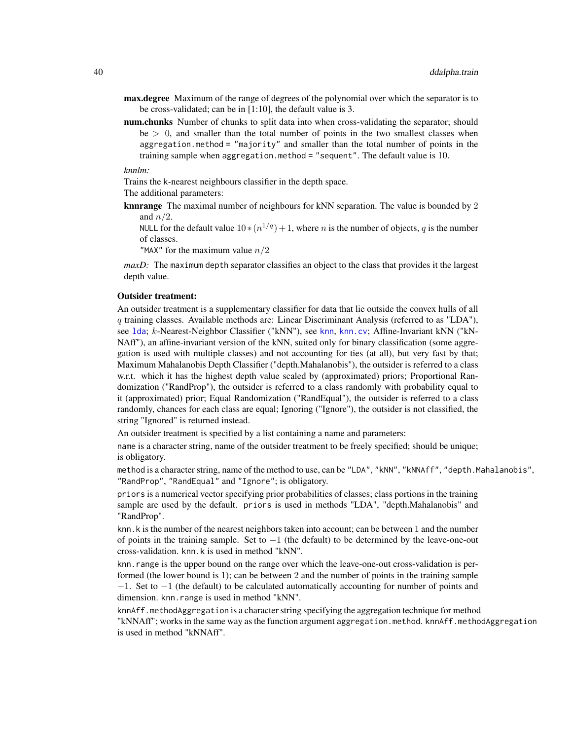**max.degree** Maximum of the range of degrees of the polynomial over which the separator is to be cross-validated; can be in [1:10], the default value is 3.

**num.chunks** Number of chunks to split data into when cross-validating the separator; should be $> 0$, and smaller than the total number of points in the two smallest classes when `aggregation.method = "majority"` and smaller than the total number of points in the training sample when `aggregation.method = "sequent"`. The default value is 10.

*knnlm:*

Trains the k-nearest neighbours classifier in the depth space.

The additional parameters:

**knnrange** The maximal number of neighbours for kNN separation. The value is bounded by 2 and $n/2$.
`NULL` for the default value $10 * (n^{1/q}) + 1$, where $n$ is the number of objects, $q$ is the number of classes.
`"MAX"` for the maximum value $n/2$

*maxD:* The `maximum depth` separator classifies an object to the class that provides it the largest depth value.

**Outsider treatment:**

An outsider treatment is a supplementary classifier for data that lie outside the convex hulls of all $q$ training classes. Available methods are: Linear Discriminant Analysis (referred to as "LDA"), see `lda`; $k$-Nearest-Neighbor Classifier ("kNN"), see `knn`, `knn.cv`; Affine-Invariant kNN ("kNNAff"), an affine-invariant version of the kNN, suited only for binary classification (some aggregation is used with multiple classes) and not accounting for ties (at all), but very fast by that; Maximum Mahalanobis Depth Classifier ("depth.Mahalanobis"), the outsider is referred to a class w.r.t. which it has the highest depth value scaled by (approximated) priors; Proportional Randomization ("RandProp"), the outsider is referred to a class randomly with probability equal to it (approximated) prior; Equal Randomization ("RandEqual"), the outsider is referred to a class randomly, chances for each class are equal; Ignoring ("Ignore"), the outsider is not classified, the string "Ignored" is returned instead.

An outsider treatment is specified by a list containing a name and parameters:

`name` is a character string, name of the outsider treatment to be freely specified; should be unique; is obligatory.

`method` is a character string, name of the method to use, can be `"LDA"`, `"kNN"`, `"kNNAff"`, `"depth.Mahalanobis"`, `"RandProp"`, `"RandEqual"` and `"Ignore"`; is obligatory.

`priors` is a numerical vector specifying prior probabilities of classes; class portions in the training sample are used by the default. `priors` is used in methods "LDA", "depth.Mahalanobis" and "RandProp".

`knn.k` is the number of the nearest neighbors taken into account; can be between 1 and the number of points in the training sample. Set to $-1$ (the default) to be determined by the leave-one-out cross-validation. `knn.k` is used in method "kNN".

`knn.range` is the upper bound on the range over which the leave-one-out cross-validation is performed (the lower bound is 1); can be between 2 and the number of points in the training sample $-1$. Set to $-1$ (the default) to be calculated automatically accounting for number of points and dimension. `knn.range` is used in method "kNN".

`knnAff.methodAggregation` is a character string specifying the aggregation technique for method "kNNAff"; works in the same way as the function argument `aggregation.method`. `knnAff.methodAggregation` is used in method "kNNAff".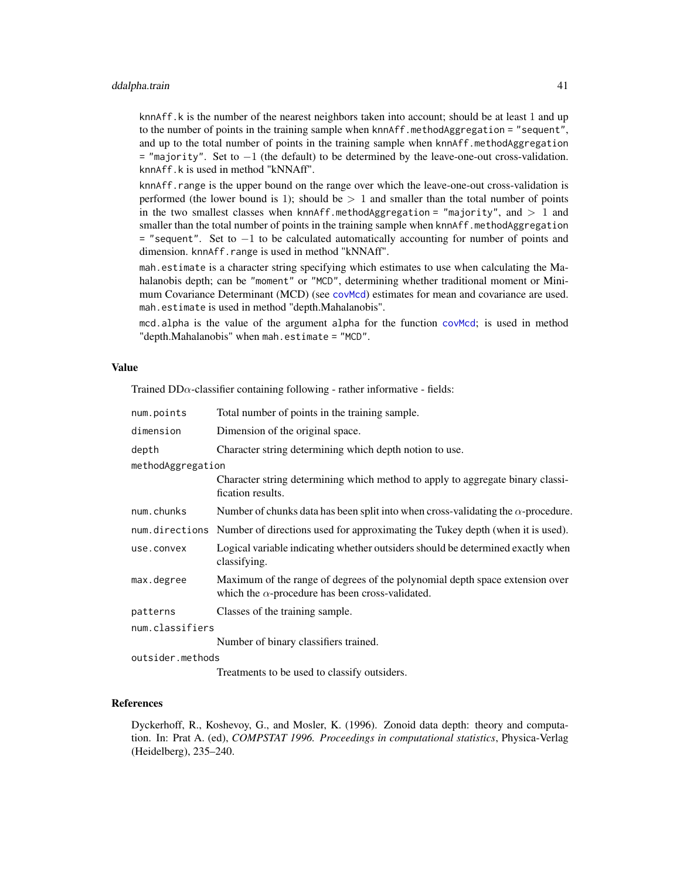`knnAff.k` is the number of the nearest neighbors taken into account; should be at least 1 and up to the number of points in the training sample when `knnAff.methodAggregation = "sequent"`, and up to the total number of points in the training sample when `knnAff.methodAggregation = "majority"`. Set to $-1$ (the default) to be determined by the leave-one-out cross-validation. `knnAff.k` is used in method "kNNAff".

`knnAff.range` is the upper bound on the range over which the leave-one-out cross-validation is performed (the lower bound is 1); should be $> 1$ and smaller than the total number of points in the two smallest classes when `knnAff.methodAggregation = "majority"`, and $> 1$ and smaller than the total number of points in the training sample when `knnAff.methodAggregation = "sequent"`. Set to $-1$ to be calculated automatically accounting for number of points and dimension. `knnAff.range` is used in method "kNNAff".

`mah.estimate` is a character string specifying which estimates to use when calculating the Mahalanobis depth; can be `"moment"` or `"MCD"`, determining whether traditional moment or Minimum Covariance Determinant (MCD) (see `covMcd`) estimates for mean and covariance are used. `mah.estimate` is used in method "depth.Mahalanobis".

`mcd.alpha` is the value of the argument `alpha` for the function `covMcd`; is used in method "depth.Mahalanobis" when `mah.estimate = "MCD"`.

## Value

Trained DD$\alpha$-classifier containing following - rather informative - fields:

| | |
|---|---|
| `num.points` | Total number of points in the training sample. |
| `dimension` | Dimension of the original space. |
| `depth` | Character string determining which depth notion to use. |
| `methodAggregation` | Character string determining which method to apply to aggregate binary classification results. |
| `num.chunks` | Number of chunks data has been split into when cross-validating the $\alpha$-procedure. |
| `num.directions` | Number of directions used for approximating the Tukey depth (when it is used). |
| `use.convex` | Logical variable indicating whether outsiders should be determined exactly when classifying. |
| `max.degree` | Maximum of the range of degrees of the polynomial depth space extension over which the $\alpha$-procedure has been cross-validated. |
| `patterns` | Classes of the training sample. |
| `num.classifiers` | Number of binary classifiers trained. |
| `outsider.methods` | Treatments to be used to classify outsiders. |

## References

Dyckerhoff, R., Koshevoy, G., and Mosler, K. (1996). Zonoid data depth: theory and computation. In: Prat A. (ed), *COMPSTAT 1996. Proceedings in computational statistics*, Physica-Verlag (Heidelberg), 235–240.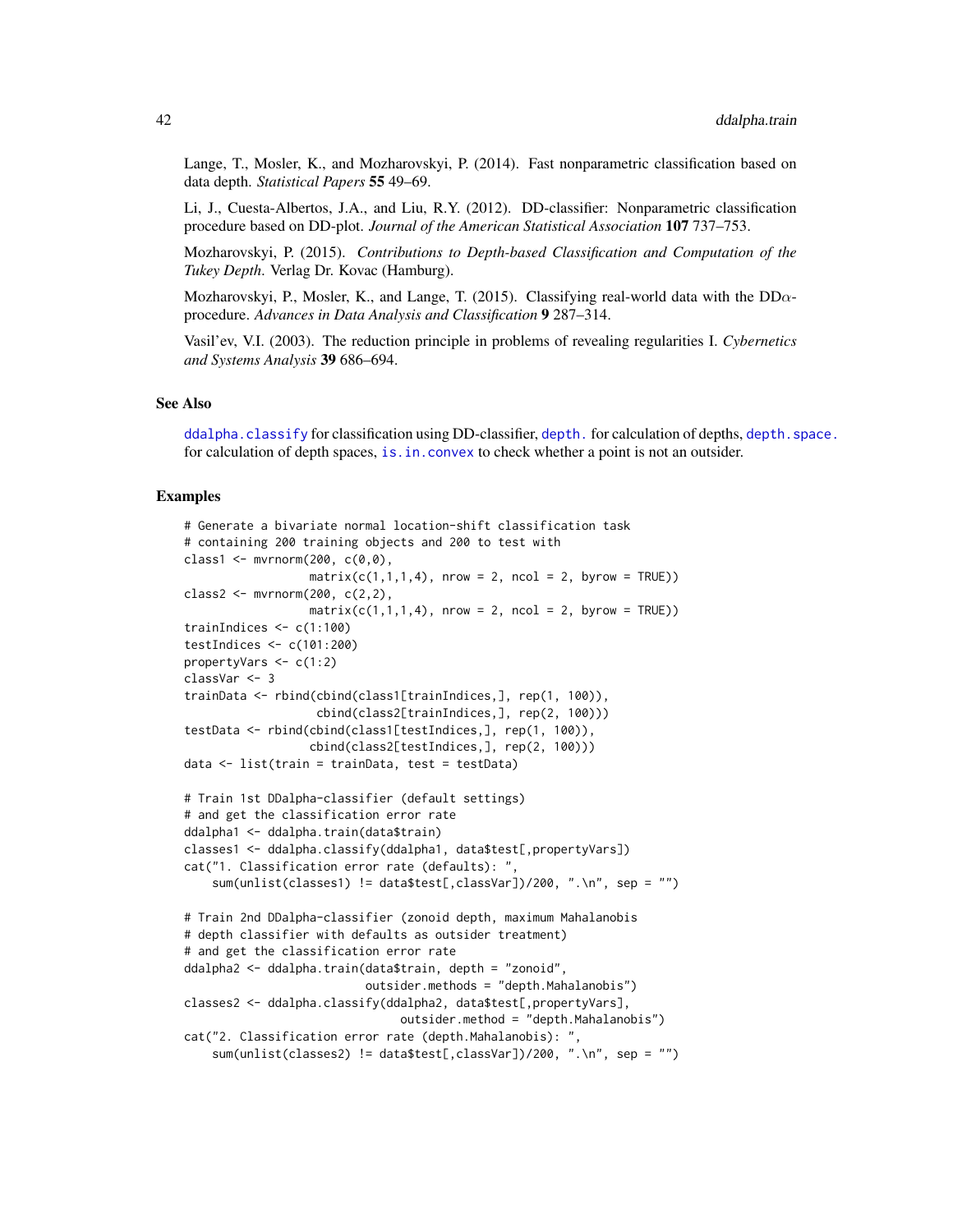Lange, T., Mosler, K., and Mozharovskyi, P. (2014). Fast nonparametric classification based on data depth. *Statistical Papers* **55** 49–69.

Li, J., Cuesta-Albertos, J.A., and Liu, R.Y. (2012). DD-classifier: Nonparametric classification procedure based on DD-plot. *Journal of the American Statistical Association* **107** 737–753.

Mozharovskyi, P. (2015). *Contributions to Depth-based Classification and Computation of the Tukey Depth*. Verlag Dr. Kovac (Hamburg).

Mozharovskyi, P., Mosler, K., and Lange, T. (2015). Classifying real-world data with the DD$\alpha$-procedure. *Advances in Data Analysis and Classification* **9** 287–314.

Vasil'ev, V.I. (2003). The reduction principle in problems of revealing regularities I. *Cybernetics and Systems Analysis* **39** 686–694.

## See Also

`ddalpha.classify` for classification using DD-classifier, `depth.` for calculation of depths, `depth.space.` for calculation of depth spaces, `is.in.convex` to check whether a point is not an outsider.

## Examples

```
# Generate a bivariate normal location-shift classification task
# containing 200 training objects and 200 to test with
class1 <- mvrnorm(200, c(0,0),
                  matrix(c(1,1,1,4), nrow = 2, ncol = 2, byrow = TRUE))
class2 <- mvrnorm(200, c(2,2),
                  matrix(c(1,1,1,4), nrow = 2, ncol = 2, byrow = TRUE))
trainIndices <- c(1:100)
testIndices <- c(101:200)
propertyVars <- c(1:2)
classVar <- 3
trainData <- rbind(cbind(class1[trainIndices,], rep(1, 100)),
                   cbind(class2[trainIndices,], rep(2, 100)))
testData <- rbind(cbind(class1[testIndices,], rep(1, 100)),
                  cbind(class2[testIndices,], rep(2, 100)))
data <- list(train = trainData, test = testData)

# Train 1st DDalpha-classifier (default settings)
# and get the classification error rate
ddalpha1 <- ddalpha.train(data$train)
classes1 <- ddalpha.classify(ddalpha1, data$test[,propertyVars])
cat("1. Classification error rate (defaults): ",
    sum(unlist(classes1) != data$test[,classVar])/200, ".\n", sep = "")

# Train 2nd DDalpha-classifier (zonoid depth, maximum Mahalanobis
# depth classifier with defaults as outsider treatment)
# and get the classification error rate
ddalpha2 <- ddalpha.train(data$train, depth = "zonoid",
                          outsider.methods = "depth.Mahalanobis")
classes2 <- ddalpha.classify(ddalpha2, data$test[,propertyVars],
                             outsider.method = "depth.Mahalanobis")
cat("2. Classification error rate (depth.Mahalanobis): ",
    sum(unlist(classes2) != data$test[,classVar])/200, ".\n", sep = "")
```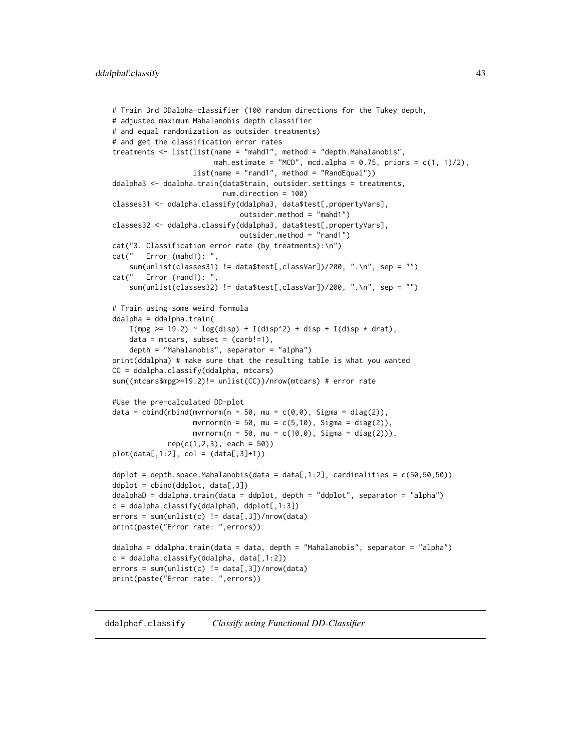```
# Train 3rd DDalpha-classifier (100 random directions for the Tukey depth,
# adjusted maximum Mahalanobis depth classifier
# and equal randomization as outsider treatments)
# and get the classification error rates
treatments <- list(list(name = "mahd1", method = "depth.Mahalanobis",
                        mah.estimate = "MCD", mcd.alpha = 0.75, priors = c(1, 1)/2),
                   list(name = "rand1", method = "RandEqual"))
ddalpha3 <- ddalpha.train(data$train, outsider.settings = treatments,
                          num.direction = 100)
classes31 <- ddalpha.classify(ddalpha3, data$test[,propertyVars],
                              outsider.method = "mahd1")
classes32 <- ddalpha.classify(ddalpha3, data$test[,propertyVars],
                              outsider.method = "rand1")
cat("3. Classification error rate (by treatments):\n")
cat("   Error (mahd1): ",
    sum(unlist(classes31) != data$test[,classVar])/200, ".\n", sep = "")
cat("   Error (rand1): ",
    sum(unlist(classes32) != data$test[,classVar])/200, ".\n", sep = "")

# Train using some weird formula
ddalpha = ddalpha.train(
    I(mpg >= 19.2) ~ log(disp) + I(disp^2) + disp + I(disp * drat),
    data = mtcars, subset = (carb!=1),
    depth = "Mahalanobis", separator = "alpha")
print(ddalpha) # make sure that the resulting table is what you wanted
CC = ddalpha.classify(ddalpha, mtcars)
sum((mtcars$mpg>=19.2)!= unlist(CC))/nrow(mtcars) # error rate

#Use the pre-calculated DD-plot
data = cbind(rbind(mvrnorm(n = 50, mu = c(0,0), Sigma = diag(2)),
                   mvrnorm(n = 50, mu = c(5,10), Sigma = diag(2)),
                   mvrnorm(n = 50, mu = c(10,0), Sigma = diag(2))),
             rep(c(1,2,3), each = 50))
plot(data[,1:2], col = (data[,3]+1))

ddplot = depth.space.Mahalanobis(data = data[,1:2], cardinalities = c(50,50,50))
ddplot = cbind(ddplot, data[,3])
ddalphaD = ddalpha.train(data = ddplot, depth = "ddplot", separator = "alpha")
c = ddalpha.classify(ddalphaD, ddplot[,1:3])
errors = sum(unlist(c) != data[,3])/nrow(data)
print(paste("Error rate: ",errors))

ddalpha = ddalpha.train(data = data, depth = "Mahalanobis", separator = "alpha")
c = ddalpha.classify(ddalpha, data[,1:2])
errors = sum(unlist(c) != data[,3])/nrow(data)
print(paste("Error rate: ",errors))
```

## ddalphaf.classify *Classify using Functional DD-Classifier*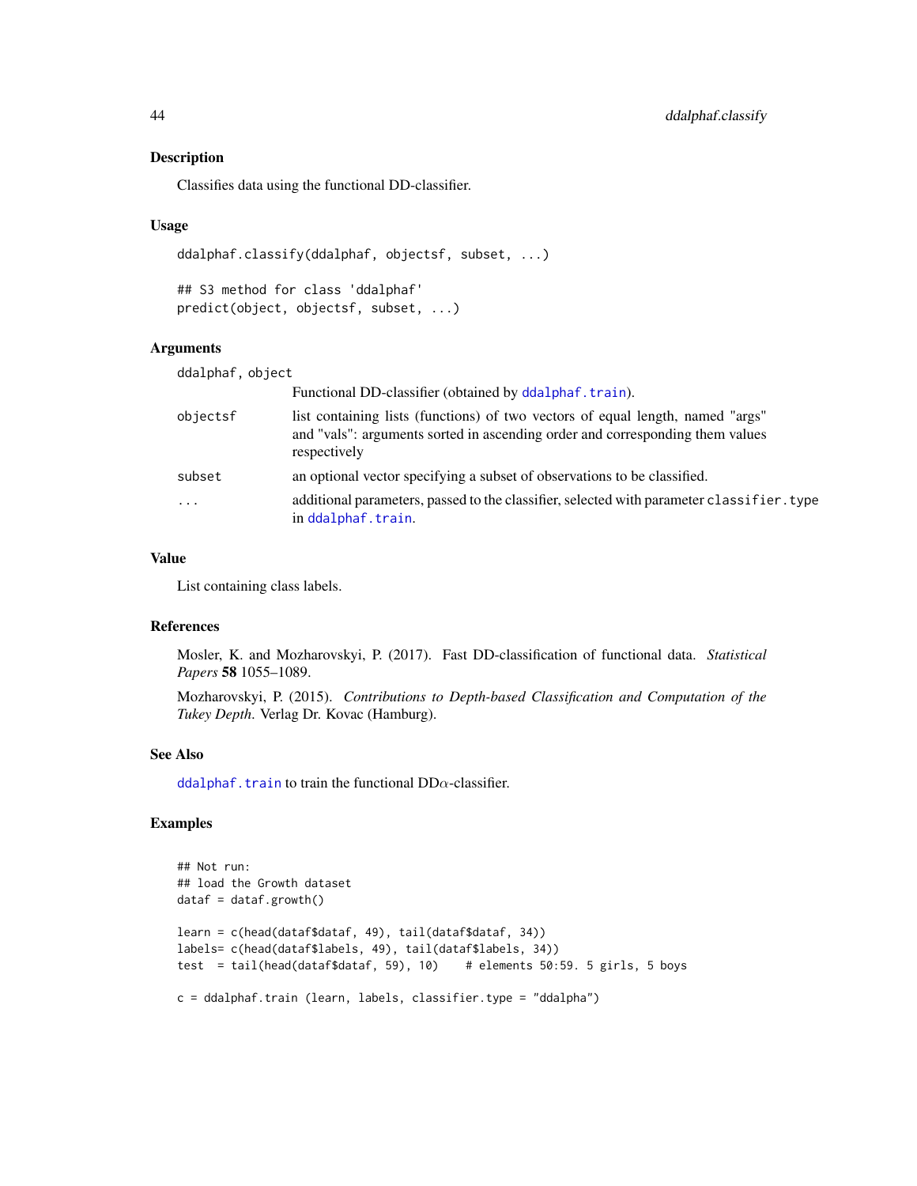## Description

Classifies data using the functional DD-classifier.

## Usage

```
ddalphaf.classify(ddalphaf, objectsf, subset, ...)

## S3 method for class 'ddalphaf'
predict(object, objectsf, subset, ...)
```

## Arguments

- `ddalphaf, object`: Functional DD-classifier (obtained by `ddalphaf.train`).
- `objectsf`: list containing lists (functions) of two vectors of equal length, named "args" and "vals": arguments sorted in ascending order and corresponding them values respectively
- `subset`: an optional vector specifying a subset of observations to be classified.
- `...`: additional parameters, passed to the classifier, selected with parameter `classifier.type` in `ddalphaf.train`.

## Value

List containing class labels.

## References

Mosler, K. and Mozharovskyi, P. (2017). Fast DD-classification of functional data. *Statistical Papers* **58** 1055–1089.

Mozharovskyi, P. (2015). *Contributions to Depth-based Classification and Computation of the Tukey Depth*. Verlag Dr. Kovac (Hamburg).

## See Also

`ddalphaf.train` to train the functional DD$\alpha$-classifier.

## Examples

```
## Not run:
## load the Growth dataset
dataf = dataf.growth()

learn = c(head(dataf$dataf, 49), tail(dataf$dataf, 34))
labels= c(head(dataf$labels, 49), tail(dataf$labels, 34))
test  = tail(head(dataf$dataf, 59), 10)    # elements 50:59. 5 girls, 5 boys

c = ddalphaf.train (learn, labels, classifier.type = "ddalpha")
```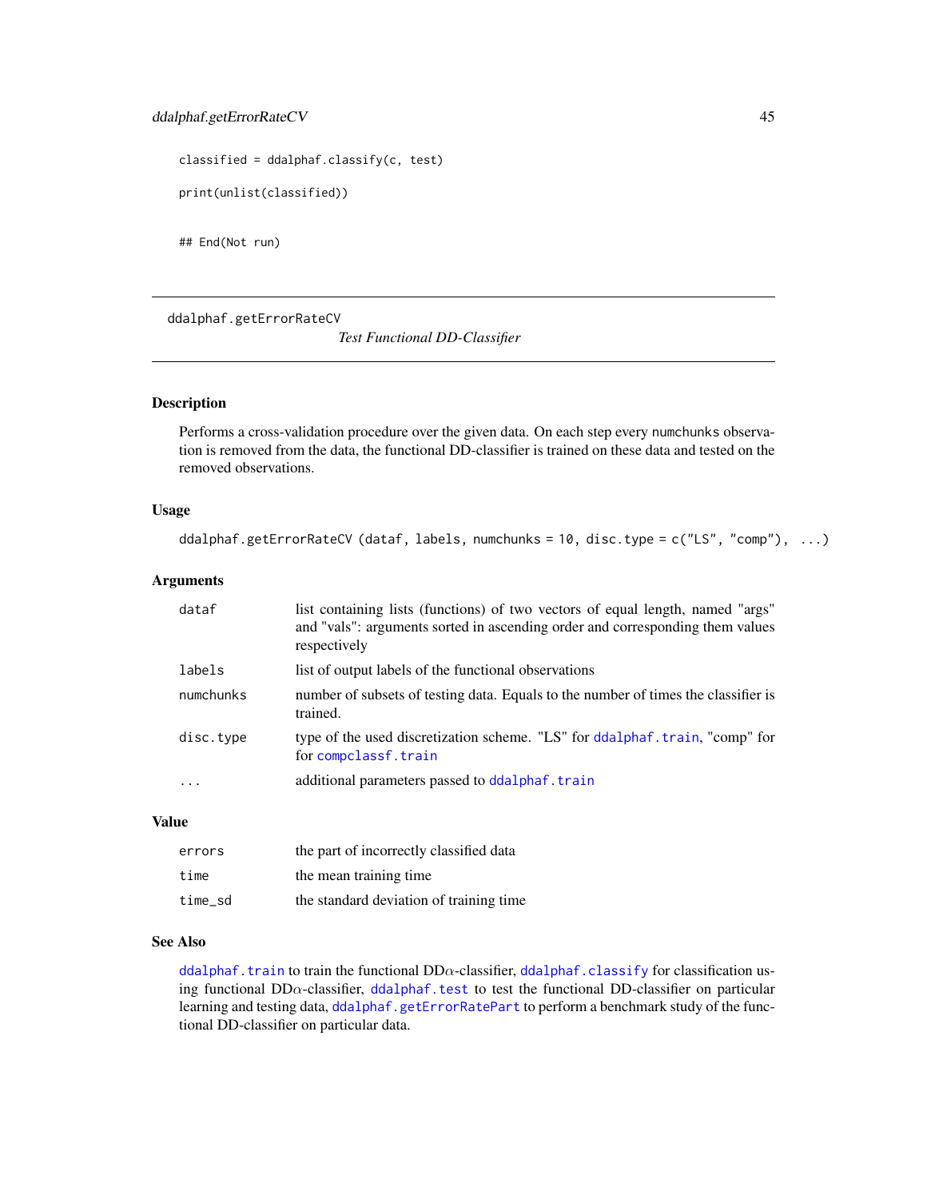```
classified = ddalphaf.classify(c, test)

print(unlist(classified))


## End(Not run)
```

---

## ddalphaf.getErrorRateCV

*Test Functional DD-Classifier*

---

### Description

Performs a cross-validation procedure over the given data. On each step every `numchunks` observation is removed from the data, the functional DD-classifier is trained on these data and tested on the removed observations.

### Usage

```
ddalphaf.getErrorRateCV (dataf, labels, numchunks = 10, disc.type = c("LS", "comp"), ...)
```

### Arguments

| | |
|---|---|
| `dataf` | list containing lists (functions) of two vectors of equal length, named "args" and "vals": arguments sorted in ascending order and corresponding them values respectively |
| `labels` | list of output labels of the functional observations |
| `numchunks` | number of subsets of testing data. Equals to the number of times the classifier is trained. |
| `disc.type` | type of the used discretization scheme. "LS" for `ddalphaf.train`, "comp" for for `compclassf.train` |
| `...` | additional parameters passed to `ddalphaf.train` |

### Value

| | |
|---|---|
| `errors` | the part of incorrectly classified data |
| `time` | the mean training time |
| `time_sd` | the standard deviation of training time |

### See Also

`ddalphaf.train` to train the functional DD$\alpha$-classifier, `ddalphaf.classify` for classification using functional DD$\alpha$-classifier, `ddalphaf.test` to test the functional DD-classifier on particular learning and testing data, `ddalphaf.getErrorRatePart` to perform a benchmark study of the functional DD-classifier on particular data.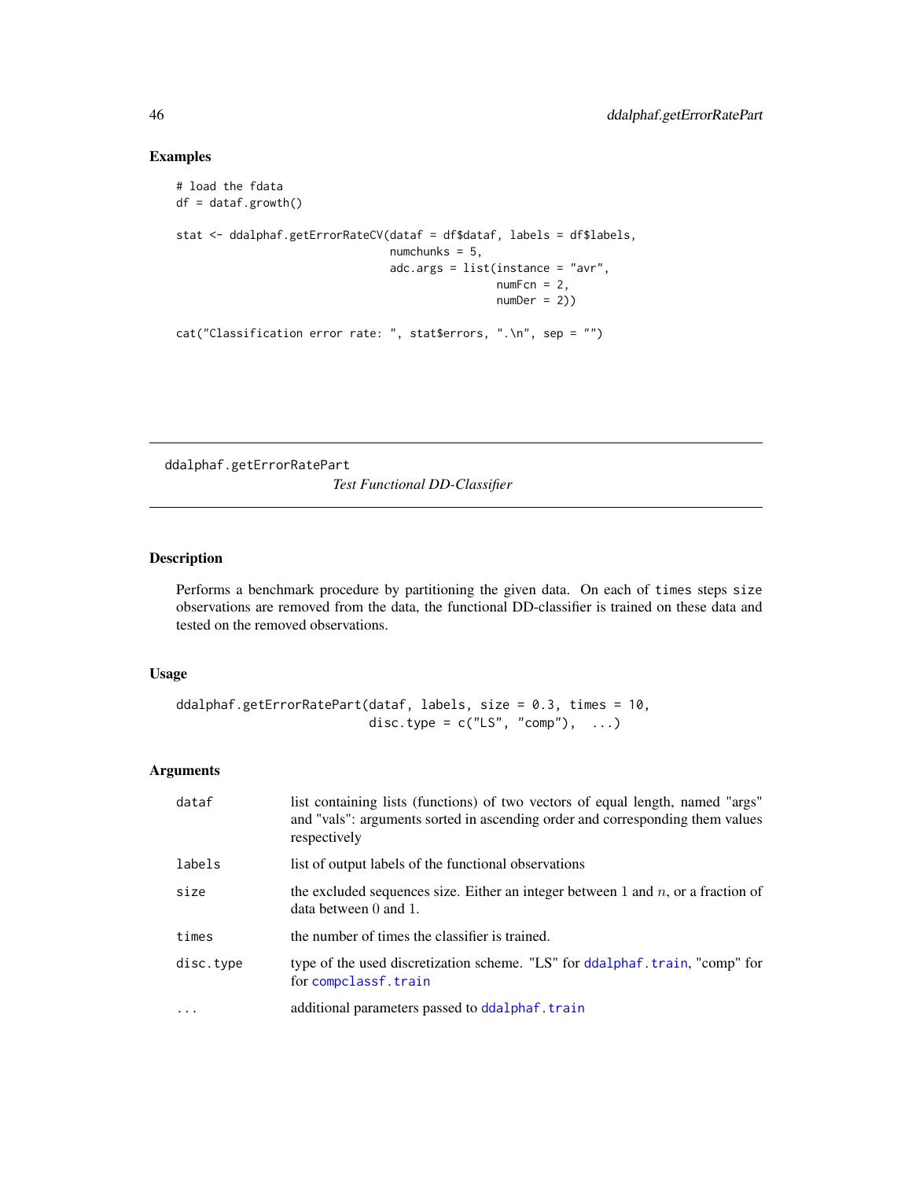## Examples

```
# load the fdata
df = dataf.growth()

stat <- ddalphaf.getErrorRateCV(dataf = df$dataf, labels = df$labels,
                                numchunks = 5,
                                adc.args = list(instance = "avr",
                                                numFcn = 2,
                                                numDer = 2))

cat("Classification error rate: ", stat$errors, ".\n", sep = "")
```

---

# ddalphaf.getErrorRatePart

*Test Functional DD-Classifier*

---

## Description

Performs a benchmark procedure by partitioning the given data. On each of `times` steps `size` observations are removed from the data, the functional DD-classifier is trained on these data and tested on the removed observations.

## Usage

```
ddalphaf.getErrorRatePart(dataf, labels, size = 0.3, times = 10,
                          disc.type = c("LS", "comp"),  ...)
```

## Arguments

| | |
|---|---|
| `dataf` | list containing lists (functions) of two vectors of equal length, named "args" and "vals": arguments sorted in ascending order and corresponding them values respectively |
| `labels` | list of output labels of the functional observations |
| `size` | the excluded sequences size. Either an integer between 1 and $n$, or a fraction of data between 0 and 1. |
| `times` | the number of times the classifier is trained. |
| `disc.type` | type of the used discretization scheme. "LS" for `ddalphaf.train`, "comp" for for `compclassf.train` |
| `...` | additional parameters passed to `ddalphaf.train` |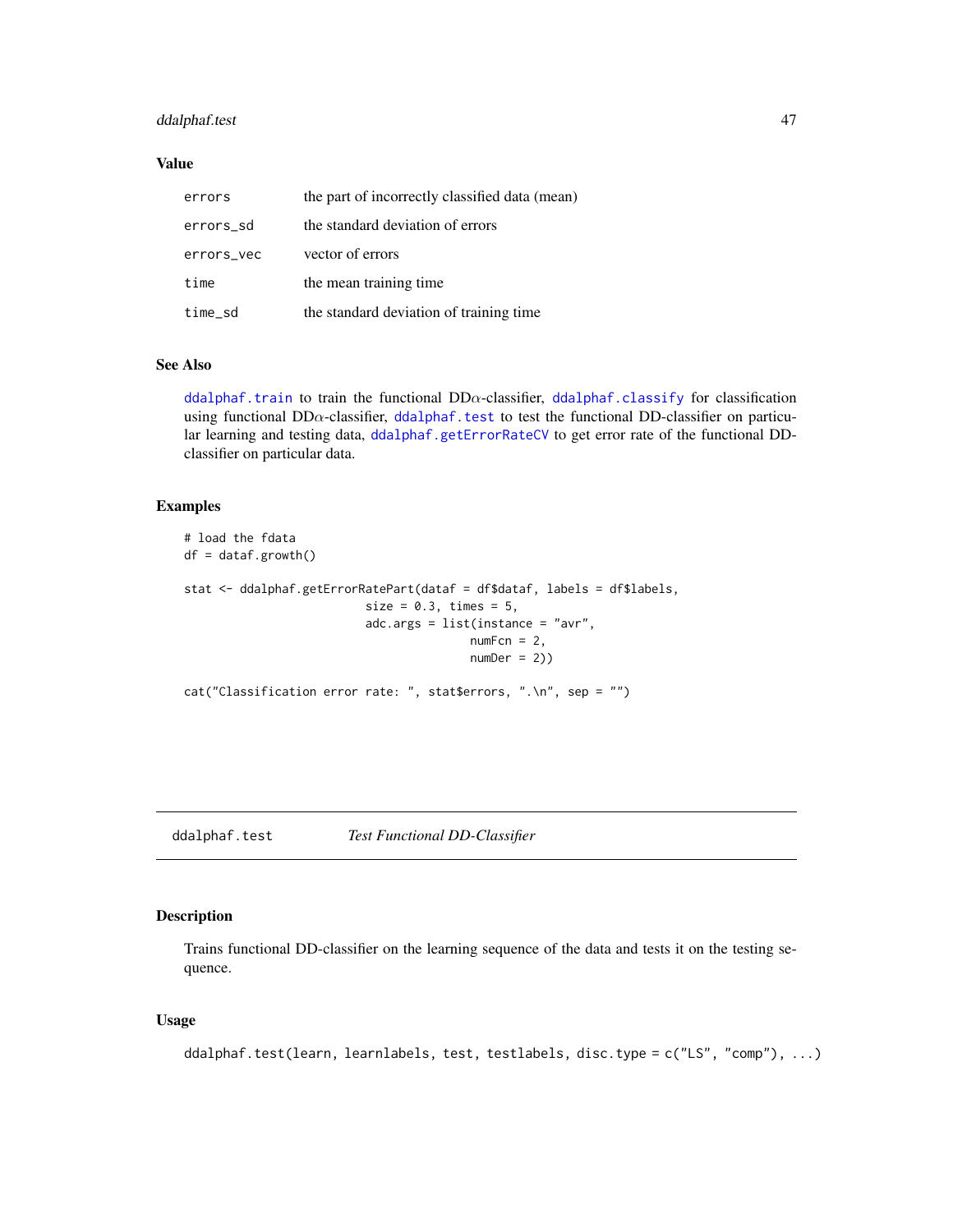### Value

| | |
|---|---|
| `errors` | the part of incorrectly classified data (mean) |
| `errors_sd` | the standard deviation of errors |
| `errors_vec` | vector of errors |
| `time` | the mean training time |
| `time_sd` | the standard deviation of training time |

### See Also

`ddalphaf.train` to train the functional DD$\alpha$-classifier, `ddalphaf.classify` for classification using functional DD$\alpha$-classifier, `ddalphaf.test` to test the functional DD-classifier on particular learning and testing data, `ddalphaf.getErrorRateCV` to get error rate of the functional DD-classifier on particular data.

### Examples

```
# load the fdata
df = dataf.growth()

stat <- ddalphaf.getErrorRatePart(dataf = df$dataf, labels = df$labels,
                          size = 0.3, times = 5,
                          adc.args = list(instance = "avr",
                                        numFcn = 2,
                                        numDer = 2))

cat("Classification error rate: ", stat$errors, ".\n", sep = "")
```

---

## ddalphaf.test    *Test Functional DD-Classifier*

### Description

Trains functional DD-classifier on the learning sequence of the data and tests it on the testing sequence.

### Usage

```
ddalphaf.test(learn, learnlabels, test, testlabels, disc.type = c("LS", "comp"), ...)
```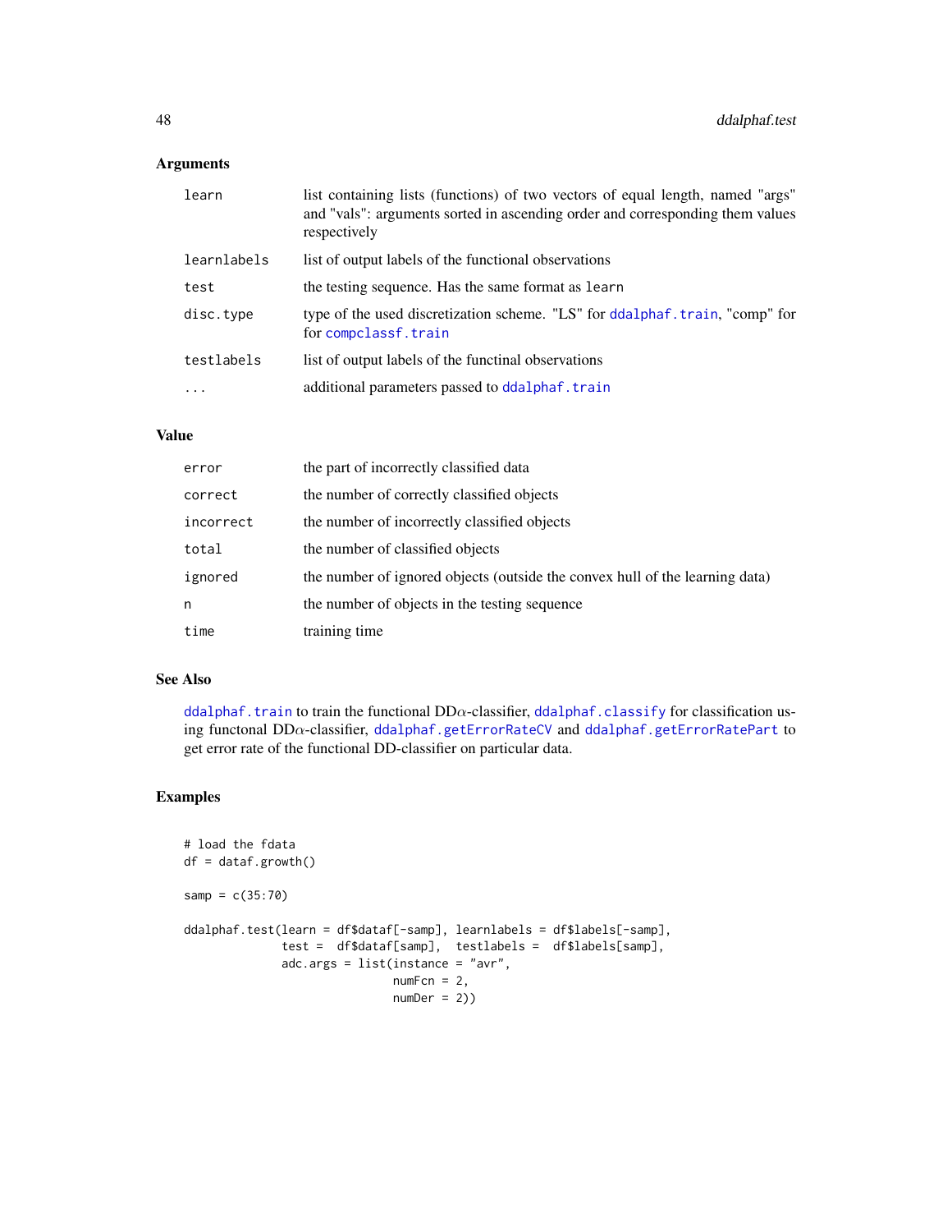### Arguments

| | |
|---|---|
| `learn` | list containing lists (functions) of two vectors of equal length, named "args" and "vals": arguments sorted in ascending order and corresponding them values respectively |
| `learnlabels` | list of output labels of the functional observations |
| `test` | the testing sequence. Has the same format as `learn` |
| `disc.type` | type of the used discretization scheme. "LS" for `ddalphaf.train`, "comp" for for `compclassf.train` |
| `testlabels` | list of output labels of the functinal observations |
| `...` | additional parameters passed to `ddalphaf.train` |

### Value

| | |
|---|---|
| `error` | the part of incorrectly classified data |
| `correct` | the number of correctly classified objects |
| `incorrect` | the number of incorrectly classified objects |
| `total` | the number of classified objects |
| `ignored` | the number of ignored objects (outside the convex hull of the learning data) |
| `n` | the number of objects in the testing sequence |
| `time` | training time |

### See Also

`ddalphaf.train` to train the functional DD$\alpha$-classifier, `ddalphaf.classify` for classification using functonal DD$\alpha$-classifier, `ddalphaf.getErrorRateCV` and `ddalphaf.getErrorRatePart` to get error rate of the functional DD-classifier on particular data.

### Examples

```
# load the fdata
df = dataf.growth()

samp = c(35:70)

ddalphaf.test(learn = df$dataf[-samp], learnlabels = df$labels[-samp],
              test =  df$dataf[samp],  testlabels =  df$labels[samp],
              adc.args = list(instance = "avr",
                              numFcn = 2,
                              numDer = 2))
```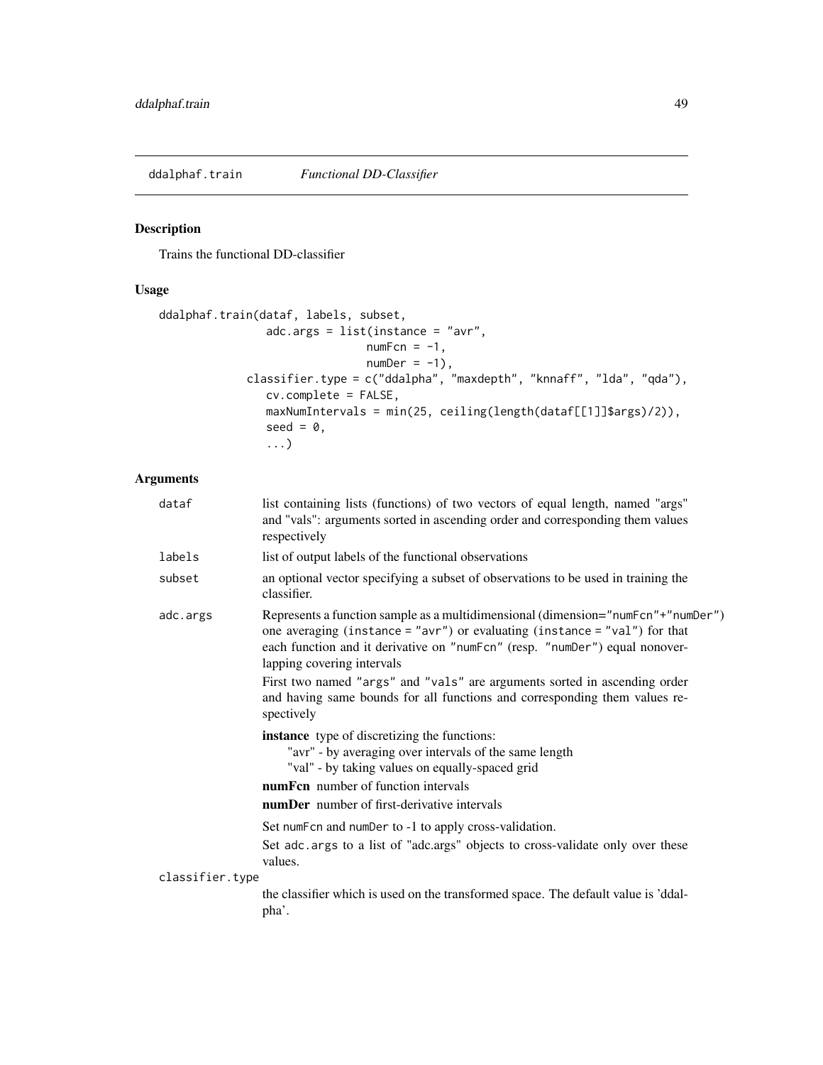ddalphaf.train *Functional DD-Classifier*

## Description

Trains the functional DD-classifier

## Usage

```
ddalphaf.train(dataf, labels, subset,
               adc.args = list(instance = "avr",
                               numFcn = -1,
                               numDer = -1),
            classifier.type = c("ddalpha", "maxdepth", "knnaff", "lda", "qda"),
               cv.complete = FALSE,
               maxNumIntervals = min(25, ceiling(length(dataf[[1]]$args)/2)),
               seed = 0,
               ...)
```

## Arguments

| | |
|---|---|
| `dataf` | list containing lists (functions) of two vectors of equal length, named "args" and "vals": arguments sorted in ascending order and corresponding them values respectively |
| `labels` | list of output labels of the functional observations |
| `subset` | an optional vector specifying a subset of observations to be used in training the classifier. |
| `adc.args` | Represents a function sample as a multidimensional (dimension="numFcn"+"numDer") one averaging (instance = "avr") or evaluating (instance = "val") for that each function and it derivative on "numFcn" (resp. "numDer") equal nonoverlapping covering intervals<br><br>First two named "args" and "vals" are arguments sorted in ascending order and having same bounds for all functions and corresponding them values respectively<br><br>**instance** type of discretizing the functions:<br>"avr" - by averaging over intervals of the same length<br>"val" - by taking values on equally-spaced grid<br>**numFcn** number of function intervals<br>**numDer** number of first-derivative intervals<br><br>Set numFcn and numDer to -1 to apply cross-validation.<br>Set adc.args to a list of "adc.args" objects to cross-validate only over these values. |
| `classifier.type` | the classifier which is used on the transformed space. The default value is 'ddalpha'. |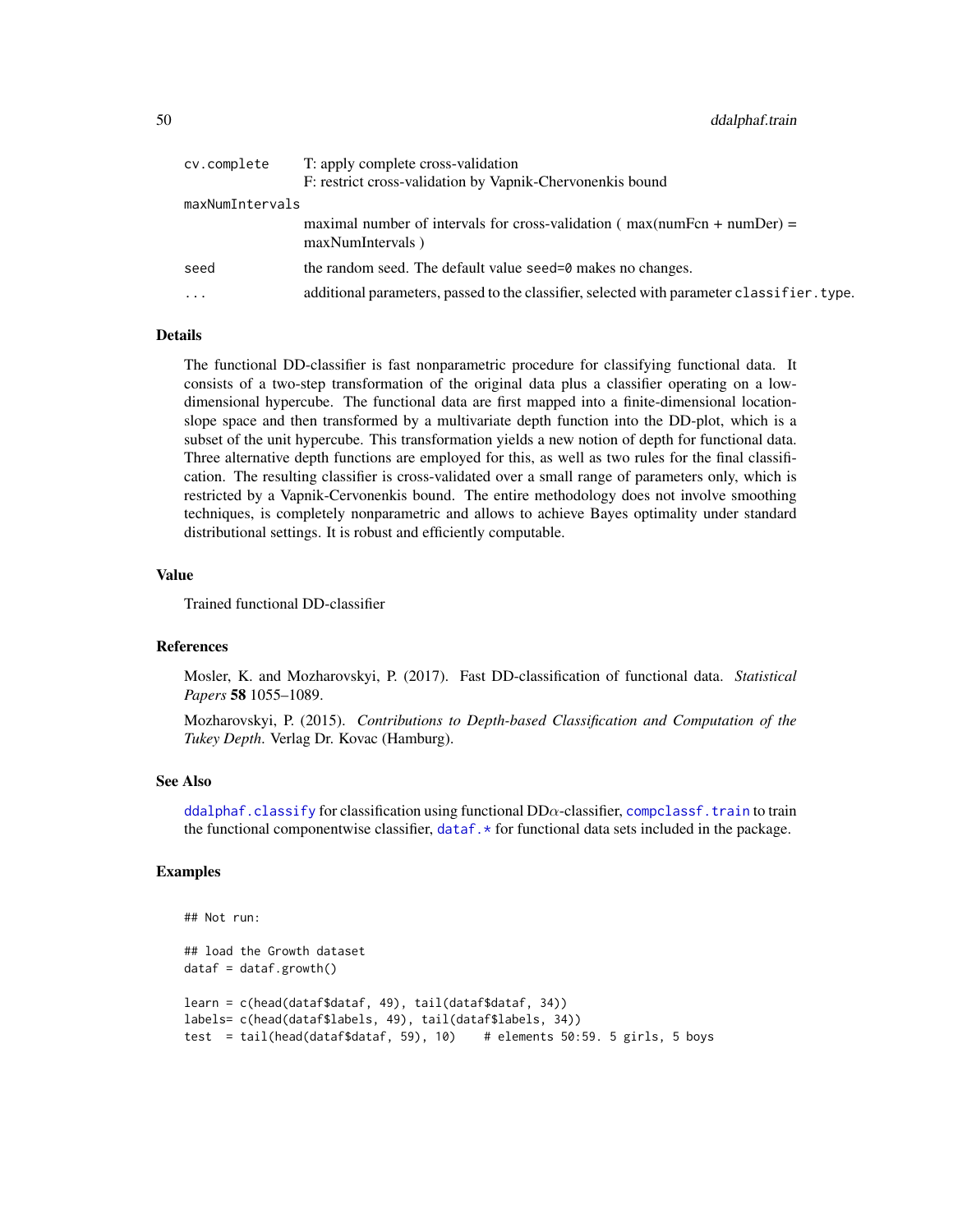| | |
|---|---|
| cv.complete | T: apply complete cross-validation<br>F: restrict cross-validation by Vapnik-Chervonenkis bound |
| maxNumIntervals | maximal number of intervals for cross-validation ( max(numFcn + numDer) = maxNumIntervals ) |
| seed | the random seed. The default value seed=0 makes no changes. |
| ... | additional parameters, passed to the classifier, selected with parameter classifier.type. |

## Details

The functional DD-classifier is fast nonparametric procedure for classifying functional data. It consists of a two-step transformation of the original data plus a classifier operating on a low-dimensional hypercube. The functional data are first mapped into a finite-dimensional location-slope space and then transformed by a multivariate depth function into the DD-plot, which is a subset of the unit hypercube. This transformation yields a new notion of depth for functional data. Three alternative depth functions are employed for this, as well as two rules for the final classification. The resulting classifier is cross-validated over a small range of parameters only, which is restricted by a Vapnik-Cervonenkis bound. The entire methodology does not involve smoothing techniques, is completely nonparametric and allows to achieve Bayes optimality under standard distributional settings. It is robust and efficiently computable.

## Value

Trained functional DD-classifier

## References

Mosler, K. and Mozharovskyi, P. (2017). Fast DD-classification of functional data. *Statistical Papers* **58** 1055–1089.

Mozharovskyi, P. (2015). *Contributions to Depth-based Classification and Computation of the Tukey Depth*. Verlag Dr. Kovac (Hamburg).

## See Also

ddalphaf.classify for classification using functional DD$\alpha$-classifier, compclassf.train to train the functional componentwise classifier, dataf.* for functional data sets included in the package.

## Examples

```
## Not run:

## load the Growth dataset
dataf = dataf.growth()

learn = c(head(dataf$dataf, 49), tail(dataf$dataf, 34))
labels= c(head(dataf$labels, 49), tail(dataf$labels, 34))
test  = tail(head(dataf$dataf, 59), 10)    # elements 50:59. 5 girls, 5 boys
```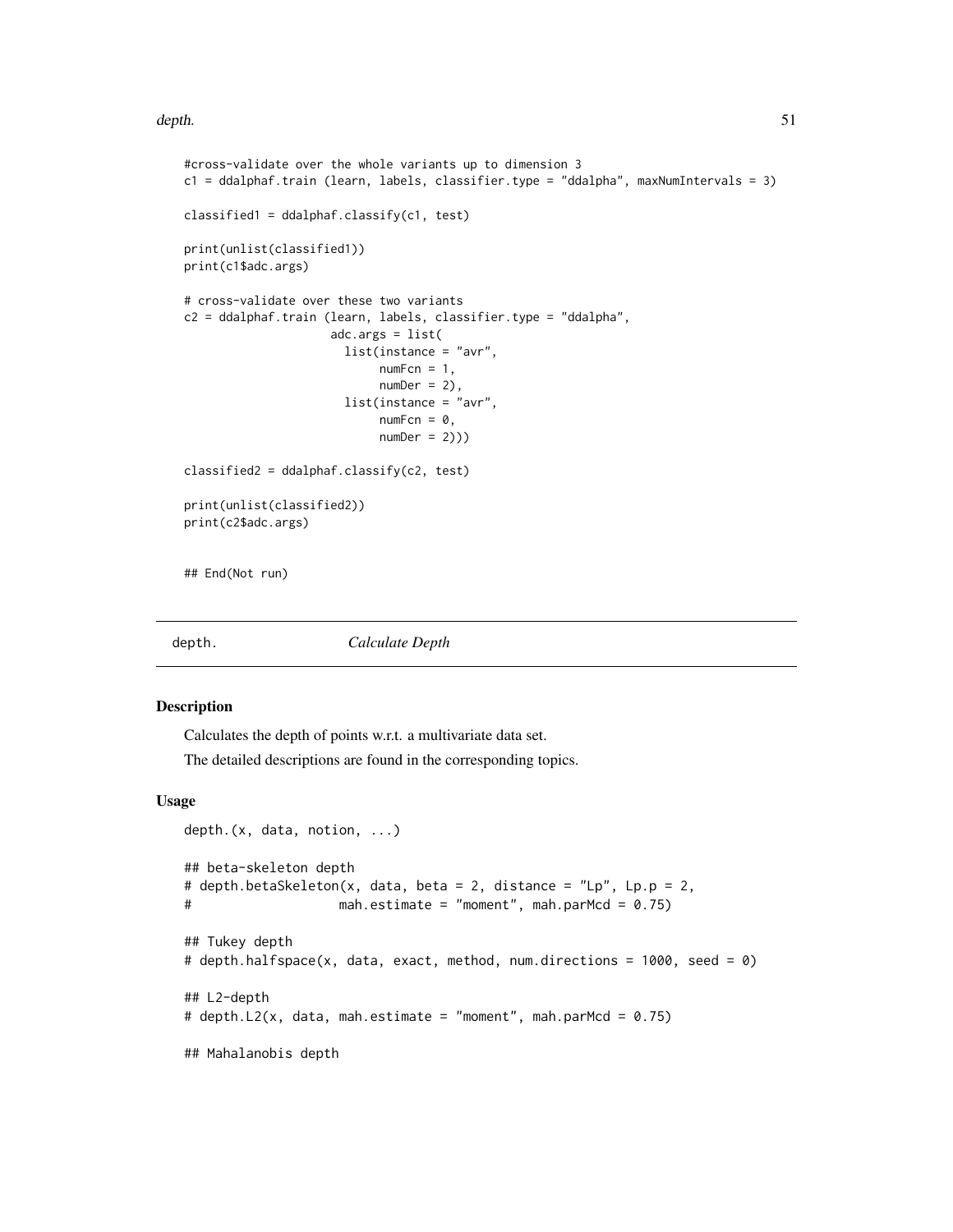```
#cross-validate over the whole variants up to dimension 3
c1 = ddalphaf.train (learn, labels, classifier.type = "ddalpha", maxNumIntervals = 3)

classified1 = ddalphaf.classify(c1, test)

print(unlist(classified1))
print(c1$adc.args)

# cross-validate over these two variants
c2 = ddalphaf.train (learn, labels, classifier.type = "ddalpha",
                     adc.args = list(
                       list(instance = "avr",
                            numFcn = 1,
                            numDer = 2),
                       list(instance = "avr",
                            numFcn = 0,
                            numDer = 2)))

classified2 = ddalphaf.classify(c2, test)

print(unlist(classified2))
print(c2$adc.args)


## End(Not run)
```

## depth. *Calculate Depth*

### Description

Calculates the depth of points w.r.t. a multivariate data set.

The detailed descriptions are found in the corresponding topics.

### Usage

```
depth.(x, data, notion, ...)

## beta-skeleton depth
# depth.betaSkeleton(x, data, beta = 2, distance = "Lp", Lp.p = 2,
#                    mah.estimate = "moment", mah.parMcd = 0.75)

## Tukey depth
# depth.halfspace(x, data, exact, method, num.directions = 1000, seed = 0)

## L2-depth
# depth.L2(x, data, mah.estimate = "moment", mah.parMcd = 0.75)

## Mahalanobis depth
```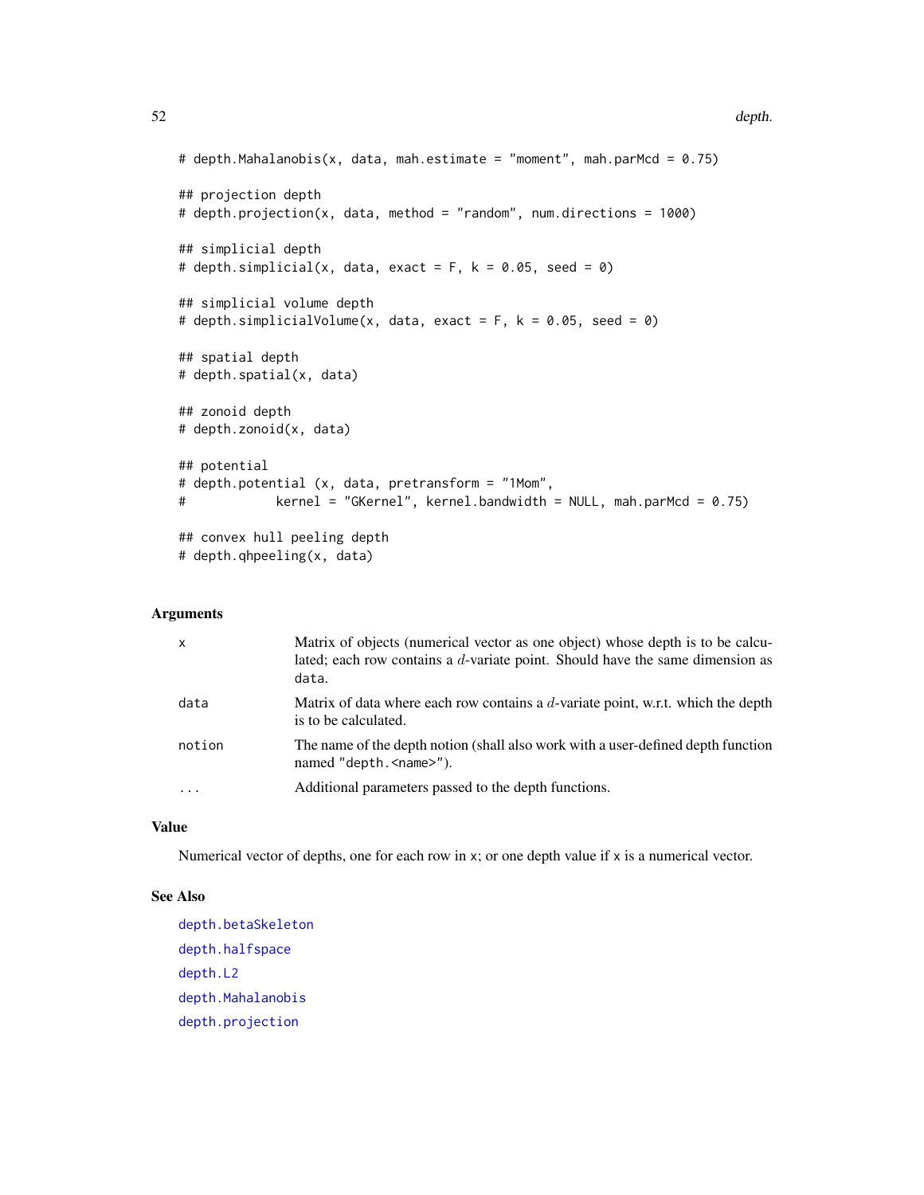```
# depth.Mahalanobis(x, data, mah.estimate = "moment", mah.parMcd = 0.75)

## projection depth
# depth.projection(x, data, method = "random", num.directions = 1000)

## simplicial depth
# depth.simplicial(x, data, exact = F, k = 0.05, seed = 0)

## simplicial volume depth
# depth.simplicialVolume(x, data, exact = F, k = 0.05, seed = 0)

## spatial depth
# depth.spatial(x, data)

## zonoid depth
# depth.zonoid(x, data)

## potential
# depth.potential (x, data, pretransform = "1Mom",
#            kernel = "GKernel", kernel.bandwidth = NULL, mah.parMcd = 0.75)

## convex hull peeling depth
# depth.qhpeeling(x, data)
```

## Arguments

| | |
|---|---|
| x | Matrix of objects (numerical vector as one object) whose depth is to be calculated; each row contains a $d$-variate point. Should have the same dimension as data. |
| data | Matrix of data where each row contains a $d$-variate point, w.r.t. which the depth is to be calculated. |
| notion | The name of the depth notion (shall also work with a user-defined depth function named "depth.<name>"). |
| ... | Additional parameters passed to the depth functions. |

## Value

Numerical vector of depths, one for each row in x; or one depth value if x is a numerical vector.

## See Also

depth.betaSkeleton

depth.halfspace

depth.L2

depth.Mahalanobis

depth.projection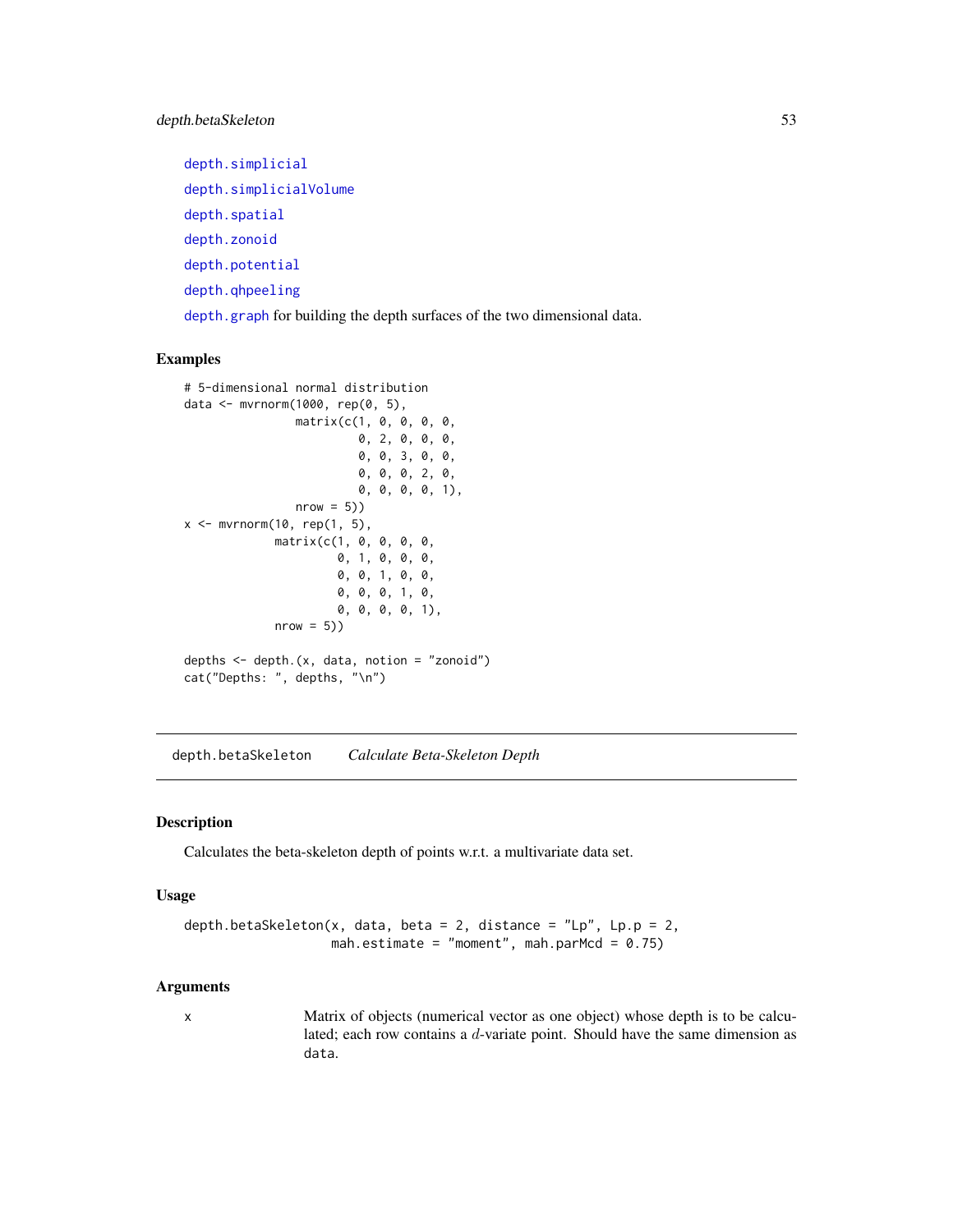depth.simplicial

depth.simplicialVolume

depth.spatial

depth.zonoid

depth.potential

depth.qhpeeling

depth.graph for building the depth surfaces of the two dimensional data.

## Examples

```
# 5-dimensional normal distribution
data <- mvrnorm(1000, rep(0, 5),
                matrix(c(1, 0, 0, 0, 0,
                         0, 2, 0, 0, 0,
                         0, 0, 3, 0, 0,
                         0, 0, 0, 2, 0,
                         0, 0, 0, 0, 1),
                nrow = 5))
x <- mvrnorm(10, rep(1, 5),
             matrix(c(1, 0, 0, 0, 0,
                      0, 1, 0, 0, 0,
                      0, 0, 1, 0, 0,
                      0, 0, 0, 1, 0,
                      0, 0, 0, 0, 1),
             nrow = 5))

depths <- depth.(x, data, notion = "zonoid")
cat("Depths: ", depths, "\n")
```

---

# depth.betaSkeleton &nbsp;&nbsp;&nbsp; *Calculate Beta-Skeleton Depth*

---

## Description

Calculates the beta-skeleton depth of points w.r.t. a multivariate data set.

## Usage

```
depth.betaSkeleton(x, data, beta = 2, distance = "Lp", Lp.p = 2,
                   mah.estimate = "moment", mah.parMcd = 0.75)
```

## Arguments

| | |
|---|---|
| x | Matrix of objects (numerical vector as one object) whose depth is to be calculated; each row contains a $d$-variate point. Should have the same dimension as data. |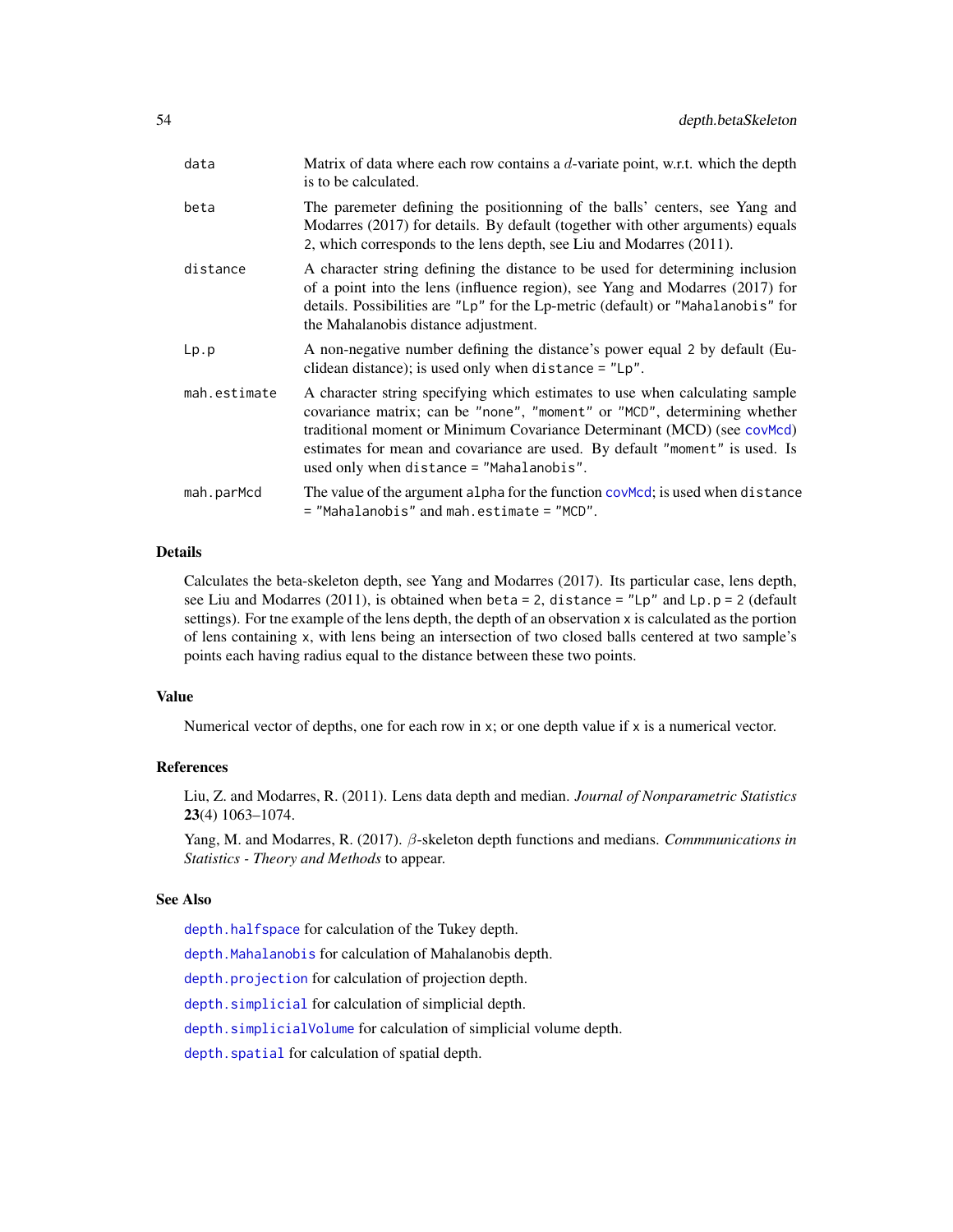| | |
|---|---|
| `data` | Matrix of data where each row contains a $d$-variate point, w.r.t. which the depth is to be calculated. |
| `beta` | The paremeter defining the positionning of the balls' centers, see Yang and Modarres (2017) for details. By default (together with other arguments) equals `2`, which corresponds to the lens depth, see Liu and Modarres (2011). |
| `distance` | A character string defining the distance to be used for determining inclusion of a point into the lens (influence region), see Yang and Modarres (2017) for details. Possibilities are `"Lp"` for the Lp-metric (default) or `"Mahalanobis"` for the Mahalanobis distance adjustment. |
| `Lp.p` | A non-negative number defining the distance's power equal `2` by default (Euclidean distance); is used only when `distance = "Lp"`. |
| `mah.estimate` | A character string specifying which estimates to use when calculating sample covariance matrix; can be `"none"`, `"moment"` or `"MCD"`, determining whether traditional moment or Minimum Covariance Determinant (MCD) (see `covMcd`) estimates for mean and covariance are used. By default `"moment"` is used. Is used only when `distance = "Mahalanobis"`. |
| `mah.parMcd` | The value of the argument `alpha` for the function `covMcd`; is used when `distance = "Mahalanobis"` and `mah.estimate = "MCD"`. |

## Details

Calculates the beta-skeleton depth, see Yang and Modarres (2017). Its particular case, lens depth, see Liu and Modarres (2011), is obtained when `beta = 2`, `distance = "Lp"` and `Lp.p = 2` (default settings). For tne example of the lens depth, the depth of an observation `x` is calculated as the portion of lens containing `x`, with lens being an intersection of two closed balls centered at two sample's points each having radius equal to the distance between these two points.

## Value

Numerical vector of depths, one for each row in `x`; or one depth value if `x` is a numerical vector.

## References

Liu, Z. and Modarres, R. (2011). Lens data depth and median. *Journal of Nonparametric Statistics* **23**(4) 1063–1074.

Yang, M. and Modarres, R. (2017). $\beta$-skeleton depth functions and medians. *Commmunications in Statistics - Theory and Methods* to appear.

## See Also

`depth.halfspace` for calculation of the Tukey depth.

`depth.Mahalanobis` for calculation of Mahalanobis depth.

`depth.projection` for calculation of projection depth.

`depth.simplicial` for calculation of simplicial depth.

`depth.simplicialVolume` for calculation of simplicial volume depth.

`depth.spatial` for calculation of spatial depth.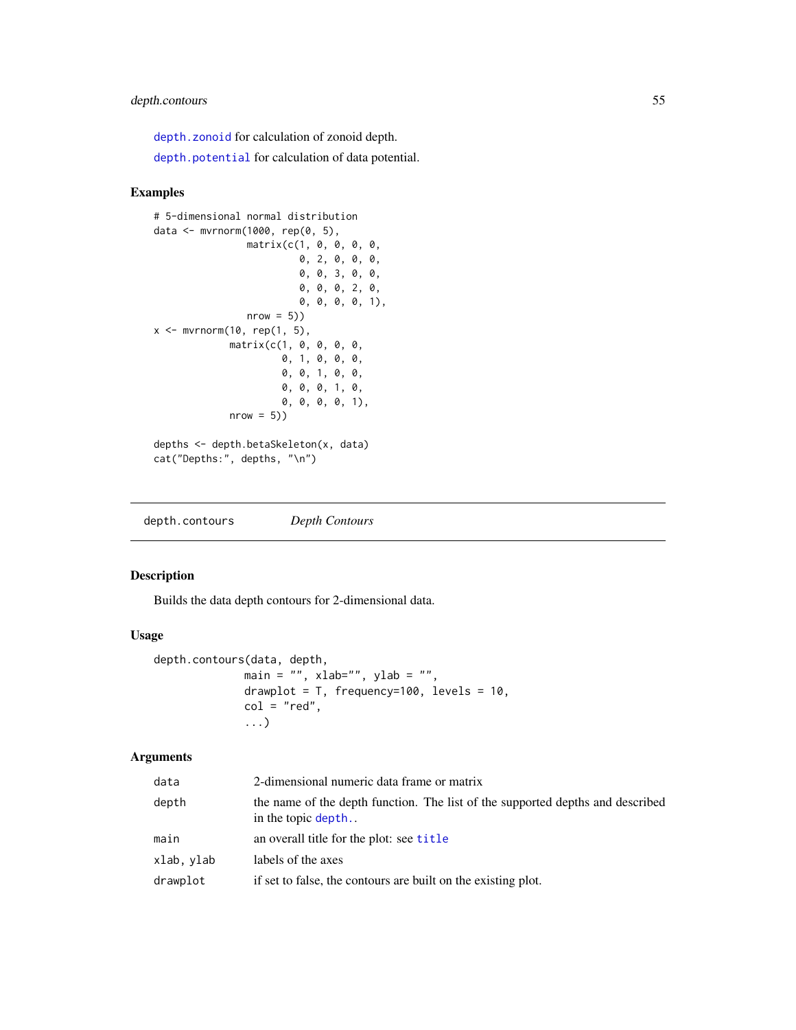depth.zonoid for calculation of zonoid depth.

depth.potential for calculation of data potential.

### Examples

```
# 5-dimensional normal distribution
data <- mvrnorm(1000, rep(0, 5),
                matrix(c(1, 0, 0, 0, 0,
                         0, 2, 0, 0, 0,
                         0, 0, 3, 0, 0,
                         0, 0, 0, 2, 0,
                         0, 0, 0, 0, 1),
                nrow = 5))
x <- mvrnorm(10, rep(1, 5),
             matrix(c(1, 0, 0, 0, 0,
                      0, 1, 0, 0, 0,
                      0, 0, 1, 0, 0,
                      0, 0, 0, 1, 0,
                      0, 0, 0, 0, 1),
             nrow = 5))

depths <- depth.betaSkeleton(x, data)
cat("Depths:", depths, "\n")
```

---

## depth.contours *Depth Contours*

---

### Description

Builds the data depth contours for 2-dimensional data.

### Usage

```
depth.contours(data, depth,
               main = "", xlab="", ylab = "",
               drawplot = T, frequency=100, levels = 10,
               col = "red",
               ...)
```

### Arguments

| | |
|---|---|
| data | 2-dimensional numeric data frame or matrix |
| depth | the name of the depth function. The list of the supported depths and described in the topic depth.. |
| main | an overall title for the plot: see title |
| xlab, ylab | labels of the axes |
| drawplot | if set to false, the contours are built on the existing plot. |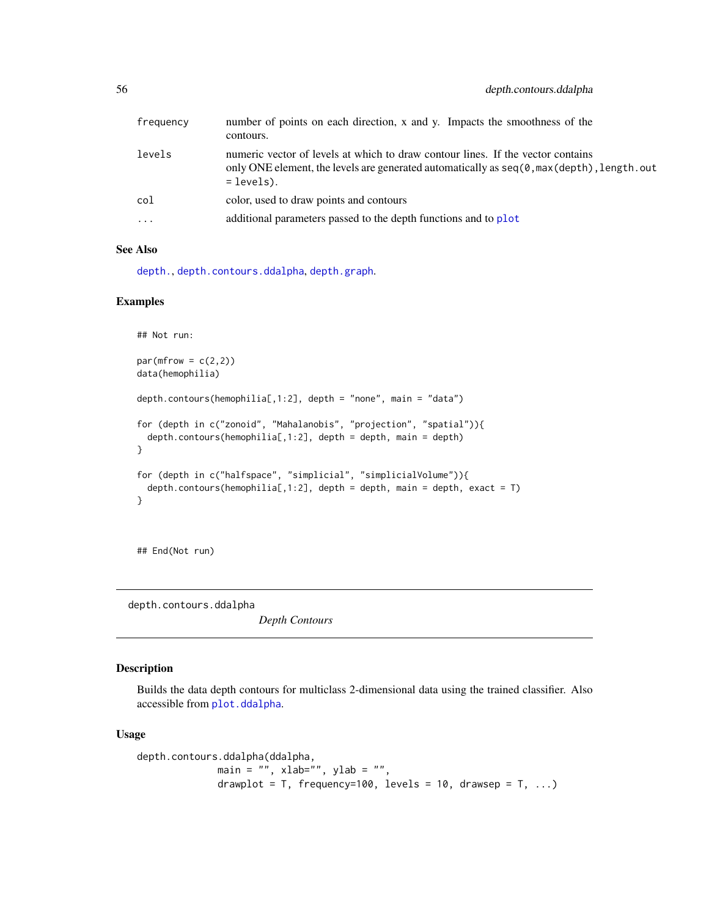| | |
|---|---|
| frequency | number of points on each direction, x and y. Impacts the smoothness of the contours. |
| levels | numeric vector of levels at which to draw contour lines. If the vector contains only ONE element, the levels are generated automatically as `seq(0,max(depth),length.out = levels)`. |
| col | color, used to draw points and contours |
| ... | additional parameters passed to the depth functions and to `plot` |

### See Also

`depth.`, `depth.contours.ddalpha`, `depth.graph`.

### Examples

```
## Not run:

par(mfrow = c(2,2))
data(hemophilia)

depth.contours(hemophilia[,1:2], depth = "none", main = "data")

for (depth in c("zonoid", "Mahalanobis", "projection", "spatial")){
  depth.contours(hemophilia[,1:2], depth = depth, main = depth)
}

for (depth in c("halfspace", "simplicial", "simplicialVolume")){
  depth.contours(hemophilia[,1:2], depth = depth, main = depth, exact = T)
}



## End(Not run)
```

---

## depth.contours.ddalpha — *Depth Contours*

---

### Description

Builds the data depth contours for multiclass 2-dimensional data using the trained classifier. Also accessible from `plot.ddalpha`.

### Usage

```
depth.contours.ddalpha(ddalpha,
              main = "", xlab="", ylab = "",
              drawplot = T, frequency=100, levels = 10, drawsep = T, ...)
```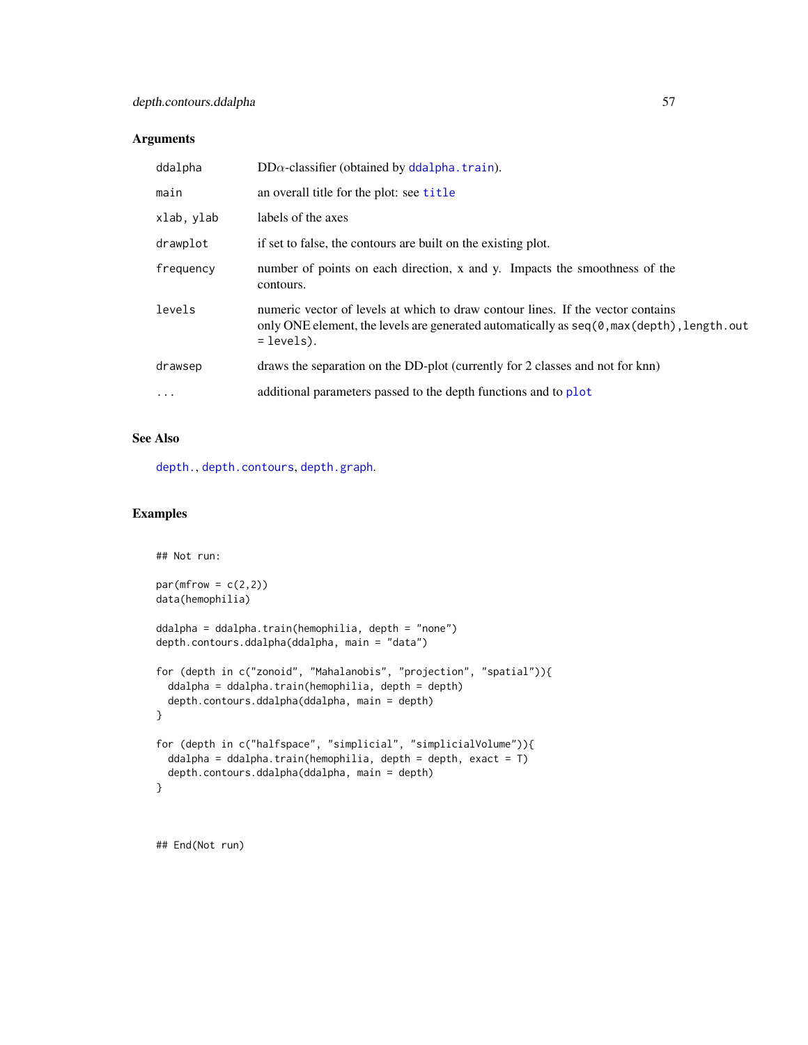### Arguments

| | |
|---|---|
| ddalpha | DD$\alpha$-classifier (obtained by ddalpha.train). |
| main | an overall title for the plot: see title |
| xlab, ylab | labels of the axes |
| drawplot | if set to false, the contours are built on the existing plot. |
| frequency | number of points on each direction, x and y. Impacts the smoothness of the contours. |
| levels | numeric vector of levels at which to draw contour lines. If the vector contains only ONE element, the levels are generated automatically as `seq(0,max(depth),length.out = levels)`. |
| drawsep | draws the separation on the DD-plot (currently for 2 classes and not for knn) |
| ... | additional parameters passed to the depth functions and to plot |

### See Also

depth., depth.contours, depth.graph.

### Examples

```
## Not run:

par(mfrow = c(2,2))
data(hemophilia)

ddalpha = ddalpha.train(hemophilia, depth = "none")
depth.contours.ddalpha(ddalpha, main = "data")

for (depth in c("zonoid", "Mahalanobis", "projection", "spatial")){
  ddalpha = ddalpha.train(hemophilia, depth = depth)
  depth.contours.ddalpha(ddalpha, main = depth)
}

for (depth in c("halfspace", "simplicial", "simplicialVolume")){
  ddalpha = ddalpha.train(hemophilia, depth = depth, exact = T)
  depth.contours.ddalpha(ddalpha, main = depth)
}


## End(Not run)
```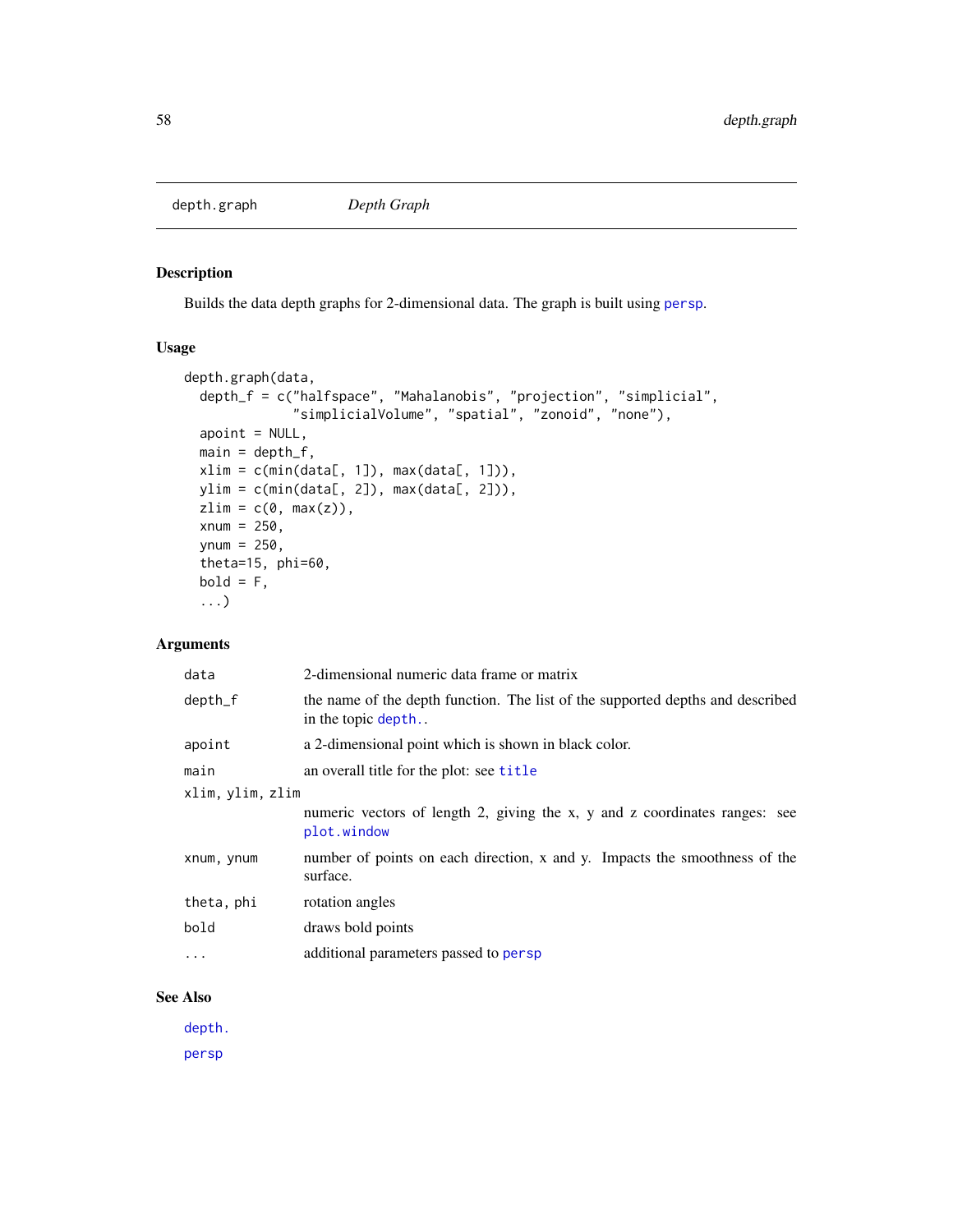# depth.graph — *Depth Graph*

## Description

Builds the data depth graphs for 2-dimensional data. The graph is built using persp.

## Usage

```
depth.graph(data,
  depth_f = c("halfspace", "Mahalanobis", "projection", "simplicial",
              "simplicialVolume", "spatial", "zonoid", "none"),
  apoint = NULL,
  main = depth_f,
  xlim = c(min(data[, 1]), max(data[, 1])),
  ylim = c(min(data[, 2]), max(data[, 2])),
  zlim = c(0, max(z)),
  xnum = 250,
  ynum = 250,
  theta=15, phi=60,
  bold = F,
  ...)
```

## Arguments

| | |
|---|---|
| `data` | 2-dimensional numeric data frame or matrix |
| `depth_f` | the name of the depth function. The list of the supported depths and described in the topic depth.. |
| `apoint` | a 2-dimensional point which is shown in black color. |
| `main` | an overall title for the plot: see title |
| `xlim, ylim, zlim` | numeric vectors of length 2, giving the x, y and z coordinates ranges: see plot.window |
| `xnum, ynum` | number of points on each direction, x and y. Impacts the smoothness of the surface. |
| `theta, phi` | rotation angles |
| `bold` | draws bold points |
| `...` | additional parameters passed to persp |

## See Also

depth.

persp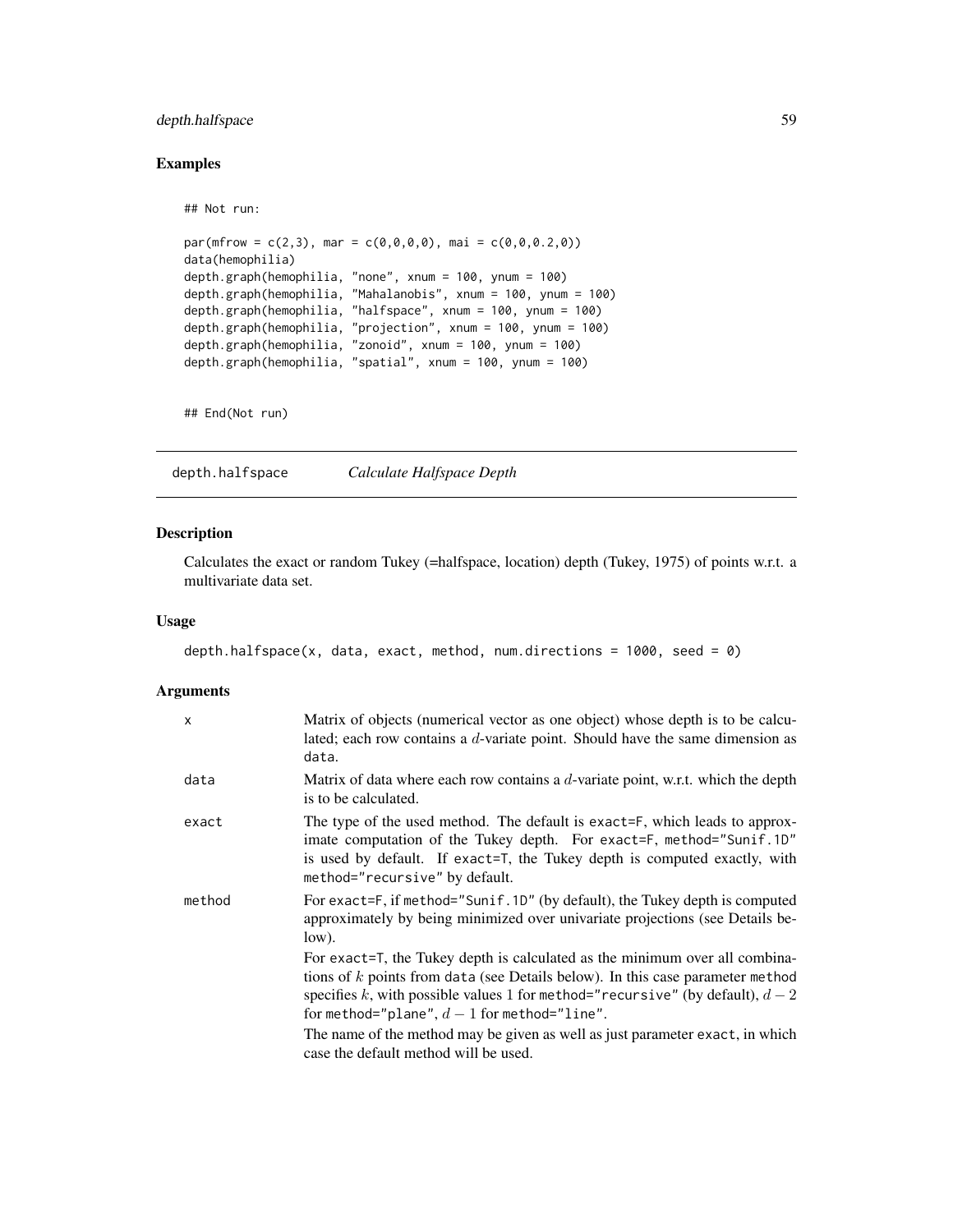## Examples

```
## Not run:

par(mfrow = c(2,3), mar = c(0,0,0,0), mai = c(0,0,0.2,0))
data(hemophilia)
depth.graph(hemophilia, "none", xnum = 100, ynum = 100)
depth.graph(hemophilia, "Mahalanobis", xnum = 100, ynum = 100)
depth.graph(hemophilia, "halfspace", xnum = 100, ynum = 100)
depth.graph(hemophilia, "projection", xnum = 100, ynum = 100)
depth.graph(hemophilia, "zonoid", xnum = 100, ynum = 100)
depth.graph(hemophilia, "spatial", xnum = 100, ynum = 100)


## End(Not run)
```

---

# depth.halfspace *Calculate Halfspace Depth*

---

## Description

Calculates the exact or random Tukey (=halfspace, location) depth (Tukey, 1975) of points w.r.t. a multivariate data set.

## Usage

```
depth.halfspace(x, data, exact, method, num.directions = 1000, seed = 0)
```

## Arguments

| | |
|---|---|
| x | Matrix of objects (numerical vector as one object) whose depth is to be calculated; each row contains a $d$-variate point. Should have the same dimension as data. |
| data | Matrix of data where each row contains a $d$-variate point, w.r.t. which the depth is to be calculated. |
| exact | The type of the used method. The default is exact=F, which leads to approximate computation of the Tukey depth. For exact=F, method="Sunif.1D" is used by default. If exact=T, the Tukey depth is computed exactly, with method="recursive" by default. |
| method | For exact=F, if method="Sunif.1D" (by default), the Tukey depth is computed approximately by being minimized over univariate projections (see Details below).<br><br>For exact=T, the Tukey depth is calculated as the minimum over all combinations of $k$ points from data (see Details below). In this case parameter method specifies $k$, with possible values 1 for method="recursive" (by default), $d-2$ for method="plane", $d-1$ for method="line".<br><br>The name of the method may be given as well as just parameter exact, in which case the default method will be used. |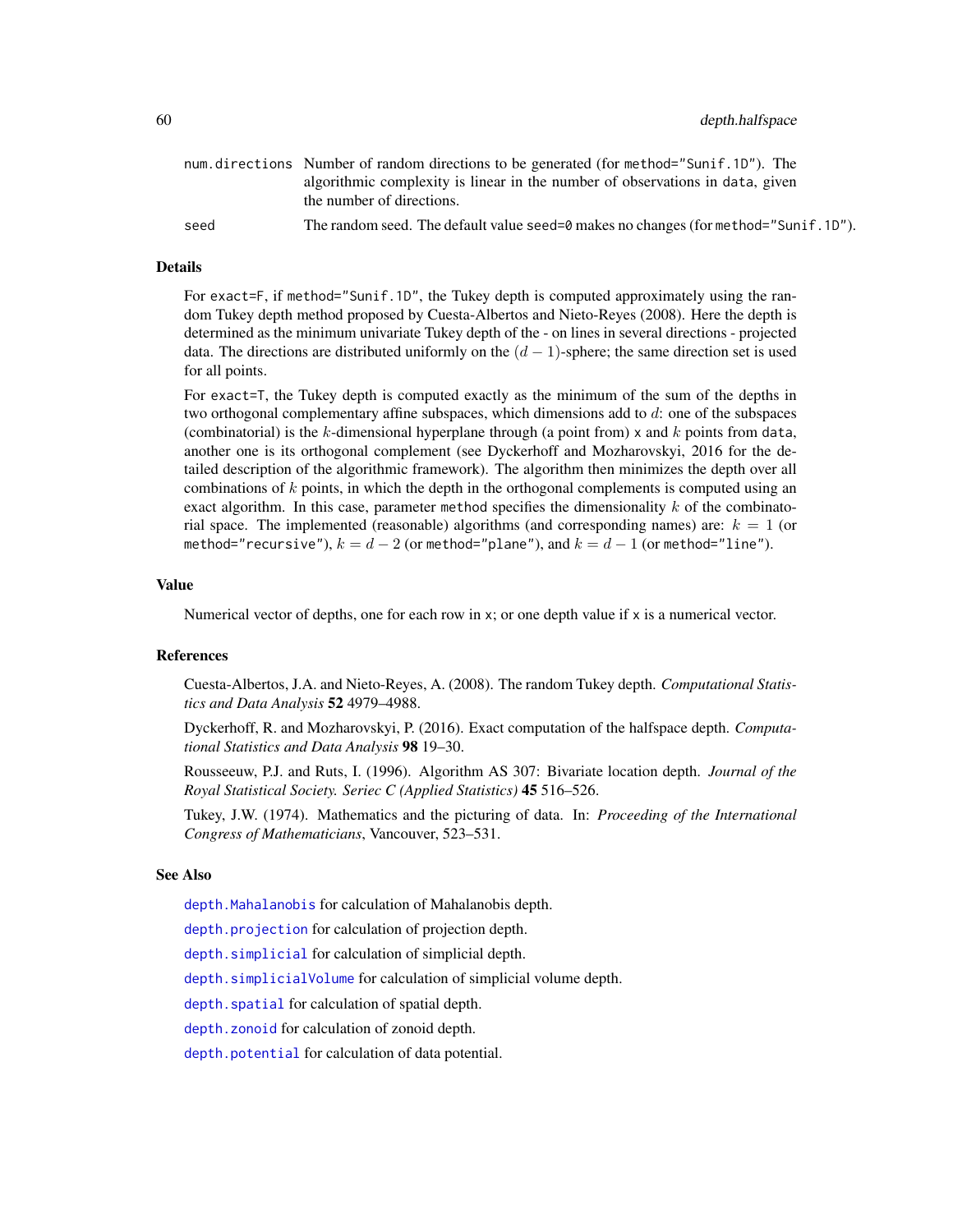| | |
|---|---|
| `num.directions` | Number of random directions to be generated (for `method="Sunif.1D"`). The algorithmic complexity is linear in the number of observations in `data`, given the number of directions. |
| `seed` | The random seed. The default value `seed=0` makes no changes (for `method="Sunif.1D"`). |

## Details

For `exact=F`, if `method="Sunif.1D"`, the Tukey depth is computed approximately using the random Tukey depth method proposed by Cuesta-Albertos and Nieto-Reyes (2008). Here the depth is determined as the minimum univariate Tukey depth of the - on lines in several directions - projected data. The directions are distributed uniformly on the $(d-1)$-sphere; the same direction set is used for all points.

For `exact=T`, the Tukey depth is computed exactly as the minimum of the sum of the depths in two orthogonal complementary affine subspaces, which dimensions add to $d$: one of the subspaces (combinatorial) is the $k$-dimensional hyperplane through (a point from) `x` and $k$ points from `data`, another one is its orthogonal complement (see Dyckerhoff and Mozharovskyi, 2016 for the detailed description of the algorithmic framework). The algorithm then minimizes the depth over all combinations of $k$ points, in which the depth in the orthogonal complements is computed using an exact algorithm. In this case, parameter `method` specifies the dimensionality $k$ of the combinatorial space. The implemented (reasonable) algorithms (and corresponding names) are: $k = 1$ (or `method="recursive"`), $k = d - 2$ (or `method="plane"`), and $k = d - 1$ (or `method="line"`).

## Value

Numerical vector of depths, one for each row in `x`; or one depth value if `x` is a numerical vector.

## References

Cuesta-Albertos, J.A. and Nieto-Reyes, A. (2008). The random Tukey depth. *Computational Statistics and Data Analysis* **52** 4979–4988.

Dyckerhoff, R. and Mozharovskyi, P. (2016). Exact computation of the halfspace depth. *Computational Statistics and Data Analysis* **98** 19–30.

Rousseeuw, P.J. and Ruts, I. (1996). Algorithm AS 307: Bivariate location depth. *Journal of the Royal Statistical Society. Seriec C (Applied Statistics)* **45** 516–526.

Tukey, J.W. (1974). Mathematics and the picturing of data. In: *Proceeding of the International Congress of Mathematicians*, Vancouver, 523–531.

## See Also

`depth.Mahalanobis` for calculation of Mahalanobis depth.

`depth.projection` for calculation of projection depth.

`depth.simplicial` for calculation of simplicial depth.

`depth.simplicialVolume` for calculation of simplicial volume depth.

`depth.spatial` for calculation of spatial depth.

`depth.zonoid` for calculation of zonoid depth.

`depth.potential` for calculation of data potential.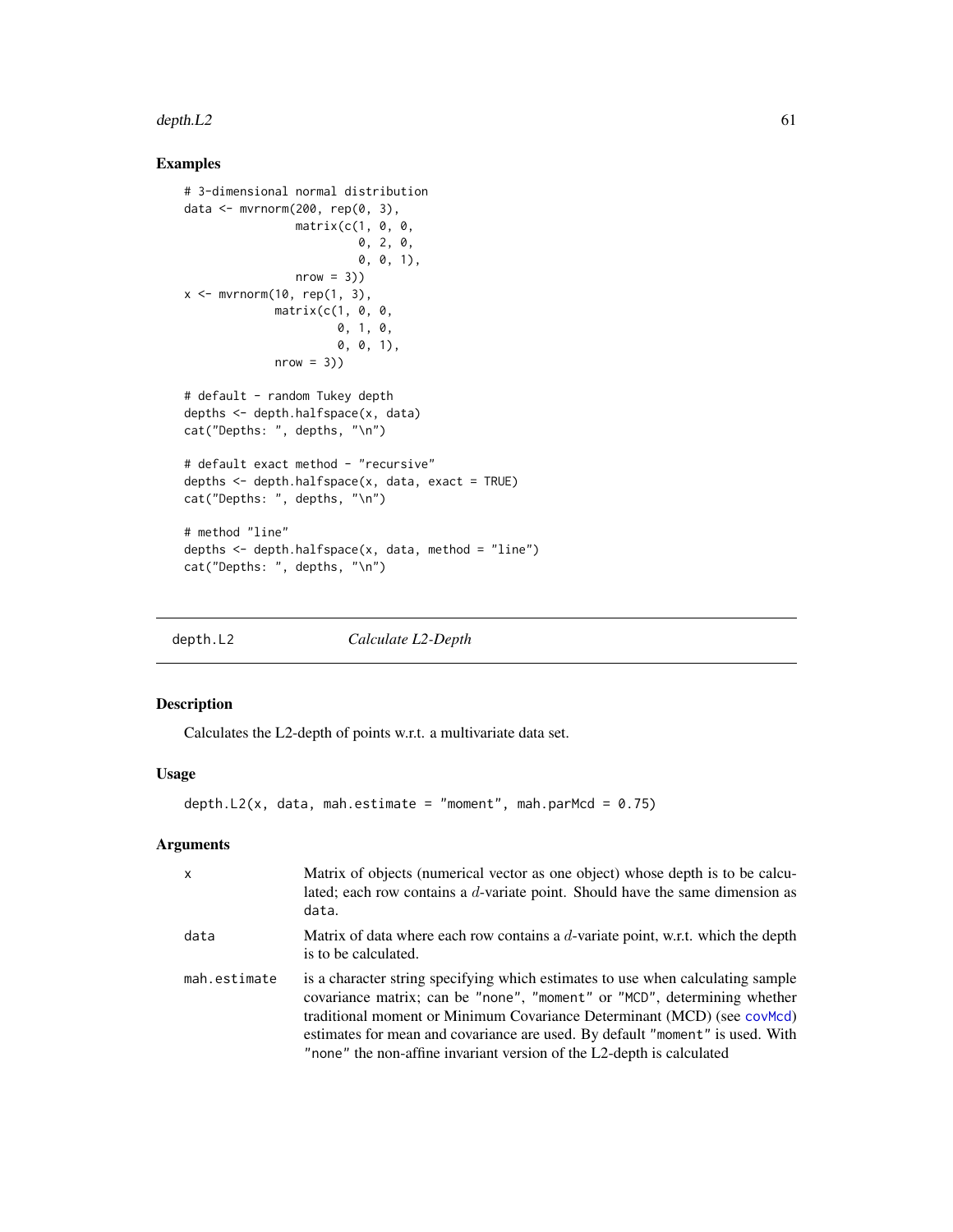## Examples

```
# 3-dimensional normal distribution
data <- mvrnorm(200, rep(0, 3),
                matrix(c(1, 0, 0,
                         0, 2, 0,
                         0, 0, 1),
                nrow = 3))
x <- mvrnorm(10, rep(1, 3),
             matrix(c(1, 0, 0,
                      0, 1, 0,
                      0, 0, 1),
             nrow = 3))

# default - random Tukey depth
depths <- depth.halfspace(x, data)
cat("Depths: ", depths, "\n")

# default exact method - "recursive"
depths <- depth.halfspace(x, data, exact = TRUE)
cat("Depths: ", depths, "\n")

# method "line"
depths <- depth.halfspace(x, data, method = "line")
cat("Depths: ", depths, "\n")
```

---

# depth.L2 *Calculate L2-Depth*

## Description

Calculates the L2-depth of points w.r.t. a multivariate data set.

## Usage

```
depth.L2(x, data, mah.estimate = "moment", mah.parMcd = 0.75)
```

## Arguments

| | |
|---|---|
| `x` | Matrix of objects (numerical vector as one object) whose depth is to be calculated; each row contains a $d$-variate point. Should have the same dimension as `data`. |
| `data` | Matrix of data where each row contains a $d$-variate point, w.r.t. which the depth is to be calculated. |
| `mah.estimate` | is a character string specifying which estimates to use when calculating sample covariance matrix; can be `"none"`, `"moment"` or `"MCD"`, determining whether traditional moment or Minimum Covariance Determinant (MCD) (see `covMcd`) estimates for mean and covariance are used. By default `"moment"` is used. With `"none"` the non-affine invariant version of the L2-depth is calculated |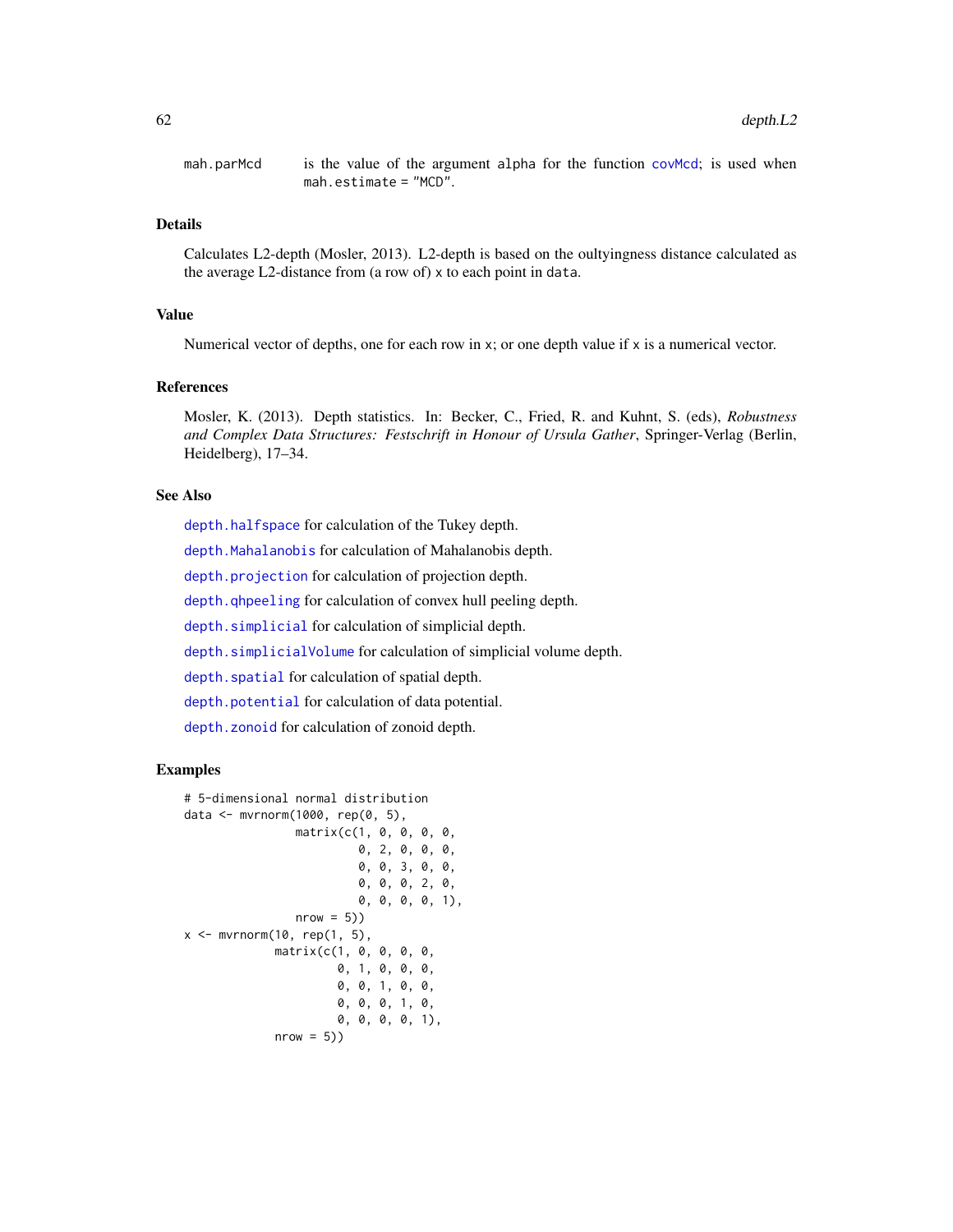mah.parMcd    is the value of the argument alpha for the function covMcd; is used when mah.estimate = "MCD".

## Details

Calculates L2-depth (Mosler, 2013). L2-depth is based on the oultyingness distance calculated as the average L2-distance from (a row of) x to each point in data.

## Value

Numerical vector of depths, one for each row in x; or one depth value if x is a numerical vector.

## References

Mosler, K. (2013). Depth statistics. In: Becker, C., Fried, R. and Kuhnt, S. (eds), *Robustness and Complex Data Structures: Festschrift in Honour of Ursula Gather*, Springer-Verlag (Berlin, Heidelberg), 17–34.

## See Also

depth.halfspace for calculation of the Tukey depth.

depth.Mahalanobis for calculation of Mahalanobis depth.

depth.projection for calculation of projection depth.

depth.qhpeeling for calculation of convex hull peeling depth.

depth.simplicial for calculation of simplicial depth.

depth.simplicialVolume for calculation of simplicial volume depth.

depth.spatial for calculation of spatial depth.

depth.potential for calculation of data potential.

depth.zonoid for calculation of zonoid depth.

## Examples

```
# 5-dimensional normal distribution
data <- mvrnorm(1000, rep(0, 5),
                matrix(c(1, 0, 0, 0, 0,
                         0, 2, 0, 0, 0,
                         0, 0, 3, 0, 0,
                         0, 0, 0, 2, 0,
                         0, 0, 0, 0, 1),
                nrow = 5))
x <- mvrnorm(10, rep(1, 5),
             matrix(c(1, 0, 0, 0, 0,
                      0, 1, 0, 0, 0,
                      0, 0, 1, 0, 0,
                      0, 0, 0, 1, 0,
                      0, 0, 0, 0, 1),
             nrow = 5))
```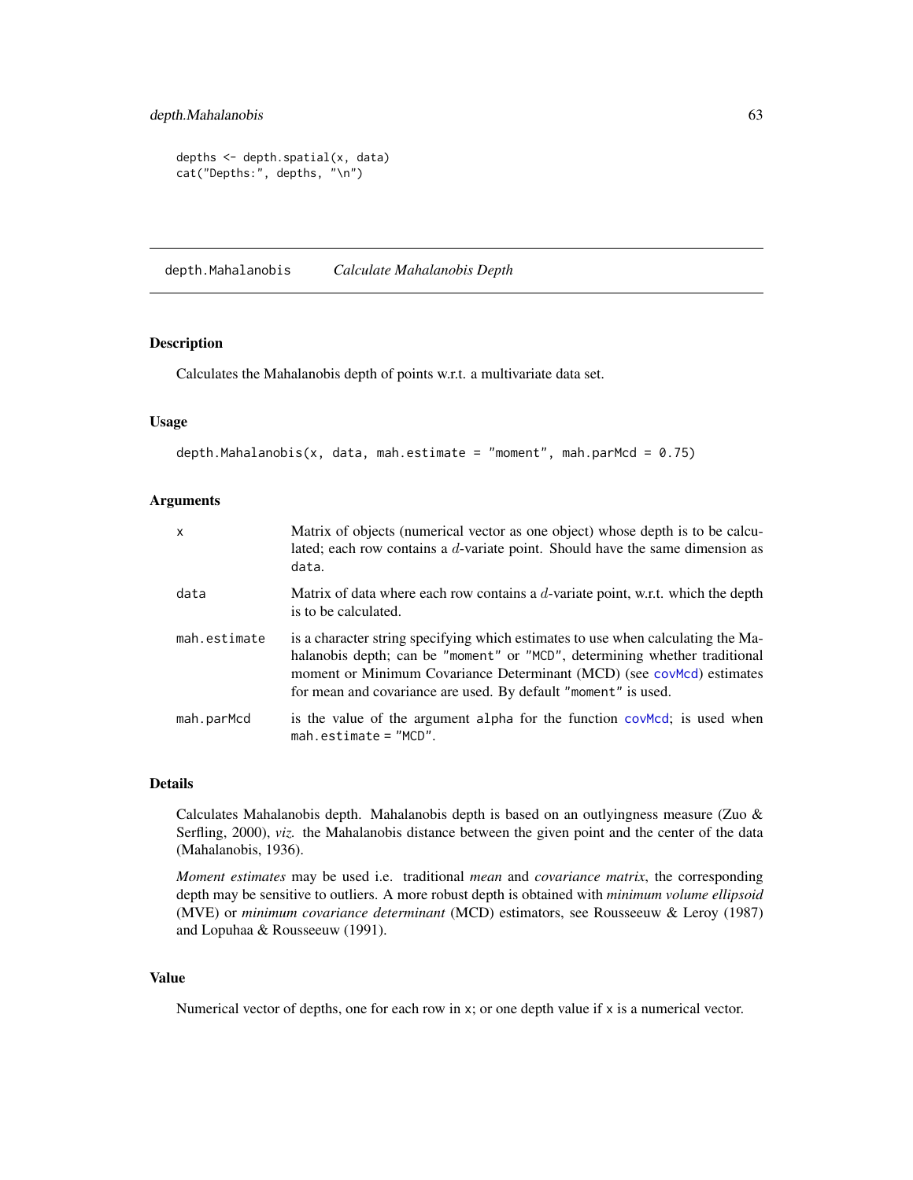```
depths <- depth.spatial(x, data)
cat("Depths:", depths, "\n")
```

## depth.Mahalanobis — *Calculate Mahalanobis Depth*

### Description

Calculates the Mahalanobis depth of points w.r.t. a multivariate data set.

### Usage

```
depth.Mahalanobis(x, data, mah.estimate = "moment", mah.parMcd = 0.75)
```

### Arguments

| | |
|---|---|
| x | Matrix of objects (numerical vector as one object) whose depth is to be calculated; each row contains a $d$-variate point. Should have the same dimension as `data`. |
| data | Matrix of data where each row contains a $d$-variate point, w.r.t. which the depth is to be calculated. |
| mah.estimate | is a character string specifying which estimates to use when calculating the Mahalanobis depth; can be `"moment"` or `"MCD"`, determining whether traditional moment or Minimum Covariance Determinant (MCD) (see `covMcd`) estimates for mean and covariance are used. By default `"moment"` is used. |
| mah.parMcd | is the value of the argument `alpha` for the function `covMcd`; is used when `mah.estimate = "MCD"`. |

### Details

Calculates Mahalanobis depth. Mahalanobis depth is based on an outlyingness measure (Zuo & Serfling, 2000), *viz.* the Mahalanobis distance between the given point and the center of the data (Mahalanobis, 1936).

*Moment estimates* may be used i.e. traditional *mean* and *covariance matrix*, the corresponding depth may be sensitive to outliers. A more robust depth is obtained with *minimum volume ellipsoid* (MVE) or *minimum covariance determinant* (MCD) estimators, see Rousseeuw & Leroy (1987) and Lopuhaa & Rousseeuw (1991).

### Value

Numerical vector of depths, one for each row in `x`; or one depth value if `x` is a numerical vector.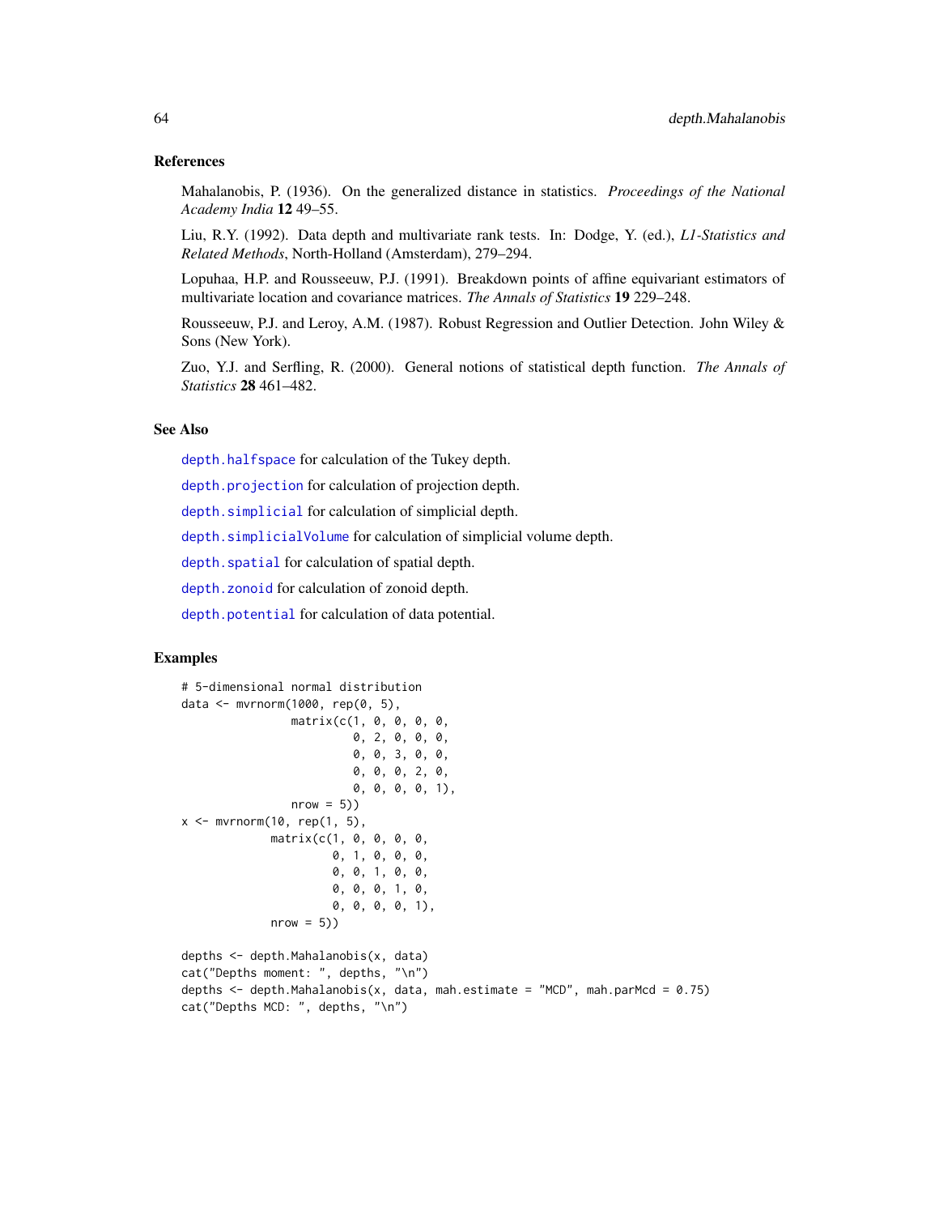## References

Mahalanobis, P. (1936). On the generalized distance in statistics. *Proceedings of the National Academy India* **12** 49–55.

Liu, R.Y. (1992). Data depth and multivariate rank tests. In: Dodge, Y. (ed.), *L1-Statistics and Related Methods*, North-Holland (Amsterdam), 279–294.

Lopuhaa, H.P. and Rousseeuw, P.J. (1991). Breakdown points of affine equivariant estimators of multivariate location and covariance matrices. *The Annals of Statistics* **19** 229–248.

Rousseeuw, P.J. and Leroy, A.M. (1987). Robust Regression and Outlier Detection. John Wiley & Sons (New York).

Zuo, Y.J. and Serfling, R. (2000). General notions of statistical depth function. *The Annals of Statistics* **28** 461–482.

## See Also

`depth.halfspace` for calculation of the Tukey depth.

`depth.projection` for calculation of projection depth.

`depth.simplicial` for calculation of simplicial depth.

`depth.simplicialVolume` for calculation of simplicial volume depth.

`depth.spatial` for calculation of spatial depth.

`depth.zonoid` for calculation of zonoid depth.

`depth.potential` for calculation of data potential.

## Examples

```
# 5-dimensional normal distribution
data <- mvrnorm(1000, rep(0, 5),
                matrix(c(1, 0, 0, 0, 0,
                         0, 2, 0, 0, 0,
                         0, 0, 3, 0, 0,
                         0, 0, 0, 2, 0,
                         0, 0, 0, 0, 1),
                nrow = 5))
x <- mvrnorm(10, rep(1, 5),
             matrix(c(1, 0, 0, 0, 0,
                      0, 1, 0, 0, 0,
                      0, 0, 1, 0, 0,
                      0, 0, 0, 1, 0,
                      0, 0, 0, 0, 1),
             nrow = 5))

depths <- depth.Mahalanobis(x, data)
cat("Depths moment: ", depths, "\n")
depths <- depth.Mahalanobis(x, data, mah.estimate = "MCD", mah.parMcd = 0.75)
cat("Depths MCD: ", depths, "\n")
```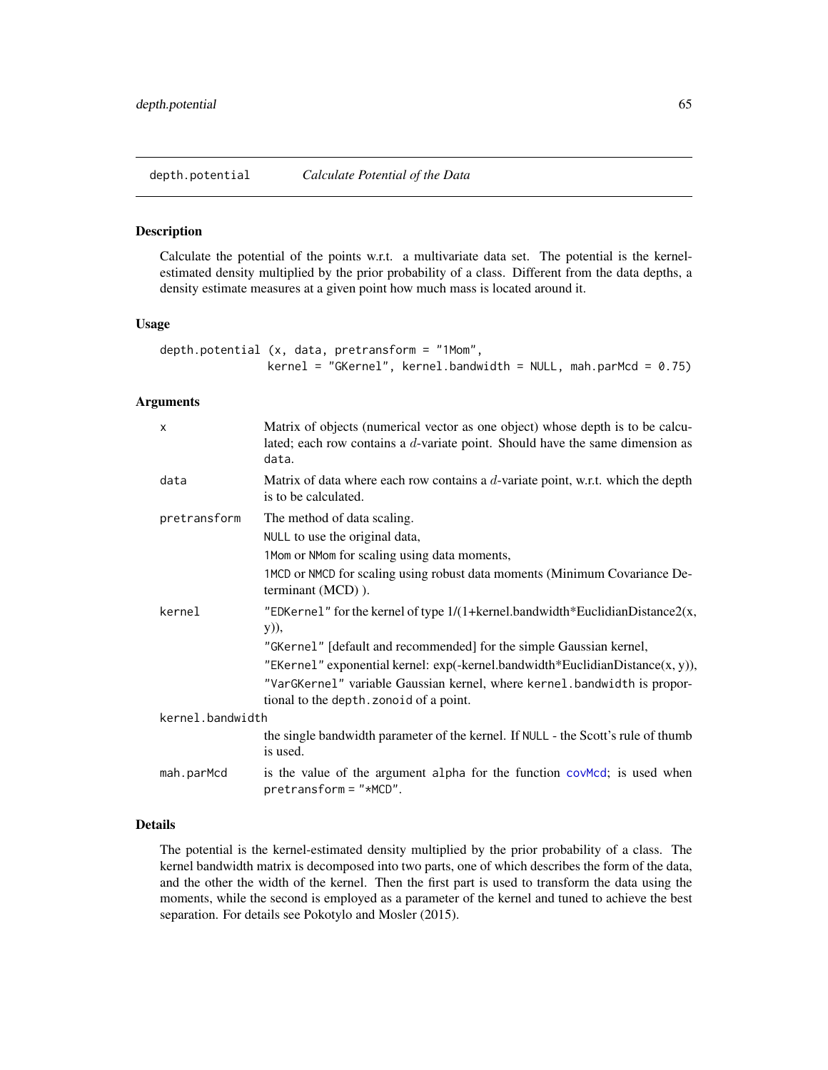## depth.potential — *Calculate Potential of the Data*

### Description

Calculate the potential of the points w.r.t. a multivariate data set. The potential is the kernel-estimated density multiplied by the prior probability of a class. Different from the data depths, a density estimate measures at a given point how much mass is located around it.

### Usage

```
depth.potential (x, data, pretransform = "1Mom",
                 kernel = "GKernel", kernel.bandwidth = NULL, mah.parMcd = 0.75)
```

### Arguments

- `x` — Matrix of objects (numerical vector as one object) whose depth is to be calculated; each row contains a $d$-variate point. Should have the same dimension as `data`.
- `data` — Matrix of data where each row contains a $d$-variate point, w.r.t. which the depth is to be calculated.
- `pretransform` — The method of data scaling.
  - `NULL` to use the original data,
  - `1Mom` or `NMom` for scaling using data moments,
  - `1MCD` or `NMCD` for scaling using robust data moments (Minimum Covariance Determinant (MCD) ).
- `kernel` —
  - `"EDKernel"` for the kernel of type 1/(1+kernel.bandwidth*EuclidianDistance2(x, y)),
  - `"GKernel"` [default and recommended] for the simple Gaussian kernel,
  - `"EKernel"` exponential kernel: exp(-kernel.bandwidth*EuclidianDistance(x, y)),
  - `"VarGKernel"` variable Gaussian kernel, where `kernel.bandwidth` is proportional to the `depth.zonoid` of a point.
- `kernel.bandwidth` — the single bandwidth parameter of the kernel. If `NULL` - the Scott's rule of thumb is used.
- `mah.parMcd` — is the value of the argument `alpha` for the function `covMcd`; is used when `pretransform = "*MCD"`.

### Details

The potential is the kernel-estimated density multiplied by the prior probability of a class. The kernel bandwidth matrix is decomposed into two parts, one of which describes the form of the data, and the other the width of the kernel. Then the first part is used to transform the data using the moments, while the second is employed as a parameter of the kernel and tuned to achieve the best separation. For details see Pokotylo and Mosler (2015).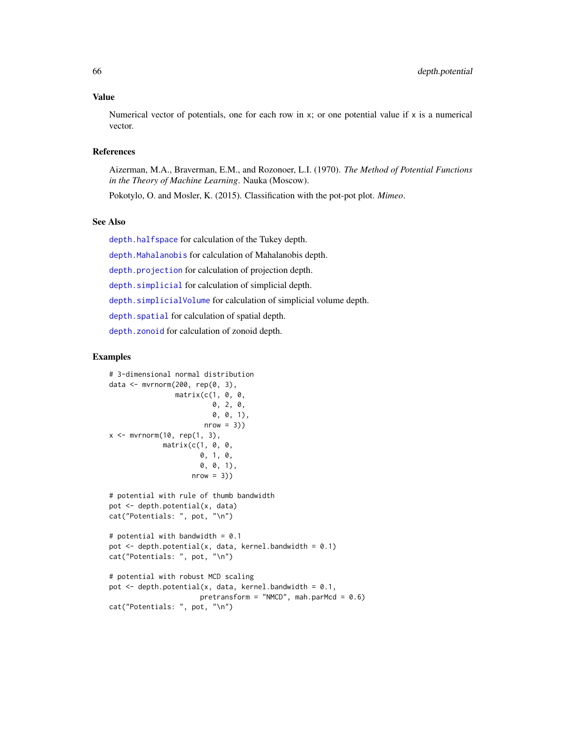## Value

Numerical vector of potentials, one for each row in x; or one potential value if x is a numerical vector.

## References

Aizerman, M.A., Braverman, E.M., and Rozonoer, L.I. (1970). *The Method of Potential Functions in the Theory of Machine Learning*. Nauka (Moscow).

Pokotylo, O. and Mosler, K. (2015). Classification with the pot-pot plot. *Mimeo*.

## See Also

`depth.halfspace` for calculation of the Tukey depth.

`depth.Mahalanobis` for calculation of Mahalanobis depth.

`depth.projection` for calculation of projection depth.

`depth.simplicial` for calculation of simplicial depth.

`depth.simplicialVolume` for calculation of simplicial volume depth.

`depth.spatial` for calculation of spatial depth.

`depth.zonoid` for calculation of zonoid depth.

## Examples

```
# 3-dimensional normal distribution
data <- mvrnorm(200, rep(0, 3),
                matrix(c(1, 0, 0,
                         0, 2, 0,
                         0, 0, 1),
                       nrow = 3))
x <- mvrnorm(10, rep(1, 3),
             matrix(c(1, 0, 0,
                      0, 1, 0,
                      0, 0, 1),
                    nrow = 3))

# potential with rule of thumb bandwidth
pot <- depth.potential(x, data)
cat("Potentials: ", pot, "\n")

# potential with bandwidth = 0.1
pot <- depth.potential(x, data, kernel.bandwidth = 0.1)
cat("Potentials: ", pot, "\n")

# potential with robust MCD scaling
pot <- depth.potential(x, data, kernel.bandwidth = 0.1,
                      pretransform = "NMCD", mah.parMcd = 0.6)
cat("Potentials: ", pot, "\n")
```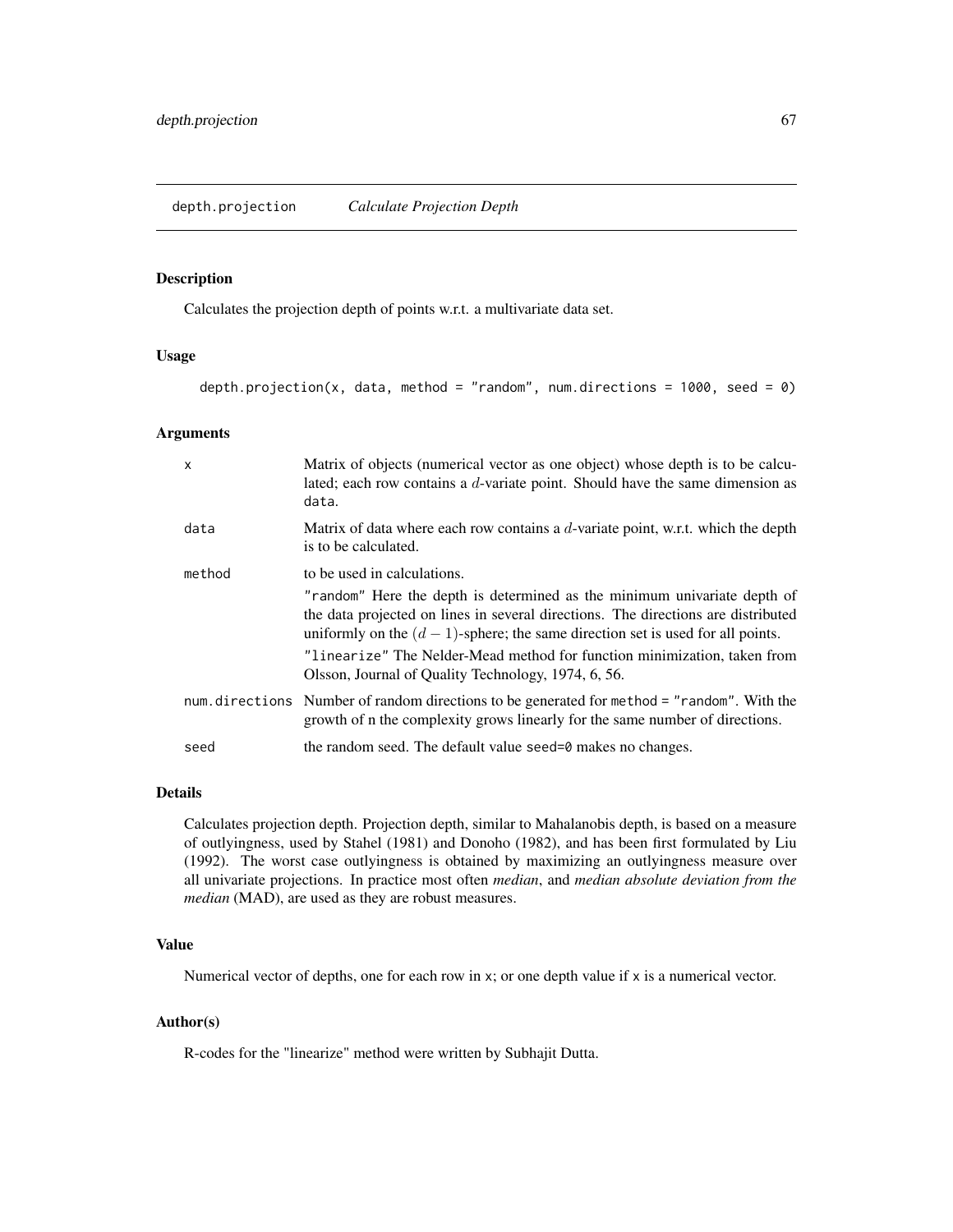## depth.projection *Calculate Projection Depth*

### Description

Calculates the projection depth of points w.r.t. a multivariate data set.

### Usage

```
depth.projection(x, data, method = "random", num.directions = 1000, seed = 0)
```

### Arguments

| | |
|---|---|
| x | Matrix of objects (numerical vector as one object) whose depth is to be calculated; each row contains a $d$-variate point. Should have the same dimension as `data`. |
| data | Matrix of data where each row contains a $d$-variate point, w.r.t. which the depth is to be calculated. |
| method | to be used in calculations.<br>"random" Here the depth is determined as the minimum univariate depth of the data projected on lines in several directions. The directions are distributed uniformly on the $(d-1)$-sphere; the same direction set is used for all points.<br>"linearize" The Nelder-Mead method for function minimization, taken from Olsson, Journal of Quality Technology, 1974, 6, 56. |
| num.directions | Number of random directions to be generated for `method = "random"`. With the growth of n the complexity grows linearly for the same number of directions. |
| seed | the random seed. The default value `seed=0` makes no changes. |

### Details

Calculates projection depth. Projection depth, similar to Mahalanobis depth, is based on a measure of outlyingness, used by Stahel (1981) and Donoho (1982), and has been first formulated by Liu (1992). The worst case outlyingness is obtained by maximizing an outlyingness measure over all univariate projections. In practice most often *median*, and *median absolute deviation from the median* (MAD), are used as they are robust measures.

### Value

Numerical vector of depths, one for each row in `x`; or one depth value if `x` is a numerical vector.

### Author(s)

R-codes for the "linearize" method were written by Subhajit Dutta.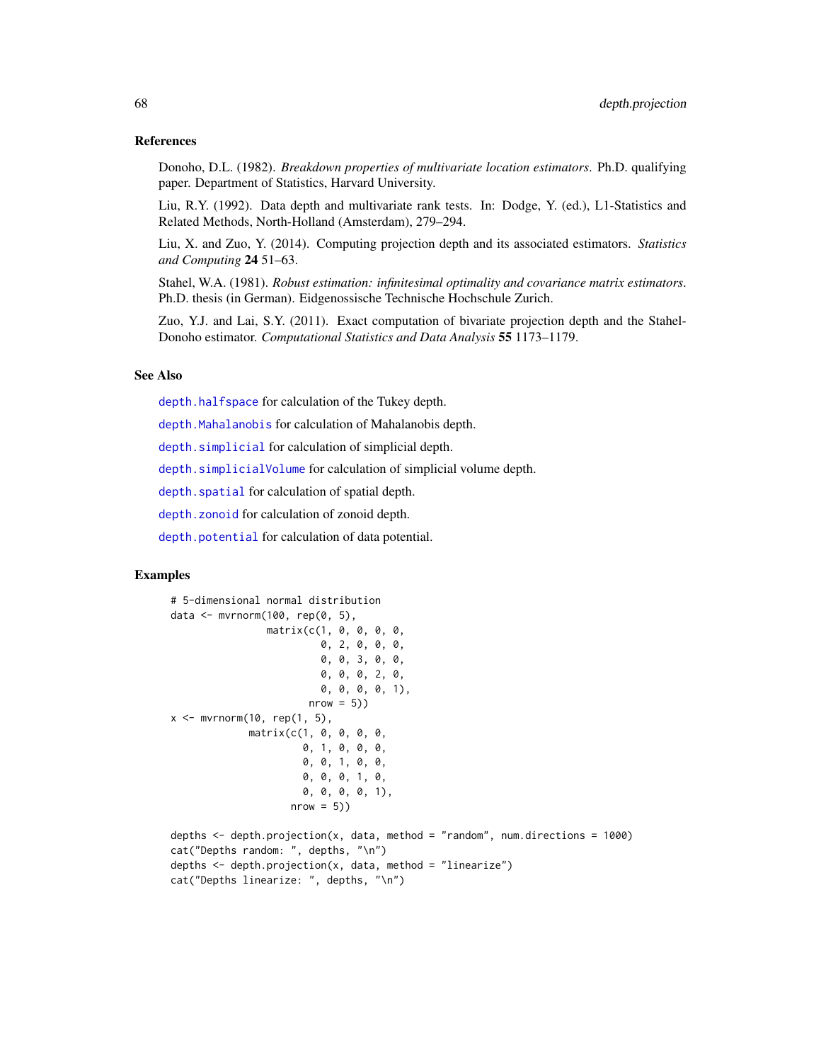## References

Donoho, D.L. (1982). *Breakdown properties of multivariate location estimators*. Ph.D. qualifying paper. Department of Statistics, Harvard University.

Liu, R.Y. (1992). Data depth and multivariate rank tests. In: Dodge, Y. (ed.), L1-Statistics and Related Methods, North-Holland (Amsterdam), 279–294.

Liu, X. and Zuo, Y. (2014). Computing projection depth and its associated estimators. *Statistics and Computing* **24** 51–63.

Stahel, W.A. (1981). *Robust estimation: infinitesimal optimality and covariance matrix estimators*. Ph.D. thesis (in German). Eidgenossische Technische Hochschule Zurich.

Zuo, Y.J. and Lai, S.Y. (2011). Exact computation of bivariate projection depth and the Stahel-Donoho estimator. *Computational Statistics and Data Analysis* **55** 1173–1179.

## See Also

`depth.halfspace` for calculation of the Tukey depth.

`depth.Mahalanobis` for calculation of Mahalanobis depth.

`depth.simplicial` for calculation of simplicial depth.

`depth.simplicialVolume` for calculation of simplicial volume depth.

`depth.spatial` for calculation of spatial depth.

`depth.zonoid` for calculation of zonoid depth.

`depth.potential` for calculation of data potential.

## Examples

```
# 5-dimensional normal distribution
data <- mvrnorm(100, rep(0, 5),
                matrix(c(1, 0, 0, 0, 0,
                         0, 2, 0, 0, 0,
                         0, 0, 3, 0, 0,
                         0, 0, 0, 2, 0,
                         0, 0, 0, 0, 1),
                       nrow = 5))
x <- mvrnorm(10, rep(1, 5),
             matrix(c(1, 0, 0, 0, 0,
                      0, 1, 0, 0, 0,
                      0, 0, 1, 0, 0,
                      0, 0, 0, 1, 0,
                      0, 0, 0, 0, 1),
                    nrow = 5))

depths <- depth.projection(x, data, method = "random", num.directions = 1000)
cat("Depths random: ", depths, "\n")
depths <- depth.projection(x, data, method = "linearize")
cat("Depths linearize: ", depths, "\n")
```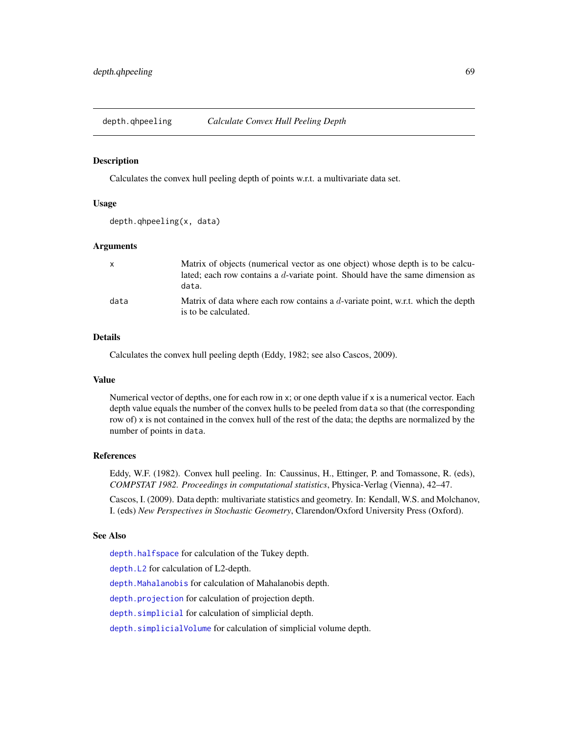## depth.qhpeeling *Calculate Convex Hull Peeling Depth*

### Description

Calculates the convex hull peeling depth of points w.r.t. a multivariate data set.

### Usage

```
depth.qhpeeling(x, data)
```

### Arguments

| | |
|---|---|
| x | Matrix of objects (numerical vector as one object) whose depth is to be calculated; each row contains a $d$-variate point. Should have the same dimension as data. |
| data | Matrix of data where each row contains a $d$-variate point, w.r.t. which the depth is to be calculated. |

### Details

Calculates the convex hull peeling depth (Eddy, 1982; see also Cascos, 2009).

### Value

Numerical vector of depths, one for each row in x; or one depth value if x is a numerical vector. Each depth value equals the number of the convex hulls to be peeled from data so that (the corresponding row of) x is not contained in the convex hull of the rest of the data; the depths are normalized by the number of points in data.

### References

Eddy, W.F. (1982). Convex hull peeling. In: Caussinus, H., Ettinger, P. and Tomassone, R. (eds), *COMPSTAT 1982. Proceedings in computational statistics*, Physica-Verlag (Vienna), 42–47.

Cascos, I. (2009). Data depth: multivariate statistics and geometry. In: Kendall, W.S. and Molchanov, I. (eds) *New Perspectives in Stochastic Geometry*, Clarendon/Oxford University Press (Oxford).

### See Also

depth.halfspace for calculation of the Tukey depth.

depth.L2 for calculation of L2-depth.

depth.Mahalanobis for calculation of Mahalanobis depth.

depth.projection for calculation of projection depth.

depth.simplicial for calculation of simplicial depth.

depth.simplicialVolume for calculation of simplicial volume depth.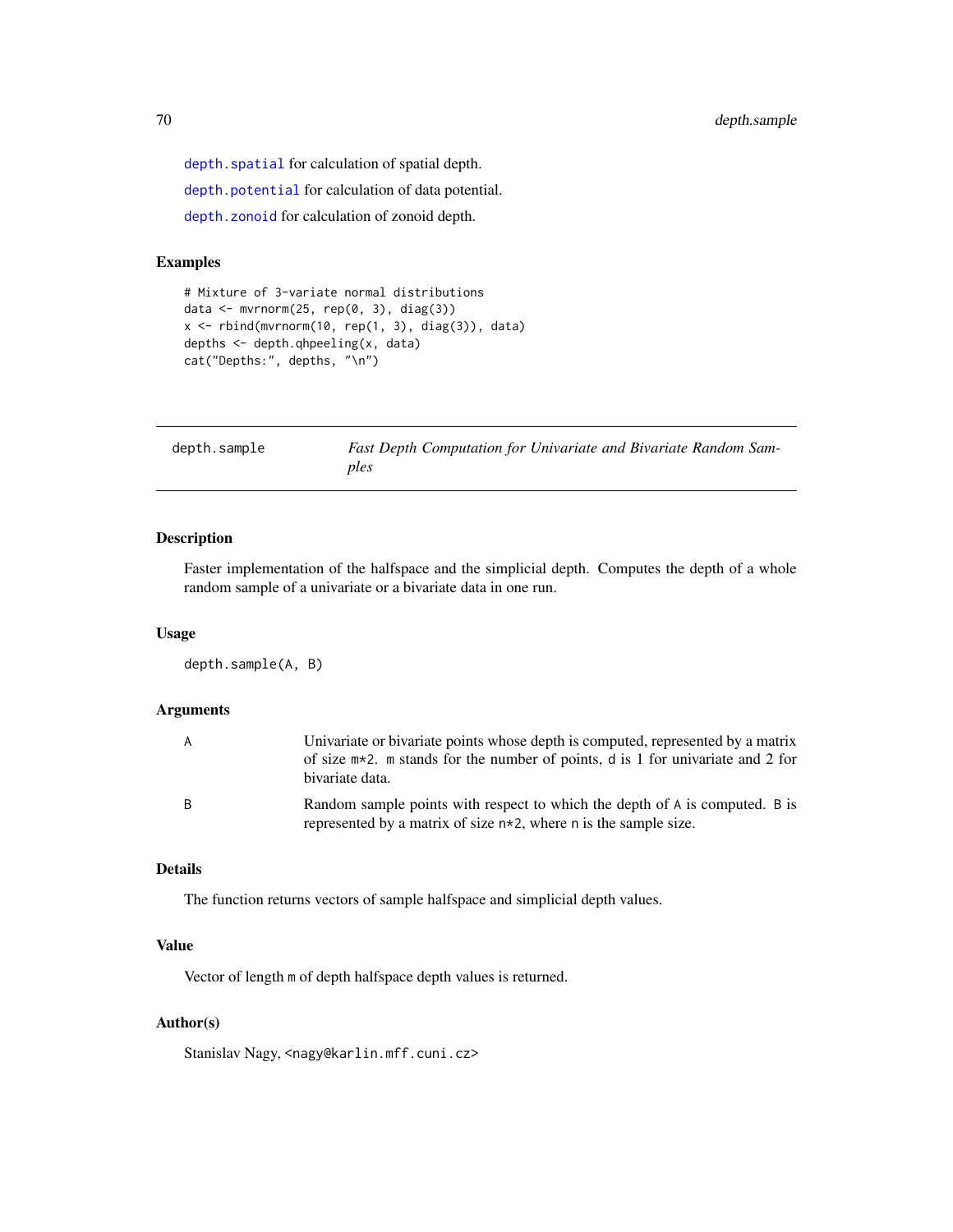`depth.spatial` for calculation of spatial depth.

`depth.potential` for calculation of data potential.

`depth.zonoid` for calculation of zonoid depth.

## Examples

```
# Mixture of 3-variate normal distributions
data <- mvrnorm(25, rep(0, 3), diag(3))
x <- rbind(mvrnorm(10, rep(1, 3), diag(3)), data)
depths <- depth.qhpeeling(x, data)
cat("Depths:", depths, "\n")
```

---

# depth.sample — *Fast Depth Computation for Univariate and Bivariate Random Samples*

---

## Description

Faster implementation of the halfspace and the simplicial depth. Computes the depth of a whole random sample of a univariate or a bivariate data in one run.

## Usage

```
depth.sample(A, B)
```

## Arguments

| | |
|---|---|
| `A` | Univariate or bivariate points whose depth is computed, represented by a matrix of size `m*2`. `m` stands for the number of points, `d` is 1 for univariate and 2 for bivariate data. |
| `B` | Random sample points with respect to which the depth of `A` is computed. `B` is represented by a matrix of size `n*2`, where `n` is the sample size. |

## Details

The function returns vectors of sample halfspace and simplicial depth values.

## Value

Vector of length `m` of depth halfspace depth values is returned.

## Author(s)

Stanislav Nagy, <nagy@karlin.mff.cuni.cz>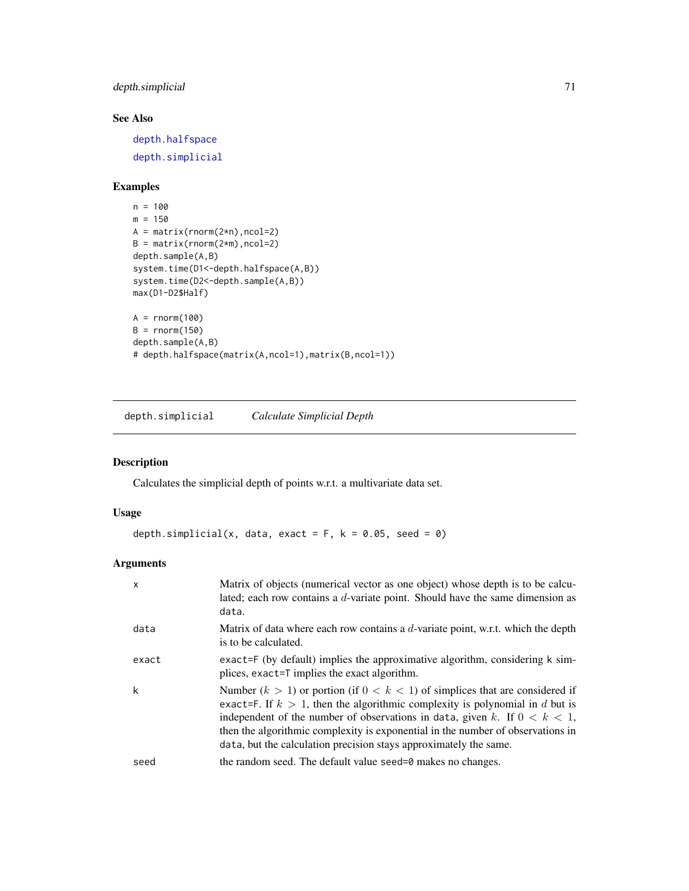## See Also

depth.halfspace

depth.simplicial

## Examples

```
n = 100
m = 150
A = matrix(rnorm(2*n),ncol=2)
B = matrix(rnorm(2*m),ncol=2)
depth.sample(A,B)
system.time(D1<-depth.halfspace(A,B))
system.time(D2<-depth.sample(A,B))
max(D1-D2$Half)

A = rnorm(100)
B = rnorm(150)
depth.sample(A,B)
# depth.halfspace(matrix(A,ncol=1),matrix(B,ncol=1))
```

---

# depth.simplicial *Calculate Simplicial Depth*

## Description

Calculates the simplicial depth of points w.r.t. a multivariate data set.

## Usage

```
depth.simplicial(x, data, exact = F, k = 0.05, seed = 0)
```

## Arguments

| | |
|---|---|
| x | Matrix of objects (numerical vector as one object) whose depth is to be calculated; each row contains a $d$-variate point. Should have the same dimension as data. |
| data | Matrix of data where each row contains a $d$-variate point, w.r.t. which the depth is to be calculated. |
| exact | exact=F (by default) implies the approximative algorithm, considering k simplices, exact=T implies the exact algorithm. |
| k | Number ($k > 1$) or portion (if $0 < k < 1$) of simplices that are considered if exact=F. If $k > 1$, then the algorithmic complexity is polynomial in $d$ but is independent of the number of observations in data, given $k$. If $0 < k < 1$, then the algorithmic complexity is exponential in the number of observations in data, but the calculation precision stays approximately the same. |
| seed | the random seed. The default value seed=0 makes no changes. |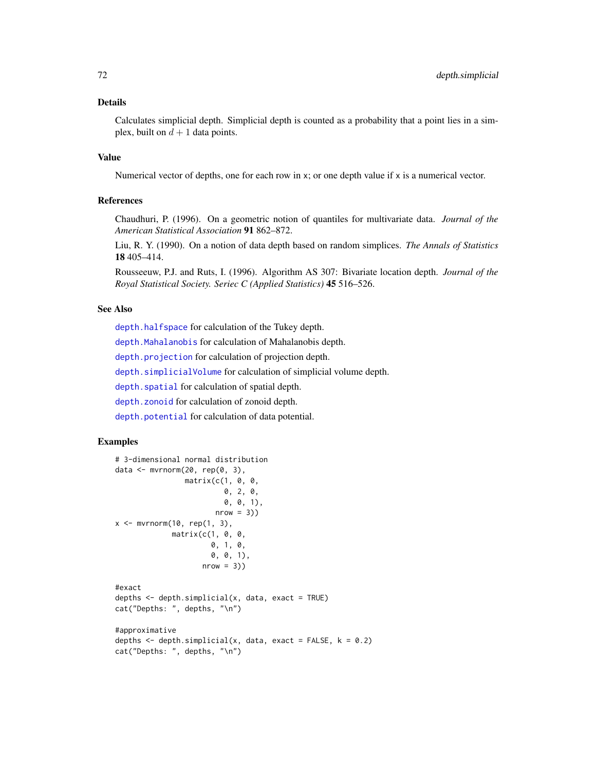### Details

Calculates simplicial depth. Simplicial depth is counted as a probability that a point lies in a simplex, built on $d + 1$ data points.

### Value

Numerical vector of depths, one for each row in x; or one depth value if x is a numerical vector.

### References

Chaudhuri, P. (1996). On a geometric notion of quantiles for multivariate data. *Journal of the American Statistical Association* **91** 862–872.

Liu, R. Y. (1990). On a notion of data depth based on random simplices. *The Annals of Statistics* **18** 405–414.

Rousseeuw, P.J. and Ruts, I. (1996). Algorithm AS 307: Bivariate location depth. *Journal of the Royal Statistical Society. Seriec C (Applied Statistics)* **45** 516–526.

### See Also

`depth.halfspace` for calculation of the Tukey depth.

`depth.Mahalanobis` for calculation of Mahalanobis depth.

`depth.projection` for calculation of projection depth.

`depth.simplicialVolume` for calculation of simplicial volume depth.

`depth.spatial` for calculation of spatial depth.

`depth.zonoid` for calculation of zonoid depth.

`depth.potential` for calculation of data potential.

### Examples

```
# 3-dimensional normal distribution
data <- mvrnorm(20, rep(0, 3),
                matrix(c(1, 0, 0,
                         0, 2, 0,
                         0, 0, 1),
                       nrow = 3))
x <- mvrnorm(10, rep(1, 3),
             matrix(c(1, 0, 0,
                      0, 1, 0,
                      0, 0, 1),
                    nrow = 3))

#exact
depths <- depth.simplicial(x, data, exact = TRUE)
cat("Depths: ", depths, "\n")

#approximative
depths <- depth.simplicial(x, data, exact = FALSE, k = 0.2)
cat("Depths: ", depths, "\n")
```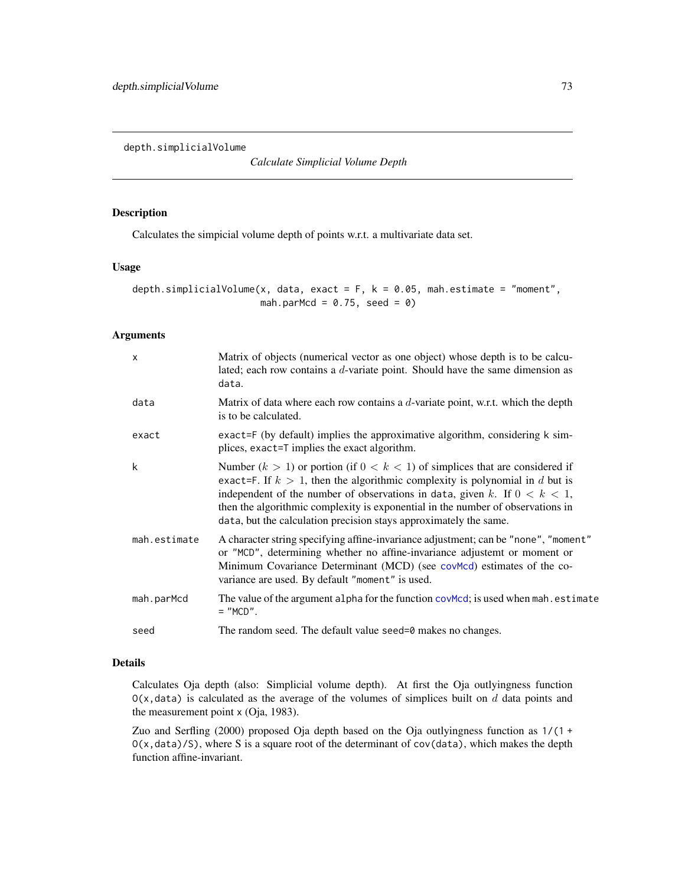depth.simplicialVolume

*Calculate Simplicial Volume Depth*

## Description

Calculates the simpicial volume depth of points w.r.t. a multivariate data set.

## Usage

```
depth.simplicialVolume(x, data, exact = F, k = 0.05, mah.estimate = "moment",
                       mah.parMcd = 0.75, seed = 0)
```

## Arguments

| | |
|---|---|
| x | Matrix of objects (numerical vector as one object) whose depth is to be calculated; each row contains a $d$-variate point. Should have the same dimension as data. |
| data | Matrix of data where each row contains a $d$-variate point, w.r.t. which the depth is to be calculated. |
| exact | exact=F (by default) implies the approximative algorithm, considering k simplices, exact=T implies the exact algorithm. |
| k | Number ($k > 1$) or portion (if $0 < k < 1$) of simplices that are considered if exact=F. If $k > 1$, then the algorithmic complexity is polynomial in $d$ but is independent of the number of observations in data, given $k$. If $0 < k < 1$, then the algorithmic complexity is exponential in the number of observations in data, but the calculation precision stays approximately the same. |
| mah.estimate | A character string specifying affine-invariance adjustment; can be "none", "moment" or "MCD", determining whether no affine-invariance adjustemt or moment or Minimum Covariance Determinant (MCD) (see covMcd) estimates of the covariance are used. By default "moment" is used. |
| mah.parMcd | The value of the argument alpha for the function covMcd; is used when mah.estimate = "MCD". |
| seed | The random seed. The default value seed=0 makes no changes. |

## Details

Calculates Oja depth (also: Simplicial volume depth). At first the Oja outlyingness function O(x,data) is calculated as the average of the volumes of simplices built on $d$ data points and the measurement point x (Oja, 1983).

Zuo and Serfling (2000) proposed Oja depth based on the Oja outlyingness function as 1/(1 + O(x,data)/S), where S is a square root of the determinant of cov(data), which makes the depth function affine-invariant.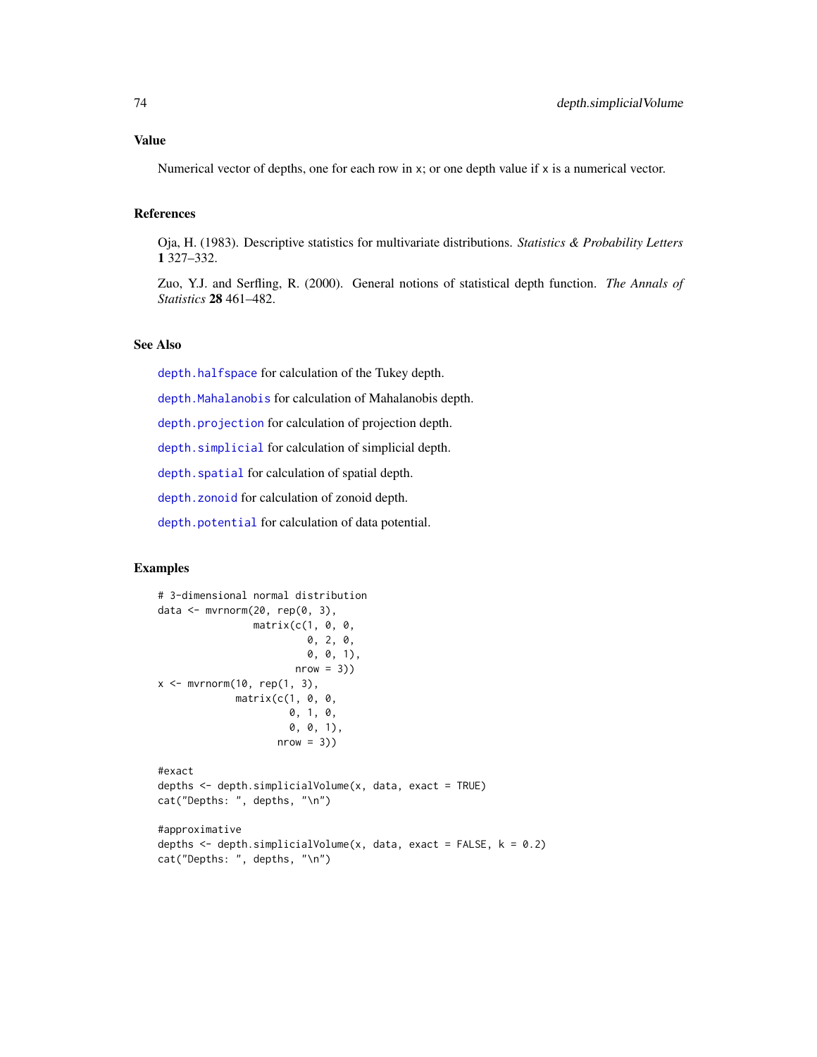## Value

Numerical vector of depths, one for each row in x; or one depth value if x is a numerical vector.

## References

Oja, H. (1983). Descriptive statistics for multivariate distributions. *Statistics & Probability Letters* **1** 327–332.

Zuo, Y.J. and Serfling, R. (2000). General notions of statistical depth function. *The Annals of Statistics* **28** 461–482.

## See Also

depth.halfspace for calculation of the Tukey depth.

depth.Mahalanobis for calculation of Mahalanobis depth.

depth.projection for calculation of projection depth.

depth.simplicial for calculation of simplicial depth.

depth.spatial for calculation of spatial depth.

depth.zonoid for calculation of zonoid depth.

depth.potential for calculation of data potential.

## Examples

```
# 3-dimensional normal distribution
data <- mvrnorm(20, rep(0, 3),
                matrix(c(1, 0, 0,
                         0, 2, 0,
                         0, 0, 1),
                       nrow = 3))
x <- mvrnorm(10, rep(1, 3),
             matrix(c(1, 0, 0,
                      0, 1, 0,
                      0, 0, 1),
                    nrow = 3))

#exact
depths <- depth.simplicialVolume(x, data, exact = TRUE)
cat("Depths: ", depths, "\n")

#approximative
depths <- depth.simplicialVolume(x, data, exact = FALSE, k = 0.2)
cat("Depths: ", depths, "\n")
```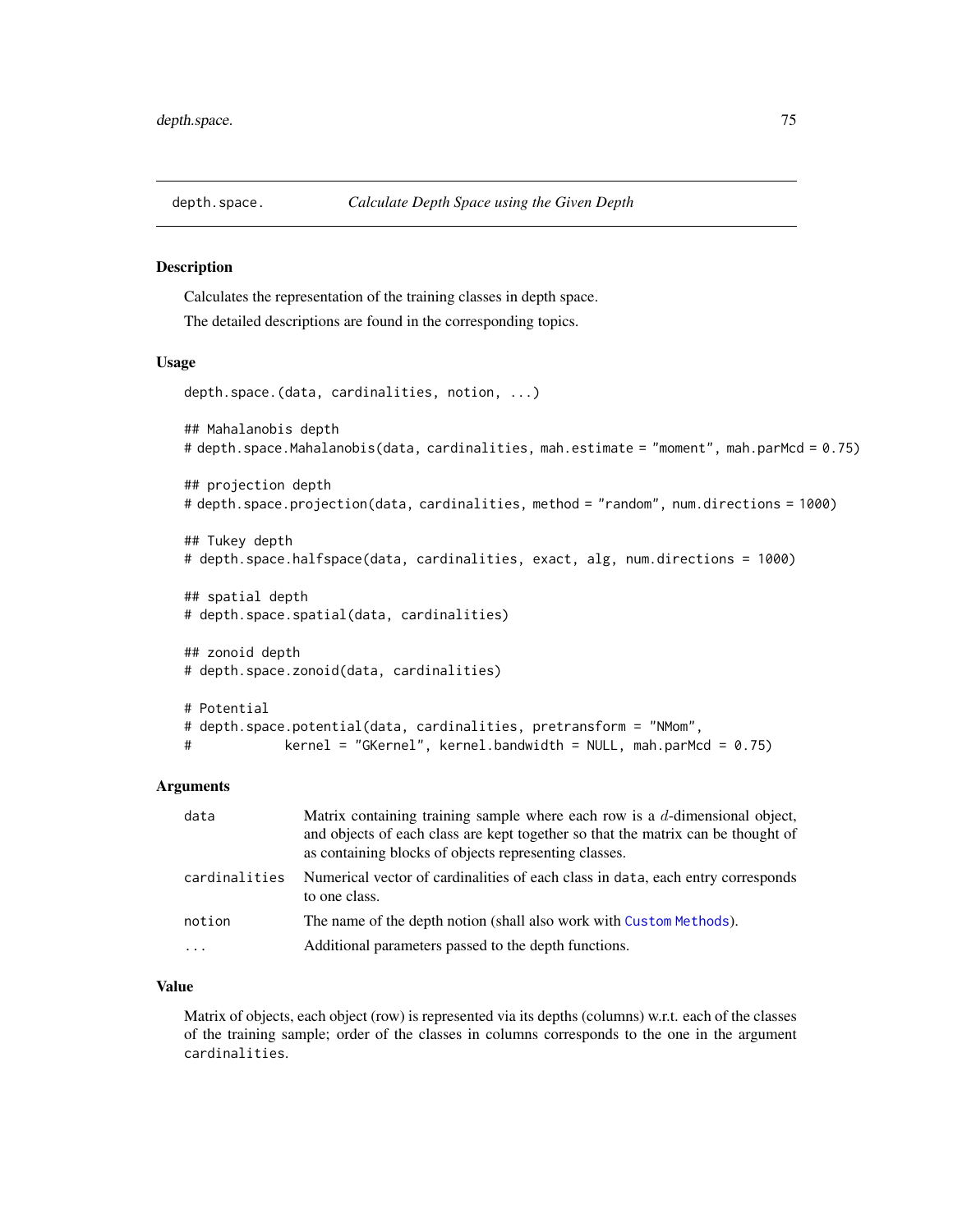## depth.space. — *Calculate Depth Space using the Given Depth*

### Description

Calculates the representation of the training classes in depth space.

The detailed descriptions are found in the corresponding topics.

### Usage

```
depth.space.(data, cardinalities, notion, ...)

## Mahalanobis depth
# depth.space.Mahalanobis(data, cardinalities, mah.estimate = "moment", mah.parMcd = 0.75)

## projection depth
# depth.space.projection(data, cardinalities, method = "random", num.directions = 1000)

## Tukey depth
# depth.space.halfspace(data, cardinalities, exact, alg, num.directions = 1000)

## spatial depth
# depth.space.spatial(data, cardinalities)

## zonoid depth
# depth.space.zonoid(data, cardinalities)

# Potential
# depth.space.potential(data, cardinalities, pretransform = "NMom",
#            kernel = "GKernel", kernel.bandwidth = NULL, mah.parMcd = 0.75)
```

### Arguments

| | |
|---|---|
| `data` | Matrix containing training sample where each row is a $d$-dimensional object, and objects of each class are kept together so that the matrix can be thought of as containing blocks of objects representing classes. |
| `cardinalities` | Numerical vector of cardinalities of each class in `data`, each entry corresponds to one class. |
| `notion` | The name of the depth notion (shall also work with `Custom Methods`). |
| `...` | Additional parameters passed to the depth functions. |

### Value

Matrix of objects, each object (row) is represented via its depths (columns) w.r.t. each of the classes of the training sample; order of the classes in columns corresponds to the one in the argument `cardinalities`.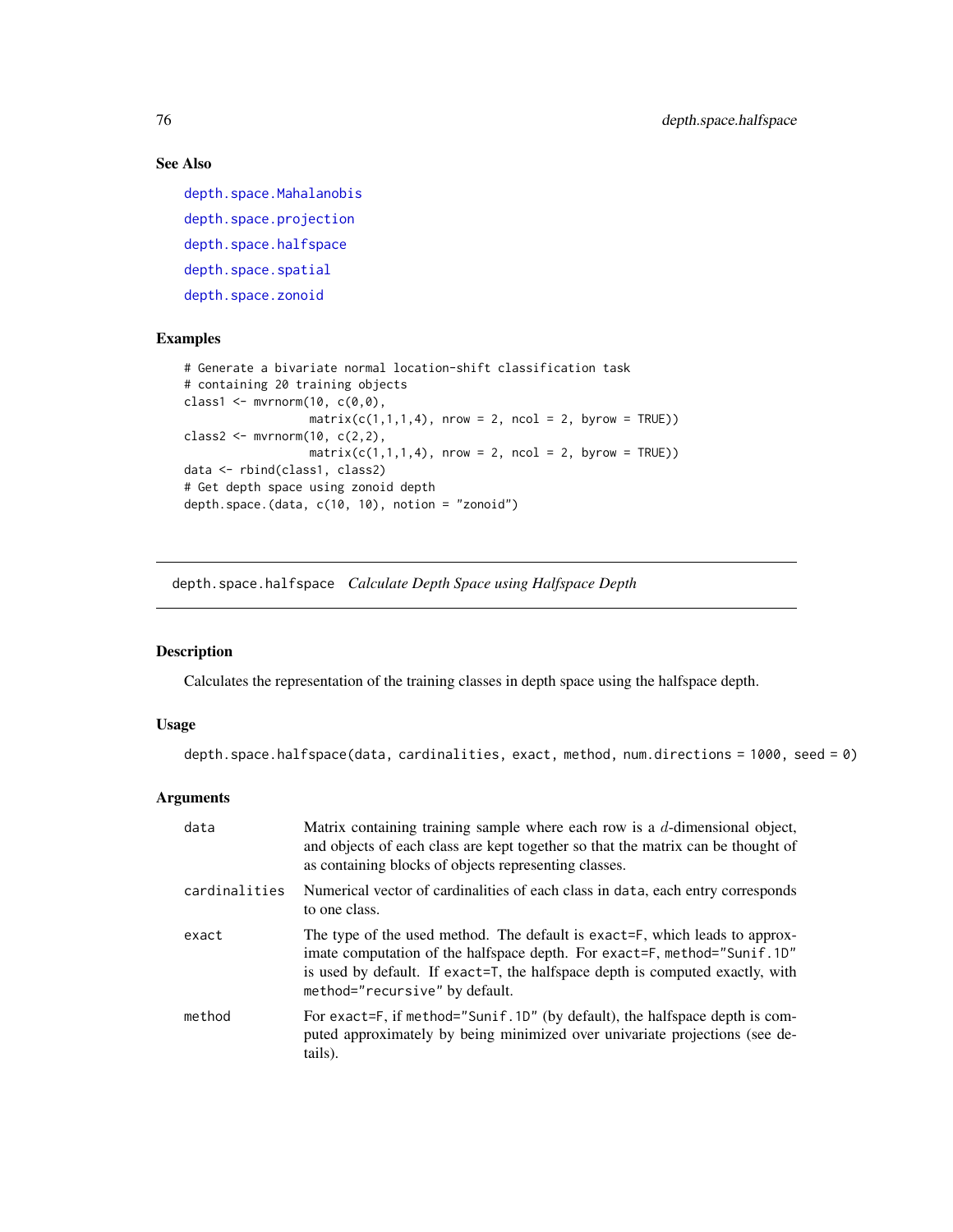### See Also

depth.space.Mahalanobis

depth.space.projection

depth.space.halfspace

depth.space.spatial

depth.space.zonoid

### Examples

```
# Generate a bivariate normal location-shift classification task
# containing 20 training objects
class1 <- mvrnorm(10, c(0,0),
                  matrix(c(1,1,1,4), nrow = 2, ncol = 2, byrow = TRUE))
class2 <- mvrnorm(10, c(2,2),
                  matrix(c(1,1,1,4), nrow = 2, ncol = 2, byrow = TRUE))
data <- rbind(class1, class2)
# Get depth space using zonoid depth
depth.space.(data, c(10, 10), notion = "zonoid")
```

---

## depth.space.halfspace *Calculate Depth Space using Halfspace Depth*

### Description

Calculates the representation of the training classes in depth space using the halfspace depth.

### Usage

```
depth.space.halfspace(data, cardinalities, exact, method, num.directions = 1000, seed = 0)
```

### Arguments

| | |
|---|---|
| data | Matrix containing training sample where each row is a $d$-dimensional object, and objects of each class are kept together so that the matrix can be thought of as containing blocks of objects representing classes. |
| cardinalities | Numerical vector of cardinalities of each class in data, each entry corresponds to one class. |
| exact | The type of the used method. The default is exact=F, which leads to approximate computation of the halfspace depth. For exact=F, method="Sunif.1D" is used by default. If exact=T, the halfspace depth is computed exactly, with method="recursive" by default. |
| method | For exact=F, if method="Sunif.1D" (by default), the halfspace depth is computed approximately by being minimized over univariate projections (see details). |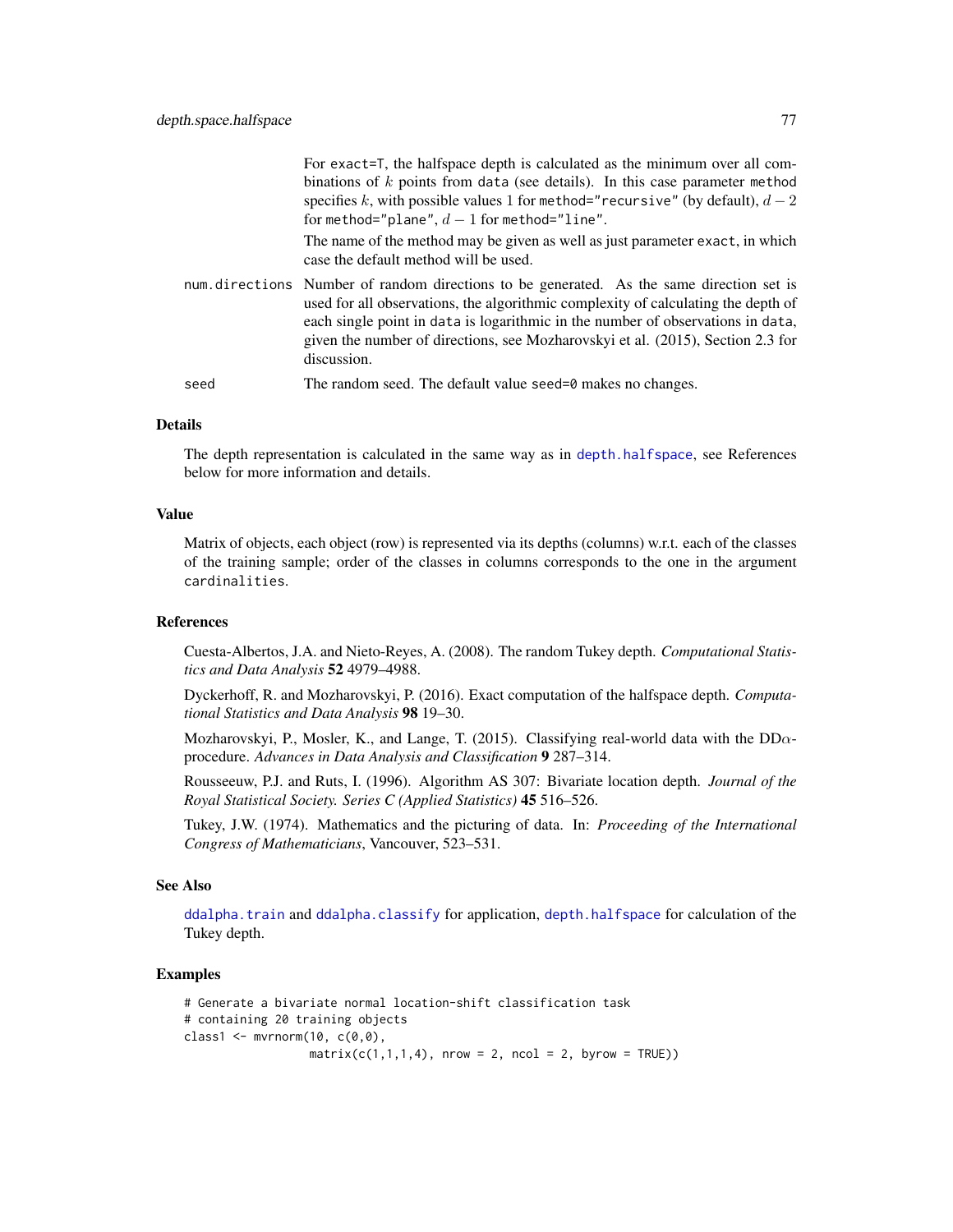For exact=T, the halfspace depth is calculated as the minimum over all combinations of $k$ points from data (see details). In this case parameter method specifies $k$, with possible values 1 for method="recursive" (by default), $d-2$ for method="plane", $d-1$ for method="line".

The name of the method may be given as well as just parameter exact, in which case the default method will be used.

num.directions
: Number of random directions to be generated. As the same direction set is used for all observations, the algorithmic complexity of calculating the depth of each single point in data is logarithmic in the number of observations in data, given the number of directions, see Mozharovskyi et al. (2015), Section 2.3 for discussion.

seed
: The random seed. The default value seed=0 makes no changes.

## Details

The depth representation is calculated in the same way as in depth.halfspace, see References below for more information and details.

## Value

Matrix of objects, each object (row) is represented via its depths (columns) w.r.t. each of the classes of the training sample; order of the classes in columns corresponds to the one in the argument cardinalities.

## References

Cuesta-Albertos, J.A. and Nieto-Reyes, A. (2008). The random Tukey depth. *Computational Statistics and Data Analysis* **52** 4979–4988.

Dyckerhoff, R. and Mozharovskyi, P. (2016). Exact computation of the halfspace depth. *Computational Statistics and Data Analysis* **98** 19–30.

Mozharovskyi, P., Mosler, K., and Lange, T. (2015). Classifying real-world data with the DD$\alpha$-procedure. *Advances in Data Analysis and Classification* **9** 287–314.

Rousseeuw, P.J. and Ruts, I. (1996). Algorithm AS 307: Bivariate location depth. *Journal of the Royal Statistical Society. Series C (Applied Statistics)* **45** 516–526.

Tukey, J.W. (1974). Mathematics and the picturing of data. In: *Proceeding of the International Congress of Mathematicians*, Vancouver, 523–531.

## See Also

ddalpha.train and ddalpha.classify for application, depth.halfspace for calculation of the Tukey depth.

## Examples

```
# Generate a bivariate normal location-shift classification task
# containing 20 training objects
class1 <- mvrnorm(10, c(0,0),
                  matrix(c(1,1,1,4), nrow = 2, ncol = 2, byrow = TRUE))
```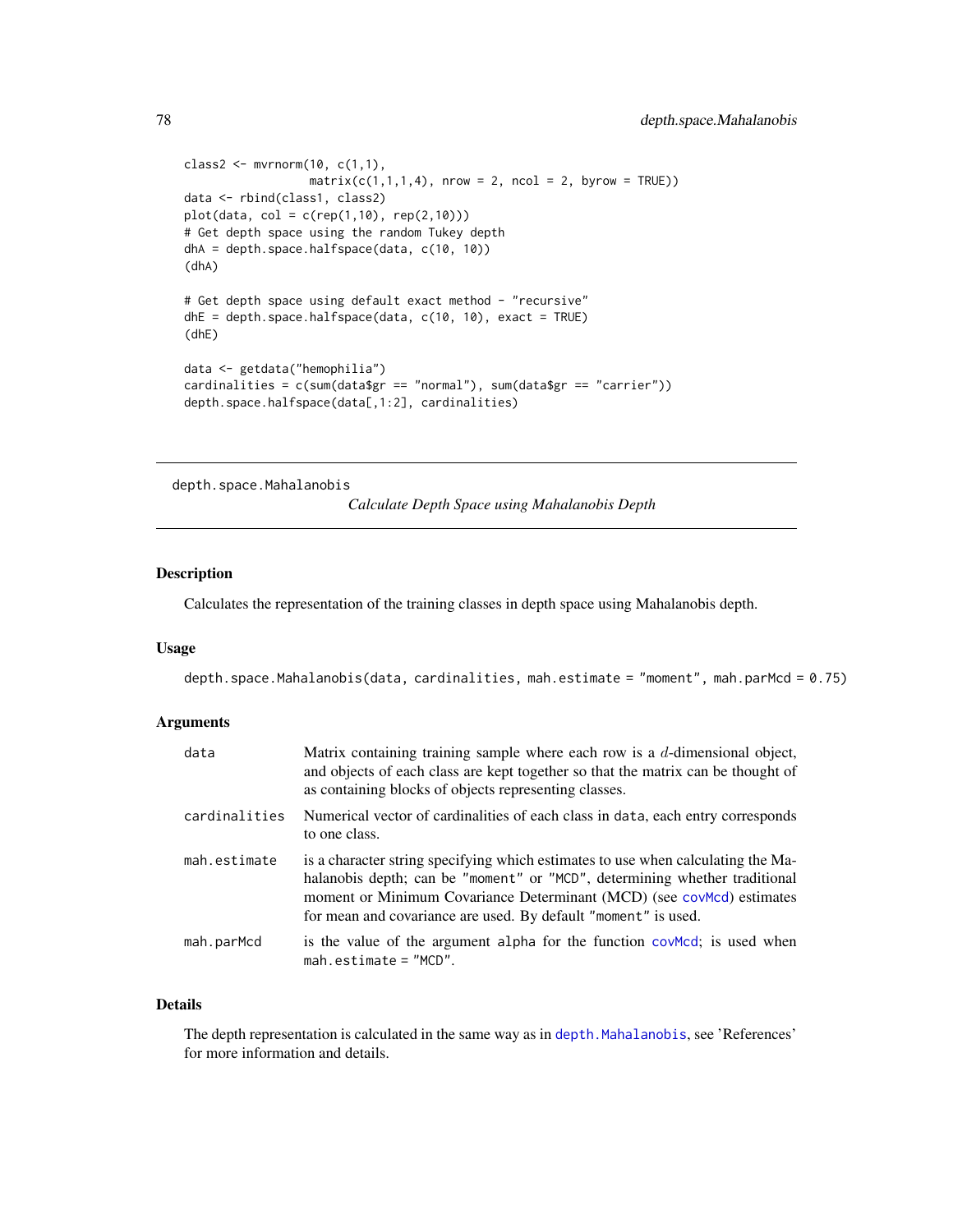```
class2 <- mvrnorm(10, c(1,1),
                  matrix(c(1,1,1,4), nrow = 2, ncol = 2, byrow = TRUE))
data <- rbind(class1, class2)
plot(data, col = c(rep(1,10), rep(2,10)))
# Get depth space using the random Tukey depth
dhA = depth.space.halfspace(data, c(10, 10))
(dhA)

# Get depth space using default exact method - "recursive"
dhE = depth.space.halfspace(data, c(10, 10), exact = TRUE)
(dhE)

data <- getdata("hemophilia")
cardinalities = c(sum(data$gr == "normal"), sum(data$gr == "carrier"))
depth.space.halfspace(data[,1:2], cardinalities)
```

---

## depth.space.Mahalanobis *Calculate Depth Space using Mahalanobis Depth*

---

### Description

Calculates the representation of the training classes in depth space using Mahalanobis depth.

### Usage

```
depth.space.Mahalanobis(data, cardinalities, mah.estimate = "moment", mah.parMcd = 0.75)
```

### Arguments

| | |
|---|---|
| `data` | Matrix containing training sample where each row is a $d$-dimensional object, and objects of each class are kept together so that the matrix can be thought of as containing blocks of objects representing classes. |
| `cardinalities` | Numerical vector of cardinalities of each class in `data`, each entry corresponds to one class. |
| `mah.estimate` | is a character string specifying which estimates to use when calculating the Mahalanobis depth; can be `"moment"` or `"MCD"`, determining whether traditional moment or Minimum Covariance Determinant (MCD) (see `covMcd`) estimates for mean and covariance are used. By default `"moment"` is used. |
| `mah.parMcd` | is the value of the argument `alpha` for the function `covMcd`; is used when `mah.estimate = "MCD"`. |

### Details

The depth representation is calculated in the same way as in `depth.Mahalanobis`, see 'References' for more information and details.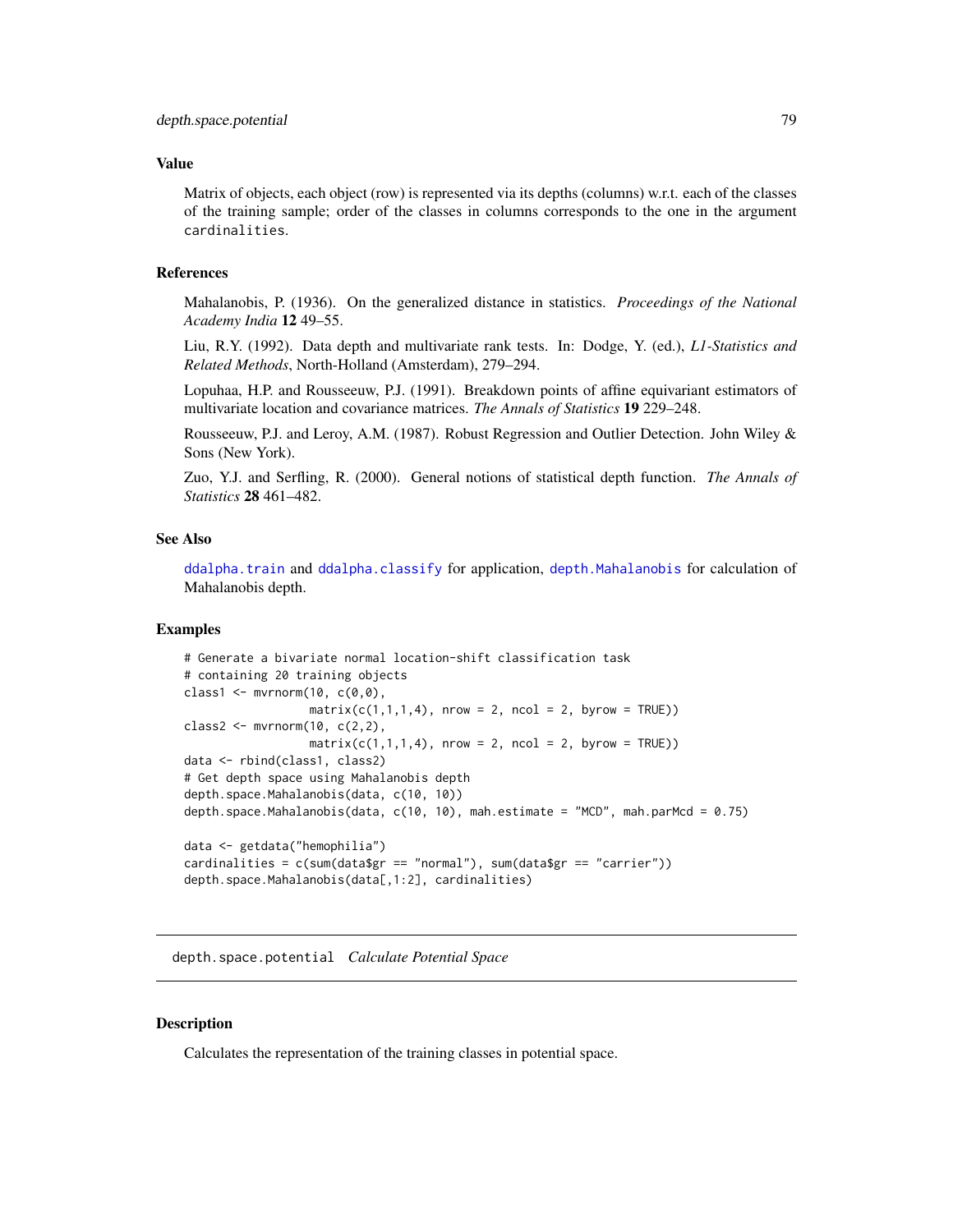### Value

Matrix of objects, each object (row) is represented via its depths (columns) w.r.t. each of the classes of the training sample; order of the classes in columns corresponds to the one in the argument `cardinalities`.

### References

Mahalanobis, P. (1936). On the generalized distance in statistics. *Proceedings of the National Academy India* **12** 49–55.

Liu, R.Y. (1992). Data depth and multivariate rank tests. In: Dodge, Y. (ed.), *L1-Statistics and Related Methods*, North-Holland (Amsterdam), 279–294.

Lopuhaa, H.P. and Rousseeuw, P.J. (1991). Breakdown points of affine equivariant estimators of multivariate location and covariance matrices. *The Annals of Statistics* **19** 229–248.

Rousseeuw, P.J. and Leroy, A.M. (1987). Robust Regression and Outlier Detection. John Wiley & Sons (New York).

Zuo, Y.J. and Serfling, R. (2000). General notions of statistical depth function. *The Annals of Statistics* **28** 461–482.

### See Also

`ddalpha.train` and `ddalpha.classify` for application, `depth.Mahalanobis` for calculation of Mahalanobis depth.

### Examples

```
# Generate a bivariate normal location-shift classification task
# containing 20 training objects
class1 <- mvrnorm(10, c(0,0),
                  matrix(c(1,1,1,4), nrow = 2, ncol = 2, byrow = TRUE))
class2 <- mvrnorm(10, c(2,2),
                  matrix(c(1,1,1,4), nrow = 2, ncol = 2, byrow = TRUE))
data <- rbind(class1, class2)
# Get depth space using Mahalanobis depth
depth.space.Mahalanobis(data, c(10, 10))
depth.space.Mahalanobis(data, c(10, 10), mah.estimate = "MCD", mah.parMcd = 0.75)

data <- getdata("hemophilia")
cardinalities = c(sum(data$gr == "normal"), sum(data$gr == "carrier"))
depth.space.Mahalanobis(data[,1:2], cardinalities)
```

---

## depth.space.potential *Calculate Potential Space*

### Description

Calculates the representation of the training classes in potential space.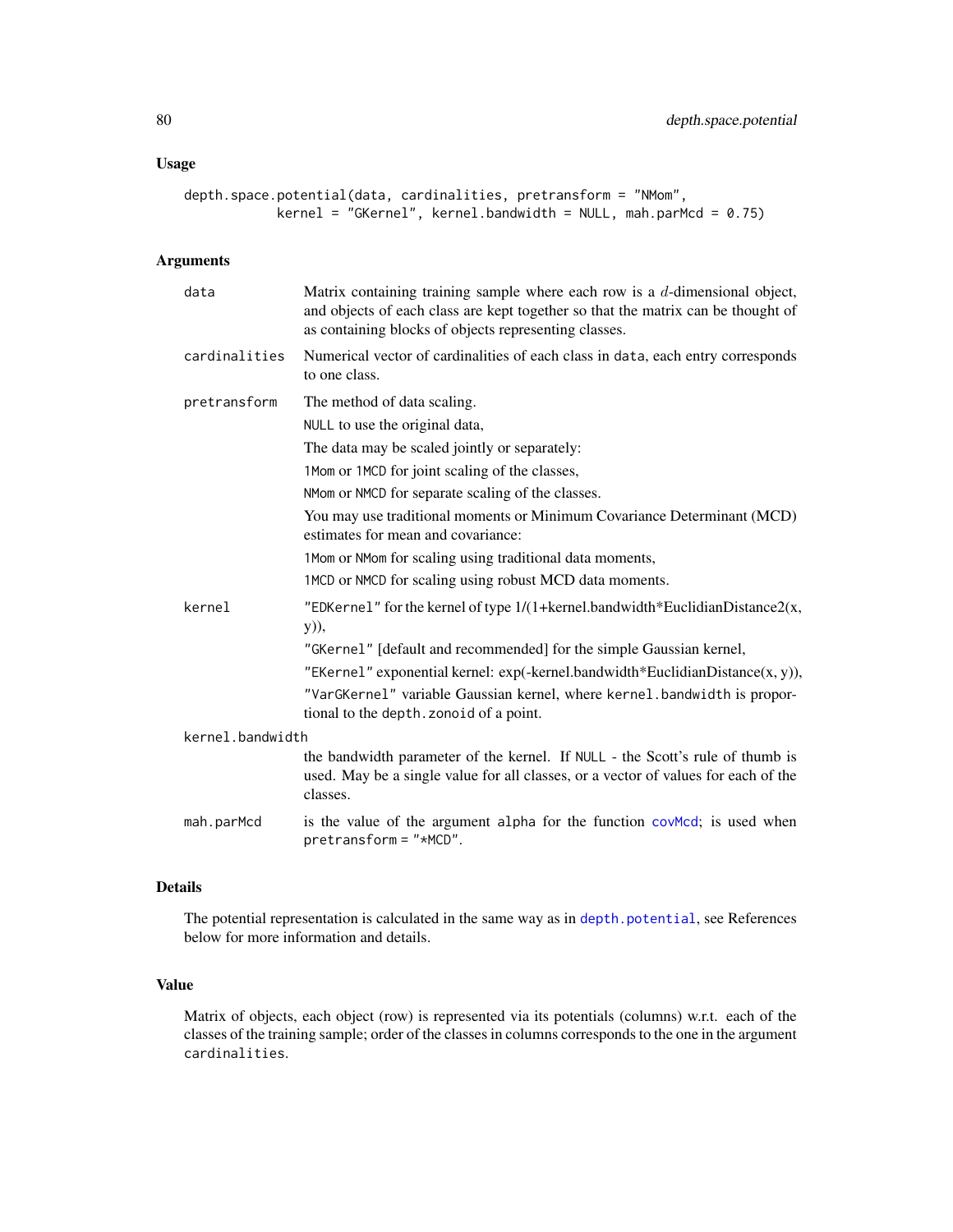## Usage

```
depth.space.potential(data, cardinalities, pretransform = "NMom",
            kernel = "GKernel", kernel.bandwidth = NULL, mah.parMcd = 0.75)
```

## Arguments

**data**
: Matrix containing training sample where each row is a $d$-dimensional object, and objects of each class are kept together so that the matrix can be thought of as containing blocks of objects representing classes.

**cardinalities**
: Numerical vector of cardinalities of each class in `data`, each entry corresponds to one class.

**pretransform**
: The method of data scaling.
  `NULL` to use the original data,
  The data may be scaled jointly or separately:
  `1Mom` or `1MCD` for joint scaling of the classes,
  `NMom` or `NMCD` for separate scaling of the classes.
  You may use traditional moments or Minimum Covariance Determinant (MCD) estimates for mean and covariance:
  `1Mom` or `NMom` for scaling using traditional data moments,
  `1MCD` or `NMCD` for scaling using robust MCD data moments.

**kernel**
: `"EDKernel"` for the kernel of type 1/(1+kernel.bandwidth*EuclidianDistance2(x, y)),
  `"GKernel"` [default and recommended] for the simple Gaussian kernel,
  `"EKernel"` exponential kernel: exp(-kernel.bandwidth*EuclidianDistance(x, y)),
  `"VarGKernel"` variable Gaussian kernel, where `kernel.bandwidth` is proportional to the `depth.zonoid` of a point.

**kernel.bandwidth**
: the bandwidth parameter of the kernel. If `NULL` - the Scott's rule of thumb is used. May be a single value for all classes, or a vector of values for each of the classes.

**mah.parMcd**
: is the value of the argument `alpha` for the function `covMcd`; is used when `pretransform = "*MCD"`.

## Details

The potential representation is calculated in the same way as in `depth.potential`, see References below for more information and details.

## Value

Matrix of objects, each object (row) is represented via its potentials (columns) w.r.t. each of the classes of the training sample; order of the classes in columns corresponds to the one in the argument `cardinalities`.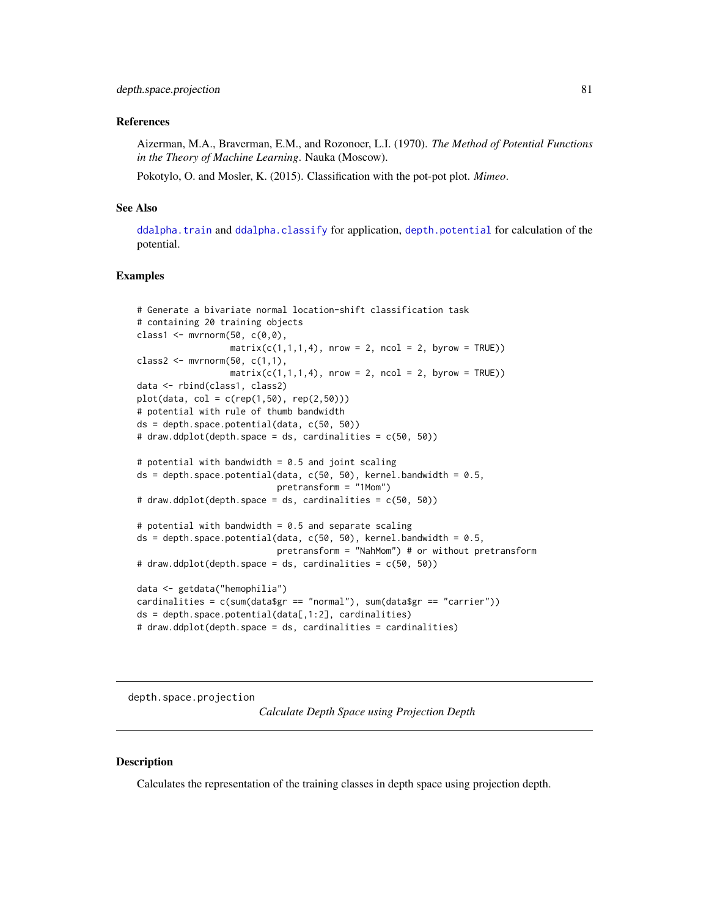### References

Aizerman, M.A., Braverman, E.M., and Rozonoer, L.I. (1970). *The Method of Potential Functions in the Theory of Machine Learning*. Nauka (Moscow).

Pokotylo, O. and Mosler, K. (2015). Classification with the pot-pot plot. *Mimeo*.

### See Also

ddalpha.train and ddalpha.classify for application, depth.potential for calculation of the potential.

### Examples

```
# Generate a bivariate normal location-shift classification task
# containing 20 training objects
class1 <- mvrnorm(50, c(0,0),
                  matrix(c(1,1,1,4), nrow = 2, ncol = 2, byrow = TRUE))
class2 <- mvrnorm(50, c(1,1),
                  matrix(c(1,1,1,4), nrow = 2, ncol = 2, byrow = TRUE))
data <- rbind(class1, class2)
plot(data, col = c(rep(1,50), rep(2,50)))
# potential with rule of thumb bandwidth
ds = depth.space.potential(data, c(50, 50))
# draw.ddplot(depth.space = ds, cardinalities = c(50, 50))

# potential with bandwidth = 0.5 and joint scaling
ds = depth.space.potential(data, c(50, 50), kernel.bandwidth = 0.5,
                           pretransform = "1Mom")
# draw.ddplot(depth.space = ds, cardinalities = c(50, 50))

# potential with bandwidth = 0.5 and separate scaling
ds = depth.space.potential(data, c(50, 50), kernel.bandwidth = 0.5,
                           pretransform = "NahMom") # or without pretransform
# draw.ddplot(depth.space = ds, cardinalities = c(50, 50))

data <- getdata("hemophilia")
cardinalities = c(sum(data$gr == "normal"), sum(data$gr == "carrier"))
ds = depth.space.potential(data[,1:2], cardinalities)
# draw.ddplot(depth.space = ds, cardinalities = cardinalities)
```

---

## depth.space.projection — *Calculate Depth Space using Projection Depth*

### Description

Calculates the representation of the training classes in depth space using projection depth.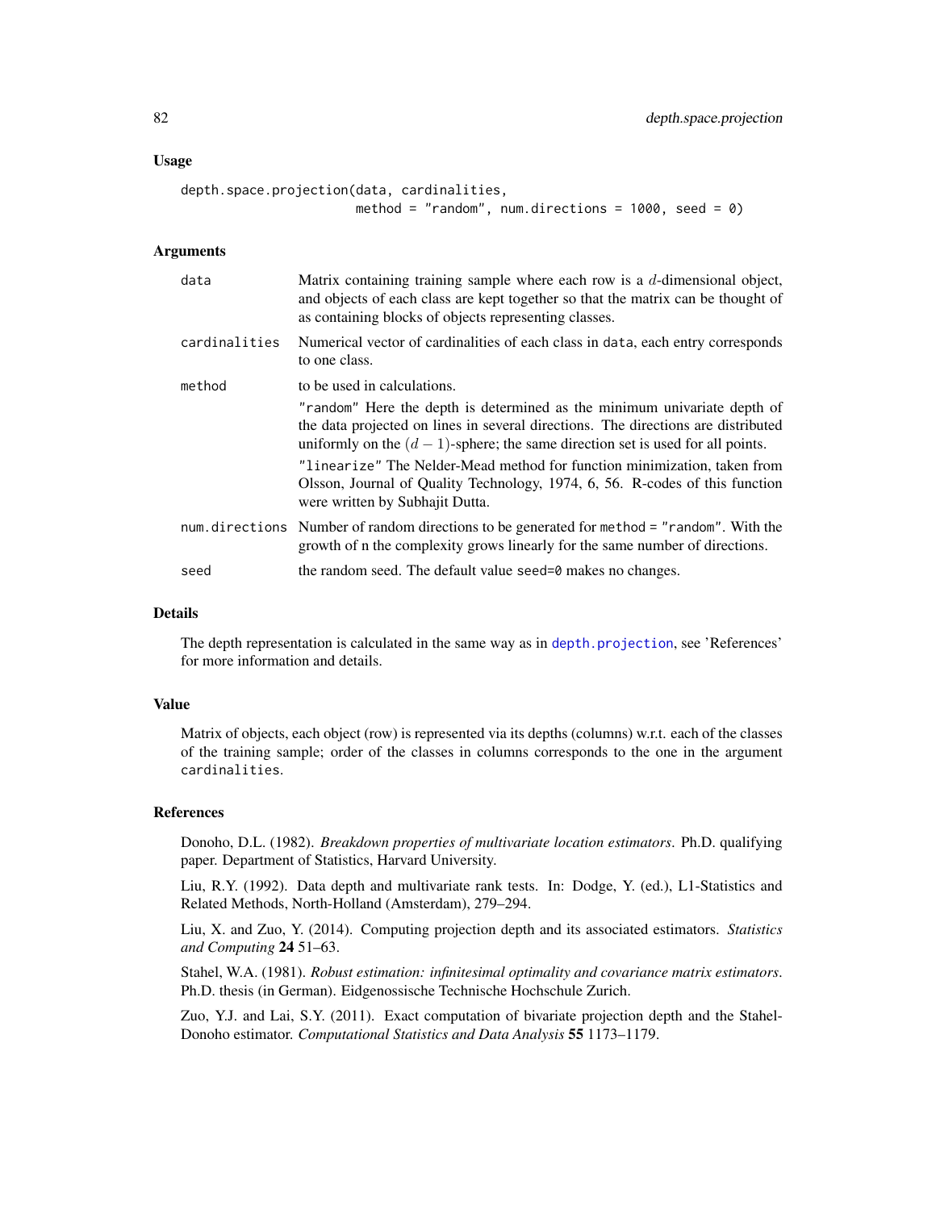## Usage

```
depth.space.projection(data, cardinalities,
                       method = "random", num.directions = 1000, seed = 0)
```

## Arguments

| | |
|---|---|
| data | Matrix containing training sample where each row is a $d$-dimensional object, and objects of each class are kept together so that the matrix can be thought of as containing blocks of objects representing classes. |
| cardinalities | Numerical vector of cardinalities of each class in data, each entry corresponds to one class. |
| method | to be used in calculations. "random" Here the depth is determined as the minimum univariate depth of the data projected on lines in several directions. The directions are distributed uniformly on the $(d-1)$-sphere; the same direction set is used for all points. "linearize" The Nelder-Mead method for function minimization, taken from Olsson, Journal of Quality Technology, 1974, 6, 56. R-codes of this function were written by Subhajit Dutta. |
| num.directions | Number of random directions to be generated for method = "random". With the growth of n the complexity grows linearly for the same number of directions. |
| seed | the random seed. The default value seed=0 makes no changes. |

## Details

The depth representation is calculated in the same way as in depth.projection, see 'References' for more information and details.

## Value

Matrix of objects, each object (row) is represented via its depths (columns) w.r.t. each of the classes of the training sample; order of the classes in columns corresponds to the one in the argument cardinalities.

## References

Donoho, D.L. (1982). *Breakdown properties of multivariate location estimators*. Ph.D. qualifying paper. Department of Statistics, Harvard University.

Liu, R.Y. (1992). Data depth and multivariate rank tests. In: Dodge, Y. (ed.), L1-Statistics and Related Methods, North-Holland (Amsterdam), 279–294.

Liu, X. and Zuo, Y. (2014). Computing projection depth and its associated estimators. *Statistics and Computing* **24** 51–63.

Stahel, W.A. (1981). *Robust estimation: infinitesimal optimality and covariance matrix estimators*. Ph.D. thesis (in German). Eidgenossische Technische Hochschule Zurich.

Zuo, Y.J. and Lai, S.Y. (2011). Exact computation of bivariate projection depth and the Stahel-Donoho estimator. *Computational Statistics and Data Analysis* **55** 1173–1179.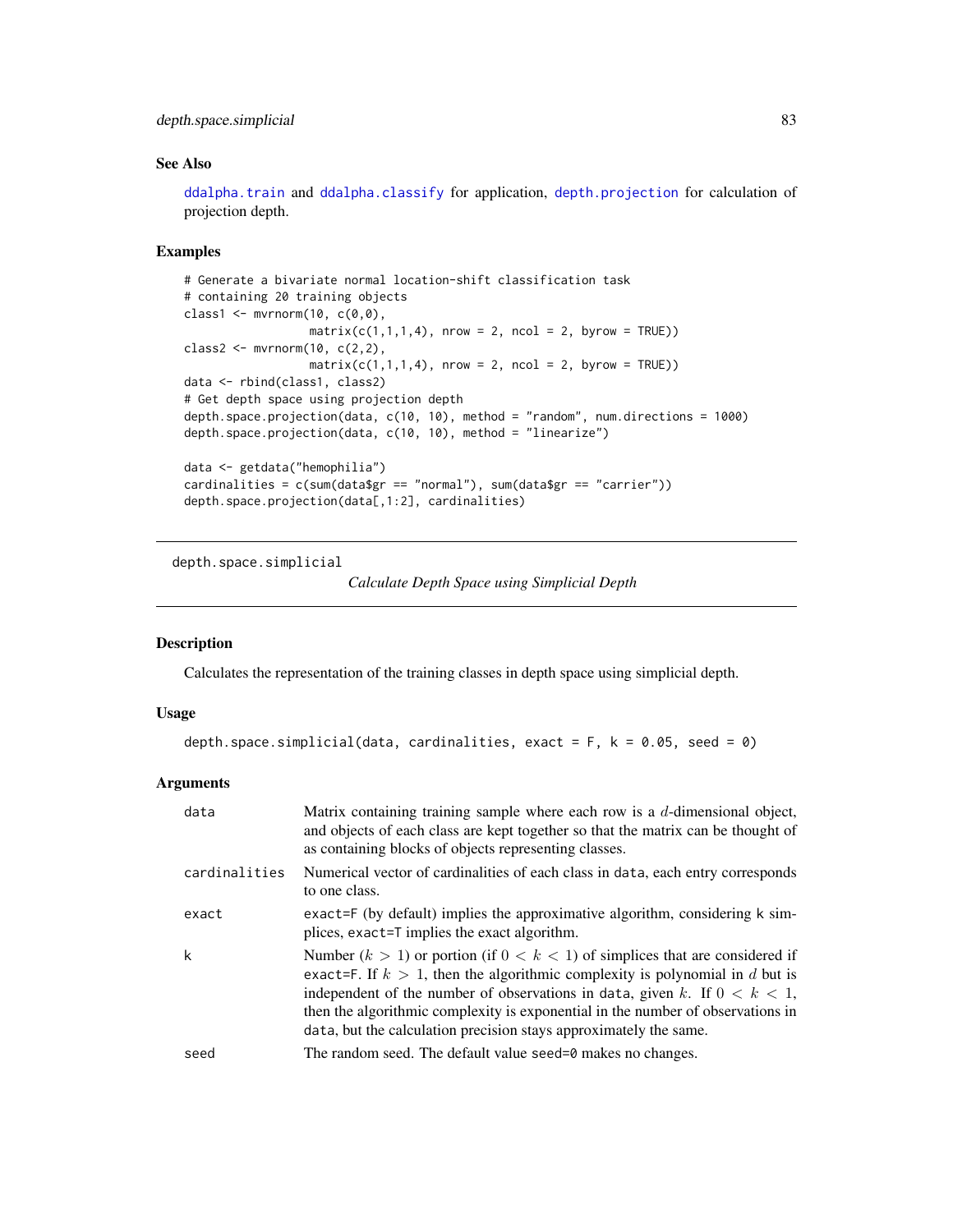### See Also

ddalpha.train and ddalpha.classify for application, depth.projection for calculation of projection depth.

### Examples

```
# Generate a bivariate normal location-shift classification task
# containing 20 training objects
class1 <- mvrnorm(10, c(0,0),
                  matrix(c(1,1,1,4), nrow = 2, ncol = 2, byrow = TRUE))
class2 <- mvrnorm(10, c(2,2),
                  matrix(c(1,1,1,4), nrow = 2, ncol = 2, byrow = TRUE))
data <- rbind(class1, class2)
# Get depth space using projection depth
depth.space.projection(data, c(10, 10), method = "random", num.directions = 1000)
depth.space.projection(data, c(10, 10), method = "linearize")

data <- getdata("hemophilia")
cardinalities = c(sum(data$gr == "normal"), sum(data$gr == "carrier"))
depth.space.projection(data[,1:2], cardinalities)
```

---

## depth.space.simplicial

*Calculate Depth Space using Simplicial Depth*

---

### Description

Calculates the representation of the training classes in depth space using simplicial depth.

### Usage

```
depth.space.simplicial(data, cardinalities, exact = F, k = 0.05, seed = 0)
```

### Arguments

| | |
|---|---|
| data | Matrix containing training sample where each row is a $d$-dimensional object, and objects of each class are kept together so that the matrix can be thought of as containing blocks of objects representing classes. |
| cardinalities | Numerical vector of cardinalities of each class in data, each entry corresponds to one class. |
| exact | exact=F (by default) implies the approximative algorithm, considering k simplices, exact=T implies the exact algorithm. |
| k | Number ($k > 1$) or portion (if $0 < k < 1$) of simplices that are considered if exact=F. If $k > 1$, then the algorithmic complexity is polynomial in $d$ but is independent of the number of observations in data, given $k$. If $0 < k < 1$, then the algorithmic complexity is exponential in the number of observations in data, but the calculation precision stays approximately the same. |
| seed | The random seed. The default value seed=0 makes no changes. |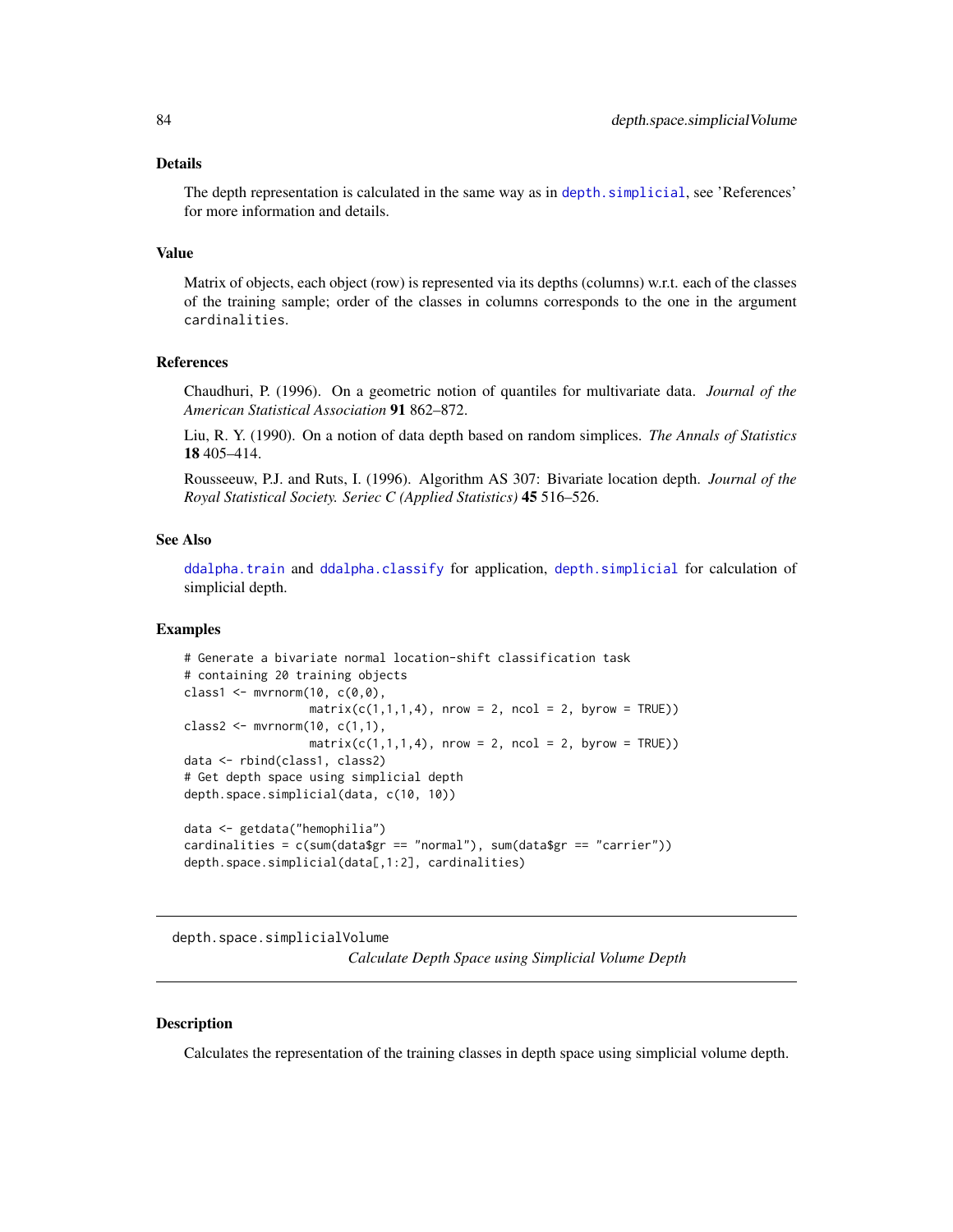### Details

The depth representation is calculated in the same way as in depth.simplicial, see 'References' for more information and details.

### Value

Matrix of objects, each object (row) is represented via its depths (columns) w.r.t. each of the classes of the training sample; order of the classes in columns corresponds to the one in the argument cardinalities.

### References

Chaudhuri, P. (1996). On a geometric notion of quantiles for multivariate data. *Journal of the American Statistical Association* **91** 862–872.

Liu, R. Y. (1990). On a notion of data depth based on random simplices. *The Annals of Statistics* **18** 405–414.

Rousseeuw, P.J. and Ruts, I. (1996). Algorithm AS 307: Bivariate location depth. *Journal of the Royal Statistical Society. Seriec C (Applied Statistics)* **45** 516–526.

### See Also

ddalpha.train and ddalpha.classify for application, depth.simplicial for calculation of simplicial depth.

### Examples

```
# Generate a bivariate normal location-shift classification task
# containing 20 training objects
class1 <- mvrnorm(10, c(0,0),
                  matrix(c(1,1,1,4), nrow = 2, ncol = 2, byrow = TRUE))
class2 <- mvrnorm(10, c(1,1),
                  matrix(c(1,1,1,4), nrow = 2, ncol = 2, byrow = TRUE))
data <- rbind(class1, class2)
# Get depth space using simplicial depth
depth.space.simplicial(data, c(10, 10))

data <- getdata("hemophilia")
cardinalities = c(sum(data$gr == "normal"), sum(data$gr == "carrier"))
depth.space.simplicial(data[,1:2], cardinalities)
```

---

## depth.space.simplicialVolume — *Calculate Depth Space using Simplicial Volume Depth*

---

### Description

Calculates the representation of the training classes in depth space using simplicial volume depth.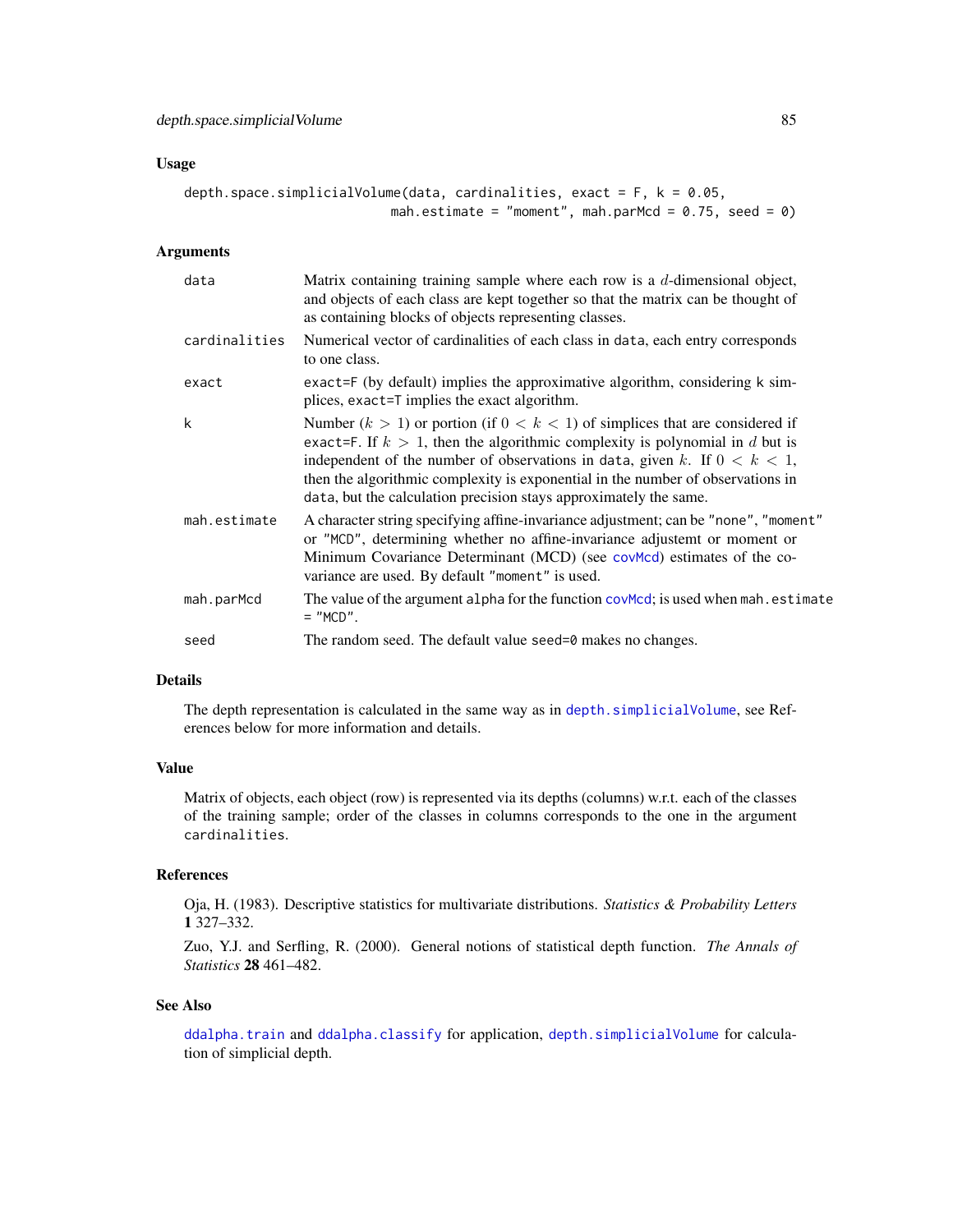## Usage

```
depth.space.simplicialVolume(data, cardinalities, exact = F, k = 0.05,
                              mah.estimate = "moment", mah.parMcd = 0.75, seed = 0)
```

## Arguments

- **data** — Matrix containing training sample where each row is a $d$-dimensional object, and objects of each class are kept together so that the matrix can be thought of as containing blocks of objects representing classes.
- **cardinalities** — Numerical vector of cardinalities of each class in data, each entry corresponds to one class.
- **exact** — exact=F (by default) implies the approximative algorithm, considering k simplices, exact=T implies the exact algorithm.
- **k** — Number ($k > 1$) or portion (if $0 < k < 1$) of simplices that are considered if exact=F. If $k > 1$, then the algorithmic complexity is polynomial in $d$ but is independent of the number of observations in data, given $k$. If $0 < k < 1$, then the algorithmic complexity is exponential in the number of observations in data, but the calculation precision stays approximately the same.
- **mah.estimate** — A character string specifying affine-invariance adjustment; can be "none", "moment" or "MCD", determining whether no affine-invariance adjustemt or moment or Minimum Covariance Determinant (MCD) (see covMcd) estimates of the covariance are used. By default "moment" is used.
- **mah.parMcd** — The value of the argument alpha for the function covMcd; is used when mah.estimate = "MCD".
- **seed** — The random seed. The default value seed=0 makes no changes.

## Details

The depth representation is calculated in the same way as in depth.simplicialVolume, see References below for more information and details.

## Value

Matrix of objects, each object (row) is represented via its depths (columns) w.r.t. each of the classes of the training sample; order of the classes in columns corresponds to the one in the argument cardinalities.

## References

Oja, H. (1983). Descriptive statistics for multivariate distributions. *Statistics & Probability Letters* **1** 327–332.

Zuo, Y.J. and Serfling, R. (2000). General notions of statistical depth function. *The Annals of Statistics* **28** 461–482.

## See Also

ddalpha.train and ddalpha.classify for application, depth.simplicialVolume for calculation of simplicial depth.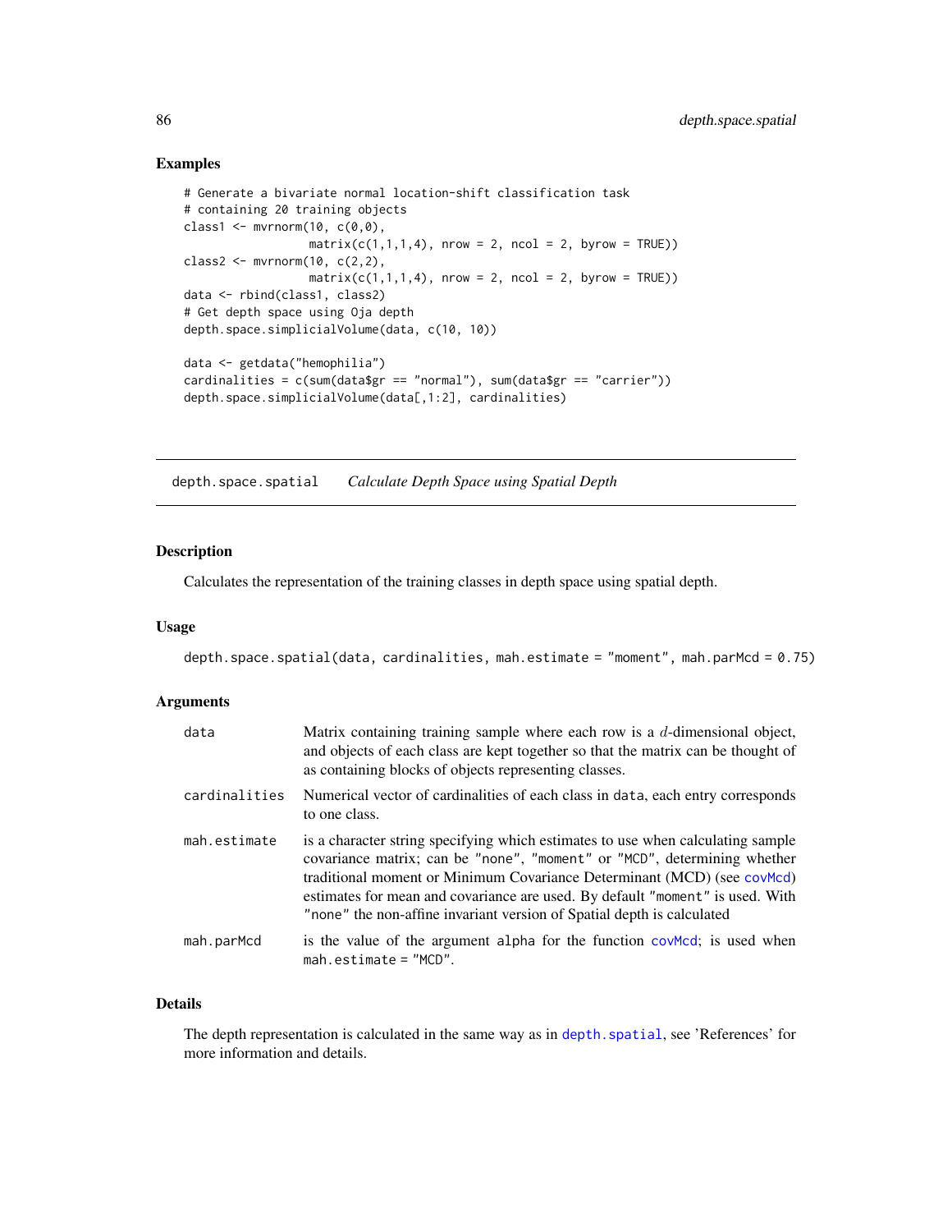## Examples

```
# Generate a bivariate normal location-shift classification task
# containing 20 training objects
class1 <- mvrnorm(10, c(0,0),
                  matrix(c(1,1,1,4), nrow = 2, ncol = 2, byrow = TRUE))
class2 <- mvrnorm(10, c(2,2),
                  matrix(c(1,1,1,4), nrow = 2, ncol = 2, byrow = TRUE))
data <- rbind(class1, class2)
# Get depth space using Oja depth
depth.space.simplicialVolume(data, c(10, 10))

data <- getdata("hemophilia")
cardinalities = c(sum(data$gr == "normal"), sum(data$gr == "carrier"))
depth.space.simplicialVolume(data[,1:2], cardinalities)
```

---

# depth.space.spatial — *Calculate Depth Space using Spatial Depth*

---

## Description

Calculates the representation of the training classes in depth space using spatial depth.

## Usage

```
depth.space.spatial(data, cardinalities, mah.estimate = "moment", mah.parMcd = 0.75)
```

## Arguments

| | |
|---|---|
| `data` | Matrix containing training sample where each row is a $d$-dimensional object, and objects of each class are kept together so that the matrix can be thought of as containing blocks of objects representing classes. |
| `cardinalities` | Numerical vector of cardinalities of each class in `data`, each entry corresponds to one class. |
| `mah.estimate` | is a character string specifying which estimates to use when calculating sample covariance matrix; can be `"none"`, `"moment"` or `"MCD"`, determining whether traditional moment or Minimum Covariance Determinant (MCD) (see `covMcd`) estimates for mean and covariance are used. By default `"moment"` is used. With `"none"` the non-affine invariant version of Spatial depth is calculated |
| `mah.parMcd` | is the value of the argument `alpha` for the function `covMcd`; is used when `mah.estimate = "MCD"`. |

## Details

The depth representation is calculated in the same way as in `depth.spatial`, see 'References' for more information and details.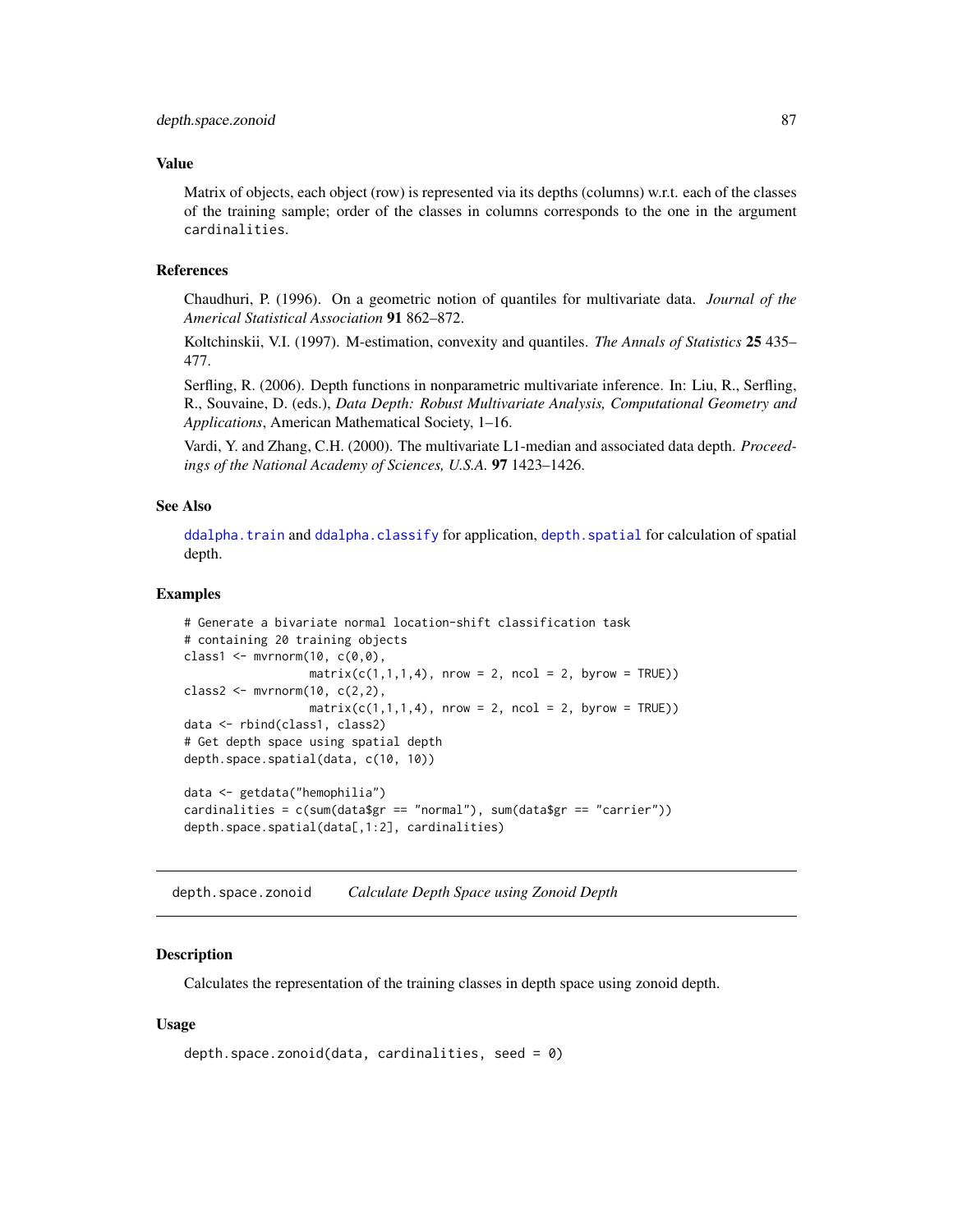### Value

Matrix of objects, each object (row) is represented via its depths (columns) w.r.t. each of the classes of the training sample; order of the classes in columns corresponds to the one in the argument `cardinalities`.

### References

Chaudhuri, P. (1996). On a geometric notion of quantiles for multivariate data. *Journal of the Americal Statistical Association* **91** 862–872.

Koltchinskii, V.I. (1997). M-estimation, convexity and quantiles. *The Annals of Statistics* **25** 435–477.

Serfling, R. (2006). Depth functions in nonparametric multivariate inference. In: Liu, R., Serfling, R., Souvaine, D. (eds.), *Data Depth: Robust Multivariate Analysis, Computational Geometry and Applications*, American Mathematical Society, 1–16.

Vardi, Y. and Zhang, C.H. (2000). The multivariate L1-median and associated data depth. *Proceedings of the National Academy of Sciences, U.S.A.* **97** 1423–1426.

### See Also

`ddalpha.train` and `ddalpha.classify` for application, `depth.spatial` for calculation of spatial depth.

### Examples

```
# Generate a bivariate normal location-shift classification task
# containing 20 training objects
class1 <- mvrnorm(10, c(0,0),
                  matrix(c(1,1,1,4), nrow = 2, ncol = 2, byrow = TRUE))
class2 <- mvrnorm(10, c(2,2),
                  matrix(c(1,1,1,4), nrow = 2, ncol = 2, byrow = TRUE))
data <- rbind(class1, class2)
# Get depth space using spatial depth
depth.space.spatial(data, c(10, 10))

data <- getdata("hemophilia")
cardinalities = c(sum(data$gr == "normal"), sum(data$gr == "carrier"))
depth.space.spatial(data[,1:2], cardinalities)
```

---

## depth.space.zonoid    *Calculate Depth Space using Zonoid Depth*

### Description

Calculates the representation of the training classes in depth space using zonoid depth.

### Usage

```
depth.space.zonoid(data, cardinalities, seed = 0)
```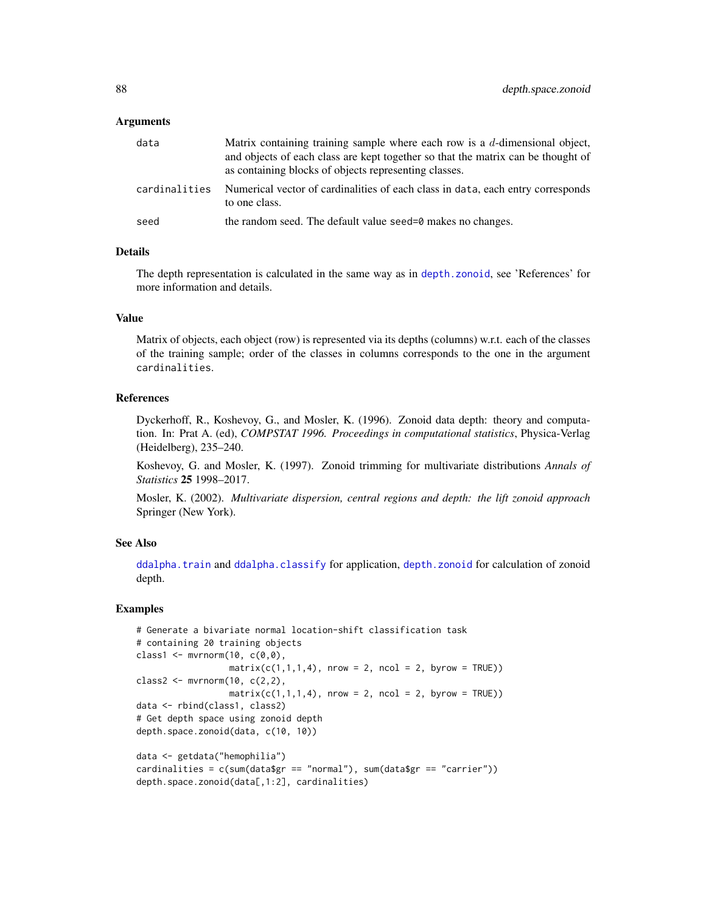### Arguments

| | |
|---|---|
| data | Matrix containing training sample where each row is a $d$-dimensional object, and objects of each class are kept together so that the matrix can be thought of as containing blocks of objects representing classes. |
| cardinalities | Numerical vector of cardinalities of each class in data, each entry corresponds to one class. |
| seed | the random seed. The default value seed=0 makes no changes. |

### Details

The depth representation is calculated in the same way as in depth.zonoid, see 'References' for more information and details.

### Value

Matrix of objects, each object (row) is represented via its depths (columns) w.r.t. each of the classes of the training sample; order of the classes in columns corresponds to the one in the argument cardinalities.

### References

Dyckerhoff, R., Koshevoy, G., and Mosler, K. (1996). Zonoid data depth: theory and computation. In: Prat A. (ed), *COMPSTAT 1996. Proceedings in computational statistics*, Physica-Verlag (Heidelberg), 235–240.

Koshevoy, G. and Mosler, K. (1997). Zonoid trimming for multivariate distributions *Annals of Statistics* **25** 1998–2017.

Mosler, K. (2002). *Multivariate dispersion, central regions and depth: the lift zonoid approach* Springer (New York).

### See Also

ddalpha.train and ddalpha.classify for application, depth.zonoid for calculation of zonoid depth.

### Examples

```
# Generate a bivariate normal location-shift classification task
# containing 20 training objects
class1 <- mvrnorm(10, c(0,0),
                  matrix(c(1,1,1,4), nrow = 2, ncol = 2, byrow = TRUE))
class2 <- mvrnorm(10, c(2,2),
                  matrix(c(1,1,1,4), nrow = 2, ncol = 2, byrow = TRUE))
data <- rbind(class1, class2)
# Get depth space using zonoid depth
depth.space.zonoid(data, c(10, 10))

data <- getdata("hemophilia")
cardinalities = c(sum(data$gr == "normal"), sum(data$gr == "carrier"))
depth.space.zonoid(data[,1:2], cardinalities)
```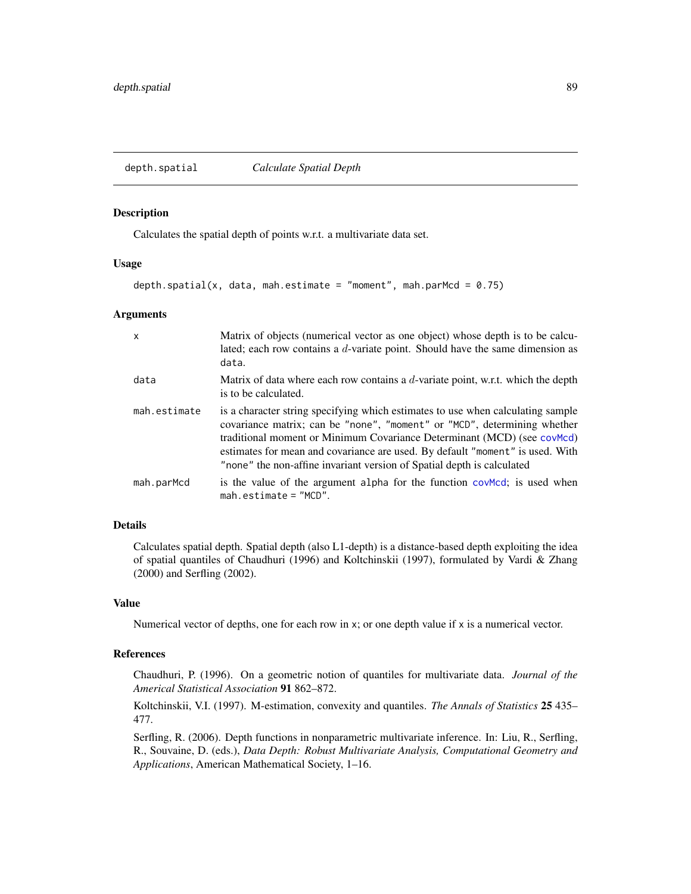## depth.spatial *Calculate Spatial Depth*

### Description

Calculates the spatial depth of points w.r.t. a multivariate data set.

### Usage

```
depth.spatial(x, data, mah.estimate = "moment", mah.parMcd = 0.75)
```

### Arguments

| | |
|---|---|
| x | Matrix of objects (numerical vector as one object) whose depth is to be calculated; each row contains a $d$-variate point. Should have the same dimension as data. |
| data | Matrix of data where each row contains a $d$-variate point, w.r.t. which the depth is to be calculated. |
| mah.estimate | is a character string specifying which estimates to use when calculating sample covariance matrix; can be "none", "moment" or "MCD", determining whether traditional moment or Minimum Covariance Determinant (MCD) (see covMcd) estimates for mean and covariance are used. By default "moment" is used. With "none" the non-affine invariant version of Spatial depth is calculated |
| mah.parMcd | is the value of the argument alpha for the function covMcd; is used when mah.estimate = "MCD". |

### Details

Calculates spatial depth. Spatial depth (also L1-depth) is a distance-based depth exploiting the idea of spatial quantiles of Chaudhuri (1996) and Koltchinskii (1997), formulated by Vardi & Zhang (2000) and Serfling (2002).

### Value

Numerical vector of depths, one for each row in x; or one depth value if x is a numerical vector.

### References

Chaudhuri, P. (1996). On a geometric notion of quantiles for multivariate data. *Journal of the Americal Statistical Association* **91** 862–872.

Koltchinskii, V.I. (1997). M-estimation, convexity and quantiles. *The Annals of Statistics* **25** 435–477.

Serfling, R. (2006). Depth functions in nonparametric multivariate inference. In: Liu, R., Serfling, R., Souvaine, D. (eds.), *Data Depth: Robust Multivariate Analysis, Computational Geometry and Applications*, American Mathematical Society, 1–16.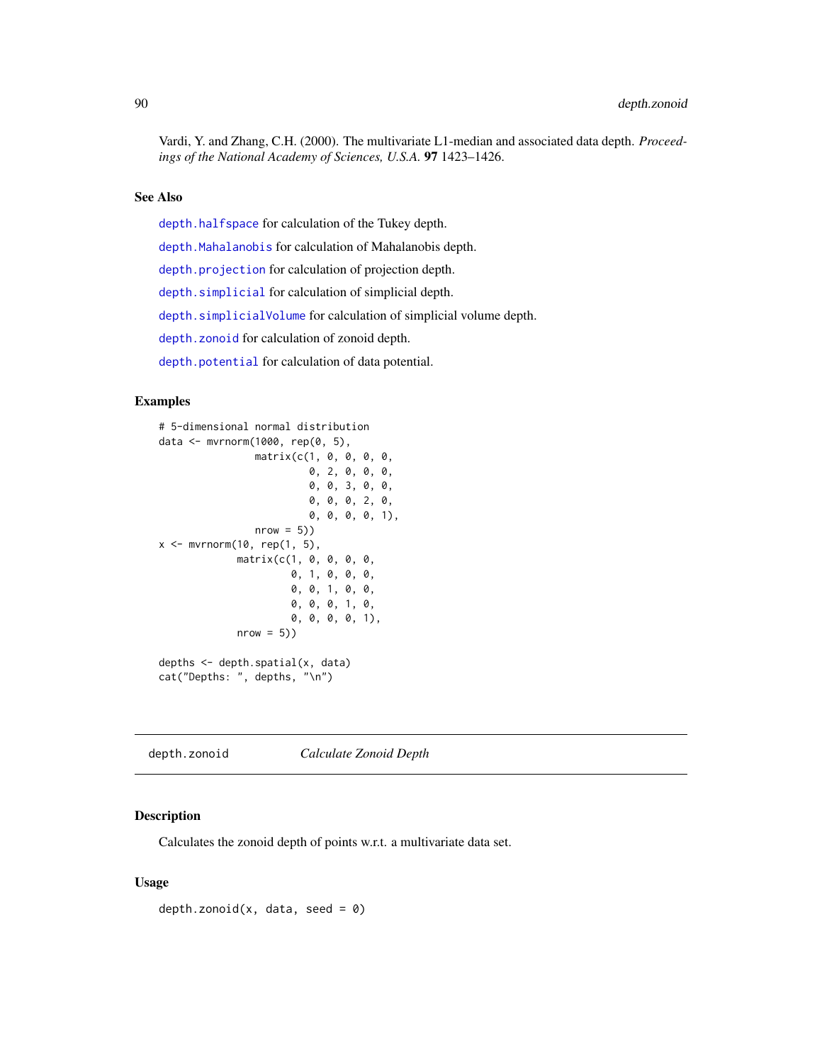Vardi, Y. and Zhang, C.H. (2000). The multivariate L1-median and associated data depth. *Proceedings of the National Academy of Sciences, U.S.A.* **97** 1423–1426.

## See Also

`depth.halfspace` for calculation of the Tukey depth.

`depth.Mahalanobis` for calculation of Mahalanobis depth.

`depth.projection` for calculation of projection depth.

`depth.simplicial` for calculation of simplicial depth.

`depth.simplicialVolume` for calculation of simplicial volume depth.

`depth.zonoid` for calculation of zonoid depth.

`depth.potential` for calculation of data potential.

## Examples

```
# 5-dimensional normal distribution
data <- mvrnorm(1000, rep(0, 5),
                matrix(c(1, 0, 0, 0, 0,
                         0, 2, 0, 0, 0,
                         0, 0, 3, 0, 0,
                         0, 0, 0, 2, 0,
                         0, 0, 0, 0, 1),
                nrow = 5))
x <- mvrnorm(10, rep(1, 5),
             matrix(c(1, 0, 0, 0, 0,
                      0, 1, 0, 0, 0,
                      0, 0, 1, 0, 0,
                      0, 0, 0, 1, 0,
                      0, 0, 0, 0, 1),
             nrow = 5))

depths <- depth.spatial(x, data)
cat("Depths: ", depths, "\n")
```

---

# depth.zonoid *Calculate Zonoid Depth*

## Description

Calculates the zonoid depth of points w.r.t. a multivariate data set.

## Usage

```
depth.zonoid(x, data, seed = 0)
```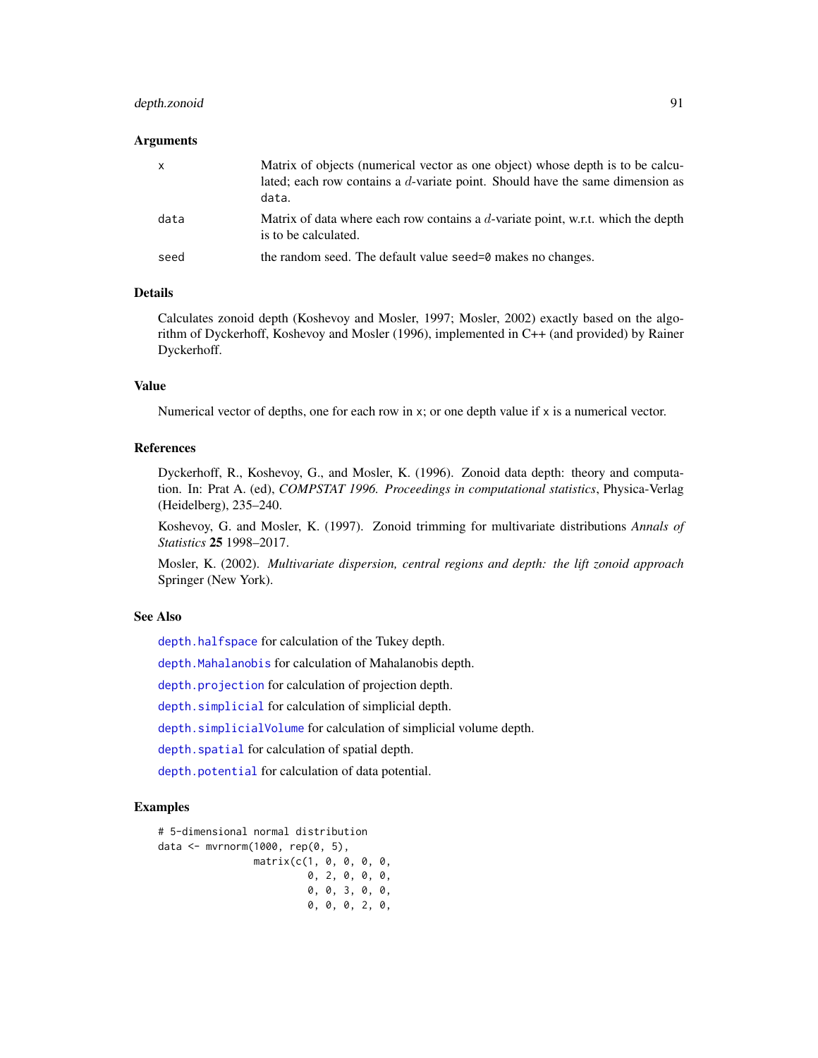### Arguments

| | |
|---|---|
| x | Matrix of objects (numerical vector as one object) whose depth is to be calculated; each row contains a $d$-variate point. Should have the same dimension as data. |
| data | Matrix of data where each row contains a $d$-variate point, w.r.t. which the depth is to be calculated. |
| seed | the random seed. The default value seed=0 makes no changes. |

### Details

Calculates zonoid depth (Koshevoy and Mosler, 1997; Mosler, 2002) exactly based on the algorithm of Dyckerhoff, Koshevoy and Mosler (1996), implemented in C++ (and provided) by Rainer Dyckerhoff.

### Value

Numerical vector of depths, one for each row in x; or one depth value if x is a numerical vector.

### References

Dyckerhoff, R., Koshevoy, G., and Mosler, K. (1996). Zonoid data depth: theory and computation. In: Prat A. (ed), *COMPSTAT 1996. Proceedings in computational statistics*, Physica-Verlag (Heidelberg), 235–240.

Koshevoy, G. and Mosler, K. (1997). Zonoid trimming for multivariate distributions *Annals of Statistics* **25** 1998–2017.

Mosler, K. (2002). *Multivariate dispersion, central regions and depth: the lift zonoid approach* Springer (New York).

### See Also

depth.halfspace for calculation of the Tukey depth.

depth.Mahalanobis for calculation of Mahalanobis depth.

depth.projection for calculation of projection depth.

depth.simplicial for calculation of simplicial depth.

depth.simplicialVolume for calculation of simplicial volume depth.

depth.spatial for calculation of spatial depth.

depth.potential for calculation of data potential.

### Examples

```
# 5-dimensional normal distribution
data <- mvrnorm(1000, rep(0, 5),
                matrix(c(1, 0, 0, 0, 0,
                         0, 2, 0, 0, 0,
                         0, 0, 3, 0, 0,
                         0, 0, 0, 2, 0,
```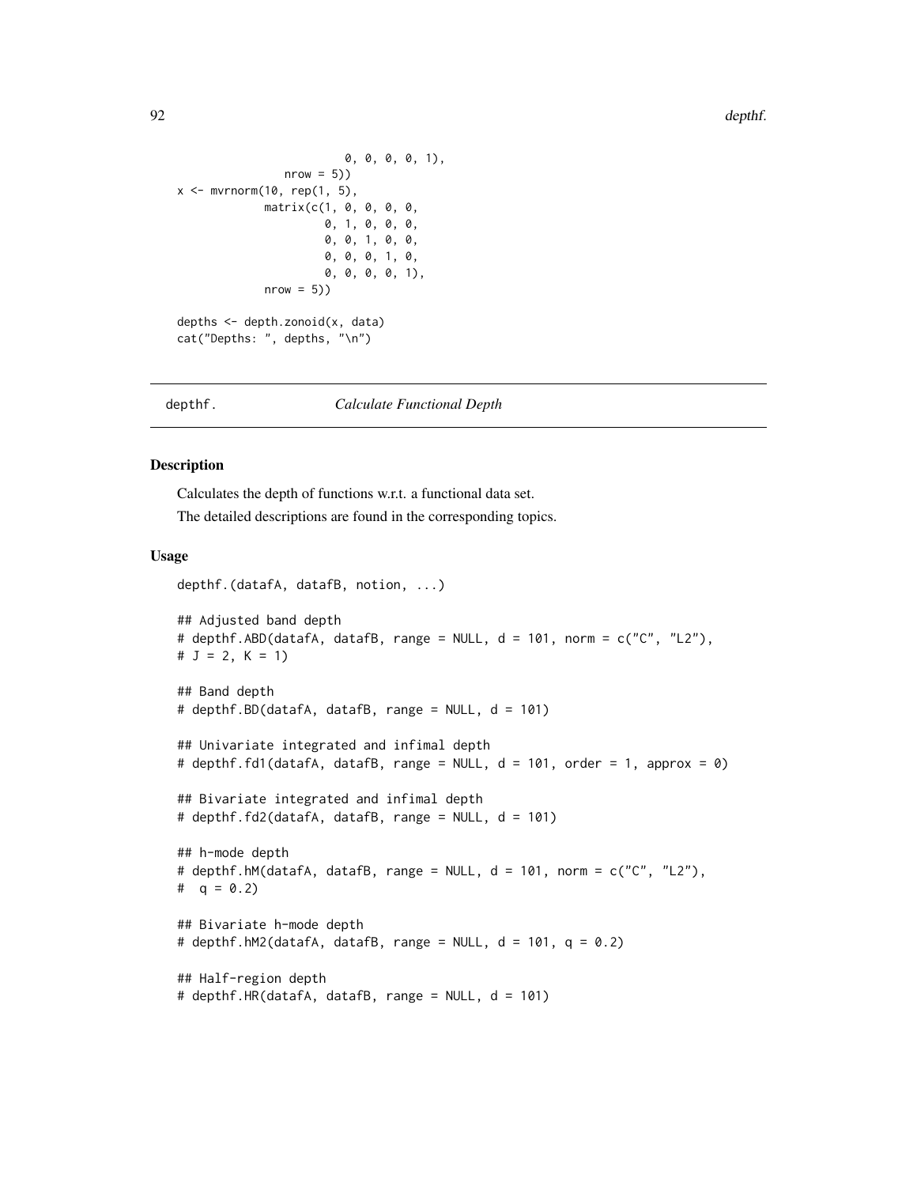```
                          0, 0, 0, 0, 1),
                 nrow = 5))
x <- mvrnorm(10, rep(1, 5),
             matrix(c(1, 0, 0, 0, 0,
                      0, 1, 0, 0, 0,
                      0, 0, 1, 0, 0,
                      0, 0, 0, 1, 0,
                      0, 0, 0, 0, 1),
             nrow = 5))

depths <- depth.zonoid(x, data)
cat("Depths: ", depths, "\n")
```

## depthf. *Calculate Functional Depth*

### Description

Calculates the depth of functions w.r.t. a functional data set.

The detailed descriptions are found in the corresponding topics.

### Usage

```
depthf.(datafA, datafB, notion, ...)

## Adjusted band depth
# depthf.ABD(datafA, datafB, range = NULL, d = 101, norm = c("C", "L2"),
# J = 2, K = 1)

## Band depth
# depthf.BD(datafA, datafB, range = NULL, d = 101)

## Univariate integrated and infimal depth
# depthf.fd1(datafA, datafB, range = NULL, d = 101, order = 1, approx = 0)

## Bivariate integrated and infimal depth
# depthf.fd2(datafA, datafB, range = NULL, d = 101)

## h-mode depth
# depthf.hM(datafA, datafB, range = NULL, d = 101, norm = c("C", "L2"),
#  q = 0.2)

## Bivariate h-mode depth
# depthf.hM2(datafA, datafB, range = NULL, d = 101, q = 0.2)

## Half-region depth
# depthf.HR(datafA, datafB, range = NULL, d = 101)
```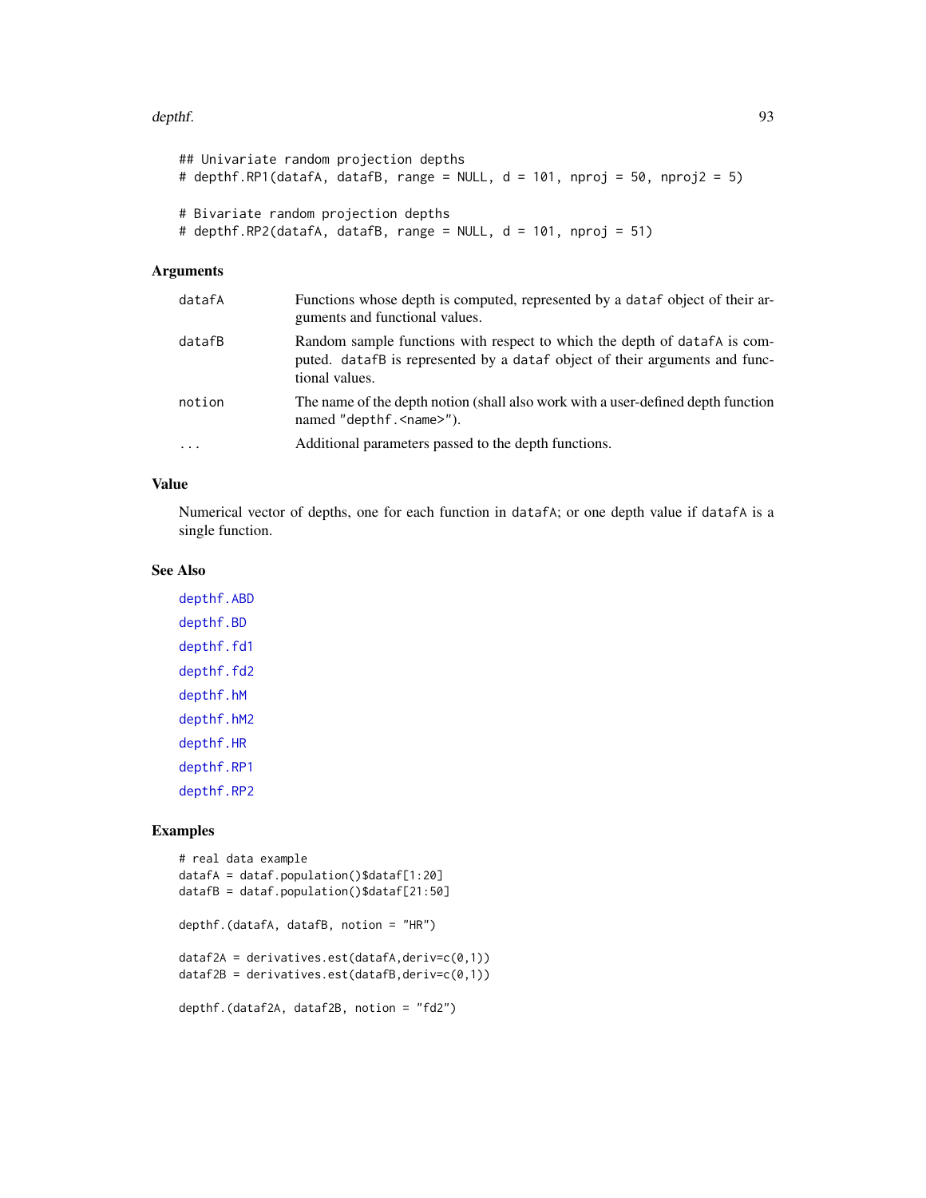```
## Univariate random projection depths
# depthf.RP1(datafA, datafB, range = NULL, d = 101, nproj = 50, nproj2 = 5)

# Bivariate random projection depths
# depthf.RP2(datafA, datafB, range = NULL, d = 101, nproj = 51)
```

### Arguments

| | |
|---|---|
| datafA | Functions whose depth is computed, represented by a dataf object of their arguments and functional values. |
| datafB | Random sample functions with respect to which the depth of datafA is computed. datafB is represented by a dataf object of their arguments and functional values. |
| notion | The name of the depth notion (shall also work with a user-defined depth function named "depthf.<name>"). |
| ... | Additional parameters passed to the depth functions. |

### Value

Numerical vector of depths, one for each function in datafA; or one depth value if datafA is a single function.

### See Also

depthf.ABD

depthf.BD

depthf.fd1

depthf.fd2

depthf.hM

depthf.hM2

depthf.HR

depthf.RP1

depthf.RP2

### Examples

```
# real data example
datafA = dataf.population()$dataf[1:20]
datafB = dataf.population()$dataf[21:50]

depthf.(datafA, datafB, notion = "HR")

dataf2A = derivatives.est(datafA,deriv=c(0,1))
dataf2B = derivatives.est(datafB,deriv=c(0,1))

depthf.(dataf2A, dataf2B, notion = "fd2")
```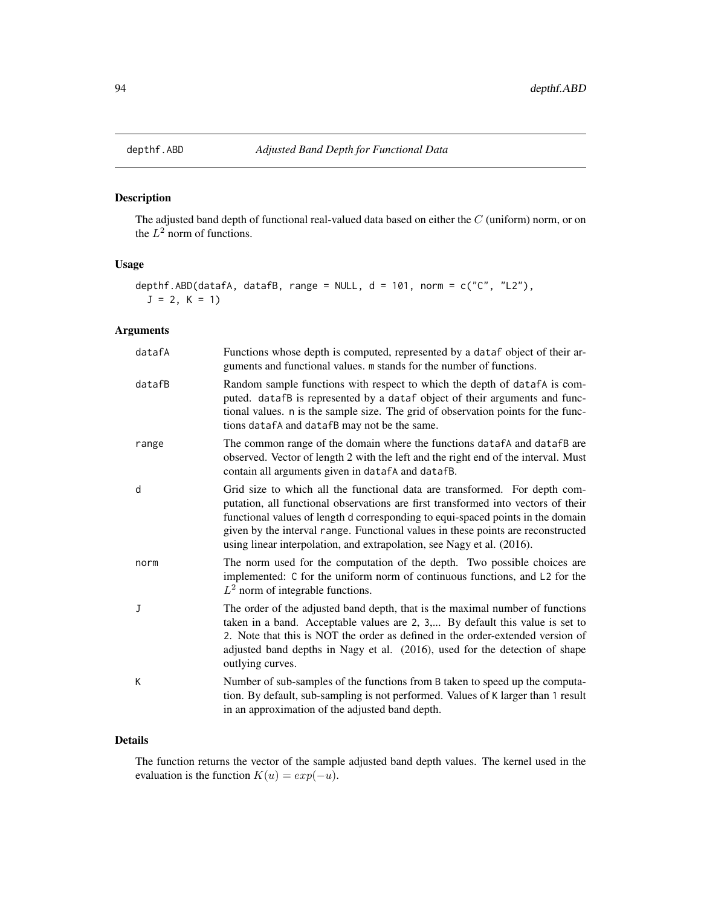depthf.ABD *Adjusted Band Depth for Functional Data*

## Description

The adjusted band depth of functional real-valued data based on either the $C$ (uniform) norm, or on the $L^2$ norm of functions.

## Usage

```
depthf.ABD(datafA, datafB, range = NULL, d = 101, norm = c("C", "L2"),
  J = 2, K = 1)
```

## Arguments

| | |
|---|---|
| datafA | Functions whose depth is computed, represented by a dataf object of their arguments and functional values. m stands for the number of functions. |
| datafB | Random sample functions with respect to which the depth of datafA is computed. datafB is represented by a dataf object of their arguments and functional values. n is the sample size. The grid of observation points for the functions datafA and datafB may not be the same. |
| range | The common range of the domain where the functions datafA and datafB are observed. Vector of length 2 with the left and the right end of the interval. Must contain all arguments given in datafA and datafB. |
| d | Grid size to which all the functional data are transformed. For depth computation, all functional observations are first transformed into vectors of their functional values of length d corresponding to equi-spaced points in the domain given by the interval range. Functional values in these points are reconstructed using linear interpolation, and extrapolation, see Nagy et al. (2016). |
| norm | The norm used for the computation of the depth. Two possible choices are implemented: C for the uniform norm of continuous functions, and L2 for the $L^2$ norm of integrable functions. |
| J | The order of the adjusted band depth, that is the maximal number of functions taken in a band. Acceptable values are 2, 3,... By default this value is set to 2. Note that this is NOT the order as defined in the order-extended version of adjusted band depths in Nagy et al. (2016), used for the detection of shape outlying curves. |
| K | Number of sub-samples of the functions from B taken to speed up the computation. By default, sub-sampling is not performed. Values of K larger than 1 result in an approximation of the adjusted band depth. |

## Details

The function returns the vector of the sample adjusted band depth values. The kernel used in the evaluation is the function $K(u) = exp(-u)$.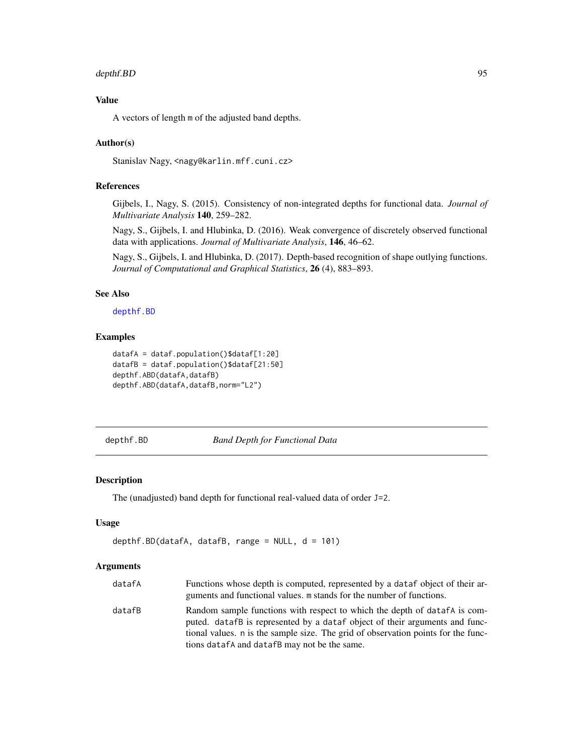## Value

A vectors of length m of the adjusted band depths.

## Author(s)

Stanislav Nagy, <nagy@karlin.mff.cuni.cz>

## References

Gijbels, I., Nagy, S. (2015). Consistency of non-integrated depths for functional data. *Journal of Multivariate Analysis* **140**, 259–282.

Nagy, S., Gijbels, I. and Hlubinka, D. (2016). Weak convergence of discretely observed functional data with applications. *Journal of Multivariate Analysis*, **146**, 46–62.

Nagy, S., Gijbels, I. and Hlubinka, D. (2017). Depth-based recognition of shape outlying functions. *Journal of Computational and Graphical Statistics*, **26** (4), 883–893.

## See Also

depthf.BD

## Examples

```
datafA = dataf.population()$dataf[1:20]
datafB = dataf.population()$dataf[21:50]
depthf.ABD(datafA,datafB)
depthf.ABD(datafA,datafB,norm="L2")
```

---

# depthf.BD — *Band Depth for Functional Data*

## Description

The (unadjusted) band depth for functional real-valued data of order J=2.

## Usage

```
depthf.BD(datafA, datafB, range = NULL, d = 101)
```

## Arguments

| | |
|---|---|
| datafA | Functions whose depth is computed, represented by a dataf object of their arguments and functional values. m stands for the number of functions. |
| datafB | Random sample functions with respect to which the depth of datafA is computed. datafB is represented by a dataf object of their arguments and functional values. n is the sample size. The grid of observation points for the functions datafA and datafB may not be the same. |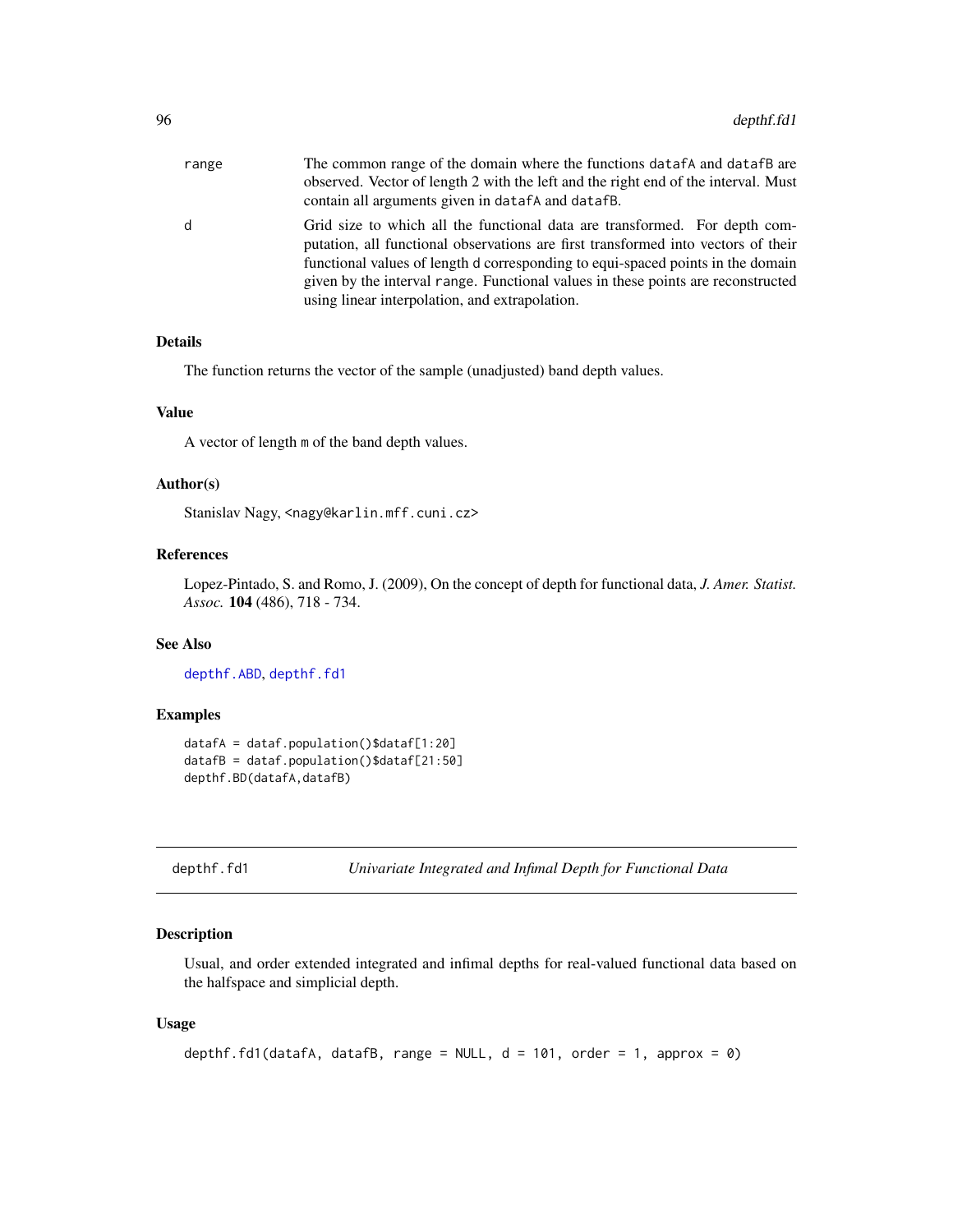| | |
|---|---|
| range | The common range of the domain where the functions datafA and datafB are observed. Vector of length 2 with the left and the right end of the interval. Must contain all arguments given in datafA and datafB. |
| d | Grid size to which all the functional data are transformed. For depth computation, all functional observations are first transformed into vectors of their functional values of length d corresponding to equi-spaced points in the domain given by the interval range. Functional values in these points are reconstructed using linear interpolation, and extrapolation. |

### Details

The function returns the vector of the sample (unadjusted) band depth values.

### Value

A vector of length m of the band depth values.

### Author(s)

Stanislav Nagy, <nagy@karlin.mff.cuni.cz>

### References

Lopez-Pintado, S. and Romo, J. (2009), On the concept of depth for functional data, *J. Amer. Statist. Assoc.* **104** (486), 718 - 734.

### See Also

depthf.ABD, depthf.fd1

### Examples

```
datafA = dataf.population()$dataf[1:20]
datafB = dataf.population()$dataf[21:50]
depthf.BD(datafA,datafB)
```

---

## depthf.fd1 — *Univariate Integrated and Infimal Depth for Functional Data*

### Description

Usual, and order extended integrated and infimal depths for real-valued functional data based on the halfspace and simplicial depth.

### Usage

```
depthf.fd1(datafA, datafB, range = NULL, d = 101, order = 1, approx = 0)
```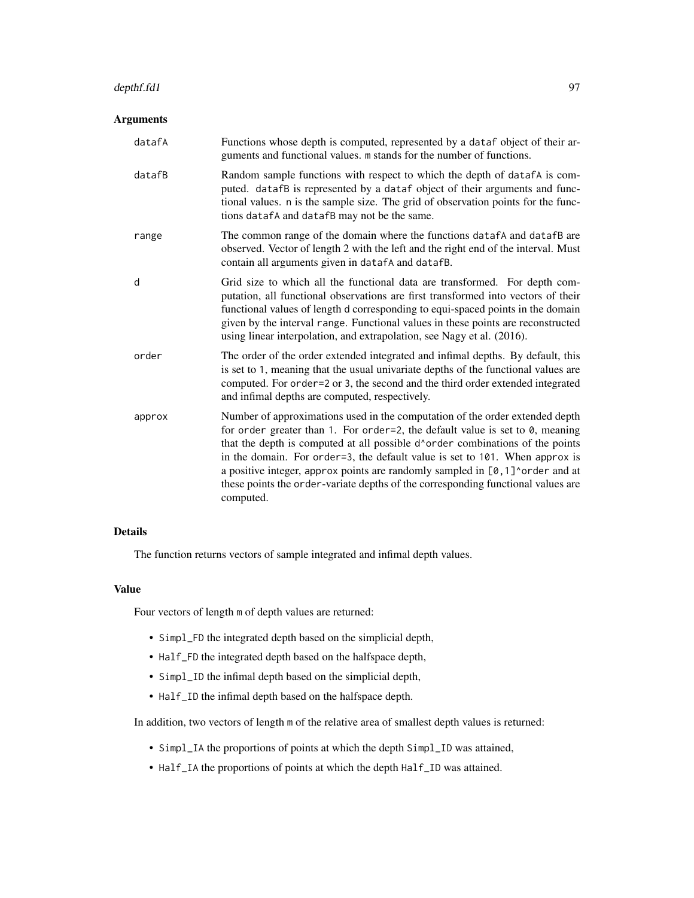## Arguments

**datafA** Functions whose depth is computed, represented by a dataf object of their arguments and functional values. m stands for the number of functions.

**datafB** Random sample functions with respect to which the depth of datafA is computed. datafB is represented by a dataf object of their arguments and functional values. n is the sample size. The grid of observation points for the functions datafA and datafB may not be the same.

**range** The common range of the domain where the functions datafA and datafB are observed. Vector of length 2 with the left and the right end of the interval. Must contain all arguments given in datafA and datafB.

**d** Grid size to which all the functional data are transformed. For depth computation, all functional observations are first transformed into vectors of their functional values of length d corresponding to equi-spaced points in the domain given by the interval range. Functional values in these points are reconstructed using linear interpolation, and extrapolation, see Nagy et al. (2016).

**order** The order of the order extended integrated and infimal depths. By default, this is set to 1, meaning that the usual univariate depths of the functional values are computed. For order=2 or 3, the second and the third order extended integrated and infimal depths are computed, respectively.

**approx** Number of approximations used in the computation of the order extended depth for order greater than 1. For order=2, the default value is set to 0, meaning that the depth is computed at all possible d^order combinations of the points in the domain. For order=3, the default value is set to 101. When approx is a positive integer, approx points are randomly sampled in [0,1]^order and at these points the order-variate depths of the corresponding functional values are computed.

## Details

The function returns vectors of sample integrated and infimal depth values.

## Value

Four vectors of length m of depth values are returned:

- Simpl_FD the integrated depth based on the simplicial depth,
- Half_FD the integrated depth based on the halfspace depth,
- Simpl_ID the infimal depth based on the simplicial depth,
- Half_ID the infimal depth based on the halfspace depth.

In addition, two vectors of length m of the relative area of smallest depth values is returned:

- Simpl_IA the proportions of points at which the depth Simpl_ID was attained,
- Half_IA the proportions of points at which the depth Half_ID was attained.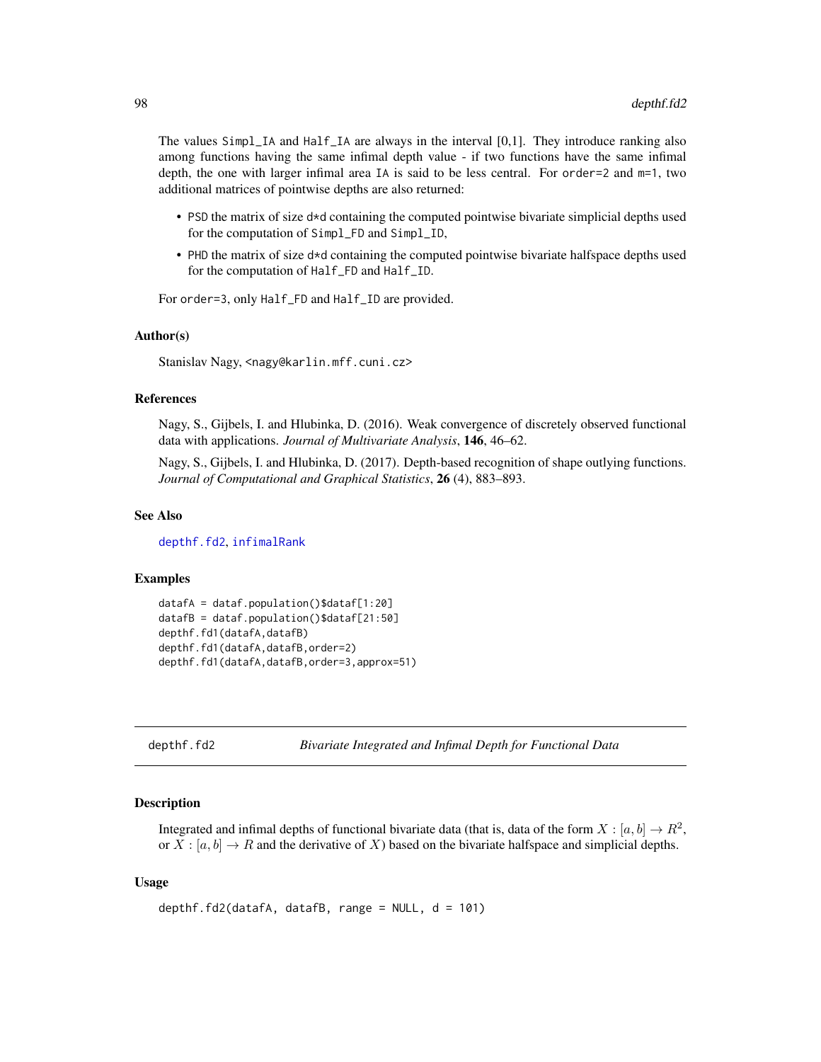The values Simpl_IA and Half_IA are always in the interval [0,1]. They introduce ranking also among functions having the same infimal depth value - if two functions have the same infimal depth, the one with larger infimal area IA is said to be less central. For order=2 and m=1, two additional matrices of pointwise depths are also returned:

- PSD the matrix of size d*d containing the computed pointwise bivariate simplicial depths used for the computation of Simpl_FD and Simpl_ID,
- PHD the matrix of size d*d containing the computed pointwise bivariate halfspace depths used for the computation of Half_FD and Half_ID.

For order=3, only Half_FD and Half_ID are provided.

### Author(s)

Stanislav Nagy, <nagy@karlin.mff.cuni.cz>

### References

Nagy, S., Gijbels, I. and Hlubinka, D. (2016). Weak convergence of discretely observed functional data with applications. *Journal of Multivariate Analysis*, **146**, 46–62.

Nagy, S., Gijbels, I. and Hlubinka, D. (2017). Depth-based recognition of shape outlying functions. *Journal of Computational and Graphical Statistics*, **26** (4), 883–893.

### See Also

depthf.fd2, infimalRank

### Examples

```
datafA = dataf.population()$dataf[1:20]
datafB = dataf.population()$dataf[21:50]
depthf.fd1(datafA,datafB)
depthf.fd1(datafA,datafB,order=2)
depthf.fd1(datafA,datafB,order=3,approx=51)
```

## depthf.fd2 *Bivariate Integrated and Infimal Depth for Functional Data*

### Description

Integrated and infimal depths of functional bivariate data (that is, data of the form $X : [a, b] \to R^2$, or $X : [a, b] \to R$ and the derivative of $X$) based on the bivariate halfspace and simplicial depths.

### Usage

```
depthf.fd2(datafA, datafB, range = NULL, d = 101)
```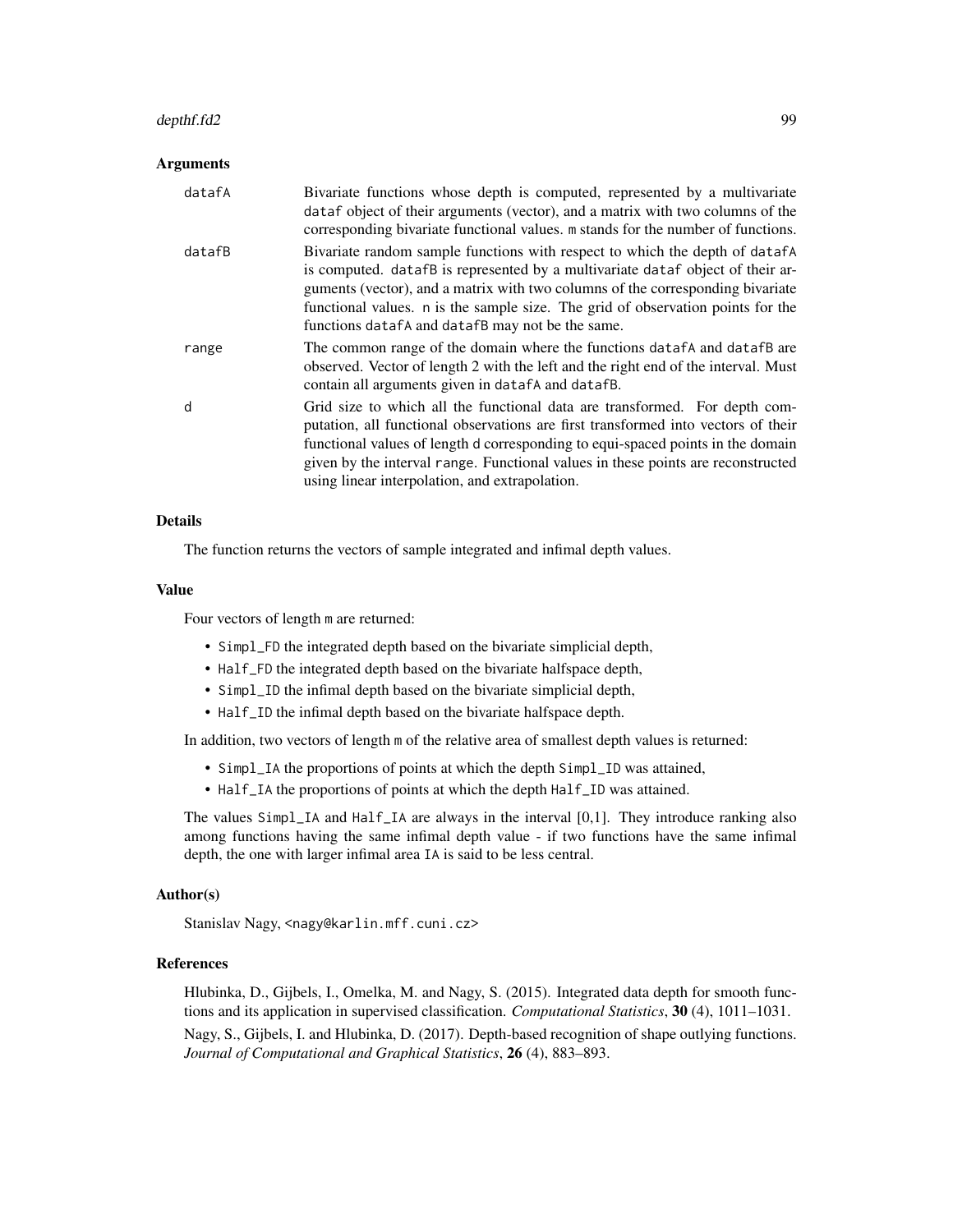## Arguments

**datafA** Bivariate functions whose depth is computed, represented by a multivariate `dataf` object of their arguments (vector), and a matrix with two columns of the corresponding bivariate functional values. `m` stands for the number of functions.

**datafB** Bivariate random sample functions with respect to which the depth of `datafA` is computed. `datafB` is represented by a multivariate `dataf` object of their arguments (vector), and a matrix with two columns of the corresponding bivariate functional values. `n` is the sample size. The grid of observation points for the functions `datafA` and `datafB` may not be the same.

**range** The common range of the domain where the functions `datafA` and `datafB` are observed. Vector of length 2 with the left and the right end of the interval. Must contain all arguments given in `datafA` and `datafB`.

**d** Grid size to which all the functional data are transformed. For depth computation, all functional observations are first transformed into vectors of their functional values of length `d` corresponding to equi-spaced points in the domain given by the interval `range`. Functional values in these points are reconstructed using linear interpolation, and extrapolation.

## Details

The function returns the vectors of sample integrated and infimal depth values.

## Value

Four vectors of length `m` are returned:

- `Simpl_FD` the integrated depth based on the bivariate simplicial depth,
- `Half_FD` the integrated depth based on the bivariate halfspace depth,
- `Simpl_ID` the infimal depth based on the bivariate simplicial depth,
- `Half_ID` the infimal depth based on the bivariate halfspace depth.

In addition, two vectors of length `m` of the relative area of smallest depth values is returned:

- `Simpl_IA` the proportions of points at which the depth `Simpl_ID` was attained,
- `Half_IA` the proportions of points at which the depth `Half_ID` was attained.

The values `Simpl_IA` and `Half_IA` are always in the interval [0,1]. They introduce ranking also among functions having the same infimal depth value - if two functions have the same infimal depth, the one with larger infimal area `IA` is said to be less central.

## Author(s)

Stanislav Nagy, <nagy@karlin.mff.cuni.cz>

## References

Hlubinka, D., Gijbels, I., Omelka, M. and Nagy, S. (2015). Integrated data depth for smooth functions and its application in supervised classification. *Computational Statistics*, **30** (4), 1011–1031.

Nagy, S., Gijbels, I. and Hlubinka, D. (2017). Depth-based recognition of shape outlying functions. *Journal of Computational and Graphical Statistics*, **26** (4), 883–893.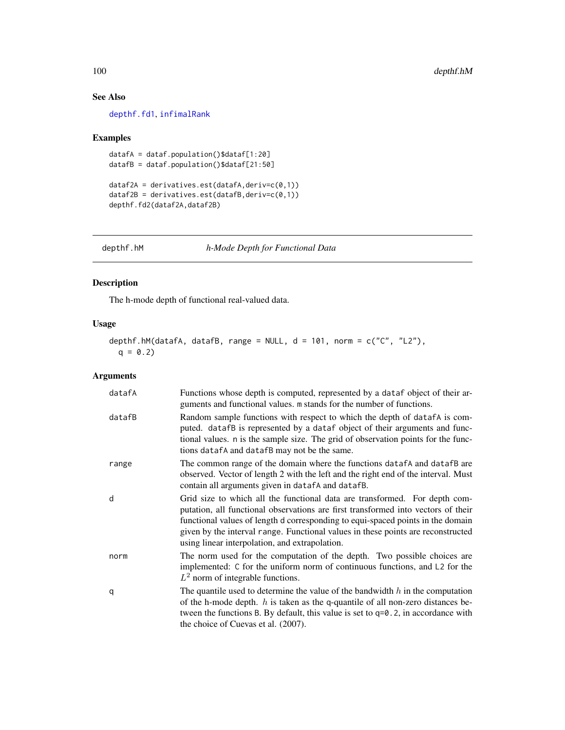## See Also

depthf.fd1, infimalRank

## Examples

```
datafA = dataf.population()$dataf[1:20]
datafB = dataf.population()$dataf[21:50]

dataf2A = derivatives.est(datafA,deriv=c(0,1))
dataf2B = derivatives.est(datafB,deriv=c(0,1))
depthf.fd2(dataf2A,dataf2B)
```

---

# depthf.hM *h-Mode Depth for Functional Data*

## Description

The h-mode depth of functional real-valued data.

## Usage

```
depthf.hM(datafA, datafB, range = NULL, d = 101, norm = c("C", "L2"),
  q = 0.2)
```

## Arguments

| | |
|---|---|
| datafA | Functions whose depth is computed, represented by a `dataf` object of their arguments and functional values. `m` stands for the number of functions. |
| datafB | Random sample functions with respect to which the depth of `datafA` is computed. `datafB` is represented by a `dataf` object of their arguments and functional values. `n` is the sample size. The grid of observation points for the functions `datafA` and `datafB` may not be the same. |
| range | The common range of the domain where the functions `datafA` and `datafB` are observed. Vector of length 2 with the left and the right end of the interval. Must contain all arguments given in `datafA` and `datafB`. |
| d | Grid size to which all the functional data are transformed. For depth computation, all functional observations are first transformed into vectors of their functional values of length `d` corresponding to equi-spaced points in the domain given by the interval `range`. Functional values in these points are reconstructed using linear interpolation, and extrapolation. |
| norm | The norm used for the computation of the depth. Two possible choices are implemented: `C` for the uniform norm of continuous functions, and `L2` for the $L^2$ norm of integrable functions. |
| q | The quantile used to determine the value of the bandwidth $h$ in the computation of the h-mode depth. $h$ is taken as the `q`-quantile of all non-zero distances between the functions `B`. By default, this value is set to `q=0.2`, in accordance with the choice of Cuevas et al. (2007). |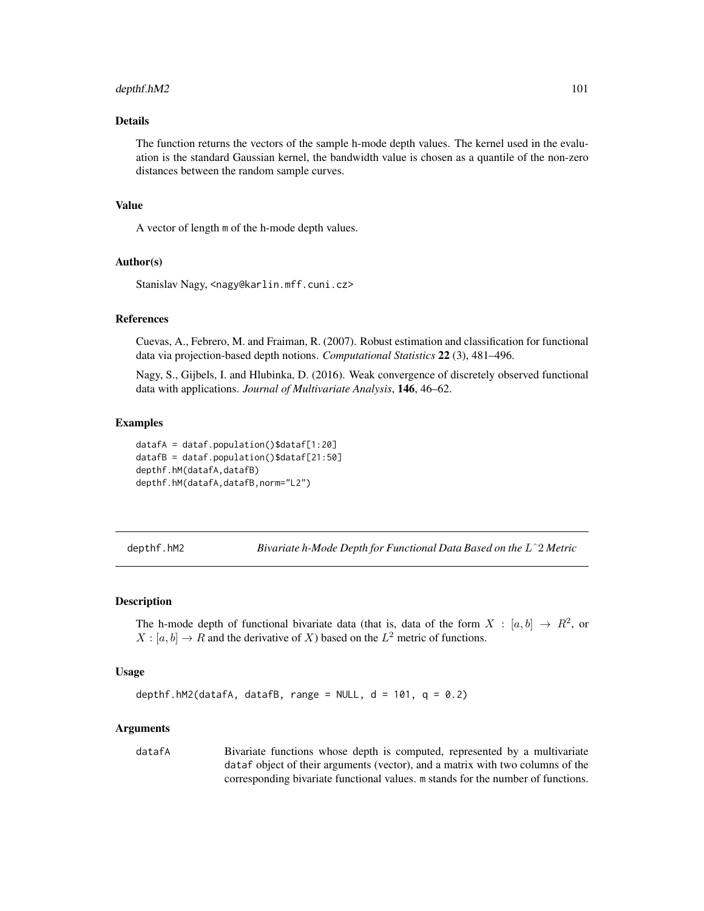### Details

The function returns the vectors of the sample h-mode depth values. The kernel used in the evaluation is the standard Gaussian kernel, the bandwidth value is chosen as a quantile of the non-zero distances between the random sample curves.

### Value

A vector of length m of the h-mode depth values.

### Author(s)

Stanislav Nagy, <nagy@karlin.mff.cuni.cz>

### References

Cuevas, A., Febrero, M. and Fraiman, R. (2007). Robust estimation and classification for functional data via projection-based depth notions. *Computational Statistics* **22** (3), 481–496.

Nagy, S., Gijbels, I. and Hlubinka, D. (2016). Weak convergence of discretely observed functional data with applications. *Journal of Multivariate Analysis*, **146**, 46–62.

### Examples

```
datafA = dataf.population()$dataf[1:20]
datafB = dataf.population()$dataf[21:50]
depthf.hM(datafA,datafB)
depthf.hM(datafA,datafB,norm="L2")
```

---

## depthf.hM2 — *Bivariate h-Mode Depth for Functional Data Based on the $L^2$ Metric*

### Description

The h-mode depth of functional bivariate data (that is, data of the form $X : [a, b] \to R^2$, or $X : [a, b] \to R$ and the derivative of $X$) based on the $L^2$ metric of functions.

### Usage

```
depthf.hM2(datafA, datafB, range = NULL, d = 101, q = 0.2)
```

### Arguments

datafA — Bivariate functions whose depth is computed, represented by a multivariate dataf object of their arguments (vector), and a matrix with two columns of the corresponding bivariate functional values. m stands for the number of functions.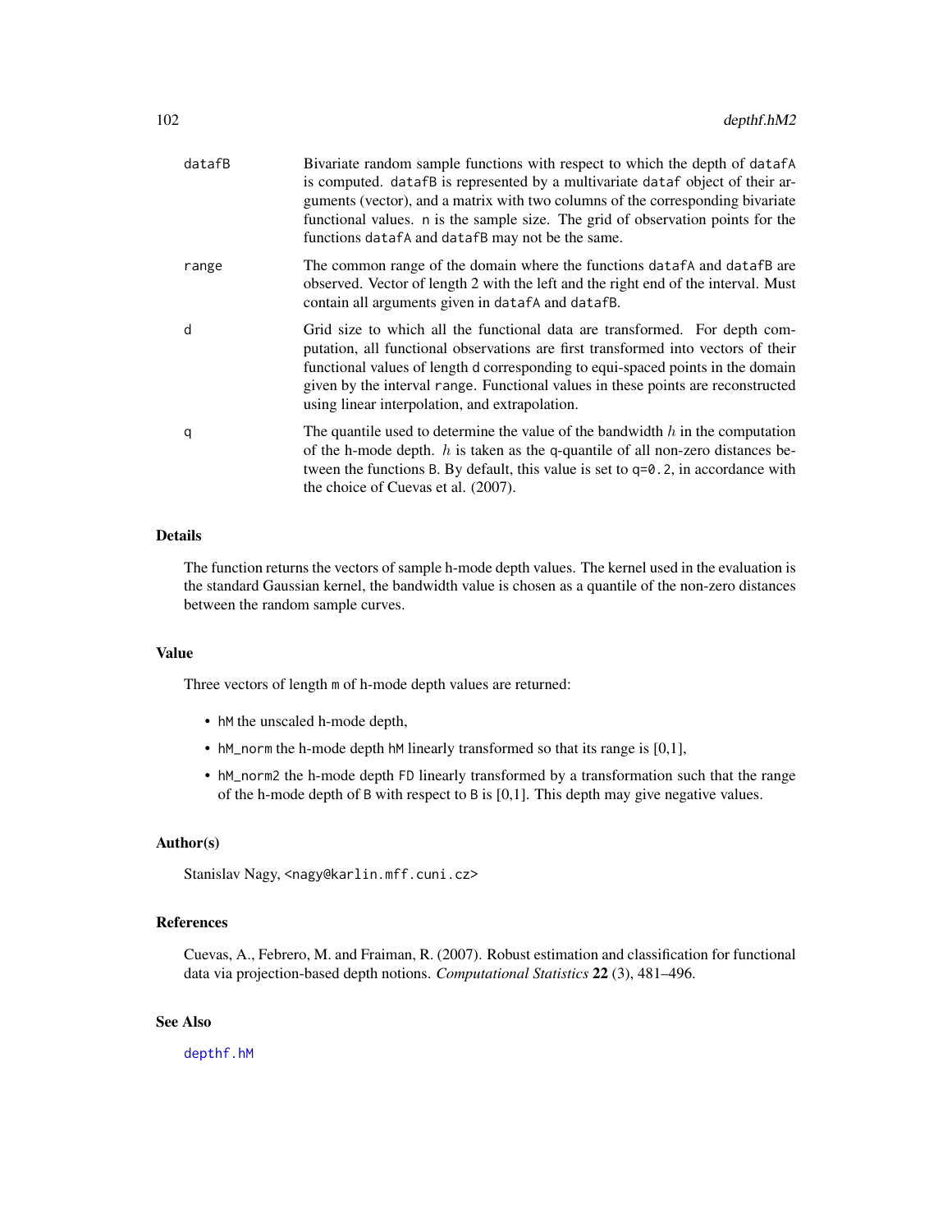| | |
|---|---|
| datafB | Bivariate random sample functions with respect to which the depth of datafA is computed. datafB is represented by a multivariate dataf object of their arguments (vector), and a matrix with two columns of the corresponding bivariate functional values. n is the sample size. The grid of observation points for the functions datafA and datafB may not be the same. |
| range | The common range of the domain where the functions datafA and datafB are observed. Vector of length 2 with the left and the right end of the interval. Must contain all arguments given in datafA and datafB. |
| d | Grid size to which all the functional data are transformed. For depth computation, all functional observations are first transformed into vectors of their functional values of length d corresponding to equi-spaced points in the domain given by the interval range. Functional values in these points are reconstructed using linear interpolation, and extrapolation. |
| q | The quantile used to determine the value of the bandwidth $h$ in the computation of the h-mode depth. $h$ is taken as the q-quantile of all non-zero distances between the functions B. By default, this value is set to q=0.2, in accordance with the choice of Cuevas et al. (2007). |

## Details

The function returns the vectors of sample h-mode depth values. The kernel used in the evaluation is the standard Gaussian kernel, the bandwidth value is chosen as a quantile of the non-zero distances between the random sample curves.

## Value

Three vectors of length m of h-mode depth values are returned:

- hM the unscaled h-mode depth,
- hM_norm the h-mode depth hM linearly transformed so that its range is [0,1],
- hM_norm2 the h-mode depth FD linearly transformed by a transformation such that the range of the h-mode depth of B with respect to B is [0,1]. This depth may give negative values.

## Author(s)

Stanislav Nagy, <nagy@karlin.mff.cuni.cz>

## References

Cuevas, A., Febrero, M. and Fraiman, R. (2007). Robust estimation and classification for functional data via projection-based depth notions. *Computational Statistics* **22** (3), 481–496.

## See Also

depthf.hM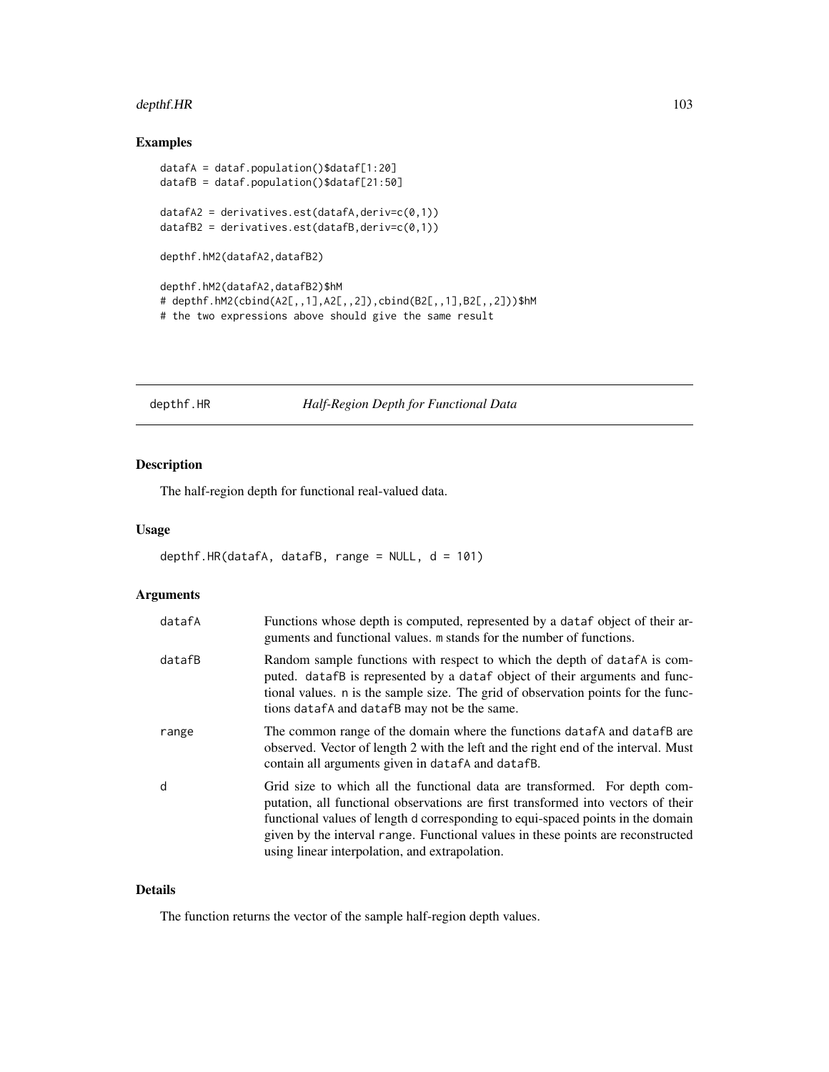### Examples

```
datafA = dataf.population()$dataf[1:20]
datafB = dataf.population()$dataf[21:50]

datafA2 = derivatives.est(datafA,deriv=c(0,1))
datafB2 = derivatives.est(datafB,deriv=c(0,1))

depthf.hM2(datafA2,datafB2)

depthf.hM2(datafA2,datafB2)$hM
# depthf.hM2(cbind(A2[,,1],A2[,,2]),cbind(B2[,,1],B2[,,2]))$hM
# the two expressions above should give the same result
```

---

## depthf.HR — *Half-Region Depth for Functional Data*

---

### Description

The half-region depth for functional real-valued data.

### Usage

```
depthf.HR(datafA, datafB, range = NULL, d = 101)
```

### Arguments

| | |
|---|---|
| datafA | Functions whose depth is computed, represented by a dataf object of their arguments and functional values. m stands for the number of functions. |
| datafB | Random sample functions with respect to which the depth of datafA is computed. datafB is represented by a dataf object of their arguments and functional values. n is the sample size. The grid of observation points for the functions datafA and datafB may not be the same. |
| range | The common range of the domain where the functions datafA and datafB are observed. Vector of length 2 with the left and the right end of the interval. Must contain all arguments given in datafA and datafB. |
| d | Grid size to which all the functional data are transformed. For depth computation, all functional observations are first transformed into vectors of their functional values of length d corresponding to equi-spaced points in the domain given by the interval range. Functional values in these points are reconstructed using linear interpolation, and extrapolation. |

### Details

The function returns the vector of the sample half-region depth values.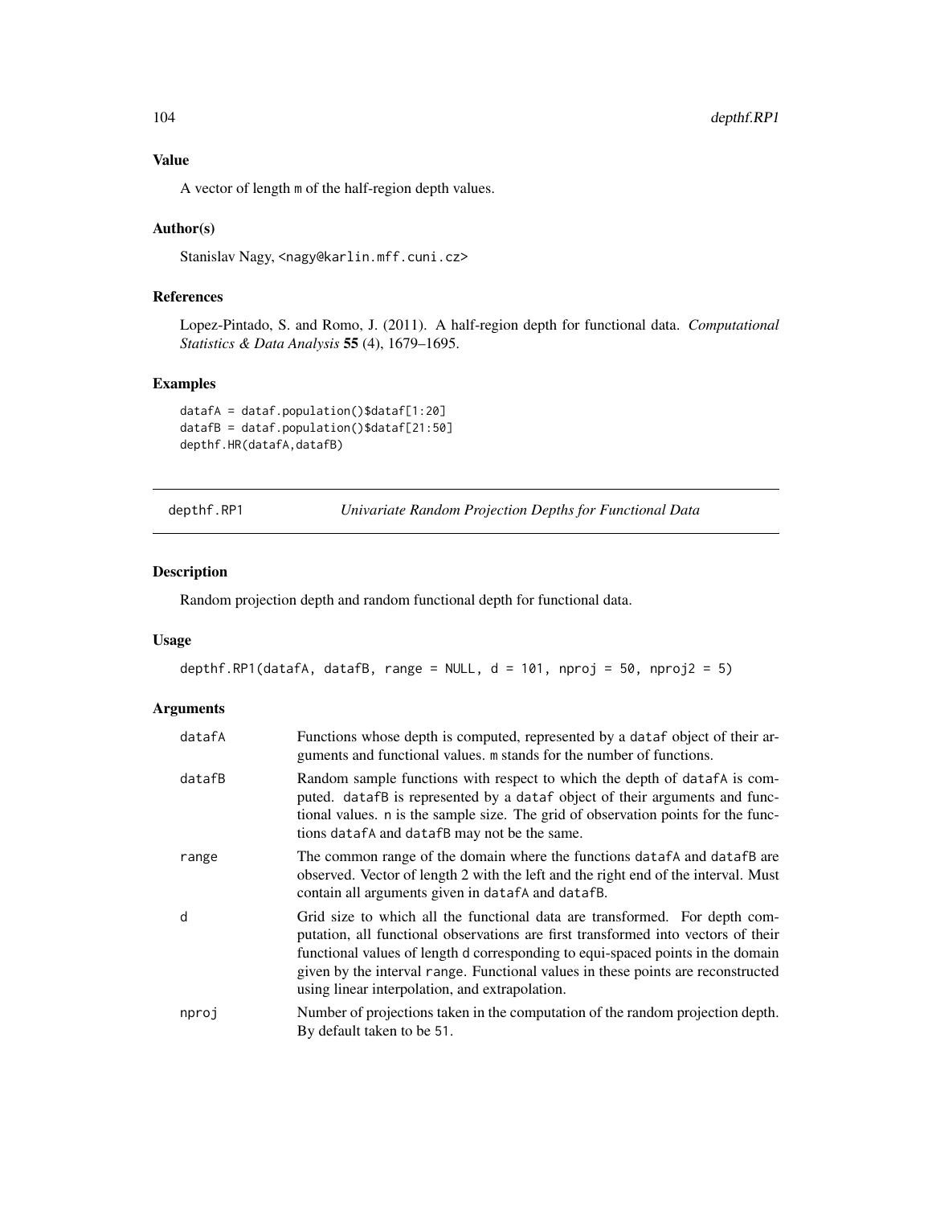### Value

A vector of length m of the half-region depth values.

### Author(s)

Stanislav Nagy, <nagy@karlin.mff.cuni.cz>

### References

Lopez-Pintado, S. and Romo, J. (2011). A half-region depth for functional data. *Computational Statistics & Data Analysis* **55** (4), 1679–1695.

### Examples

```
datafA = dataf.population()$dataf[1:20]
datafB = dataf.population()$dataf[21:50]
depthf.HR(datafA,datafB)
```

---

## depthf.RP1 — *Univariate Random Projection Depths for Functional Data*

### Description

Random projection depth and random functional depth for functional data.

### Usage

```
depthf.RP1(datafA, datafB, range = NULL, d = 101, nproj = 50, nproj2 = 5)
```

### Arguments

| | |
|---|---|
| datafA | Functions whose depth is computed, represented by a dataf object of their arguments and functional values. m stands for the number of functions. |
| datafB | Random sample functions with respect to which the depth of datafA is computed. datafB is represented by a dataf object of their arguments and functional values. n is the sample size. The grid of observation points for the functions datafA and datafB may not be the same. |
| range | The common range of the domain where the functions datafA and datafB are observed. Vector of length 2 with the left and the right end of the interval. Must contain all arguments given in datafA and datafB. |
| d | Grid size to which all the functional data are transformed. For depth computation, all functional observations are first transformed into vectors of their functional values of length d corresponding to equi-spaced points in the domain given by the interval range. Functional values in these points are reconstructed using linear interpolation, and extrapolation. |
| nproj | Number of projections taken in the computation of the random projection depth. By default taken to be 51. |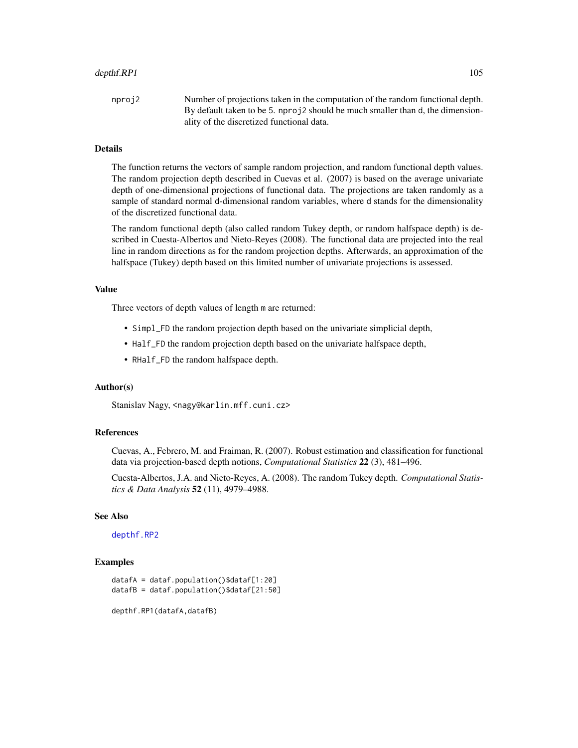nproj2 Number of projections taken in the computation of the random functional depth. By default taken to be 5. nproj2 should be much smaller than d, the dimensionality of the discretized functional data.

## Details

The function returns the vectors of sample random projection, and random functional depth values. The random projection depth described in Cuevas et al. (2007) is based on the average univariate depth of one-dimensional projections of functional data. The projections are taken randomly as a sample of standard normal d-dimensional random variables, where d stands for the dimensionality of the discretized functional data.

The random functional depth (also called random Tukey depth, or random halfspace depth) is described in Cuesta-Albertos and Nieto-Reyes (2008). The functional data are projected into the real line in random directions as for the random projection depths. Afterwards, an approximation of the halfspace (Tukey) depth based on this limited number of univariate projections is assessed.

## Value

Three vectors of depth values of length m are returned:

- Simpl_FD the random projection depth based on the univariate simplicial depth,
- Half_FD the random projection depth based on the univariate halfspace depth,
- RHalf_FD the random halfspace depth.

## Author(s)

Stanislav Nagy, <nagy@karlin.mff.cuni.cz>

## References

Cuevas, A., Febrero, M. and Fraiman, R. (2007). Robust estimation and classification for functional data via projection-based depth notions, *Computational Statistics* **22** (3), 481–496.

Cuesta-Albertos, J.A. and Nieto-Reyes, A. (2008). The random Tukey depth. *Computational Statistics & Data Analysis* **52** (11), 4979–4988.

## See Also

depthf.RP2

## Examples

```
datafA = dataf.population()$dataf[1:20]
datafB = dataf.population()$dataf[21:50]

depthf.RP1(datafA,datafB)
```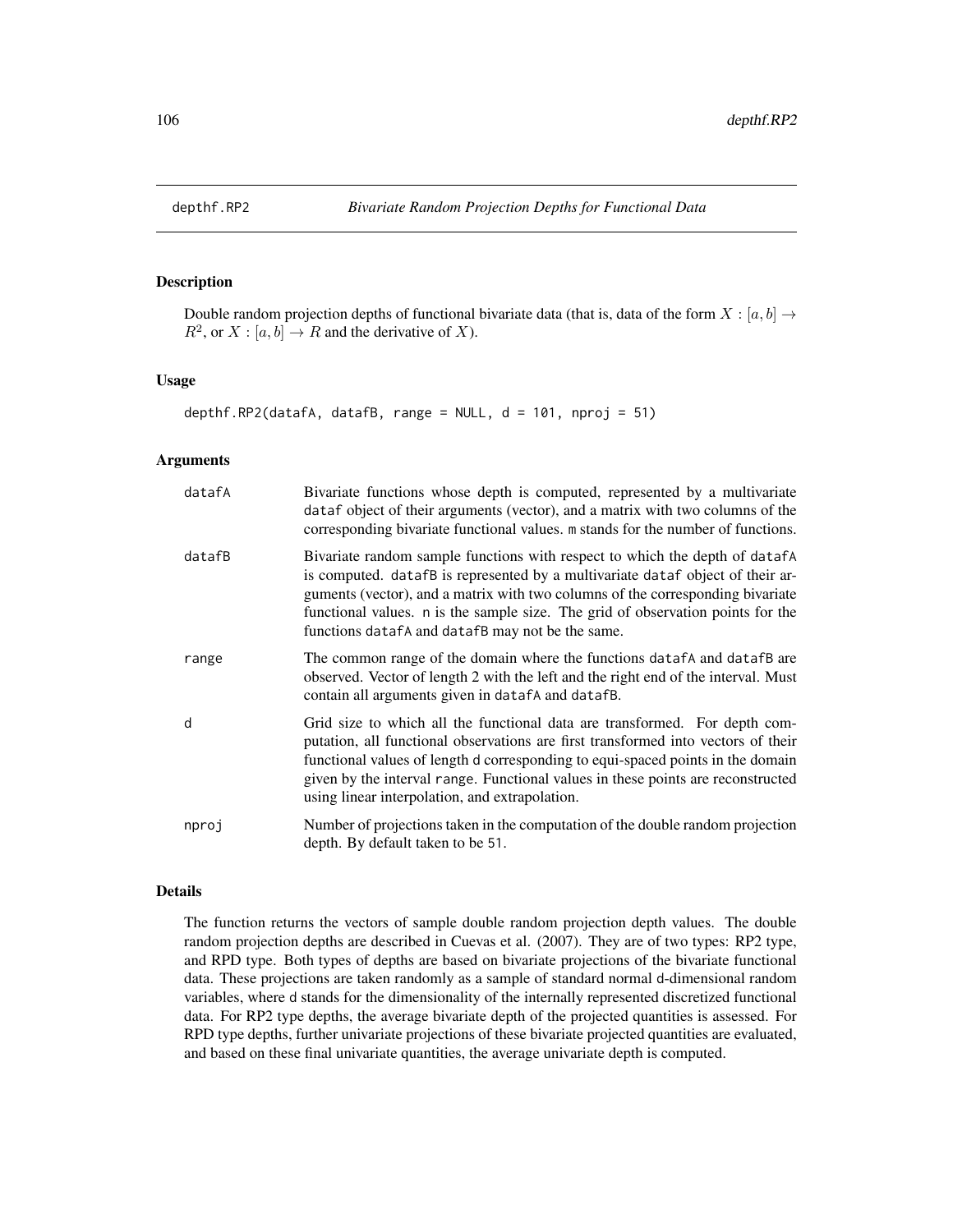# depthf.RP2 — *Bivariate Random Projection Depths for Functional Data*

## Description

Double random projection depths of functional bivariate data (that is, data of the form $X : [a, b] \rightarrow R^2$, or $X : [a, b] \rightarrow R$ and the derivative of $X$).

## Usage

```
depthf.RP2(datafA, datafB, range = NULL, d = 101, nproj = 51)
```

## Arguments

| | |
|---|---|
| datafA | Bivariate functions whose depth is computed, represented by a multivariate dataf object of their arguments (vector), and a matrix with two columns of the corresponding bivariate functional values. m stands for the number of functions. |
| datafB | Bivariate random sample functions with respect to which the depth of datafA is computed. datafB is represented by a multivariate dataf object of their arguments (vector), and a matrix with two columns of the corresponding bivariate functional values. n is the sample size. The grid of observation points for the functions datafA and datafB may not be the same. |
| range | The common range of the domain where the functions datafA and datafB are observed. Vector of length 2 with the left and the right end of the interval. Must contain all arguments given in datafA and datafB. |
| d | Grid size to which all the functional data are transformed. For depth computation, all functional observations are first transformed into vectors of their functional values of length d corresponding to equi-spaced points in the domain given by the interval range. Functional values in these points are reconstructed using linear interpolation, and extrapolation. |
| nproj | Number of projections taken in the computation of the double random projection depth. By default taken to be 51. |

## Details

The function returns the vectors of sample double random projection depth values. The double random projection depths are described in Cuevas et al. (2007). They are of two types: RP2 type, and RPD type. Both types of depths are based on bivariate projections of the bivariate functional data. These projections are taken randomly as a sample of standard normal d-dimensional random variables, where d stands for the dimensionality of the internally represented discretized functional data. For RP2 type depths, the average bivariate depth of the projected quantities is assessed. For RPD type depths, further univariate projections of these bivariate projected quantities are evaluated, and based on these final univariate quantities, the average univariate depth is computed.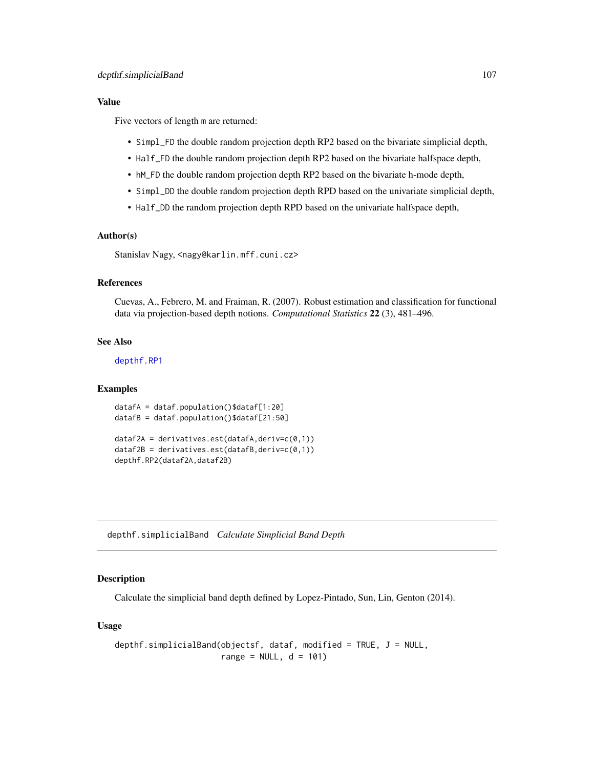### Value

Five vectors of length m are returned:

- Simpl_FD the double random projection depth RP2 based on the bivariate simplicial depth,
- Half_FD the double random projection depth RP2 based on the bivariate halfspace depth,
- hM_FD the double random projection depth RP2 based on the bivariate h-mode depth,
- Simpl_DD the double random projection depth RPD based on the univariate simplicial depth,
- Half_DD the random projection depth RPD based on the univariate halfspace depth,

### Author(s)

Stanislav Nagy, <nagy@karlin.mff.cuni.cz>

### References

Cuevas, A., Febrero, M. and Fraiman, R. (2007). Robust estimation and classification for functional data via projection-based depth notions. *Computational Statistics* **22** (3), 481–496.

### See Also

depthf.RP1

### Examples

```
datafA = dataf.population()$dataf[1:20]
datafB = dataf.population()$dataf[21:50]

dataf2A = derivatives.est(datafA,deriv=c(0,1))
dataf2B = derivatives.est(datafB,deriv=c(0,1))
depthf.RP2(dataf2A,dataf2B)
```

---

## depthf.simplicialBand *Calculate Simplicial Band Depth*

### Description

Calculate the simplicial band depth defined by Lopez-Pintado, Sun, Lin, Genton (2014).

### Usage

```
depthf.simplicialBand(objectsf, dataf, modified = TRUE, J = NULL,
                      range = NULL, d = 101)
```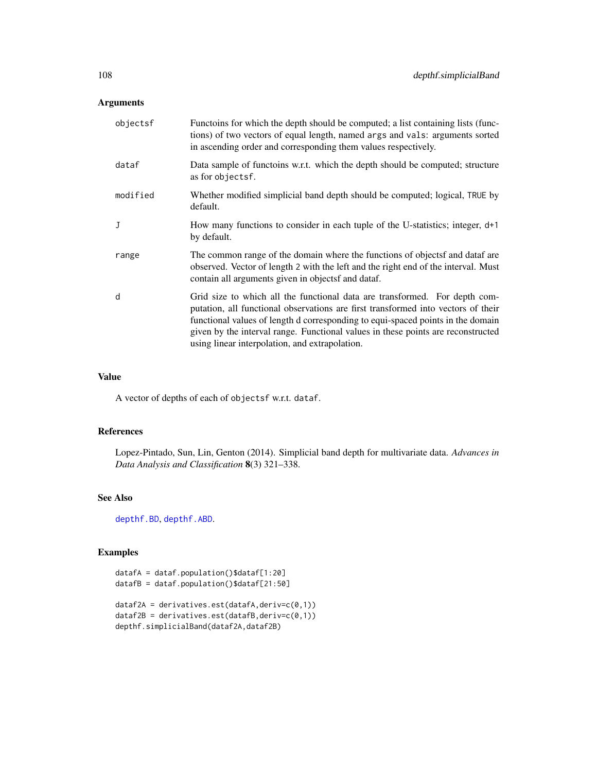## Arguments

| | |
|---|---|
| objectsf | Functoins for which the depth should be computed; a list containing lists (functions) of two vectors of equal length, named `args` and `vals`: arguments sorted in ascending order and corresponding them values respectively. |
| dataf | Data sample of functoins w.r.t. which the depth should be computed; structure as for `objectsf`. |
| modified | Whether modified simplicial band depth should be computed; logical, `TRUE` by default. |
| J | How many functions to consider in each tuple of the U-statistics; integer, `d+1` by default. |
| range | The common range of the domain where the functions of objectsf and dataf are observed. Vector of length `2` with the left and the right end of the interval. Must contain all arguments given in objectsf and dataf. |
| d | Grid size to which all the functional data are transformed. For depth computation, all functional observations are first transformed into vectors of their functional values of length d corresponding to equi-spaced points in the domain given by the interval range. Functional values in these points are reconstructed using linear interpolation, and extrapolation. |

## Value

A vector of depths of each of `objectsf` w.r.t. `dataf`.

## References

Lopez-Pintado, Sun, Lin, Genton (2014). Simplicial band depth for multivariate data. *Advances in Data Analysis and Classification* **8**(3) 321–338.

## See Also

`depthf.BD`, `depthf.ABD`.

## Examples

```
datafA = dataf.population()$dataf[1:20]
datafB = dataf.population()$dataf[21:50]

dataf2A = derivatives.est(datafA,deriv=c(0,1))
dataf2B = derivatives.est(datafB,deriv=c(0,1))
depthf.simplicialBand(dataf2A,dataf2B)
```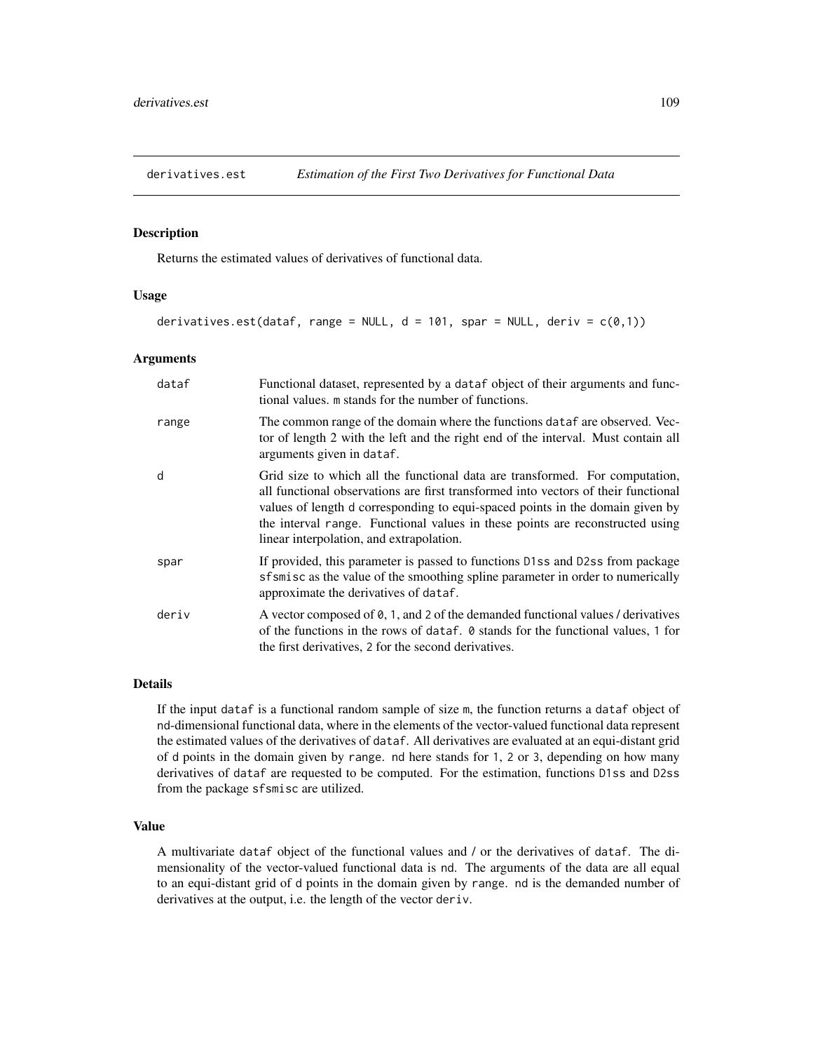# derivatives.est — *Estimation of the First Two Derivatives for Functional Data*

## Description

Returns the estimated values of derivatives of functional data.

## Usage

```
derivatives.est(dataf, range = NULL, d = 101, spar = NULL, deriv = c(0,1))
```

## Arguments

| | |
|---|---|
| dataf | Functional dataset, represented by a dataf object of their arguments and functional values. m stands for the number of functions. |
| range | The common range of the domain where the functions dataf are observed. Vector of length 2 with the left and the right end of the interval. Must contain all arguments given in dataf. |
| d | Grid size to which all the functional data are transformed. For computation, all functional observations are first transformed into vectors of their functional values of length d corresponding to equi-spaced points in the domain given by the interval range. Functional values in these points are reconstructed using linear interpolation, and extrapolation. |
| spar | If provided, this parameter is passed to functions D1ss and D2ss from package sfsmisc as the value of the smoothing spline parameter in order to numerically approximate the derivatives of dataf. |
| deriv | A vector composed of 0, 1, and 2 of the demanded functional values / derivatives of the functions in the rows of dataf. 0 stands for the functional values, 1 for the first derivatives, 2 for the second derivatives. |

## Details

If the input dataf is a functional random sample of size m, the function returns a dataf object of nd-dimensional functional data, where in the elements of the vector-valued functional data represent the estimated values of the derivatives of dataf. All derivatives are evaluated at an equi-distant grid of d points in the domain given by range. nd here stands for 1, 2 or 3, depending on how many derivatives of dataf are requested to be computed. For the estimation, functions D1ss and D2ss from the package sfsmisc are utilized.

## Value

A multivariate dataf object of the functional values and / or the derivatives of dataf. The dimensionality of the vector-valued functional data is nd. The arguments of the data are all equal to an equi-distant grid of d points in the domain given by range. nd is the demanded number of derivatives at the output, i.e. the length of the vector deriv.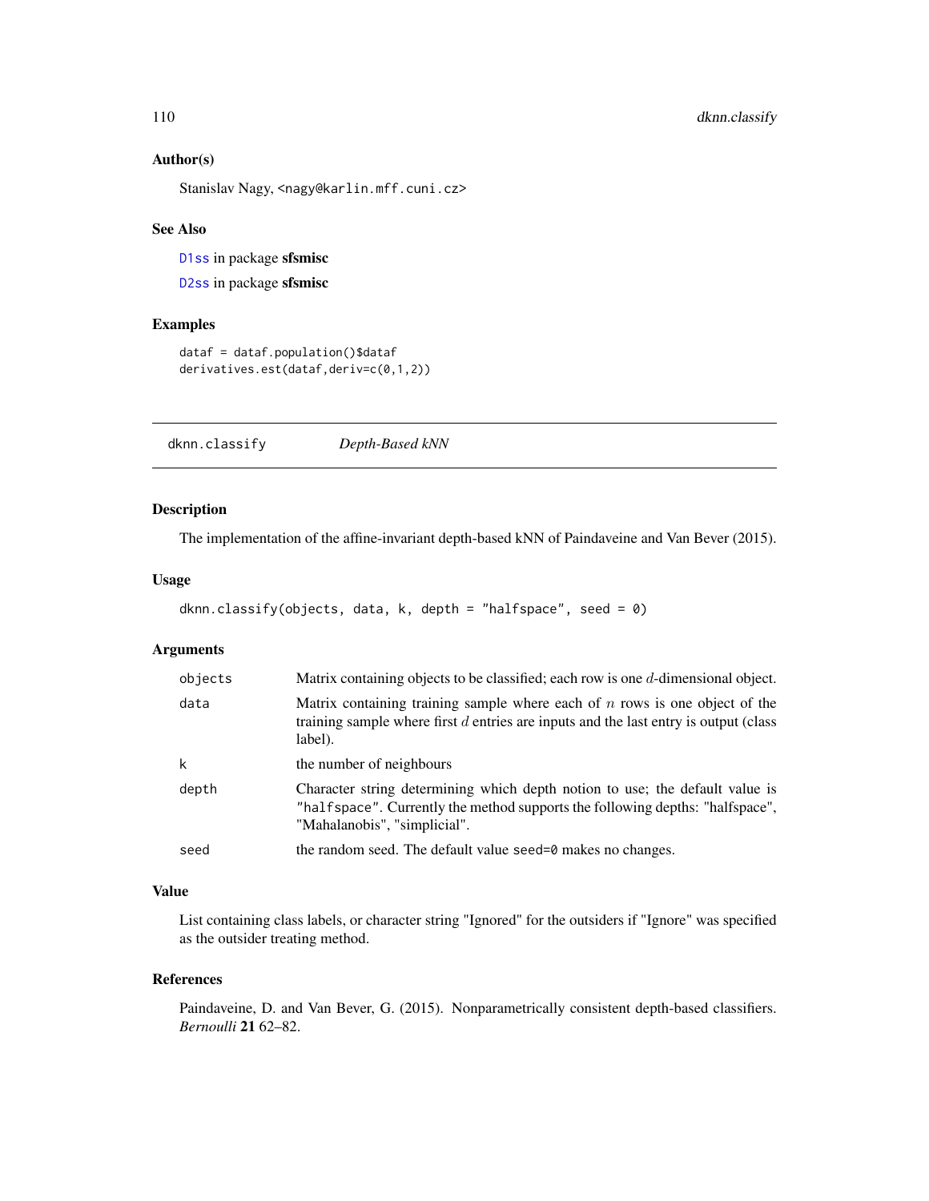## Author(s)

Stanislav Nagy, <nagy@karlin.mff.cuni.cz>

## See Also

D1ss in package **sfsmisc**

D2ss in package **sfsmisc**

## Examples

```
dataf = dataf.population()$dataf
derivatives.est(dataf,deriv=c(0,1,2))
```

---

# dknn.classify *Depth-Based kNN*

## Description

The implementation of the affine-invariant depth-based kNN of Paindaveine and Van Bever (2015).

## Usage

```
dknn.classify(objects, data, k, depth = "halfspace", seed = 0)
```

## Arguments

| | |
|---|---|
| objects | Matrix containing objects to be classified; each row is one $d$-dimensional object. |
| data | Matrix containing training sample where each of $n$ rows is one object of the training sample where first $d$ entries are inputs and the last entry is output (class label). |
| k | the number of neighbours |
| depth | Character string determining which depth notion to use; the default value is "halfspace". Currently the method supports the following depths: "halfspace", "Mahalanobis", "simplicial". |
| seed | the random seed. The default value seed=0 makes no changes. |

## Value

List containing class labels, or character string "Ignored" for the outsiders if "Ignore" was specified as the outsider treating method.

## References

Paindaveine, D. and Van Bever, G. (2015). Nonparametrically consistent depth-based classifiers. *Bernoulli* **21** 62–82.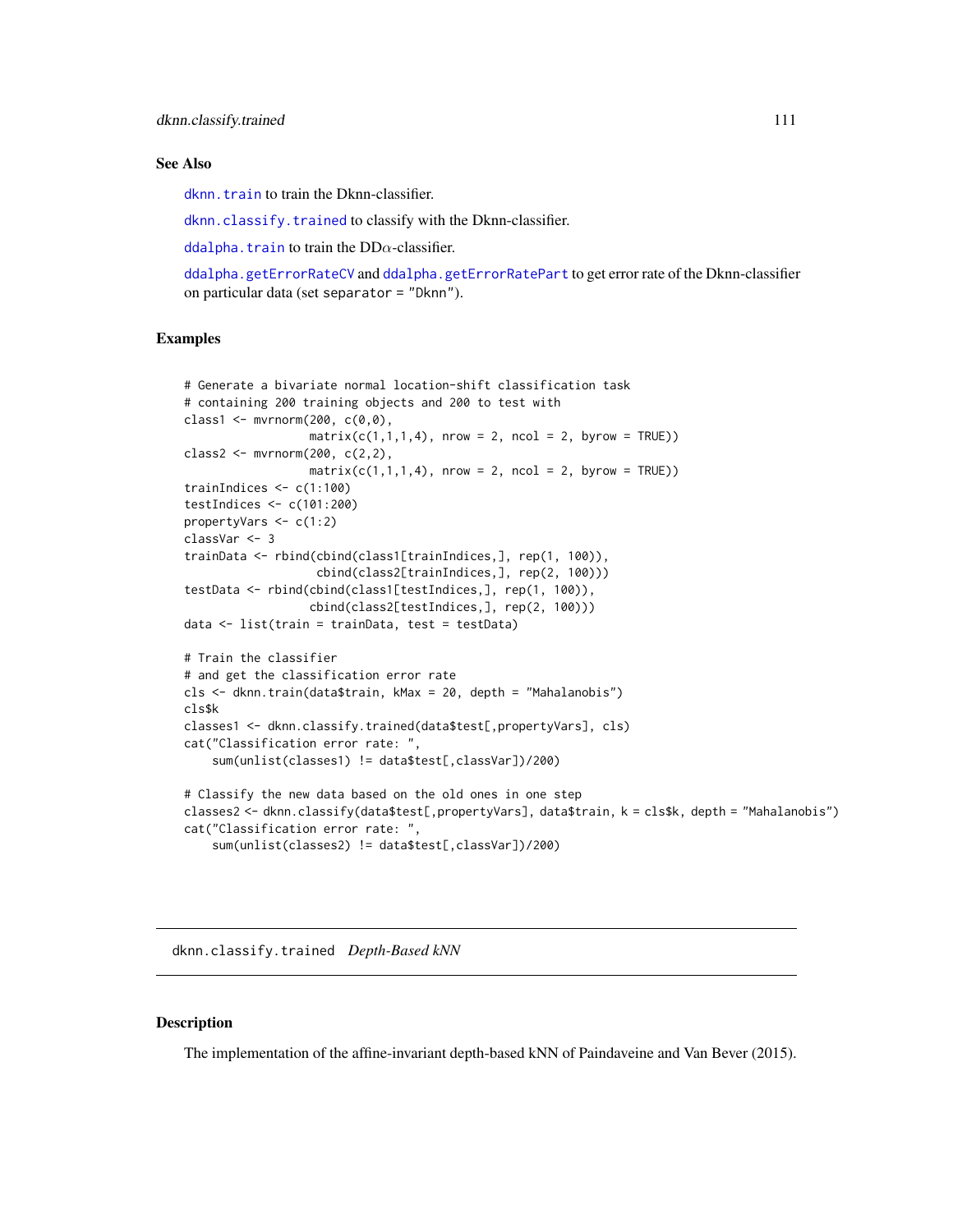### See Also

dknn.train to train the Dknn-classifier.

dknn.classify.trained to classify with the Dknn-classifier.

ddalpha.train to train the DD$\alpha$-classifier.

ddalpha.getErrorRateCV and ddalpha.getErrorRatePart to get error rate of the Dknn-classifier on particular data (set separator = "Dknn").

### Examples

```
# Generate a bivariate normal location-shift classification task
# containing 200 training objects and 200 to test with
class1 <- mvrnorm(200, c(0,0),
                  matrix(c(1,1,1,4), nrow = 2, ncol = 2, byrow = TRUE))
class2 <- mvrnorm(200, c(2,2),
                  matrix(c(1,1,1,4), nrow = 2, ncol = 2, byrow = TRUE))
trainIndices <- c(1:100)
testIndices <- c(101:200)
propertyVars <- c(1:2)
classVar <- 3
trainData <- rbind(cbind(class1[trainIndices,], rep(1, 100)),
                   cbind(class2[trainIndices,], rep(2, 100)))
testData <- rbind(cbind(class1[testIndices,], rep(1, 100)),
                  cbind(class2[testIndices,], rep(2, 100)))
data <- list(train = trainData, test = testData)

# Train the classifier
# and get the classification error rate
cls <- dknn.train(data$train, kMax = 20, depth = "Mahalanobis")
cls$k
classes1 <- dknn.classify.trained(data$test[,propertyVars], cls)
cat("Classification error rate: ",
    sum(unlist(classes1) != data$test[,classVar])/200)

# Classify the new data based on the old ones in one step
classes2 <- dknn.classify(data$test[,propertyVars], data$train, k = cls$k, depth = "Mahalanobis")
cat("Classification error rate: ",
    sum(unlist(classes2) != data$test[,classVar])/200)
```

---

## dknn.classify.trained *Depth-Based kNN*

---

### Description

The implementation of the affine-invariant depth-based kNN of Paindaveine and Van Bever (2015).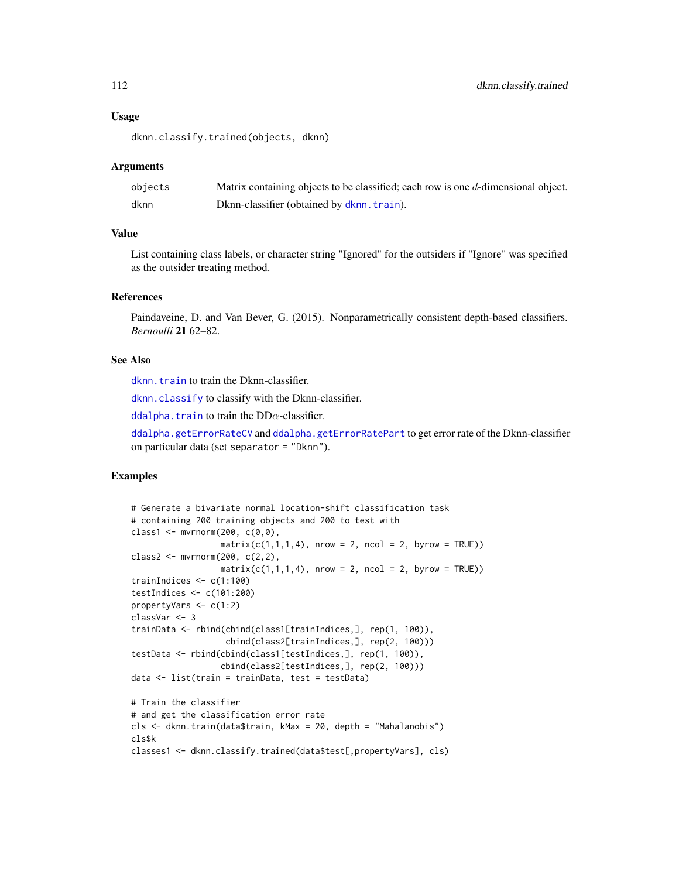### Usage

```
dknn.classify.trained(objects, dknn)
```

### Arguments

| | |
|---|---|
| objects | Matrix containing objects to be classified; each row is one $d$-dimensional object. |
| dknn | Dknn-classifier (obtained by dknn.train). |

### Value

List containing class labels, or character string "Ignored" for the outsiders if "Ignore" was specified as the outsider treating method.

### References

Paindaveine, D. and Van Bever, G. (2015). Nonparametrically consistent depth-based classifiers. *Bernoulli* **21** 62–82.

### See Also

dknn.train to train the Dknn-classifier.

dknn.classify to classify with the Dknn-classifier.

ddalpha.train to train the DD$\alpha$-classifier.

ddalpha.getErrorRateCV and ddalpha.getErrorRatePart to get error rate of the Dknn-classifier on particular data (set separator = "Dknn").

### Examples

```
# Generate a bivariate normal location-shift classification task
# containing 200 training objects and 200 to test with
class1 <- mvrnorm(200, c(0,0),
                  matrix(c(1,1,1,4), nrow = 2, ncol = 2, byrow = TRUE))
class2 <- mvrnorm(200, c(2,2),
                  matrix(c(1,1,1,4), nrow = 2, ncol = 2, byrow = TRUE))
trainIndices <- c(1:100)
testIndices <- c(101:200)
propertyVars <- c(1:2)
classVar <- 3
trainData <- rbind(cbind(class1[trainIndices,], rep(1, 100)),
                   cbind(class2[trainIndices,], rep(2, 100)))
testData <- rbind(cbind(class1[testIndices,], rep(1, 100)),
                  cbind(class2[testIndices,], rep(2, 100)))
data <- list(train = trainData, test = testData)

# Train the classifier
# and get the classification error rate
cls <- dknn.train(data$train, kMax = 20, depth = "Mahalanobis")
cls$k
classes1 <- dknn.classify.trained(data$test[,propertyVars], cls)
```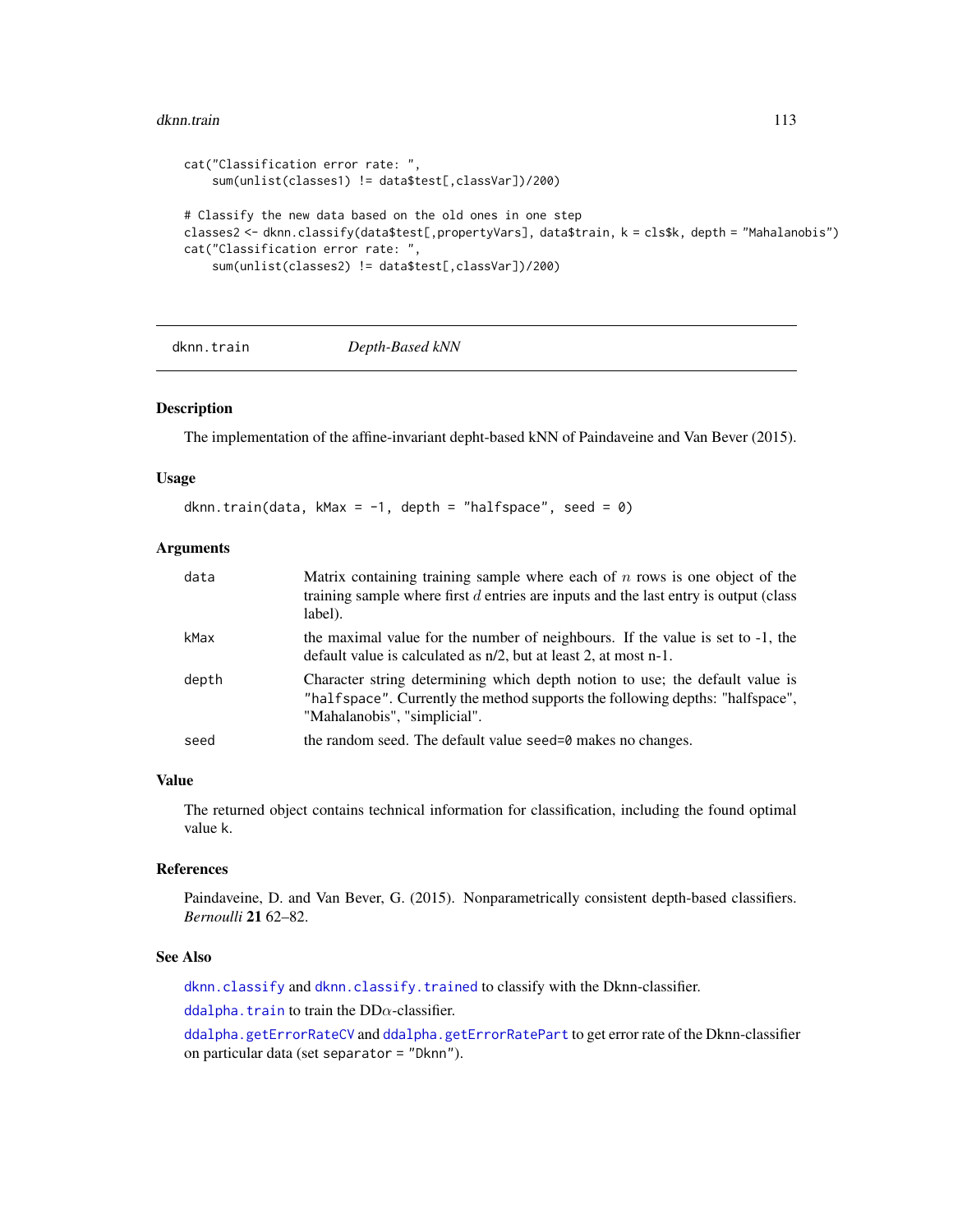```
cat("Classification error rate: ",
    sum(unlist(classes1) != data$test[,classVar])/200)

# Classify the new data based on the old ones in one step
classes2 <- dknn.classify(data$test[,propertyVars], data$train, k = cls$k, depth = "Mahalanobis")
cat("Classification error rate: ",
    sum(unlist(classes2) != data$test[,classVar])/200)
```

## dknn.train — *Depth-Based kNN*

### Description

The implementation of the affine-invariant depht-based kNN of Paindaveine and Van Bever (2015).

### Usage

```
dknn.train(data, kMax = -1, depth = "halfspace", seed = 0)
```

### Arguments

| | |
|---|---|
| `data` | Matrix containing training sample where each of $n$ rows is one object of the training sample where first $d$ entries are inputs and the last entry is output (class label). |
| `kMax` | the maximal value for the number of neighbours. If the value is set to -1, the default value is calculated as n/2, but at least 2, at most n-1. |
| `depth` | Character string determining which depth notion to use; the default value is `"halfspace"`. Currently the method supports the following depths: "halfspace", "Mahalanobis", "simplicial". |
| `seed` | the random seed. The default value `seed=0` makes no changes. |

### Value

The returned object contains technical information for classification, including the found optimal value k.

### References

Paindaveine, D. and Van Bever, G. (2015). Nonparametrically consistent depth-based classifiers. *Bernoulli* **21** 62–82.

### See Also

`dknn.classify` and `dknn.classify.trained` to classify with the Dknn-classifier.

`ddalpha.train` to train the DD$\alpha$-classifier.

`ddalpha.getErrorRateCV` and `ddalpha.getErrorRatePart` to get error rate of the Dknn-classifier on particular data (set `separator = "Dknn"`).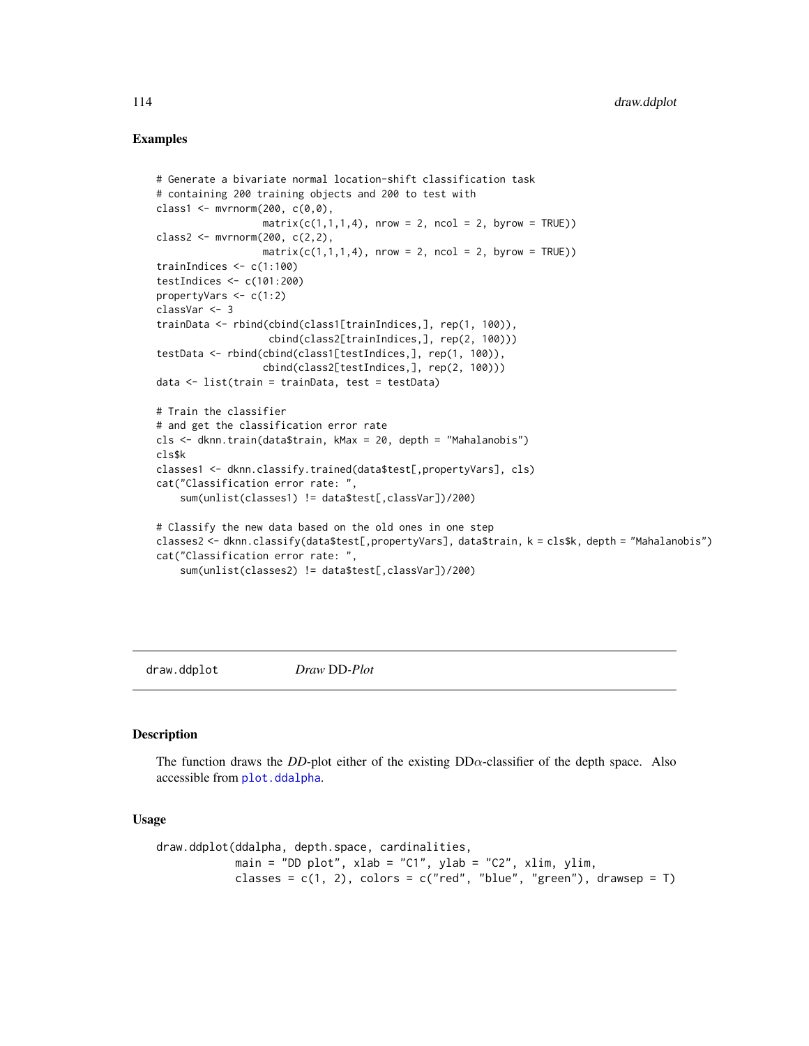### Examples

```
# Generate a bivariate normal location-shift classification task
# containing 200 training objects and 200 to test with
class1 <- mvrnorm(200, c(0,0),
                  matrix(c(1,1,1,4), nrow = 2, ncol = 2, byrow = TRUE))
class2 <- mvrnorm(200, c(2,2),
                  matrix(c(1,1,1,4), nrow = 2, ncol = 2, byrow = TRUE))
trainIndices <- c(1:100)
testIndices <- c(101:200)
propertyVars <- c(1:2)
classVar <- 3
trainData <- rbind(cbind(class1[trainIndices,], rep(1, 100)),
                   cbind(class2[trainIndices,], rep(2, 100)))
testData <- rbind(cbind(class1[testIndices,], rep(1, 100)),
                  cbind(class2[testIndices,], rep(2, 100)))
data <- list(train = trainData, test = testData)

# Train the classifier
# and get the classification error rate
cls <- dknn.train(data$train, kMax = 20, depth = "Mahalanobis")
cls$k
classes1 <- dknn.classify.trained(data$test[,propertyVars], cls)
cat("Classification error rate: ",
    sum(unlist(classes1) != data$test[,classVar])/200)

# Classify the new data based on the old ones in one step
classes2 <- dknn.classify(data$test[,propertyVars], data$train, k = cls$k, depth = "Mahalanobis")
cat("Classification error rate: ",
    sum(unlist(classes2) != data$test[,classVar])/200)
```

---

## draw.ddplot *Draw DD-Plot*

### Description

The function draws the *DD*-plot either of the existing DD$\alpha$-classifier of the depth space. Also accessible from plot.ddalpha.

### Usage

```
draw.ddplot(ddalpha, depth.space, cardinalities,
            main = "DD plot", xlab = "C1", ylab = "C2", xlim, ylim,
            classes = c(1, 2), colors = c("red", "blue", "green"), drawsep = T)
```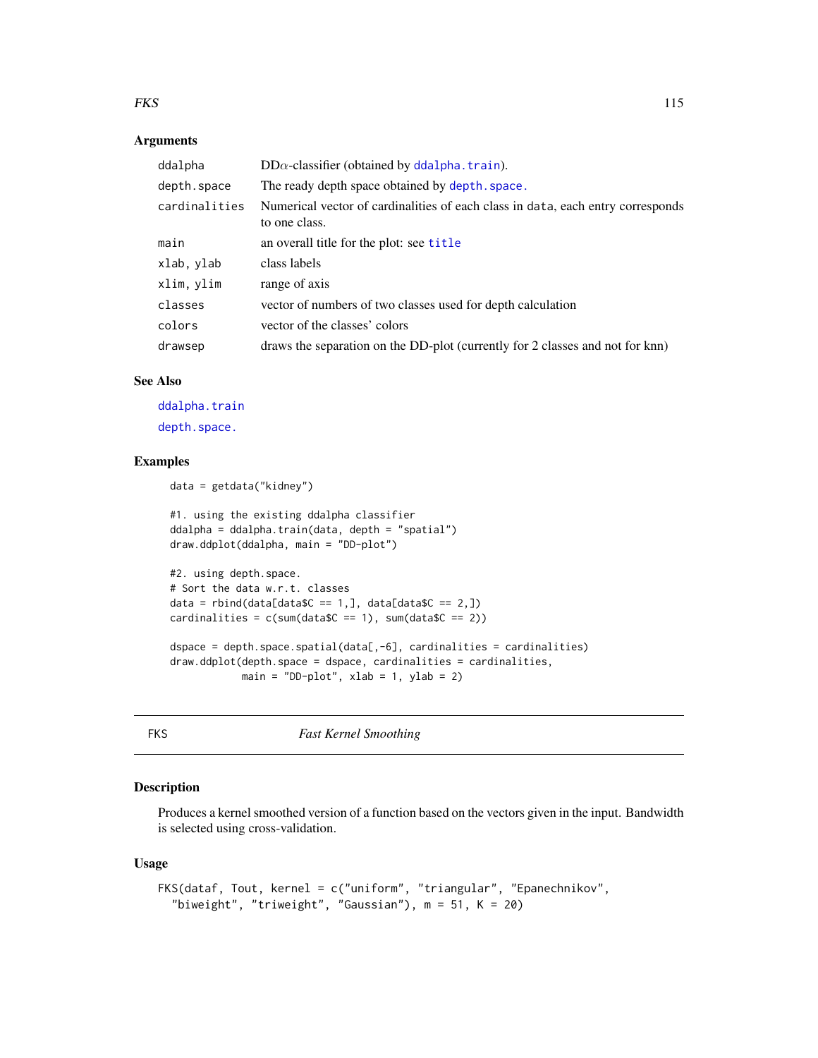### Arguments

| | |
|---|---|
| ddalpha | DD$\alpha$-classifier (obtained by ddalpha.train). |
| depth.space | The ready depth space obtained by depth.space. |
| cardinalities | Numerical vector of cardinalities of each class in data, each entry corresponds to one class. |
| main | an overall title for the plot: see title |
| xlab, ylab | class labels |
| xlim, ylim | range of axis |
| classes | vector of numbers of two classes used for depth calculation |
| colors | vector of the classes' colors |
| drawsep | draws the separation on the DD-plot (currently for 2 classes and not for knn) |

### See Also

ddalpha.train

depth.space.

### Examples

```
data = getdata("kidney")

#1. using the existing ddalpha classifier
ddalpha = ddalpha.train(data, depth = "spatial")
draw.ddplot(ddalpha, main = "DD-plot")

#2. using depth.space.
# Sort the data w.r.t. classes
data = rbind(data[data$C == 1,], data[data$C == 2,])
cardinalities = c(sum(data$C == 1), sum(data$C == 2))

dspace = depth.space.spatial(data[,-6], cardinalities = cardinalities)
draw.ddplot(depth.space = dspace, cardinalities = cardinalities,
            main = "DD-plot", xlab = 1, ylab = 2)
```

---

## FKS *Fast Kernel Smoothing*

---

### Description

Produces a kernel smoothed version of a function based on the vectors given in the input. Bandwidth is selected using cross-validation.

### Usage

```
FKS(dataf, Tout, kernel = c("uniform", "triangular", "Epanechnikov",
  "biweight", "triweight", "Gaussian"), m = 51, K = 20)
```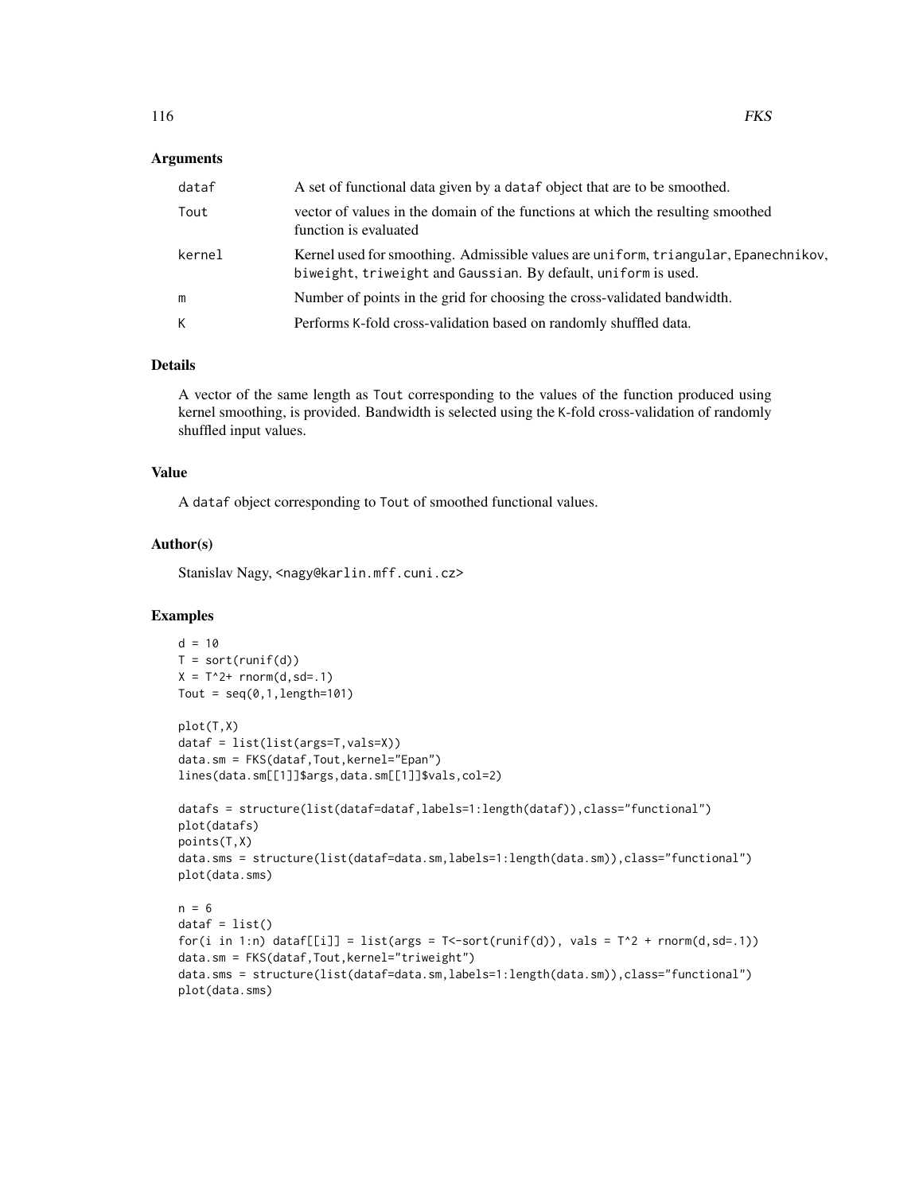## Arguments

| | |
|---|---|
| dataf | A set of functional data given by a `dataf` object that are to be smoothed. |
| Tout | vector of values in the domain of the functions at which the resulting smoothed function is evaluated |
| kernel | Kernel used for smoothing. Admissible values are `uniform`, `triangular`, `Epanechnikov`, `biweight`, `triweight` and `Gaussian`. By default, `uniform` is used. |
| m | Number of points in the grid for choosing the cross-validated bandwidth. |
| K | Performs `K`-fold cross-validation based on randomly shuffled data. |

## Details

A vector of the same length as `Tout` corresponding to the values of the function produced using kernel smoothing, is provided. Bandwidth is selected using the `K`-fold cross-validation of randomly shuffled input values.

## Value

A `dataf` object corresponding to `Tout` of smoothed functional values.

## Author(s)

Stanislav Nagy, <nagy@karlin.mff.cuni.cz>

## Examples

```
d = 10
T = sort(runif(d))
X = T^2+ rnorm(d,sd=.1)
Tout = seq(0,1,length=101)

plot(T,X)
dataf = list(list(args=T,vals=X))
data.sm = FKS(dataf,Tout,kernel="Epan")
lines(data.sm[[1]]$args,data.sm[[1]]$vals,col=2)

datafs = structure(list(dataf=dataf,labels=1:length(dataf)),class="functional")
plot(datafs)
points(T,X)
data.sms = structure(list(dataf=data.sm,labels=1:length(data.sm)),class="functional")
plot(data.sms)

n = 6
dataf = list()
for(i in 1:n) dataf[[i]] = list(args = T<-sort(runif(d)), vals = T^2 + rnorm(d,sd=.1))
data.sm = FKS(dataf,Tout,kernel="triweight")
data.sms = structure(list(dataf=data.sm,labels=1:length(data.sm)),class="functional")
plot(data.sms)
```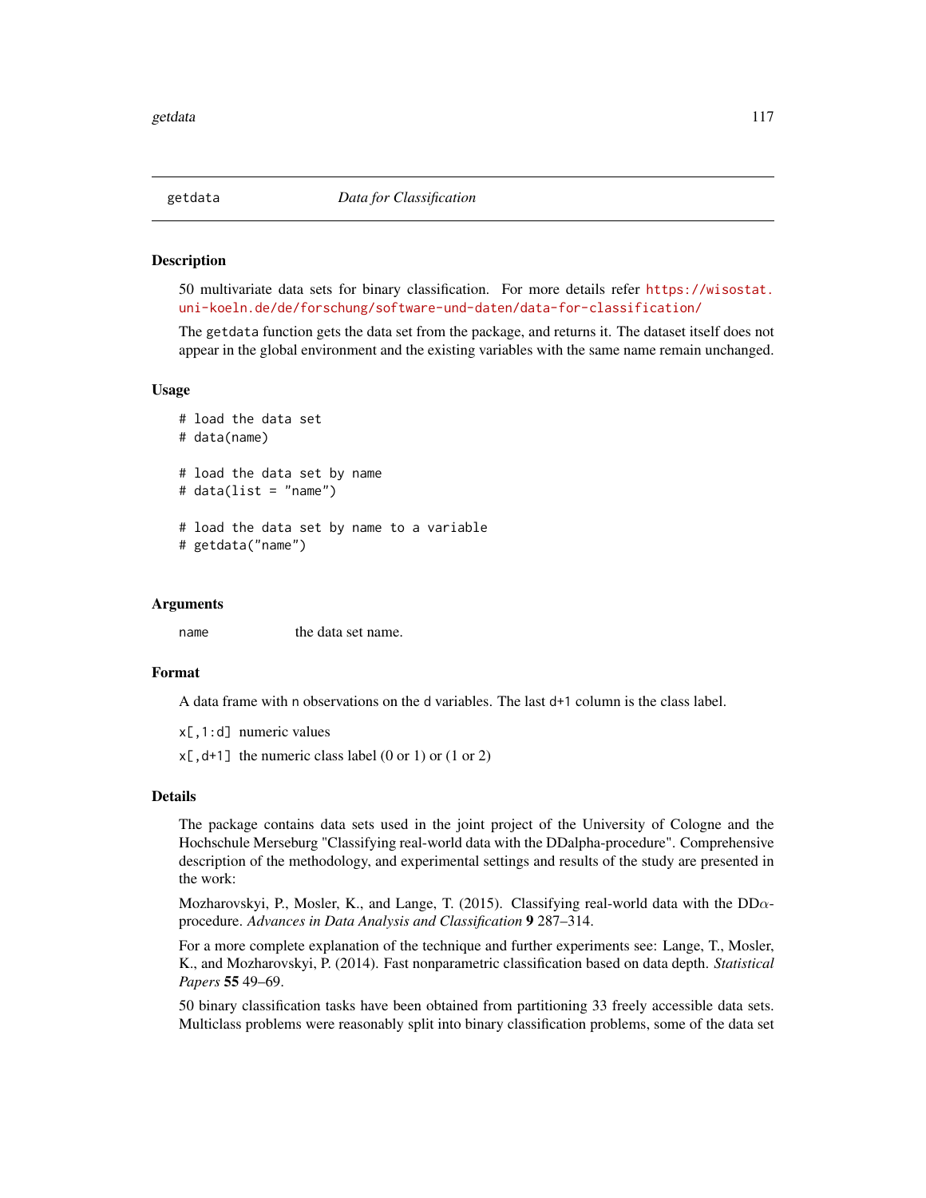## getdata *Data for Classification*

### Description

50 multivariate data sets for binary classification. For more details refer https://wisostat.uni-koeln.de/de/forschung/software-und-daten/data-for-classification/

The `getdata` function gets the data set from the package, and returns it. The dataset itself does not appear in the global environment and the existing variables with the same name remain unchanged.

### Usage

```
# load the data set
# data(name)

# load the data set by name
# data(list = "name")

# load the data set by name to a variable
# getdata("name")
```

### Arguments

`name` the data set name.

### Format

A data frame with `n` observations on the `d` variables. The last `d+1` column is the class label.

`x[,1:d]` numeric values

`x[,d+1]` the numeric class label (0 or 1) or (1 or 2)

### Details

The package contains data sets used in the joint project of the University of Cologne and the Hochschule Merseburg "Classifying real-world data with the DDalpha-procedure". Comprehensive description of the methodology, and experimental settings and results of the study are presented in the work:

Mozharovskyi, P., Mosler, K., and Lange, T. (2015). Classifying real-world data with the DD$\alpha$-procedure. *Advances in Data Analysis and Classification* **9** 287–314.

For a more complete explanation of the technique and further experiments see: Lange, T., Mosler, K., and Mozharovskyi, P. (2014). Fast nonparametric classification based on data depth. *Statistical Papers* **55** 49–69.

50 binary classification tasks have been obtained from partitioning 33 freely accessible data sets. Multiclass problems were reasonably split into binary classification problems, some of the data set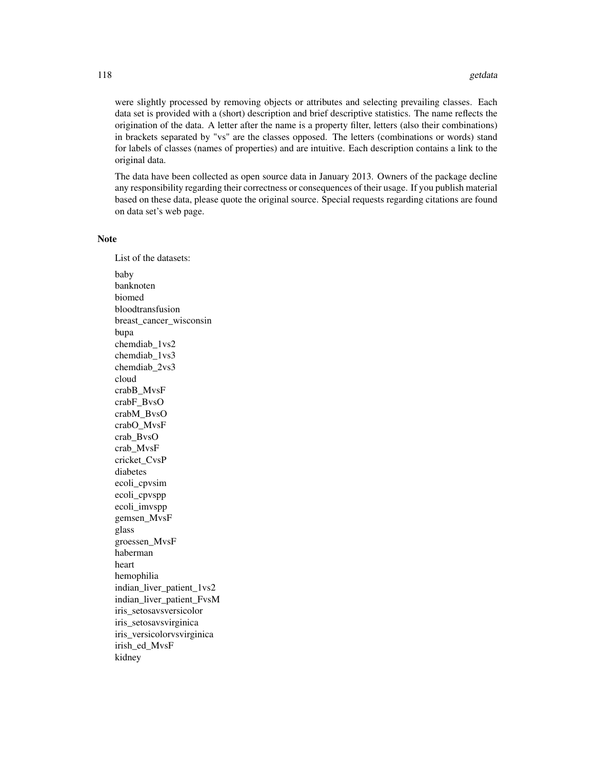were slightly processed by removing objects or attributes and selecting prevailing classes. Each data set is provided with a (short) description and brief descriptive statistics. The name reflects the origination of the data. A letter after the name is a property filter, letters (also their combinations) in brackets separated by "vs" are the classes opposed. The letters (combinations or words) stand for labels of classes (names of properties) and are intuitive. Each description contains a link to the original data.

The data have been collected as open source data in January 2013. Owners of the package decline any responsibility regarding their correctness or consequences of their usage. If you publish material based on these data, please quote the original source. Special requests regarding citations are found on data set's web page.

## Note

List of the datasets:

baby
banknoten
biomed
bloodtransfusion
breast_cancer_wisconsin
bupa
chemdiab_1vs2
chemdiab_1vs3
chemdiab_2vs3
cloud
crabB_MvsF
crabF_BvsO
crabM_BvsO
crabO_MvsF
crab_BvsO
crab_MvsF
cricket_CvsP
diabetes
ecoli_cpvsim
ecoli_cpvspp
ecoli_imvspp
gemsen_MvsF
glass
groessen_MvsF
haberman
heart
hemophilia
indian_liver_patient_1vs2
indian_liver_patient_FvsM
iris_setosavsversicolor
iris_setosavsvirginica
iris_versicolorvsvirginica
irish_ed_MvsF
kidney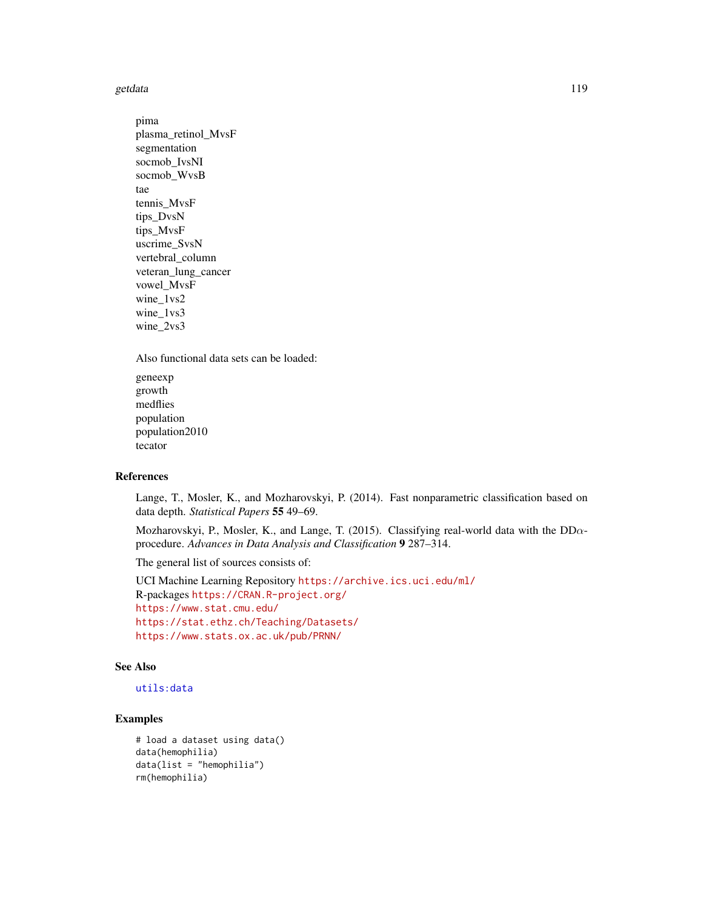pima
plasma_retinol_MvsF
segmentation
socmob_IvsNI
socmob_WvsB
tae
tennis_MvsF
tips_DvsN
tips_MvsF
uscrime_SvsN
vertebral_column
veteran_lung_cancer
vowel_MvsF
wine_1vs2
wine_1vs3
wine_2vs3

Also functional data sets can be loaded:

geneexp
growth
medflies
population
population2010
tecator

## References

Lange, T., Mosler, K., and Mozharovskyi, P. (2014). Fast nonparametric classification based on data depth. *Statistical Papers* **55** 49–69.

Mozharovskyi, P., Mosler, K., and Lange, T. (2015). Classifying real-world data with the DD$\alpha$-procedure. *Advances in Data Analysis and Classification* **9** 287–314.

The general list of sources consists of:

UCI Machine Learning Repository https://archive.ics.uci.edu/ml/
R-packages https://CRAN.R-project.org/
https://www.stat.cmu.edu/
https://stat.ethz.ch/Teaching/Datasets/
https://www.stats.ox.ac.uk/pub/PRNN/

## See Also

utils:data

## Examples

```
# load a dataset using data()
data(hemophilia)
data(list = "hemophilia")
rm(hemophilia)
```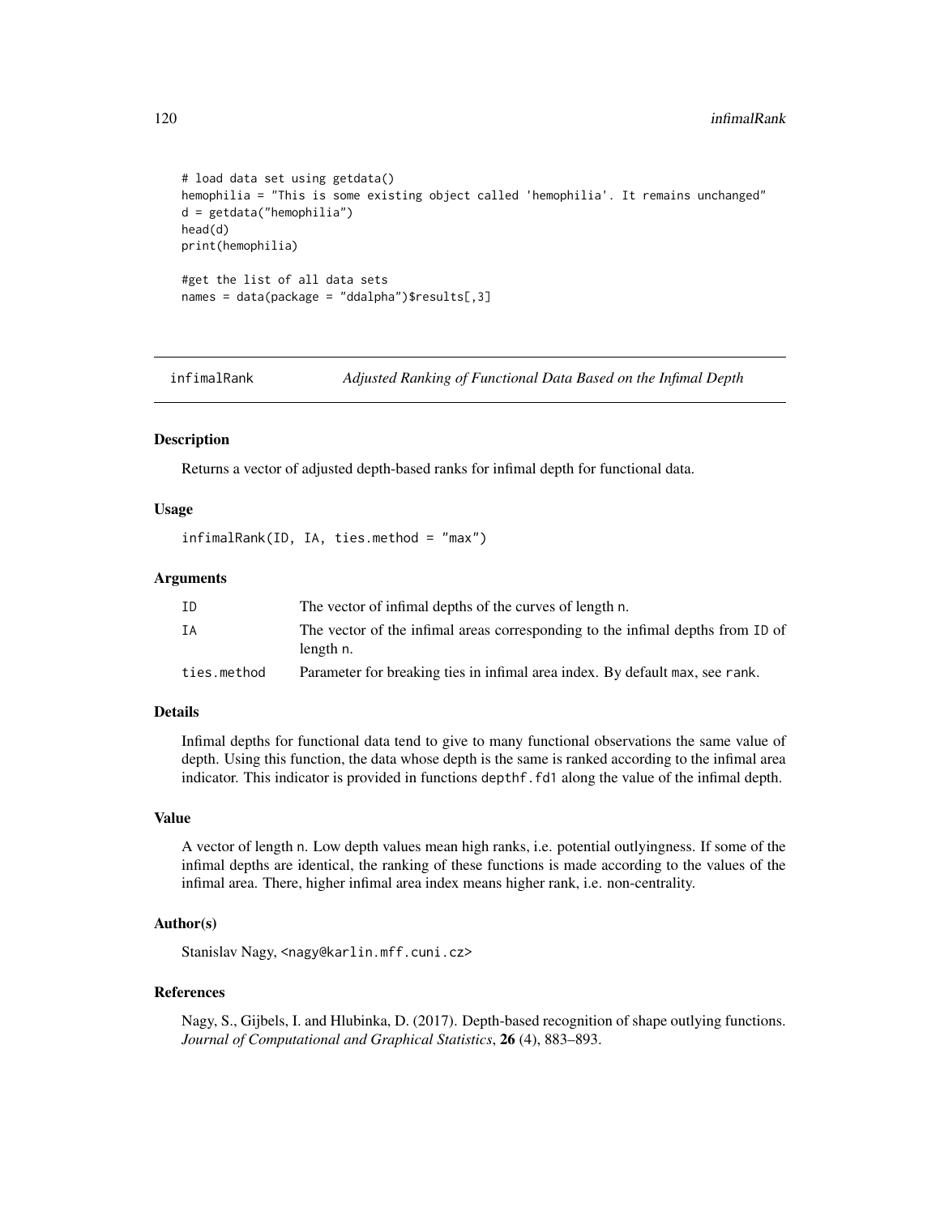```
# load data set using getdata()
hemophilia = "This is some existing object called 'hemophilia'. It remains unchanged"
d = getdata("hemophilia")
head(d)
print(hemophilia)

#get the list of all data sets
names = data(package = "ddalpha")$results[,3]
```

---

## infimalRank — *Adjusted Ranking of Functional Data Based on the Infimal Depth*

---

### Description

Returns a vector of adjusted depth-based ranks for infimal depth for functional data.

### Usage

```
infimalRank(ID, IA, ties.method = "max")
```

### Arguments

| | |
|---|---|
| ID | The vector of infimal depths of the curves of length n. |
| IA | The vector of the infimal areas corresponding to the infimal depths from ID of length n. |
| ties.method | Parameter for breaking ties in infimal area index. By default max, see rank. |

### Details

Infimal depths for functional data tend to give to many functional observations the same value of depth. Using this function, the data whose depth is the same is ranked according to the infimal area indicator. This indicator is provided in functions depthf.fd1 along the value of the infimal depth.

### Value

A vector of length n. Low depth values mean high ranks, i.e. potential outlyingness. If some of the infimal depths are identical, the ranking of these functions is made according to the values of the infimal area. There, higher infimal area index means higher rank, i.e. non-centrality.

### Author(s)

Stanislav Nagy, <nagy@karlin.mff.cuni.cz>

### References

Nagy, S., Gijbels, I. and Hlubinka, D. (2017). Depth-based recognition of shape outlying functions. *Journal of Computational and Graphical Statistics*, **26** (4), 883–893.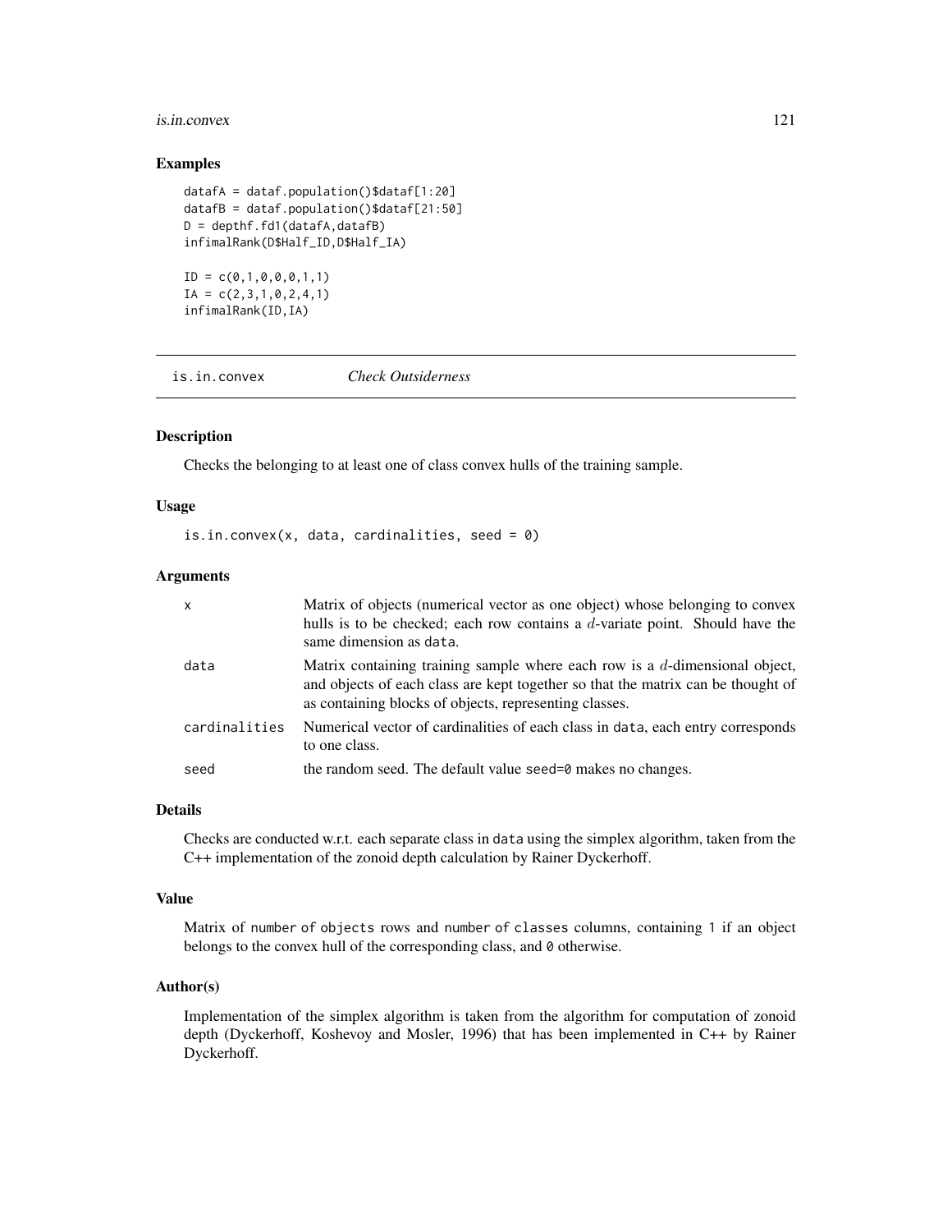### Examples

```
datafA = dataf.population()$dataf[1:20]
datafB = dataf.population()$dataf[21:50]
D = depthf.fd1(datafA,datafB)
infimalRank(D$Half_ID,D$Half_IA)

ID = c(0,1,0,0,0,1,1)
IA = c(2,3,1,0,2,4,1)
infimalRank(ID,IA)
```

---

## is.in.convex *Check Outsiderness*

### Description

Checks the belonging to at least one of class convex hulls of the training sample.

### Usage

```
is.in.convex(x, data, cardinalities, seed = 0)
```

### Arguments

| | |
|---|---|
| `x` | Matrix of objects (numerical vector as one object) whose belonging to convex hulls is to be checked; each row contains a $d$-variate point. Should have the same dimension as `data`. |
| `data` | Matrix containing training sample where each row is a $d$-dimensional object, and objects of each class are kept together so that the matrix can be thought of as containing blocks of objects, representing classes. |
| `cardinalities` | Numerical vector of cardinalities of each class in `data`, each entry corresponds to one class. |
| `seed` | the random seed. The default value `seed=0` makes no changes. |

### Details

Checks are conducted w.r.t. each separate class in `data` using the simplex algorithm, taken from the C++ implementation of the zonoid depth calculation by Rainer Dyckerhoff.

### Value

Matrix of `number of objects` rows and `number of classes` columns, containing `1` if an object belongs to the convex hull of the corresponding class, and `0` otherwise.

### Author(s)

Implementation of the simplex algorithm is taken from the algorithm for computation of zonoid depth (Dyckerhoff, Koshevoy and Mosler, 1996) that has been implemented in C++ by Rainer Dyckerhoff.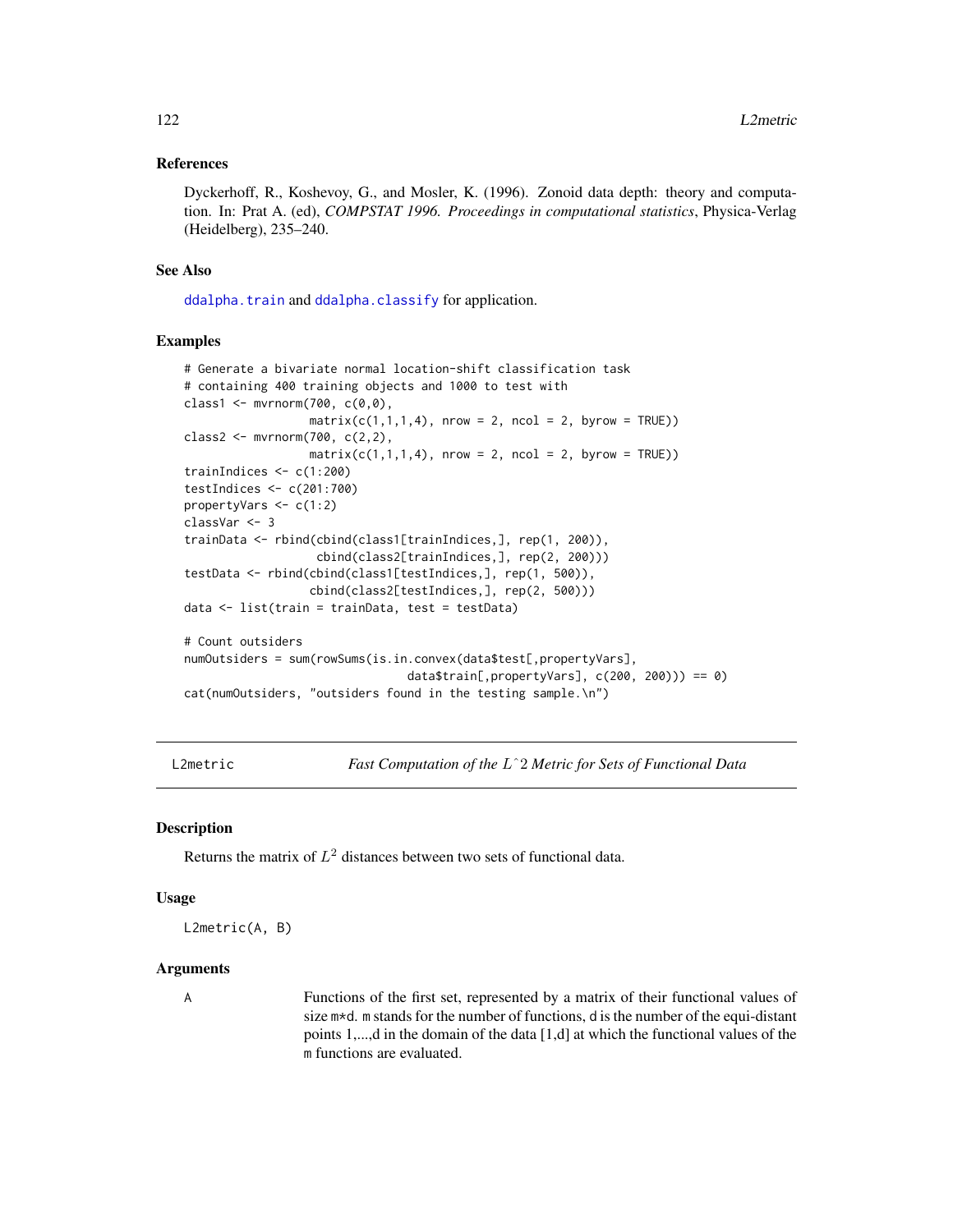### References

Dyckerhoff, R., Koshevoy, G., and Mosler, K. (1996). Zonoid data depth: theory and computation. In: Prat A. (ed), *COMPSTAT 1996. Proceedings in computational statistics*, Physica-Verlag (Heidelberg), 235–240.

### See Also

`ddalpha.train` and `ddalpha.classify` for application.

### Examples

```
# Generate a bivariate normal location-shift classification task
# containing 400 training objects and 1000 to test with
class1 <- mvrnorm(700, c(0,0),
                  matrix(c(1,1,1,4), nrow = 2, ncol = 2, byrow = TRUE))
class2 <- mvrnorm(700, c(2,2),
                  matrix(c(1,1,1,4), nrow = 2, ncol = 2, byrow = TRUE))
trainIndices <- c(1:200)
testIndices <- c(201:700)
propertyVars <- c(1:2)
classVar <- 3
trainData <- rbind(cbind(class1[trainIndices,], rep(1, 200)),
                   cbind(class2[trainIndices,], rep(2, 200)))
testData <- rbind(cbind(class1[testIndices,], rep(1, 500)),
                  cbind(class2[testIndices,], rep(2, 500)))
data <- list(train = trainData, test = testData)

# Count outsiders
numOutsiders = sum(rowSums(is.in.convex(data$test[,propertyVars],
                                data$train[,propertyVars], c(200, 200))) == 0)
cat(numOutsiders, "outsiders found in the testing sample.\n")
```

---

## L2metric — *Fast Computation of the $L^2$ Metric for Sets of Functional Data*

### Description

Returns the matrix of $L^2$ distances between two sets of functional data.

### Usage

```
L2metric(A, B)
```

### Arguments

A — Functions of the first set, represented by a matrix of their functional values of size `m*d`. `m` stands for the number of functions, `d` is the number of the equi-distant points 1,...,d in the domain of the data [1,d] at which the functional values of the `m` functions are evaluated.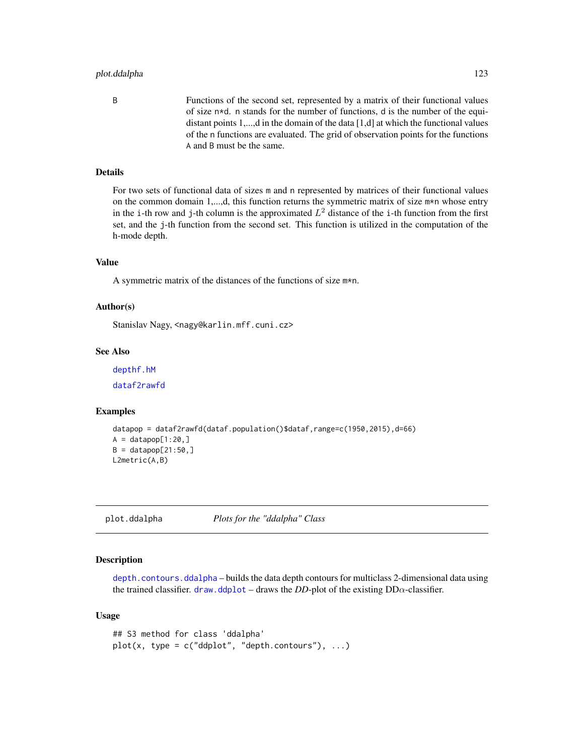B Functions of the second set, represented by a matrix of their functional values of size n*d. n stands for the number of functions, d is the number of the equidistant points 1,...,d in the domain of the data [1,d] at which the functional values of the n functions are evaluated. The grid of observation points for the functions A and B must be the same.

### Details

For two sets of functional data of sizes m and n represented by matrices of their functional values on the common domain 1,...,d, this function returns the symmetric matrix of size m*n whose entry in the i-th row and j-th column is the approximated $L^2$ distance of the i-th function from the first set, and the j-th function from the second set. This function is utilized in the computation of the h-mode depth.

### Value

A symmetric matrix of the distances of the functions of size m*n.

### Author(s)

Stanislav Nagy, <nagy@karlin.mff.cuni.cz>

### See Also

depthf.hM

dataf2rawfd

### Examples

```
datapop = dataf2rawfd(dataf.population()$dataf,range=c(1950,2015),d=66)
A = datapop[1:20,]
B = datapop[21:50,]
L2metric(A,B)
```

---

## plot.ddalpha *Plots for the "ddalpha" Class*

### Description

depth.contours.ddalpha – builds the data depth contours for multiclass 2-dimensional data using the trained classifier. draw.ddplot – draws the *DD*-plot of the existing DD$\alpha$-classifier.

### Usage

```
## S3 method for class 'ddalpha'
plot(x, type = c("ddplot", "depth.contours"), ...)
```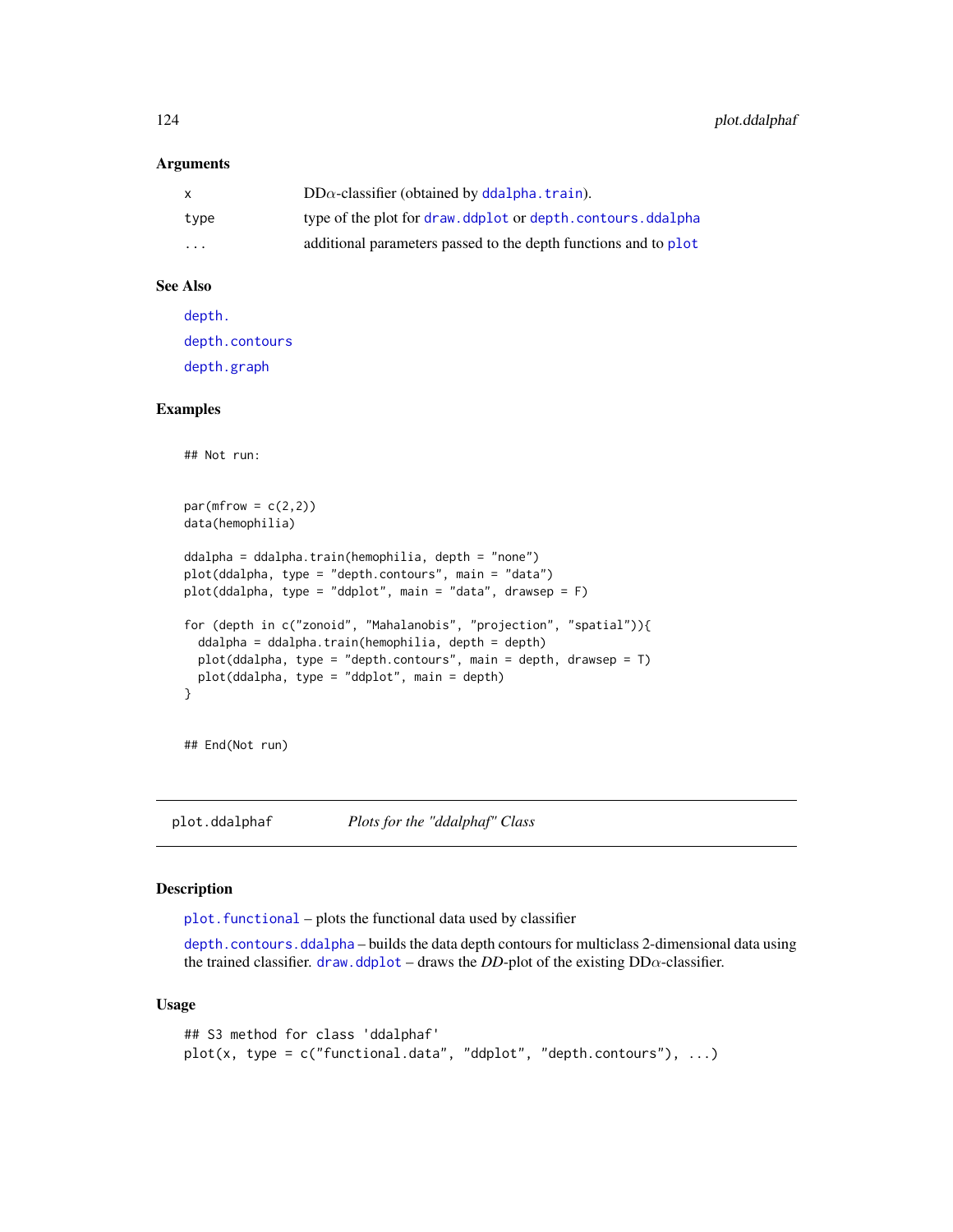### Arguments

| | |
|---|---|
| x | DD$\alpha$-classifier (obtained by ddalpha.train). |
| type | type of the plot for draw.ddplot or depth.contours.ddalpha |
| ... | additional parameters passed to the depth functions and to plot |

### See Also

depth.

depth.contours

depth.graph

### Examples

```
## Not run:


par(mfrow = c(2,2))
data(hemophilia)

ddalpha = ddalpha.train(hemophilia, depth = "none")
plot(ddalpha, type = "depth.contours", main = "data")
plot(ddalpha, type = "ddplot", main = "data", drawsep = F)

for (depth in c("zonoid", "Mahalanobis", "projection", "spatial")){
  ddalpha = ddalpha.train(hemophilia, depth = depth)
  plot(ddalpha, type = "depth.contours", main = depth, drawsep = T)
  plot(ddalpha, type = "ddplot", main = depth)
}


## End(Not run)
```

## plot.ddalphaf — *Plots for the "ddalphaf" Class*

### Description

plot.functional – plots the functional data used by classifier

depth.contours.ddalpha – builds the data depth contours for multiclass 2-dimensional data using the trained classifier. draw.ddplot – draws the *DD*-plot of the existing DD$\alpha$-classifier.

### Usage

```
## S3 method for class 'ddalphaf'
plot(x, type = c("functional.data", "ddplot", "depth.contours"), ...)
```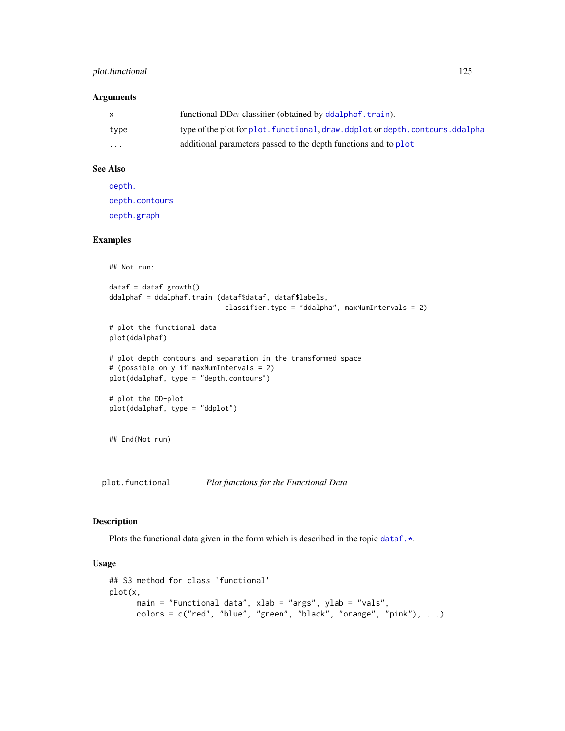### Arguments

| | |
|---|---|
| x | functional DD$\alpha$-classifier (obtained by `ddalphaf.train`). |
| type | type of the plot for `plot.functional`, `draw.ddplot` or `depth.contours.ddalpha` |
| ... | additional parameters passed to the depth functions and to `plot` |

### See Also

`depth.`

`depth.contours`

`depth.graph`

### Examples

```
## Not run:

dataf = dataf.growth()
ddalphaf = ddalphaf.train (dataf$dataf, dataf$labels,
                            classifier.type = "ddalpha", maxNumIntervals = 2)

# plot the functional data
plot(ddalphaf)

# plot depth contours and separation in the transformed space
# (possible only if maxNumIntervals = 2)
plot(ddalphaf, type = "depth.contours")

# plot the DD-plot
plot(ddalphaf, type = "ddplot")


## End(Not run)
```

---

## plot.functional — *Plot functions for the Functional Data*

### Description

Plots the functional data given in the form which is described in the topic `dataf.*`.

### Usage

```
## S3 method for class 'functional'
plot(x,
      main = "Functional data", xlab = "args", ylab = "vals",
      colors = c("red", "blue", "green", "black", "orange", "pink"), ...)
```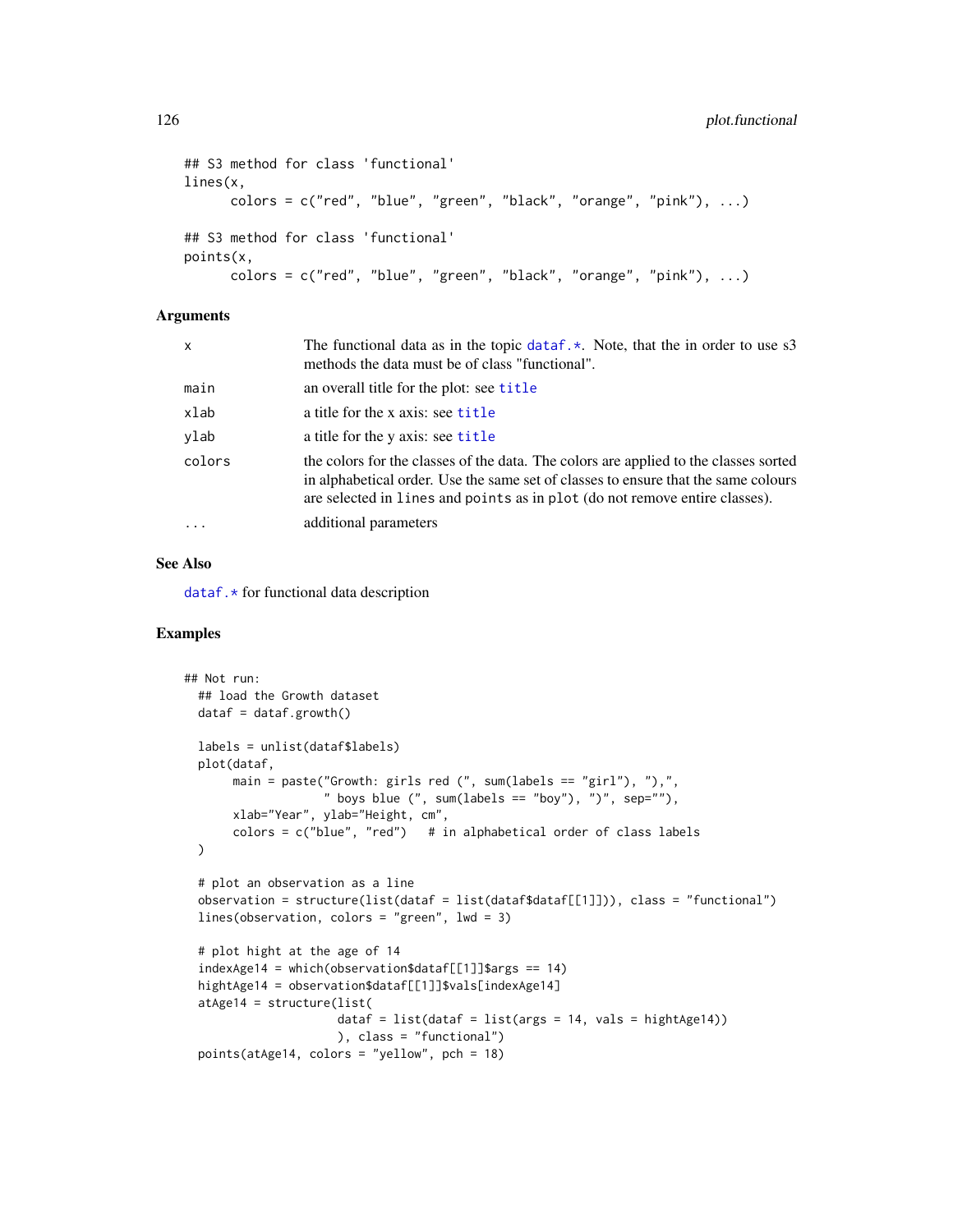```
## S3 method for class 'functional'
lines(x,
      colors = c("red", "blue", "green", "black", "orange", "pink"), ...)

## S3 method for class 'functional'
points(x,
      colors = c("red", "blue", "green", "black", "orange", "pink"), ...)
```

## Arguments

| | |
|---|---|
| x | The functional data as in the topic `dataf.*`. Note, that the in order to use s3 methods the data must be of class "functional". |
| main | an overall title for the plot: see `title` |
| xlab | a title for the x axis: see `title` |
| ylab | a title for the y axis: see `title` |
| colors | the colors for the classes of the data. The colors are applied to the classes sorted in alphabetical order. Use the same set of classes to ensure that the same colours are selected in `lines` and `points` as in `plot` (do not remove entire classes). |
| ... | additional parameters |

## See Also

`dataf.*` for functional data description

## Examples

```
## Not run:
  ## load the Growth dataset
  dataf = dataf.growth()

  labels = unlist(dataf$labels)
  plot(dataf,
       main = paste("Growth: girls red (", sum(labels == "girl"), "),",
                    " boys blue (", sum(labels == "boy"), ")", sep=""),
       xlab="Year", ylab="Height, cm",
       colors = c("blue", "red")   # in alphabetical order of class labels
  )

  # plot an observation as a line
  observation = structure(list(dataf = list(dataf$dataf[[1]])), class = "functional")
  lines(observation, colors = "green", lwd = 3)

  # plot hight at the age of 14
  indexAge14 = which(observation$dataf[[1]]$args == 14)
  hightAge14 = observation$dataf[[1]]$vals[indexAge14]
  atAge14 = structure(list(
                     dataf = list(dataf = list(args = 14, vals = hightAge14))
                     ), class = "functional")
  points(atAge14, colors = "yellow", pch = 18)
```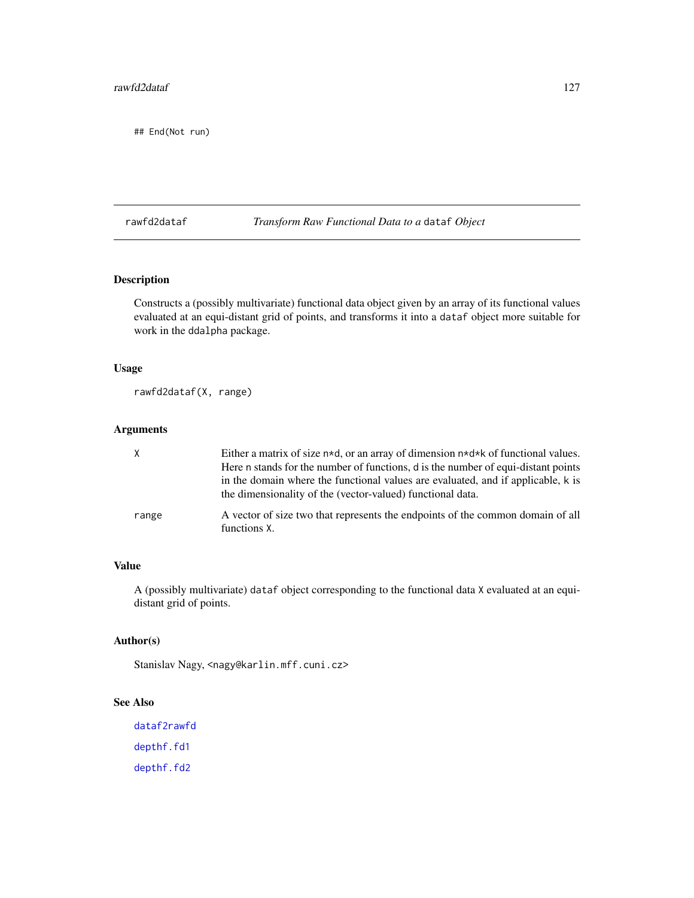```
## End(Not run)
```

---

rawfd2dataf — *Transform Raw Functional Data to a* `dataf` *Object*

---

### Description

Constructs a (possibly multivariate) functional data object given by an array of its functional values evaluated at an equi-distant grid of points, and transforms it into a `dataf` object more suitable for work in the `ddalpha` package.

### Usage

```
rawfd2dataf(X, range)
```

### Arguments

| | |
|---|---|
| `X` | Either a matrix of size `n*d`, or an array of dimension `n*d*k` of functional values. Here `n` stands for the number of functions, `d` is the number of equi-distant points in the domain where the functional values are evaluated, and if applicable, `k` is the dimensionality of the (vector-valued) functional data. |
| `range` | A vector of size two that represents the endpoints of the common domain of all functions `X`. |

### Value

A (possibly multivariate) `dataf` object corresponding to the functional data `X` evaluated at an equi-distant grid of points.

### Author(s)

Stanislav Nagy, <nagy@karlin.mff.cuni.cz>

### See Also

`dataf2rawfd`

`depthf.fd1`

`depthf.fd2`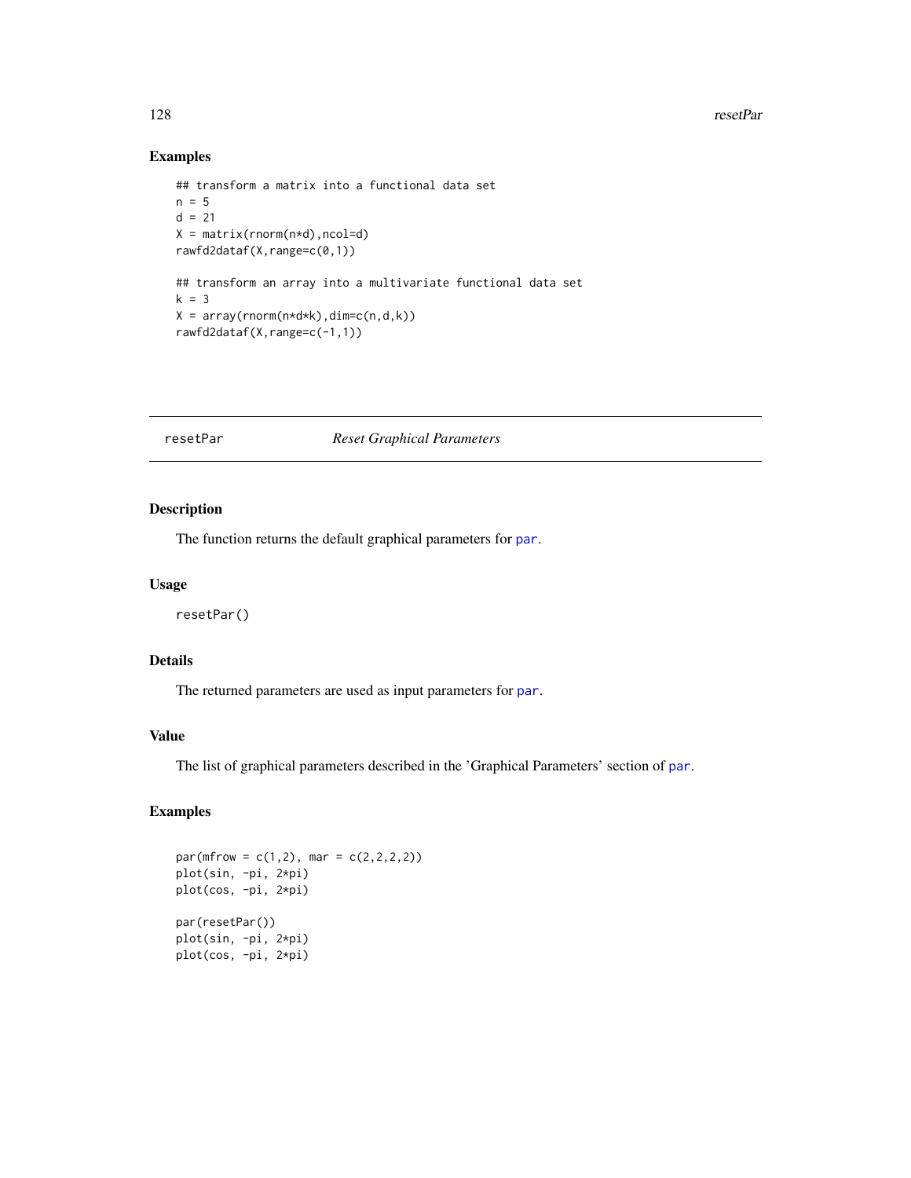### Examples

```
## transform a matrix into a functional data set
n = 5
d = 21
X = matrix(rnorm(n*d),ncol=d)
rawfd2dataf(X,range=c(0,1))

## transform an array into a multivariate functional data set
k = 3
X = array(rnorm(n*d*k),dim=c(n,d,k))
rawfd2dataf(X,range=c(-1,1))
```

---

## resetPar *Reset Graphical Parameters*

---

### Description

The function returns the default graphical parameters for par.

### Usage

```
resetPar()
```

### Details

The returned parameters are used as input parameters for par.

### Value

The list of graphical parameters described in the 'Graphical Parameters' section of par.

### Examples

```
par(mfrow = c(1,2), mar = c(2,2,2,2))
plot(sin, -pi, 2*pi)
plot(cos, -pi, 2*pi)

par(resetPar())
plot(sin, -pi, 2*pi)
plot(cos, -pi, 2*pi)
```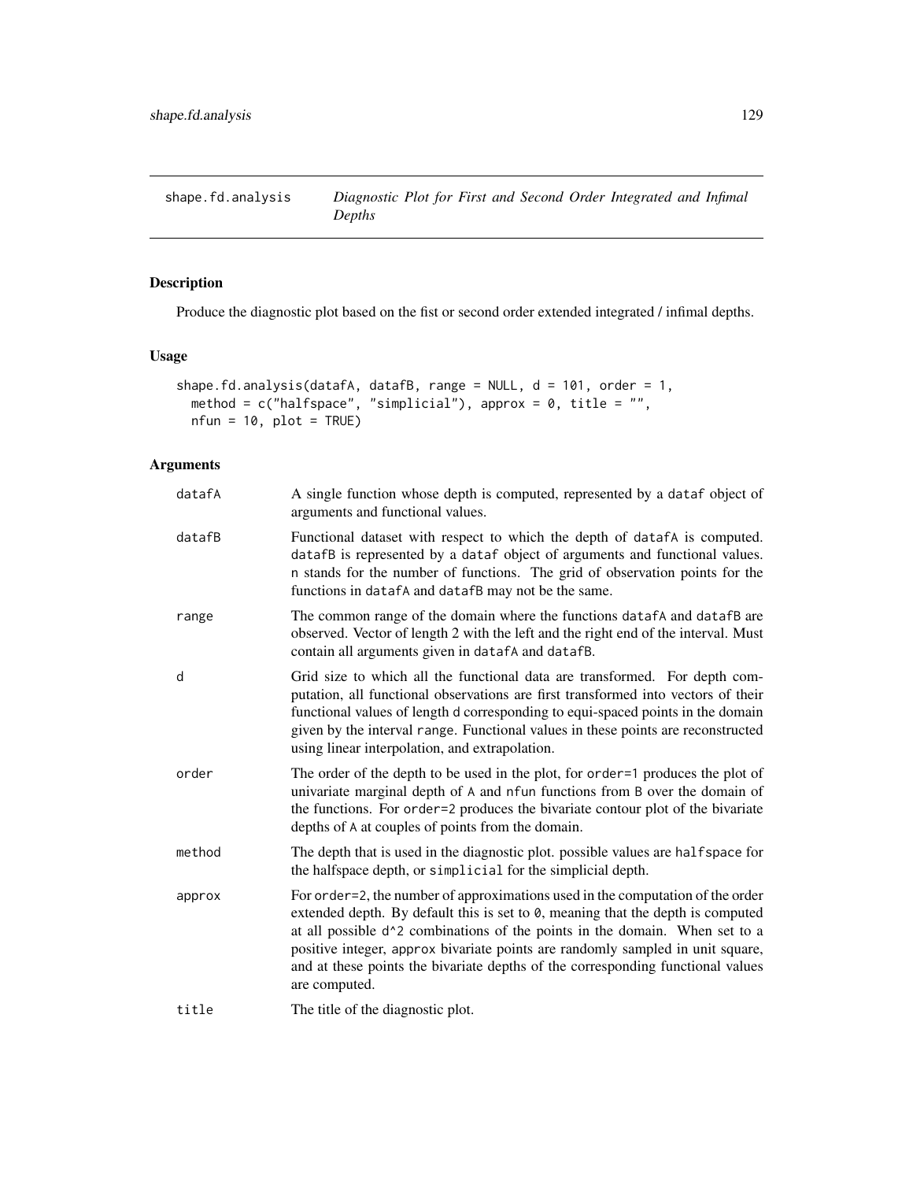# shape.fd.analysis — *Diagnostic Plot for First and Second Order Integrated and Infimal Depths*

## Description

Produce the diagnostic plot based on the fist or second order extended integrated / infimal depths.

## Usage

```
shape.fd.analysis(datafA, datafB, range = NULL, d = 101, order = 1,
  method = c("halfspace", "simplicial"), approx = 0, title = "",
  nfun = 10, plot = TRUE)
```

## Arguments

| | |
|---|---|
| datafA | A single function whose depth is computed, represented by a dataf object of arguments and functional values. |
| datafB | Functional dataset with respect to which the depth of datafA is computed. datafB is represented by a dataf object of arguments and functional values. n stands for the number of functions. The grid of observation points for the functions in datafA and datafB may not be the same. |
| range | The common range of the domain where the functions datafA and datafB are observed. Vector of length 2 with the left and the right end of the interval. Must contain all arguments given in datafA and datafB. |
| d | Grid size to which all the functional data are transformed. For depth computation, all functional observations are first transformed into vectors of their functional values of length d corresponding to equi-spaced points in the domain given by the interval range. Functional values in these points are reconstructed using linear interpolation, and extrapolation. |
| order | The order of the depth to be used in the plot, for order=1 produces the plot of univariate marginal depth of A and nfun functions from B over the domain of the functions. For order=2 produces the bivariate contour plot of the bivariate depths of A at couples of points from the domain. |
| method | The depth that is used in the diagnostic plot. possible values are halfspace for the halfspace depth, or simplicial for the simplicial depth. |
| approx | For order=2, the number of approximations used in the computation of the order extended depth. By default this is set to 0, meaning that the depth is computed at all possible d^2 combinations of the points in the domain. When set to a positive integer, approx bivariate points are randomly sampled in unit square, and at these points the bivariate depths of the corresponding functional values are computed. |
| title | The title of the diagnostic plot. |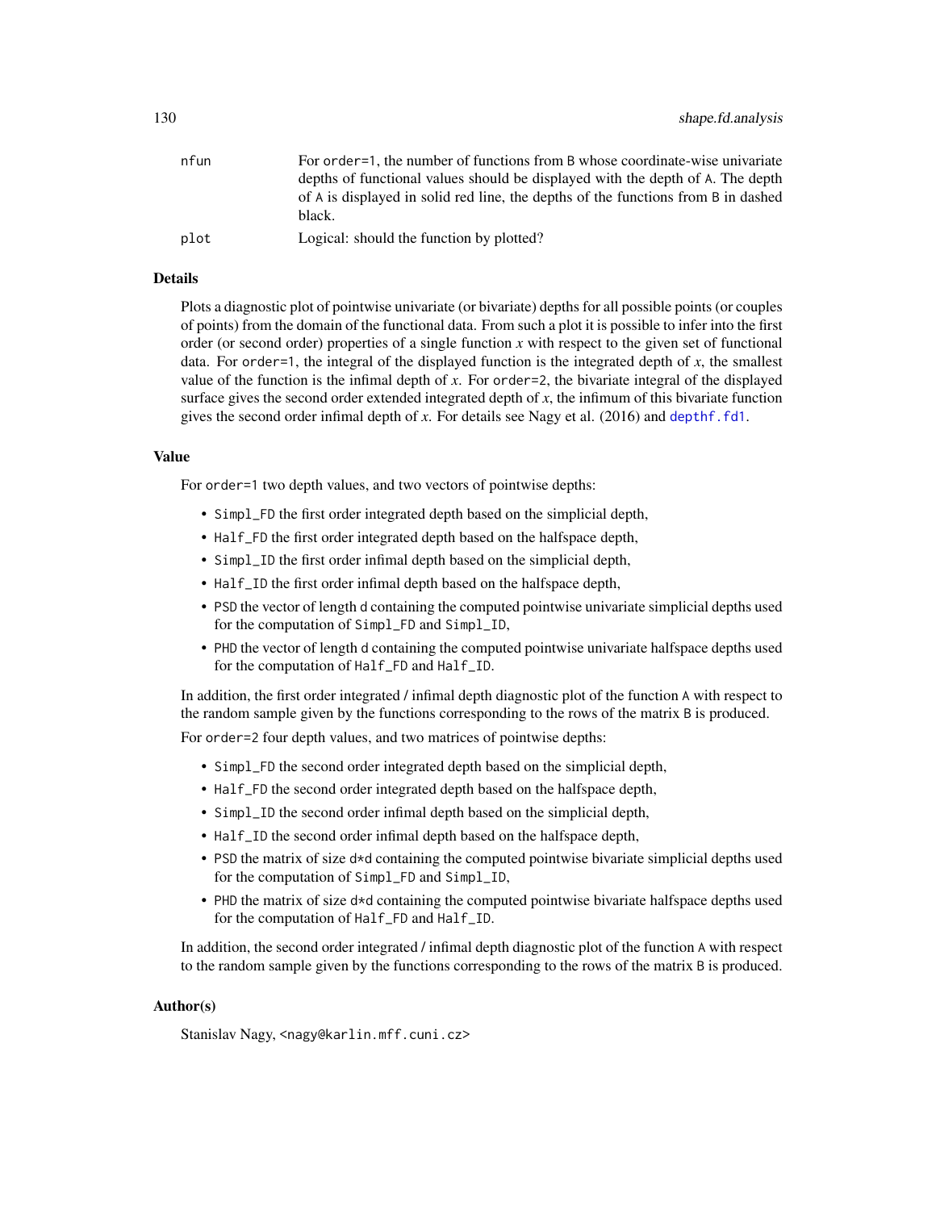| | |
|---|---|
| nfun | For order=1, the number of functions from B whose coordinate-wise univariate depths of functional values should be displayed with the depth of A. The depth of A is displayed in solid red line, the depths of the functions from B in dashed black. |
| plot | Logical: should the function by plotted? |

### Details

Plots a diagnostic plot of pointwise univariate (or bivariate) depths for all possible points (or couples of points) from the domain of the functional data. From such a plot it is possible to infer into the first order (or second order) properties of a single function $x$ with respect to the given set of functional data. For order=1, the integral of the displayed function is the integrated depth of $x$, the smallest value of the function is the infimal depth of $x$. For order=2, the bivariate integral of the displayed surface gives the second order extended integrated depth of $x$, the infimum of this bivariate function gives the second order infimal depth of $x$. For details see Nagy et al. (2016) and depthf.fd1.

### Value

For order=1 two depth values, and two vectors of pointwise depths:

- Simpl_FD the first order integrated depth based on the simplicial depth,
- Half_FD the first order integrated depth based on the halfspace depth,
- Simpl_ID the first order infimal depth based on the simplicial depth,
- Half_ID the first order infimal depth based on the halfspace depth,
- PSD the vector of length d containing the computed pointwise univariate simplicial depths used for the computation of Simpl_FD and Simpl_ID,
- PHD the vector of length d containing the computed pointwise univariate halfspace depths used for the computation of Half_FD and Half_ID.

In addition, the first order integrated / infimal depth diagnostic plot of the function A with respect to the random sample given by the functions corresponding to the rows of the matrix B is produced.

For order=2 four depth values, and two matrices of pointwise depths:

- Simpl_FD the second order integrated depth based on the simplicial depth,
- Half_FD the second order integrated depth based on the halfspace depth,
- Simpl_ID the second order infimal depth based on the simplicial depth,
- Half_ID the second order infimal depth based on the halfspace depth,
- PSD the matrix of size d*d containing the computed pointwise bivariate simplicial depths used for the computation of Simpl_FD and Simpl_ID,
- PHD the matrix of size d*d containing the computed pointwise bivariate halfspace depths used for the computation of Half_FD and Half_ID.

In addition, the second order integrated / infimal depth diagnostic plot of the function A with respect to the random sample given by the functions corresponding to the rows of the matrix B is produced.

### Author(s)

Stanislav Nagy, <nagy@karlin.mff.cuni.cz>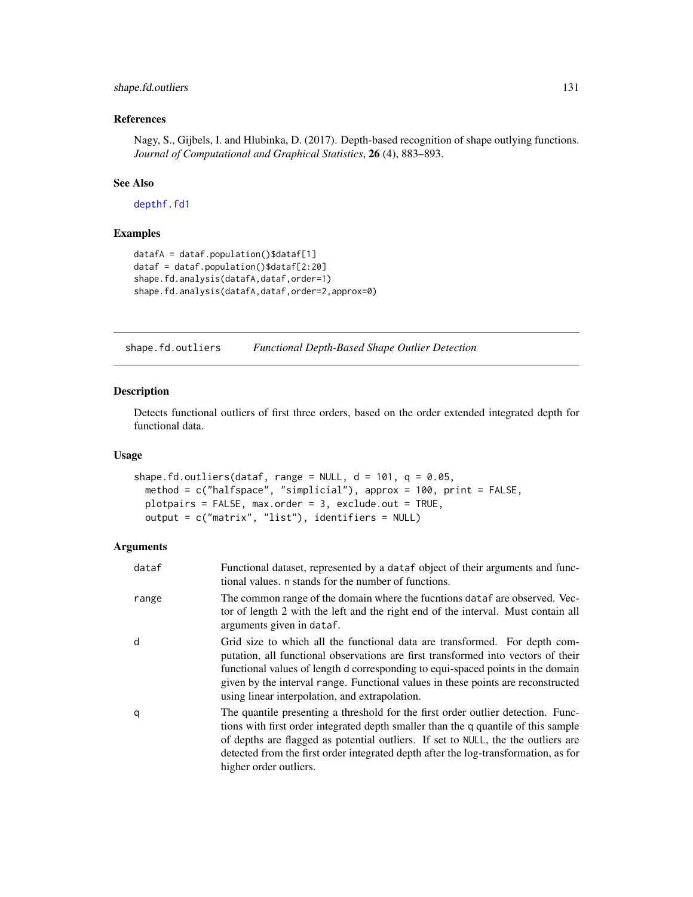### References

Nagy, S., Gijbels, I. and Hlubinka, D. (2017). Depth-based recognition of shape outlying functions. *Journal of Computational and Graphical Statistics*, **26** (4), 883–893.

### See Also

depthf.fd1

### Examples

```
datafA = dataf.population()$dataf[1]
dataf = dataf.population()$dataf[2:20]
shape.fd.analysis(datafA,dataf,order=1)
shape.fd.analysis(datafA,dataf,order=2,approx=0)
```

---

## shape.fd.outliers *Functional Depth-Based Shape Outlier Detection*

### Description

Detects functional outliers of first three orders, based on the order extended integrated depth for functional data.

### Usage

```
shape.fd.outliers(dataf, range = NULL, d = 101, q = 0.05,
  method = c("halfspace", "simplicial"), approx = 100, print = FALSE,
  plotpairs = FALSE, max.order = 3, exclude.out = TRUE,
  output = c("matrix", "list"), identifiers = NULL)
```

### Arguments

| | |
|---|---|
| dataf | Functional dataset, represented by a dataf object of their arguments and functional values. n stands for the number of functions. |
| range | The common range of the domain where the fucntions dataf are observed. Vector of length 2 with the left and the right end of the interval. Must contain all arguments given in dataf. |
| d | Grid size to which all the functional data are transformed. For depth computation, all functional observations are first transformed into vectors of their functional values of length d corresponding to equi-spaced points in the domain given by the interval range. Functional values in these points are reconstructed using linear interpolation, and extrapolation. |
| q | The quantile presenting a threshold for the first order outlier detection. Functions with first order integrated depth smaller than the q quantile of this sample of depths are flagged as potential outliers. If set to NULL, the the outliers are detected from the first order integrated depth after the log-transformation, as for higher order outliers. |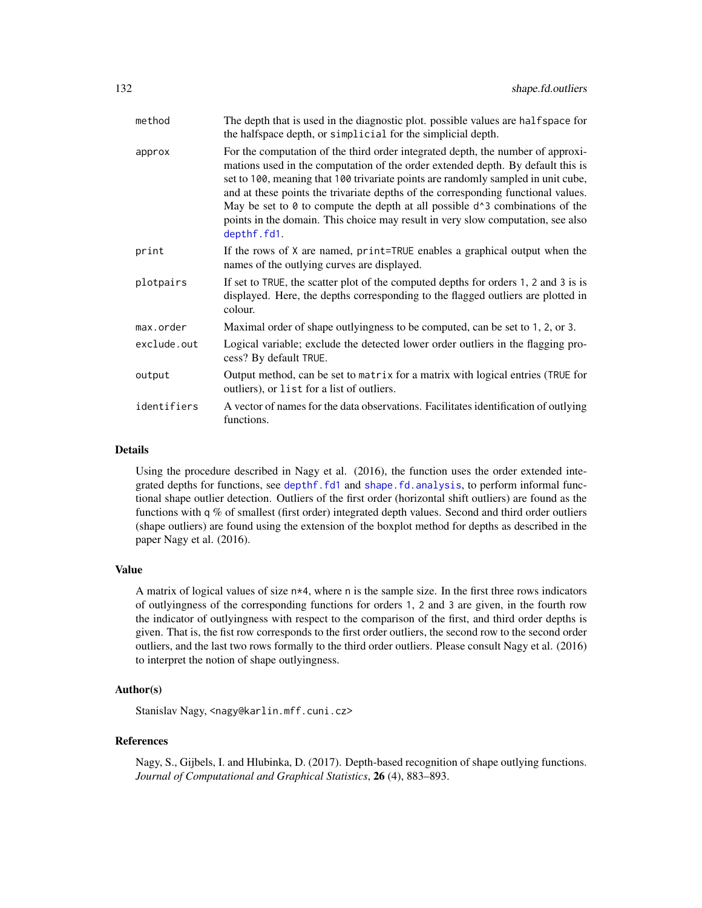| | |
|---|---|
| method | The depth that is used in the diagnostic plot. possible values are halfspace for the halfspace depth, or simplicial for the simplicial depth. |
| approx | For the computation of the third order integrated depth, the number of approximations used in the computation of the order extended depth. By default this is set to 100, meaning that 100 trivariate points are randomly sampled in unit cube, and at these points the trivariate depths of the corresponding functional values. May be set to 0 to compute the depth at all possible d^3 combinations of the points in the domain. This choice may result in very slow computation, see also depthf.fd1. |
| print | If the rows of X are named, print=TRUE enables a graphical output when the names of the outlying curves are displayed. |
| plotpairs | If set to TRUE, the scatter plot of the computed depths for orders 1, 2 and 3 is is displayed. Here, the depths corresponding to the flagged outliers are plotted in colour. |
| max.order | Maximal order of shape outlyingness to be computed, can be set to 1, 2, or 3. |
| exclude.out | Logical variable; exclude the detected lower order outliers in the flagging process? By default TRUE. |
| output | Output method, can be set to matrix for a matrix with logical entries (TRUE for outliers), or list for a list of outliers. |
| identifiers | A vector of names for the data observations. Facilitates identification of outlying functions. |

## Details

Using the procedure described in Nagy et al. (2016), the function uses the order extended integrated depths for functions, see depthf.fd1 and shape.fd.analysis, to perform informal functional shape outlier detection. Outliers of the first order (horizontal shift outliers) are found as the functions with q % of smallest (first order) integrated depth values. Second and third order outliers (shape outliers) are found using the extension of the boxplot method for depths as described in the paper Nagy et al. (2016).

## Value

A matrix of logical values of size n*4, where n is the sample size. In the first three rows indicators of outlyingness of the corresponding functions for orders 1, 2 and 3 are given, in the fourth row the indicator of outlyingness with respect to the comparison of the first, and third order depths is given. That is, the fist row corresponds to the first order outliers, the second row to the second order outliers, and the last two rows formally to the third order outliers. Please consult Nagy et al. (2016) to interpret the notion of shape outlyingness.

## Author(s)

Stanislav Nagy, <nagy@karlin.mff.cuni.cz>

## References

Nagy, S., Gijbels, I. and Hlubinka, D. (2017). Depth-based recognition of shape outlying functions. *Journal of Computational and Graphical Statistics*, **26** (4), 883–893.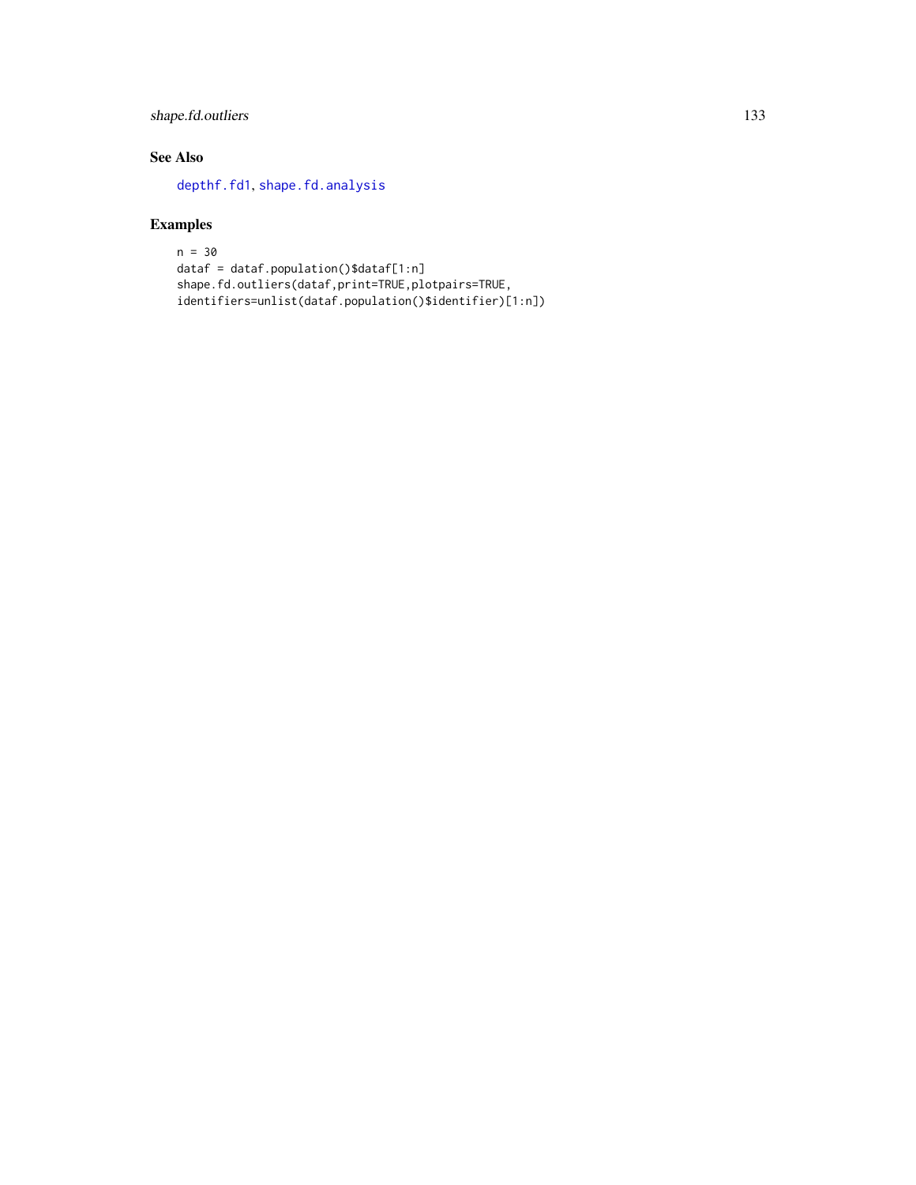## See Also

depthf.fd1, shape.fd.analysis

## Examples

```
n = 30
dataf = dataf.population()$dataf[1:n]
shape.fd.outliers(dataf,print=TRUE,plotpairs=TRUE,
identifiers=unlist(dataf.population()$identifier)[1:n])
```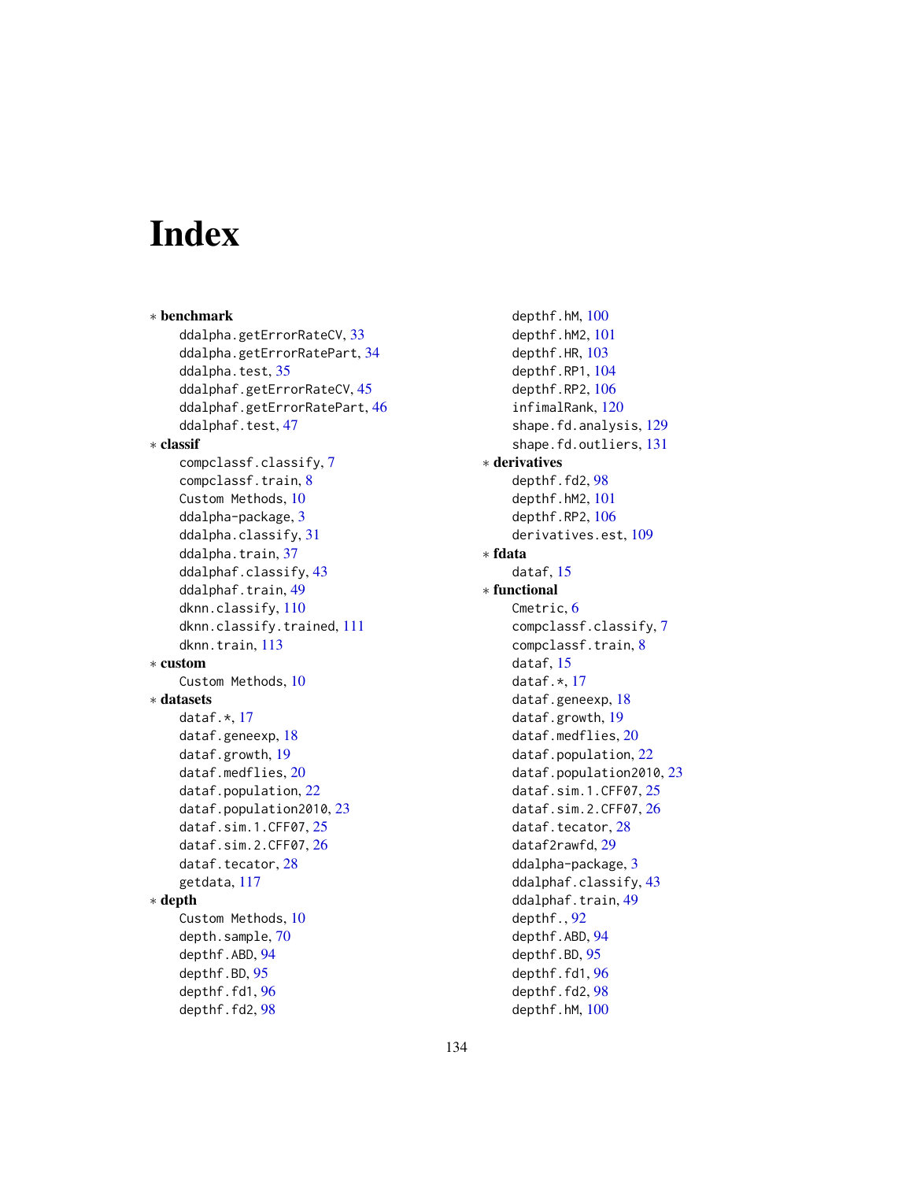# Index

∗ **benchmark**
- ddalpha.getErrorRateCV, 33
- ddalpha.getErrorRatePart, 34
- ddalpha.test, 35
- ddalphaf.getErrorRateCV, 45
- ddalphaf.getErrorRatePart, 46
- ddalphaf.test, 47

∗ **classif**
- compclassf.classify, 7
- compclassf.train, 8
- Custom Methods, 10
- ddalpha-package, 3
- ddalpha.classify, 31
- ddalpha.train, 37
- ddalphaf.classify, 43
- ddalphaf.train, 49
- dknn.classify, 110
- dknn.classify.trained, 111
- dknn.train, 113

∗ **custom**
- Custom Methods, 10

∗ **datasets**
- dataf.*, 17
- dataf.geneexp, 18
- dataf.growth, 19
- dataf.medflies, 20
- dataf.population, 22
- dataf.population2010, 23
- dataf.sim.1.CFF07, 25
- dataf.sim.2.CFF07, 26
- dataf.tecator, 28
- getdata, 117

∗ **depth**
- Custom Methods, 10
- depth.sample, 70
- depthf.ABD, 94
- depthf.BD, 95
- depthf.fd1, 96
- depthf.fd2, 98
- depthf.hM, 100
- depthf.hM2, 101
- depthf.HR, 103
- depthf.RP1, 104
- depthf.RP2, 106
- infimalRank, 120
- shape.fd.analysis, 129
- shape.fd.outliers, 131

∗ **derivatives**
- depthf.fd2, 98
- depthf.hM2, 101
- depthf.RP2, 106
- derivatives.est, 109

∗ **fdata**
- dataf, 15

∗ **functional**
- Cmetric, 6
- compclassf.classify, 7
- compclassf.train, 8
- dataf, 15
- dataf.*, 17
- dataf.geneexp, 18
- dataf.growth, 19
- dataf.medflies, 20
- dataf.population, 22
- dataf.population2010, 23
- dataf.sim.1.CFF07, 25
- dataf.sim.2.CFF07, 26
- dataf.tecator, 28
- dataf2rawfd, 29
- ddalpha-package, 3
- ddalphaf.classify, 43
- ddalphaf.train, 49
- depthf., 92
- depthf.ABD, 94
- depthf.BD, 95
- depthf.fd1, 96
- depthf.fd2, 98
- depthf.hM, 100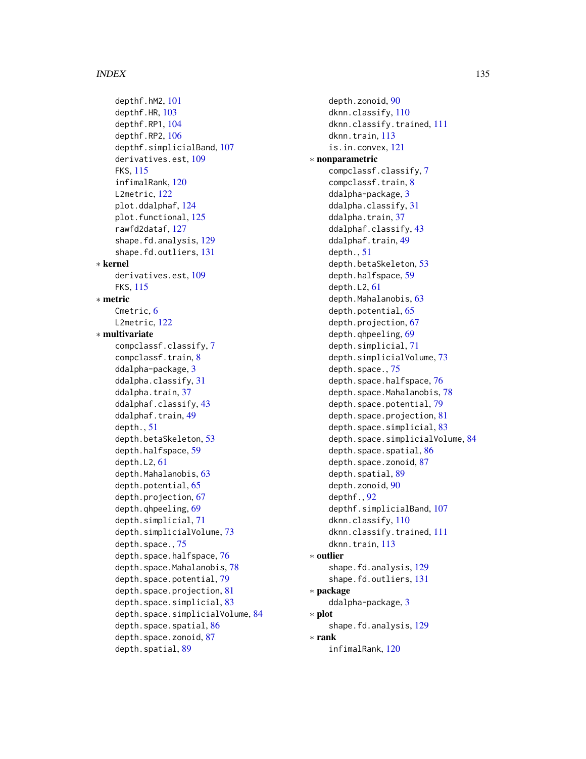depthf.hM2, 101
depthf.HR, 103
depthf.RP1, 104
depthf.RP2, 106
depthf.simplicialBand, 107
derivatives.est, 109
FKS, 115
infimalRank, 120
L2metric, 122
plot.ddalphaf, 124
plot.functional, 125
rawfd2dataf, 127
shape.fd.analysis, 129
shape.fd.outliers, 131

∗ **kernel**

derivatives.est, 109
FKS, 115

∗ **metric**

Cmetric, 6
L2metric, 122

∗ **multivariate**

compclassf.classify, 7
compclassf.train, 8
ddalpha-package, 3
ddalpha.classify, 31
ddalpha.train, 37
ddalphaf.classify, 43
ddalphaf.train, 49
depth., 51
depth.betaSkeleton, 53
depth.halfspace, 59
depth.L2, 61
depth.Mahalanobis, 63
depth.potential, 65
depth.projection, 67
depth.qhpeeling, 69
depth.simplicial, 71
depth.simplicialVolume, 73
depth.space., 75
depth.space.halfspace, 76
depth.space.Mahalanobis, 78
depth.space.potential, 79
depth.space.projection, 81
depth.space.simplicial, 83
depth.space.simplicialVolume, 84
depth.space.spatial, 86
depth.space.zonoid, 87
depth.spatial, 89
depth.zonoid, 90
dknn.classify, 110
dknn.classify.trained, 111
dknn.train, 113
is.in.convex, 121

∗ **nonparametric**

compclassf.classify, 7
compclassf.train, 8
ddalpha-package, 3
ddalpha.classify, 31
ddalpha.train, 37
ddalphaf.classify, 43
ddalphaf.train, 49
depth., 51
depth.betaSkeleton, 53
depth.halfspace, 59
depth.L2, 61
depth.Mahalanobis, 63
depth.potential, 65
depth.projection, 67
depth.qhpeeling, 69
depth.simplicial, 71
depth.simplicialVolume, 73
depth.space., 75
depth.space.halfspace, 76
depth.space.Mahalanobis, 78
depth.space.potential, 79
depth.space.projection, 81
depth.space.simplicial, 83
depth.space.simplicialVolume, 84
depth.space.spatial, 86
depth.space.zonoid, 87
depth.spatial, 89
depth.zonoid, 90
depthf., 92
depthf.simplicialBand, 107
dknn.classify, 110
dknn.classify.trained, 111
dknn.train, 113

∗ **outlier**

shape.fd.analysis, 129
shape.fd.outliers, 131

∗ **package**

ddalpha-package, 3

∗ **plot**

shape.fd.analysis, 129

∗ **rank**

infimalRank, 120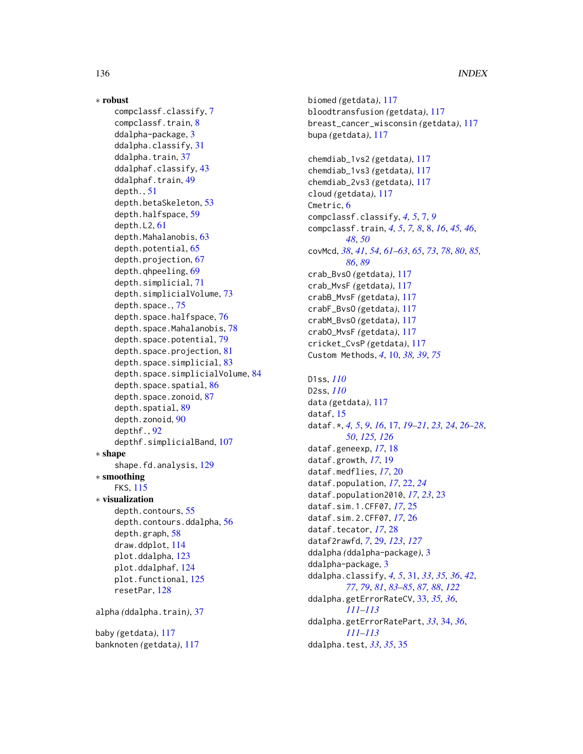∗ **robust**

compclassf.classify, 7
compclassf.train, 8
ddalpha-package, 3
ddalpha.classify, 31
ddalpha.train, 37
ddalphaf.classify, 43
ddalphaf.train, 49
depth., 51
depth.betaSkeleton, 53
depth.halfspace, 59
depth.L2, 61
depth.Mahalanobis, 63
depth.potential, 65
depth.projection, 67
depth.qhpeeling, 69
depth.simplicial, 71
depth.simplicialVolume, 73
depth.space., 75
depth.space.halfspace, 76
depth.space.Mahalanobis, 78
depth.space.potential, 79
depth.space.projection, 81
depth.space.simplicial, 83
depth.space.simplicialVolume, 84
depth.space.spatial, 86
depth.space.zonoid, 87
depth.spatial, 89
depth.zonoid, 90
depthf., 92
depthf.simplicialBand, 107

∗ **shape**

shape.fd.analysis, 129

∗ **smoothing**

FKS, 115

∗ **visualization**

depth.contours, 55
depth.contours.ddalpha, 56
depth.graph, 58
draw.ddplot, 114
plot.ddalpha, 123
plot.ddalphaf, 124
plot.functional, 125
resetPar, 128

alpha *(ddalpha.train)*, 37

baby *(getdata)*, 117
banknoten *(getdata)*, 117
biomed *(getdata)*, 117
bloodtransfusion *(getdata)*, 117
breast_cancer_wisconsin *(getdata)*, 117
bupa *(getdata)*, 117

chemdiab_1vs2 *(getdata)*, 117
chemdiab_1vs3 *(getdata)*, 117
chemdiab_2vs3 *(getdata)*, 117
cloud *(getdata)*, 117
Cmetric, 6
compclassf.classify, *4, 5*, 7, *9*
compclassf.train, *4, 5, 7, 8*, 8, *16, 45, 46, 48, 50*
covMcd, *38, 41, 54, 61–63, 65, 73, 78, 80, 85, 86, 89*
crab_BvsO *(getdata)*, 117
crab_MvsF *(getdata)*, 117
crabB_MvsF *(getdata)*, 117
crabF_BvsO *(getdata)*, 117
crabM_BvsO *(getdata)*, 117
crabO_MvsF *(getdata)*, 117
cricket_CvsP *(getdata)*, 117
Custom Methods, *4*, 10, *38, 39, 75*

D1ss, *110*
D2ss, *110*
data *(getdata)*, 117
dataf, 15
dataf.*, *4, 5, 9, 16*, 17, *19–21, 23, 24, 26–28, 50, 125, 126*
dataf.geneexp, *17*, 18
dataf.growth, *17*, 19
dataf.medflies, *17*, 20
dataf.population, *17*, 22, *24*
dataf.population2010, *17, 23*, 23
dataf.sim.1.CFF07, *17*, 25
dataf.sim.2.CFF07, *17*, 26
dataf.tecator, *17*, 28
dataf2rawfd, *7*, 29, *123, 127*
ddalpha *(ddalpha-package)*, 3
ddalpha-package, 3
ddalpha.classify, *4, 5*, 31, *33, 35, 36, 42, 77, 79, 81, 83–85, 87, 88, 122*
ddalpha.getErrorRateCV, 33, *35, 36, 111–113*
ddalpha.getErrorRatePart, *33*, 34, *36, 111–113*
ddalpha.test, *33, 35*, 35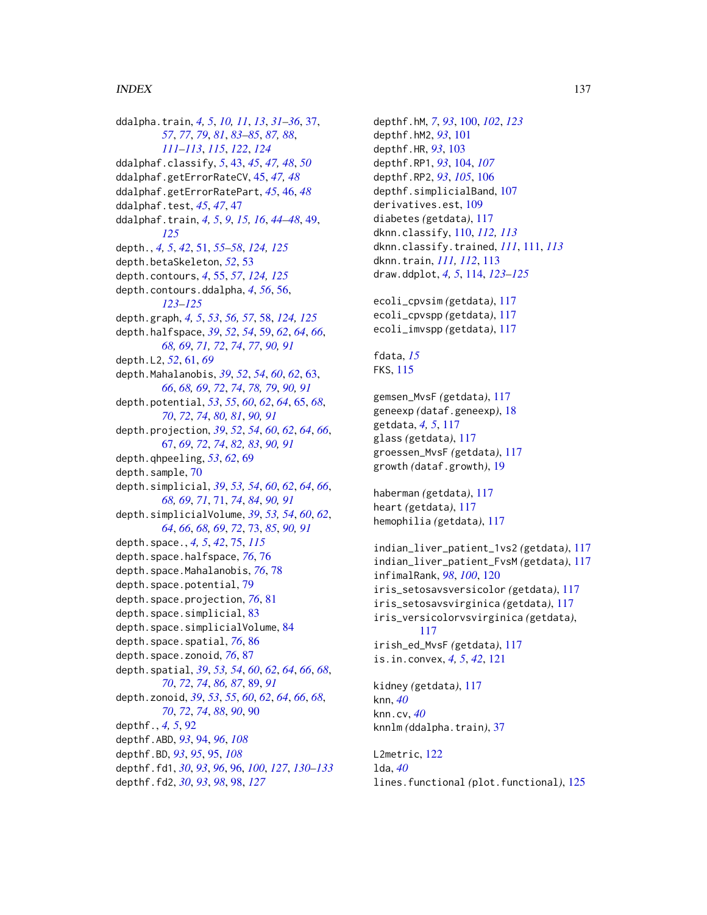ddalpha.train, *4, 5*, *10, 11*, *13*, *31–36*, 37, *57*, *77*, *79*, *81*, *83–85*, *87, 88*, *111–113*, *115*, *122*, *124*
ddalphaf.classify, *5*, 43, *45*, *47, 48*, *50*
ddalphaf.getErrorRateCV, 45, *47, 48*
ddalphaf.getErrorRatePart, *45*, 46, *48*
ddalphaf.test, *45*, *47*, 47
ddalphaf.train, *4, 5*, *9*, *15, 16*, *44–48*, 49, *125*
depth., *4, 5*, *42*, 51, *55–58*, *124, 125*
depth.betaSkeleton, *52*, 53
depth.contours, *4*, 55, *57*, *124, 125*
depth.contours.ddalpha, *4*, *56*, 56, *123–125*
depth.graph, *4, 5*, *53*, *56, 57*, 58, *124, 125*
depth.halfspace, *39*, *52*, *54*, 59, *62*, *64*, *66*, *68, 69*, *71, 72*, *74*, *77*, *90, 91*
depth.L2, *52*, 61, *69*
depth.Mahalanobis, *39*, *52*, *54*, *60*, *62*, 63, *66*, *68, 69*, *72*, *74*, *78, 79*, *90, 91*
depth.potential, *53*, *55*, *60*, *62*, *64*, 65, *68*, *70*, *72*, *74*, *80, 81*, *90, 91*
depth.projection, *39*, *52*, *54*, *60*, *62*, *64*, *66*, 67, *69*, *72*, *74*, *82, 83*, *90, 91*
depth.qhpeeling, *53*, *62*, 69
depth.sample, 70
depth.simplicial, *39*, *53, 54*, *60*, *62*, *64*, *66*, *68, 69*, *71*, 71, *74*, *84*, *90, 91*
depth.simplicialVolume, *39*, *53, 54*, *60*, *62*, *64*, *66*, *68, 69*, *72*, 73, *85*, *90, 91*
depth.space., *4, 5*, *42*, 75, *115*
depth.space.halfspace, *76*, 76
depth.space.Mahalanobis, *76*, 78
depth.space.potential, 79
depth.space.projection, *76*, 81
depth.space.simplicial, 83
depth.space.simplicialVolume, 84
depth.space.spatial, *76*, 86
depth.space.zonoid, *76*, 87
depth.spatial, *39*, *53, 54*, *60*, *62*, *64*, *66*, *68*, *70*, *72*, *74*, *86, 87*, 89, *91*
depth.zonoid, *39*, *53*, *55*, *60*, *62*, *64*, *66*, *68*, *70*, *72*, *74*, *88*, *90*, 90
depthf., *4, 5*, 92
depthf.ABD, *93*, 94, *96*, *108*
depthf.BD, *93*, *95*, 95, *108*
depthf.fd1, *30*, *93*, *96*, 96, *100*, *127*, *130–133*
depthf.fd2, *30*, *93*, *98*, 98, *127*
depthf.hM, *7*, *93*, 100, *102*, *123*
depthf.hM2, *93*, 101
depthf.HR, *93*, 103
depthf.RP1, *93*, 104, *107*
depthf.RP2, *93*, *105*, 106
depthf.simplicialBand, 107
derivatives.est, 109
diabetes *(getdata)*, 117
dknn.classify, 110, *112, 113*
dknn.classify.trained, *111*, 111, *113*
dknn.train, *111, 112*, 113
draw.ddplot, *4, 5*, 114, *123–125*

ecoli_cpvsim *(getdata)*, 117
ecoli_cpvspp *(getdata)*, 117
ecoli_imvspp *(getdata)*, 117

fdata, *15*
FKS, 115

gemsen_MvsF *(getdata)*, 117
geneexp *(dataf.geneexp)*, 18
getdata, *4, 5*, 117
glass *(getdata)*, 117
groessen_MvsF *(getdata)*, 117
growth *(dataf.growth)*, 19

haberman *(getdata)*, 117
heart *(getdata)*, 117
hemophilia *(getdata)*, 117

indian_liver_patient_1vs2 *(getdata)*, 117
indian_liver_patient_FvsM *(getdata)*, 117
infimalRank, *98*, *100*, 120
iris_setosavsversicolor *(getdata)*, 117
iris_setosavsvirginica *(getdata)*, 117
iris_versicolorvsvirginica *(getdata)*, 117
irish_ed_MvsF *(getdata)*, 117
is.in.convex, *4, 5*, *42*, 121

kidney *(getdata)*, 117
knn, *40*
knn.cv, *40*
knnlm *(ddalpha.train)*, 37

L2metric, 122
lda, *40*
lines.functional *(plot.functional)*, 125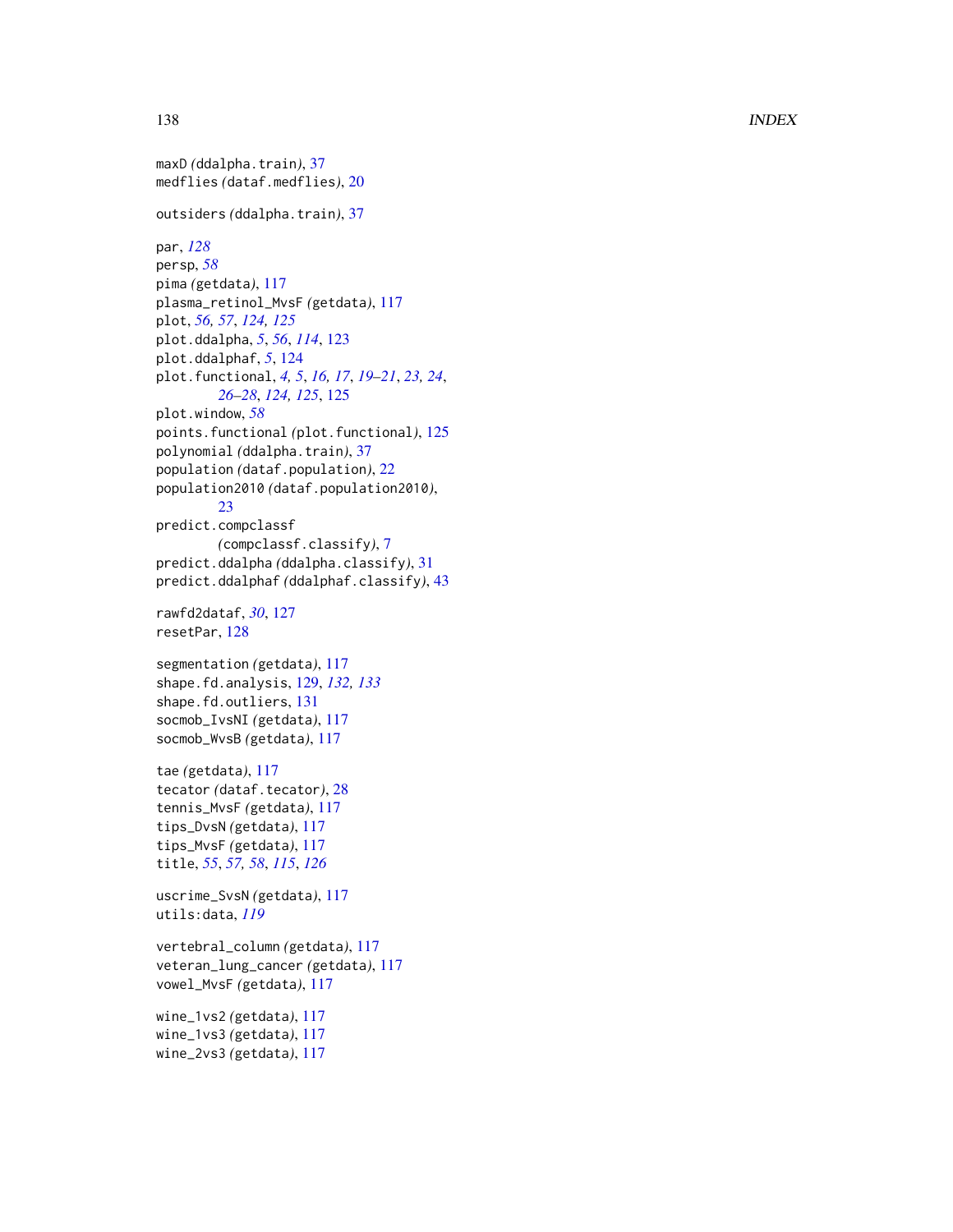maxD (ddalpha.train), 37
medflies (dataf.medflies), 20

outsiders (ddalpha.train), 37

par, *128*
persp, *58*
pima (getdata), 117
plasma_retinol_MvsF (getdata), 117
plot, *56, 57*, *124, 125*
plot.ddalpha, *5*, *56*, *114*, 123
plot.ddalphaf, *5*, 124
plot.functional, *4, 5*, *16, 17*, *19–21*, *23, 24*, *26–28*, *124, 125*, 125
plot.window, *58*
points.functional (plot.functional), 125
polynomial (ddalpha.train), 37
population (dataf.population), 22
population2010 (dataf.population2010), 23
predict.compclassf (compclassf.classify), 7
predict.ddalpha (ddalpha.classify), 31
predict.ddalphaf (ddalphaf.classify), 43

rawfd2dataf, *30*, 127
resetPar, 128

segmentation (getdata), 117
shape.fd.analysis, 129, *132, 133*
shape.fd.outliers, 131
socmob_IvsNI (getdata), 117
socmob_WvsB (getdata), 117

tae (getdata), 117
tecator (dataf.tecator), 28
tennis_MvsF (getdata), 117
tips_DvsN (getdata), 117
tips_MvsF (getdata), 117
title, *55*, *57, 58*, *115*, *126*

uscrime_SvsN (getdata), 117
utils:data, *119*

vertebral_column (getdata), 117
veteran_lung_cancer (getdata), 117
vowel_MvsF (getdata), 117

wine_1vs2 (getdata), 117
wine_1vs3 (getdata), 117
wine_2vs3 (getdata), 117